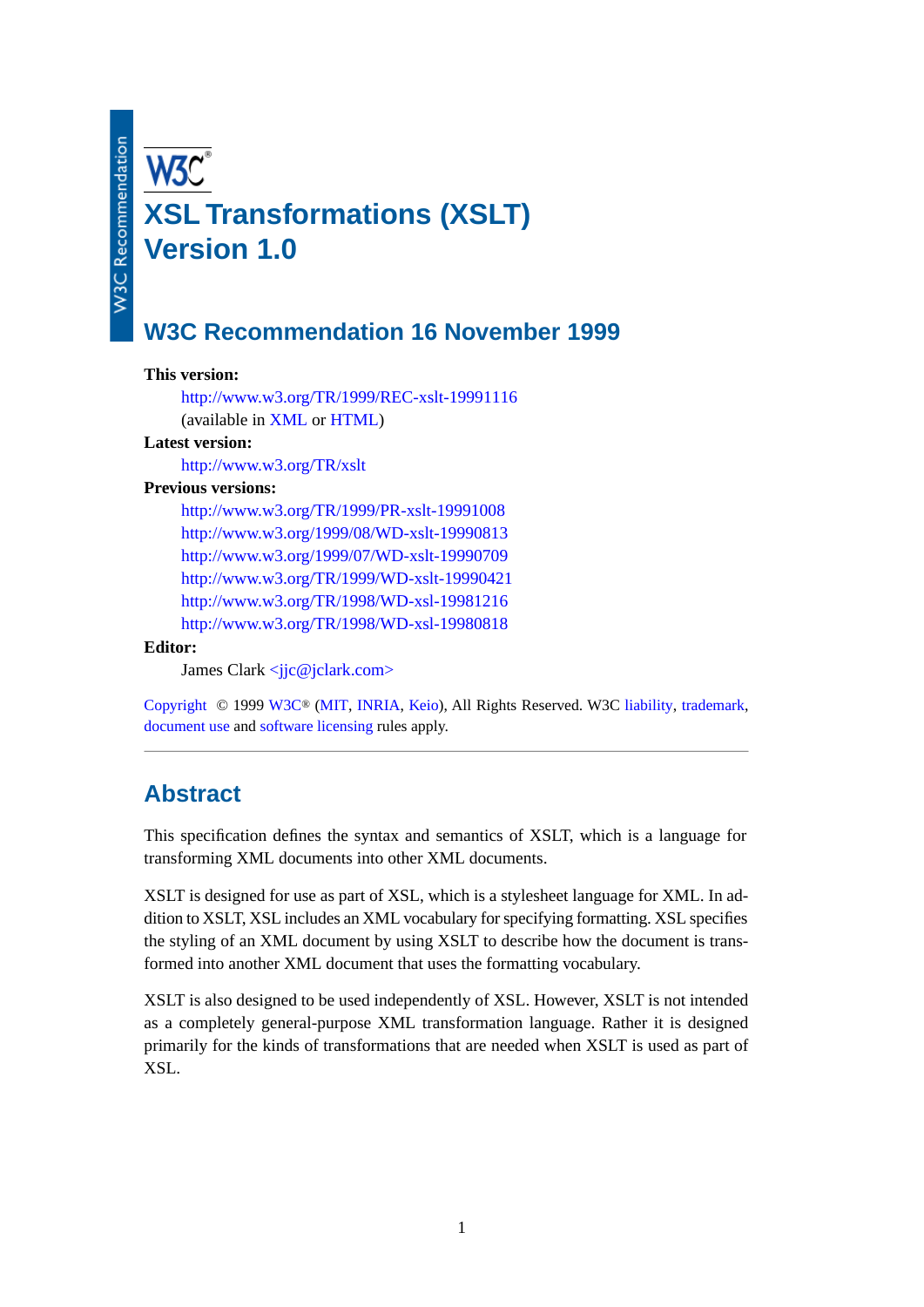# XSL Transformations (XSLT) Version 1.0

## W3C Recommendation 16 November 1999

**This version:**

http://www.w3.org/TR/1999/REC-xslt-19991116
(available in XML or HTML)

**Latest version:**

http://www.w3.org/TR/xslt

**Previous versions:**

http://www.w3.org/TR/1999/PR-xslt-19991008
http://www.w3.org/1999/08/WD-xslt-19990813
http://www.w3.org/1999/07/WD-xslt-19990709
http://www.w3.org/TR/1999/WD-xslt-19990421
http://www.w3.org/TR/1998/WD-xsl-19981216
http://www.w3.org/TR/1998/WD-xsl-19980818

**Editor:**

James Clark <jjc@jclark.com>

Copyright © 1999 W3C® (MIT, INRIA, Keio), All Rights Reserved. W3C liability, trademark, document use and software licensing rules apply.

---

## Abstract

This specification defines the syntax and semantics of XSLT, which is a language for transforming XML documents into other XML documents.

XSLT is designed for use as part of XSL, which is a stylesheet language for XML. In addition to XSLT, XSL includes an XML vocabulary for specifying formatting. XSL specifies the styling of an XML document by using XSLT to describe how the document is transformed into another XML document that uses the formatting vocabulary.

XSLT is also designed to be used independently of XSL. However, XSLT is not intended as a completely general-purpose XML transformation language. Rather it is designed primarily for the kinds of transformations that are needed when XSLT is used as part of XSL.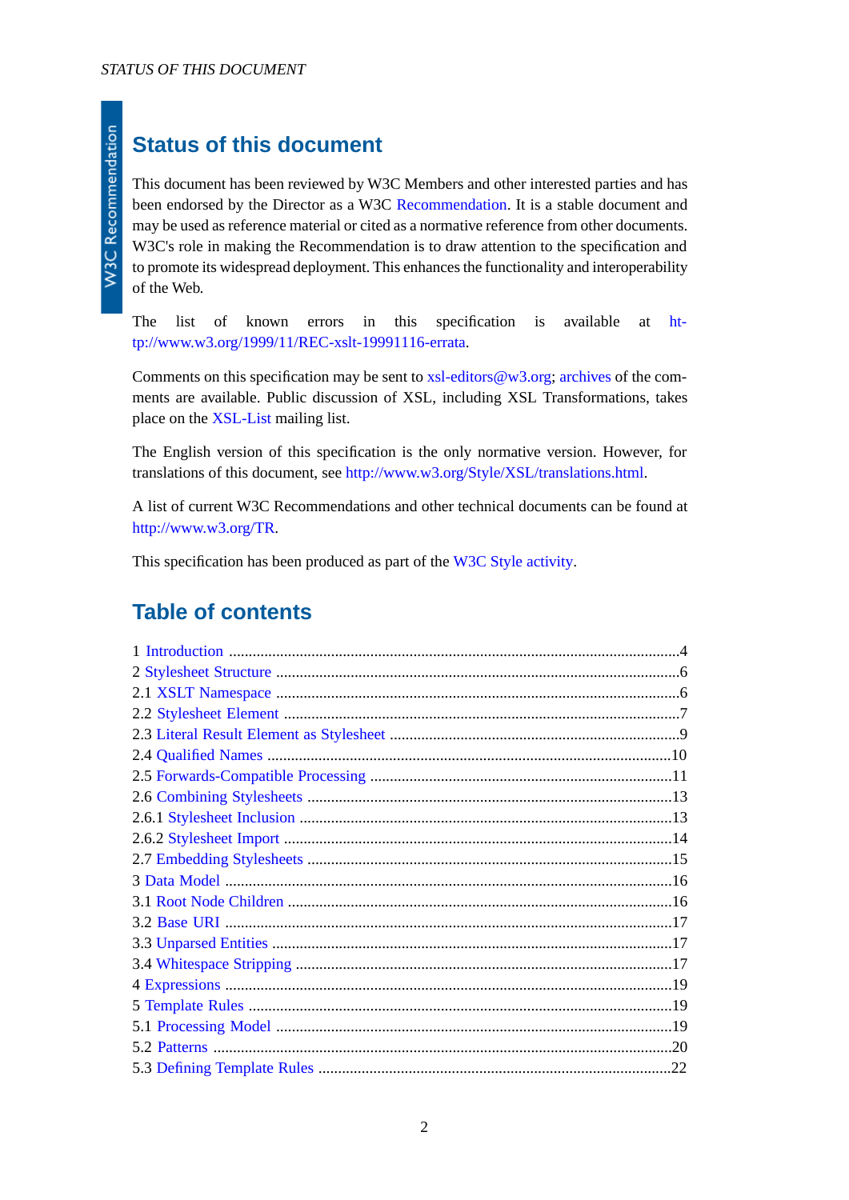## Status of this document

This document has been reviewed by W3C Members and other interested parties and has been endorsed by the Director as a W3C Recommendation. It is a stable document and may be used as reference material or cited as a normative reference from other documents. W3C's role in making the Recommendation is to draw attention to the specification and to promote its widespread deployment. This enhances the functionality and interoperability of the Web.

The list of known errors in this specification is available at http://www.w3.org/1999/11/REC-xslt-19991116-errata.

Comments on this specification may be sent to xsl-editors@w3.org; archives of the comments are available. Public discussion of XSL, including XSL Transformations, takes place on the XSL-List mailing list.

The English version of this specification is the only normative version. However, for translations of this document, see http://www.w3.org/Style/XSL/translations.html.

A list of current W3C Recommendations and other technical documents can be found at http://www.w3.org/TR.

This specification has been produced as part of the W3C Style activity.

## Table of contents

1 Introduction ....................................................4
2 Stylesheet Structure ....................................................6
2.1 XSLT Namespace ....................................................6
2.2 Stylesheet Element ....................................................7
2.3 Literal Result Element as Stylesheet ....................................................9
2.4 Qualified Names ....................................................10
2.5 Forwards-Compatible Processing ....................................................11
2.6 Combining Stylesheets ....................................................13
2.6.1 Stylesheet Inclusion ....................................................13
2.6.2 Stylesheet Import ....................................................14
2.7 Embedding Stylesheets ....................................................15
3 Data Model ....................................................16
3.1 Root Node Children ....................................................16
3.2 Base URI ....................................................17
3.3 Unparsed Entities ....................................................17
3.4 Whitespace Stripping ....................................................17
4 Expressions ....................................................19
5 Template Rules ....................................................19
5.1 Processing Model ....................................................19
5.2 Patterns ....................................................20
5.3 Defining Template Rules ....................................................22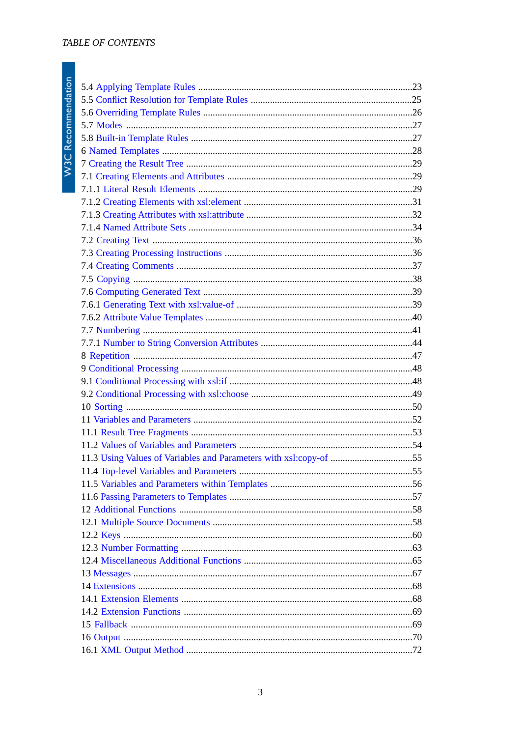5.4 Applying Template Rules ....................................................................................23
5.5 Conflict Resolution for Template Rules ....................................................................25
5.6 Overriding Template Rules ....................................................................................26
5.7 Modes ....................................................................................................27
5.8 Built-in Template Rules ....................................................................................27
6 Named Templates ....................................................................................28
7 Creating the Result Tree ....................................................................................29
7.1 Creating Elements and Attributes ....................................................................................29
7.1.1 Literal Result Elements ....................................................................................29
7.1.2 Creating Elements with xsl:element ....................................................................................31
7.1.3 Creating Attributes with xsl:attribute ....................................................................................32
7.1.4 Named Attribute Sets ....................................................................................34
7.2 Creating Text ....................................................................................36
7.3 Creating Processing Instructions ....................................................................................36
7.4 Creating Comments ....................................................................................37
7.5 Copying ....................................................................................38
7.6 Computing Generated Text ....................................................................................39
7.6.1 Generating Text with xsl:value-of ....................................................................................39
7.6.2 Attribute Value Templates ....................................................................................40
7.7 Numbering ....................................................................................41
7.7.1 Number to String Conversion Attributes ....................................................................................44
8 Repetition ....................................................................................47
9 Conditional Processing ....................................................................................48
9.1 Conditional Processing with xsl:if ....................................................................................48
9.2 Conditional Processing with xsl:choose ....................................................................................49
10 Sorting ....................................................................................50
11 Variables and Parameters ....................................................................................52
11.1 Result Tree Fragments ....................................................................................53
11.2 Values of Variables and Parameters ....................................................................................54
11.3 Using Values of Variables and Parameters with xsl:copy-of ....................................................................................55
11.4 Top-level Variables and Parameters ....................................................................................55
11.5 Variables and Parameters within Templates ....................................................................................56
11.6 Passing Parameters to Templates ....................................................................................57
12 Additional Functions ....................................................................................58
12.1 Multiple Source Documents ....................................................................................58
12.2 Keys ....................................................................................60
12.3 Number Formatting ....................................................................................63
12.4 Miscellaneous Additional Functions ....................................................................................65
13 Messages ....................................................................................67
14 Extensions ....................................................................................68
14.1 Extension Elements ....................................................................................68
14.2 Extension Functions ....................................................................................69
15 Fallback ....................................................................................69
16 Output ....................................................................................70
16.1 XML Output Method ....................................................................................72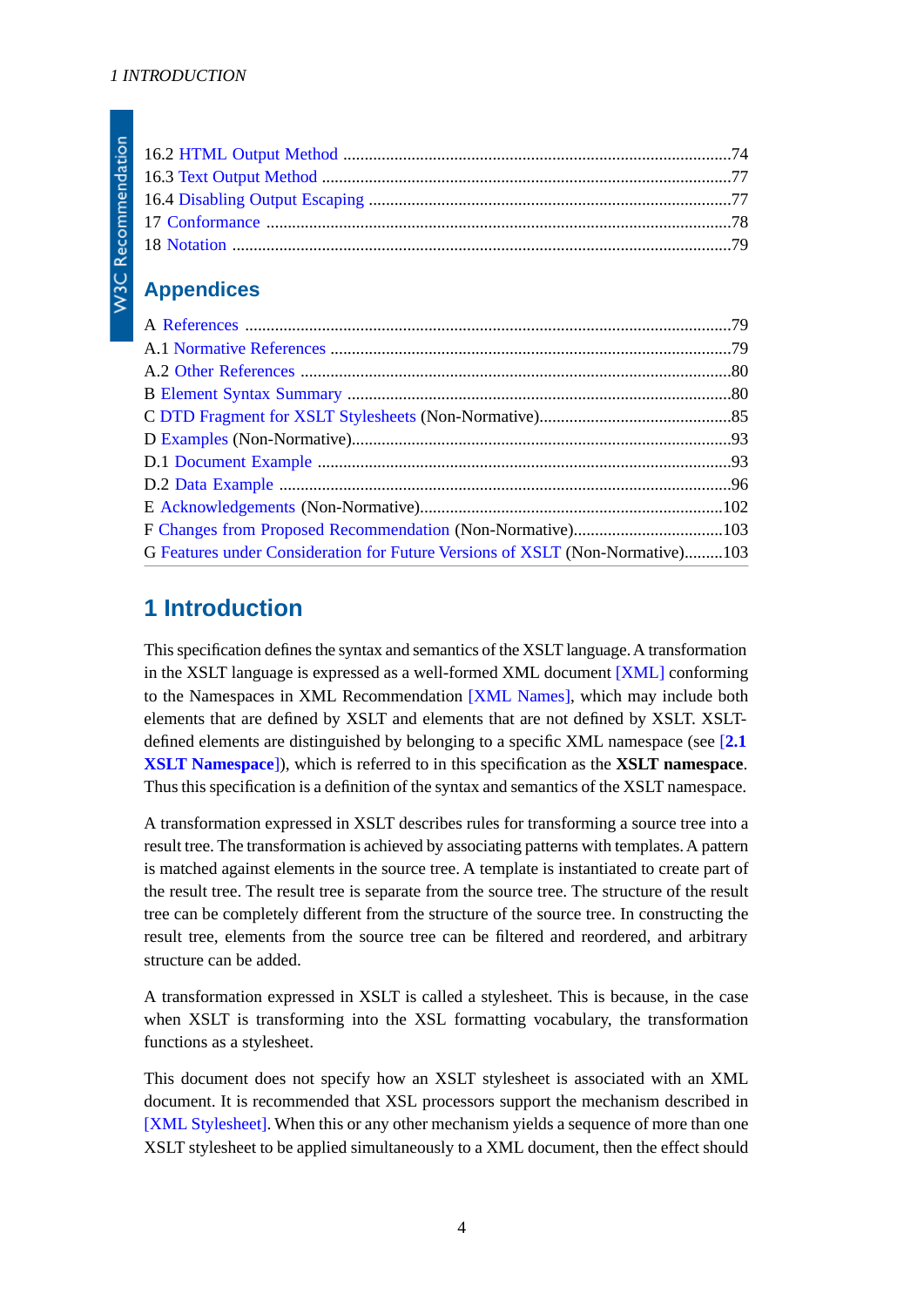16.2 HTML Output Method ..........................................................................................74
16.3 Text Output Method ...............................................................................................77
16.4 Disabling Output Escaping ....................................................................................77
17 Conformance ...........................................................................................................78
18 Notation ...................................................................................................................79

## Appendices

A References ................................................................................................................79
A.1 Normative References .............................................................................................79
A.2 Other References ....................................................................................................80
B Element Syntax Summary ..........................................................................................80
C DTD Fragment for XSLT Stylesheets (Non-Normative).............................................85
D Examples (Non-Normative).........................................................................................93
D.1 Document Example .................................................................................................93
D.2 Data Example .........................................................................................................96
E Acknowledgements (Non-Normative).......................................................................102
F Changes from Proposed Recommendation (Non-Normative)...................................103
G Features under Consideration for Future Versions of XSLT (Non-Normative).........103

# 1 Introduction

This specification defines the syntax and semantics of the XSLT language. A transformation in the XSLT language is expressed as a well-formed XML document [XML] conforming to the Namespaces in XML Recommendation [XML Names], which may include both elements that are defined by XSLT and elements that are not defined by XSLT. XSLT-defined elements are distinguished by belonging to a specific XML namespace (see [**2.1 XSLT Namespace**]), which is referred to in this specification as the **XSLT namespace**. Thus this specification is a definition of the syntax and semantics of the XSLT namespace.

A transformation expressed in XSLT describes rules for transforming a source tree into a result tree. The transformation is achieved by associating patterns with templates. A pattern is matched against elements in the source tree. A template is instantiated to create part of the result tree. The result tree is separate from the source tree. The structure of the result tree can be completely different from the structure of the source tree. In constructing the result tree, elements from the source tree can be filtered and reordered, and arbitrary structure can be added.

A transformation expressed in XSLT is called a stylesheet. This is because, in the case when XSLT is transforming into the XSL formatting vocabulary, the transformation functions as a stylesheet.

This document does not specify how an XSLT stylesheet is associated with an XML document. It is recommended that XSL processors support the mechanism described in [XML Stylesheet]. When this or any other mechanism yields a sequence of more than one XSLT stylesheet to be applied simultaneously to a XML document, then the effect should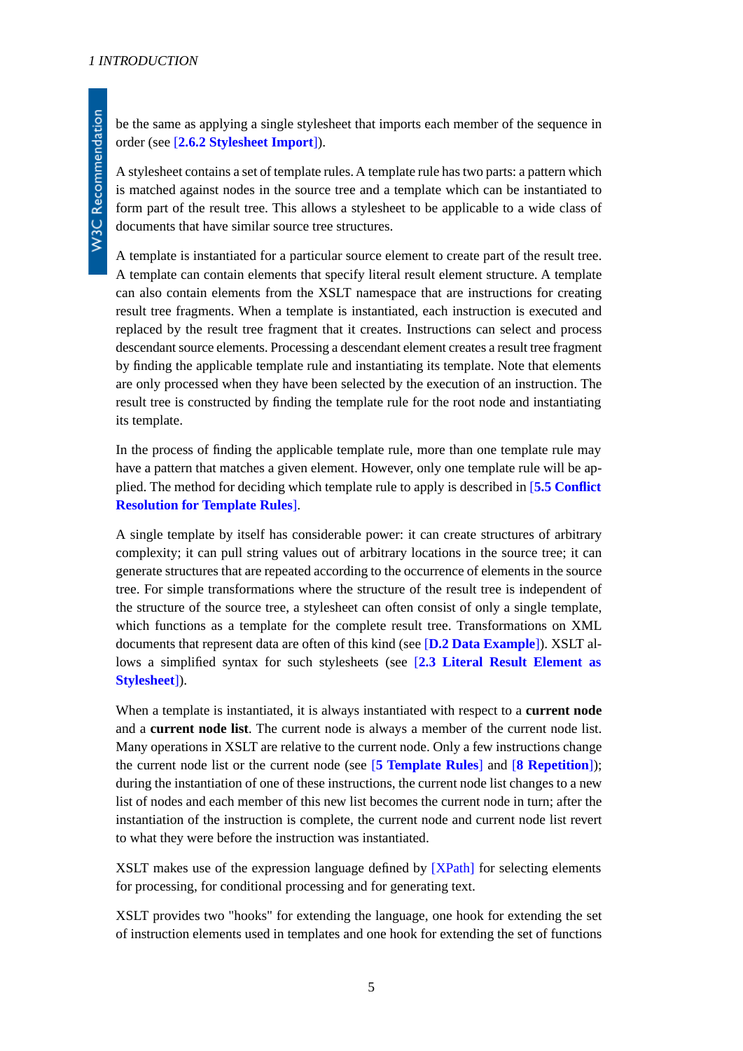be the same as applying a single stylesheet that imports each member of the sequence in order (see [**2.6.2 Stylesheet Import**]).

A stylesheet contains a set of template rules. A template rule has two parts: a pattern which is matched against nodes in the source tree and a template which can be instantiated to form part of the result tree. This allows a stylesheet to be applicable to a wide class of documents that have similar source tree structures.

A template is instantiated for a particular source element to create part of the result tree. A template can contain elements that specify literal result element structure. A template can also contain elements from the XSLT namespace that are instructions for creating result tree fragments. When a template is instantiated, each instruction is executed and replaced by the result tree fragment that it creates. Instructions can select and process descendant source elements. Processing a descendant element creates a result tree fragment by finding the applicable template rule and instantiating its template. Note that elements are only processed when they have been selected by the execution of an instruction. The result tree is constructed by finding the template rule for the root node and instantiating its template.

In the process of finding the applicable template rule, more than one template rule may have a pattern that matches a given element. However, only one template rule will be applied. The method for deciding which template rule to apply is described in [**5.5 Conflict Resolution for Template Rules**].

A single template by itself has considerable power: it can create structures of arbitrary complexity; it can pull string values out of arbitrary locations in the source tree; it can generate structures that are repeated according to the occurrence of elements in the source tree. For simple transformations where the structure of the result tree is independent of the structure of the source tree, a stylesheet can often consist of only a single template, which functions as a template for the complete result tree. Transformations on XML documents that represent data are often of this kind (see [**D.2 Data Example**]). XSLT allows a simplified syntax for such stylesheets (see [**2.3 Literal Result Element as Stylesheet**]).

When a template is instantiated, it is always instantiated with respect to a **current node** and a **current node list**. The current node is always a member of the current node list. Many operations in XSLT are relative to the current node. Only a few instructions change the current node list or the current node (see [**5 Template Rules**] and [**8 Repetition**]); during the instantiation of one of these instructions, the current node list changes to a new list of nodes and each member of this new list becomes the current node in turn; after the instantiation of the instruction is complete, the current node and current node list revert to what they were before the instruction was instantiated.

XSLT makes use of the expression language defined by [XPath] for selecting elements for processing, for conditional processing and for generating text.

XSLT provides two "hooks" for extending the language, one hook for extending the set of instruction elements used in templates and one hook for extending the set of functions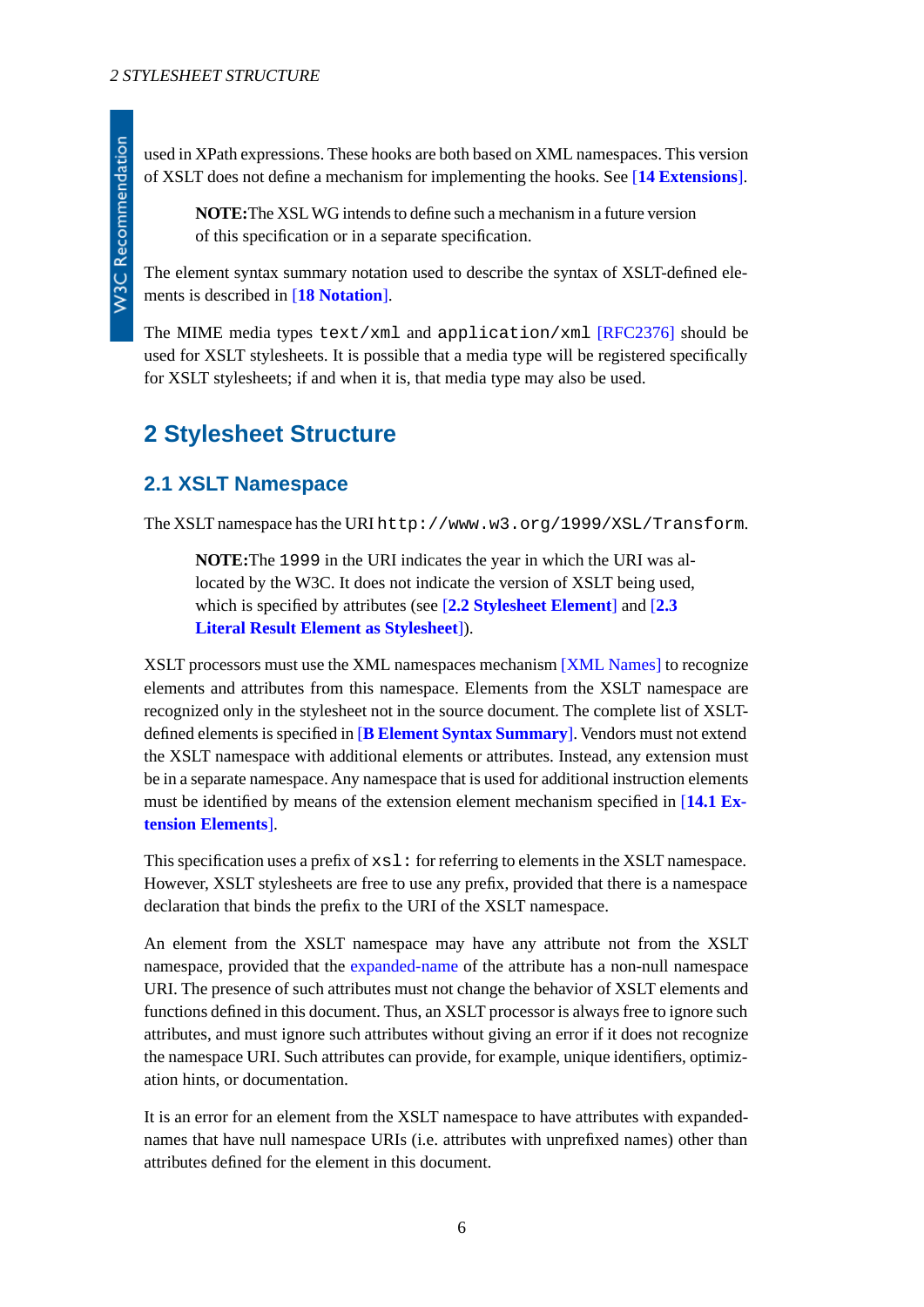used in XPath expressions. These hooks are both based on XML namespaces. This version of XSLT does not define a mechanism for implementing the hooks. See [**14 Extensions**].

> **NOTE:**The XSL WG intends to define such a mechanism in a future version of this specification or in a separate specification.

The element syntax summary notation used to describe the syntax of XSLT-defined elements is described in [**18 Notation**].

The MIME media types `text/xml` and `application/xml` [RFC2376] should be used for XSLT stylesheets. It is possible that a media type will be registered specifically for XSLT stylesheets; if and when it is, that media type may also be used.

# 2 Stylesheet Structure

## 2.1 XSLT Namespace

The XSLT namespace has the URI `http://www.w3.org/1999/XSL/Transform`.

> **NOTE:**The `1999` in the URI indicates the year in which the URI was allocated by the W3C. It does not indicate the version of XSLT being used, which is specified by attributes (see [**2.2 Stylesheet Element**] and [**2.3 Literal Result Element as Stylesheet**]).

XSLT processors must use the XML namespaces mechanism [XML Names] to recognize elements and attributes from this namespace. Elements from the XSLT namespace are recognized only in the stylesheet not in the source document. The complete list of XSLT-defined elements is specified in [**B Element Syntax Summary**]. Vendors must not extend the XSLT namespace with additional elements or attributes. Instead, any extension must be in a separate namespace. Any namespace that is used for additional instruction elements must be identified by means of the extension element mechanism specified in [**14.1 Extension Elements**].

This specification uses a prefix of `xsl:` for referring to elements in the XSLT namespace. However, XSLT stylesheets are free to use any prefix, provided that there is a namespace declaration that binds the prefix to the URI of the XSLT namespace.

An element from the XSLT namespace may have any attribute not from the XSLT namespace, provided that the expanded-name of the attribute has a non-null namespace URI. The presence of such attributes must not change the behavior of XSLT elements and functions defined in this document. Thus, an XSLT processor is always free to ignore such attributes, and must ignore such attributes without giving an error if it does not recognize the namespace URI. Such attributes can provide, for example, unique identifiers, optimization hints, or documentation.

It is an error for an element from the XSLT namespace to have attributes with expanded-names that have null namespace URIs (i.e. attributes with unprefixed names) other than attributes defined for the element in this document.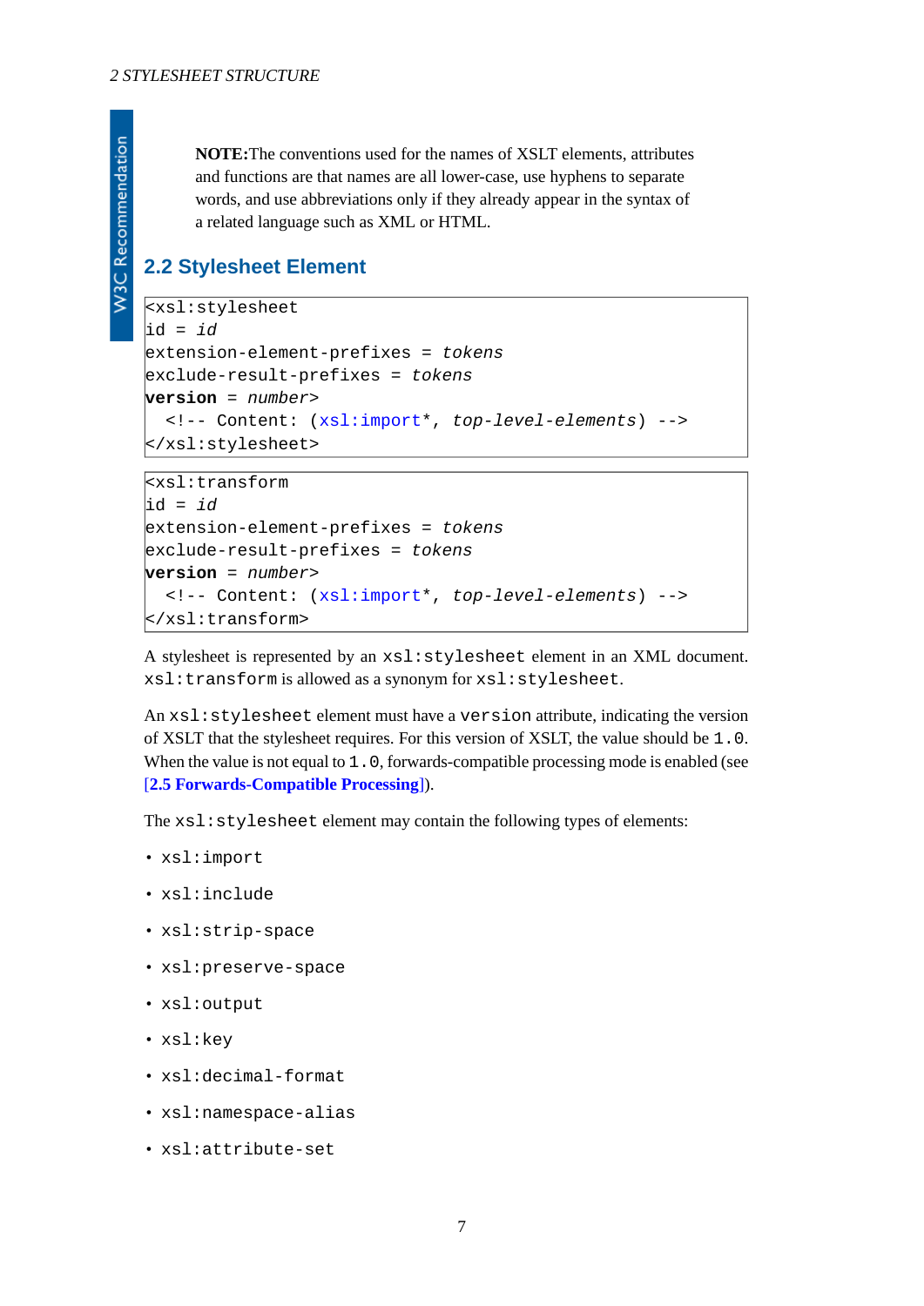**NOTE:**The conventions used for the names of XSLT elements, attributes and functions are that names are all lower-case, use hyphens to separate words, and use abbreviations only if they already appear in the syntax of a related language such as XML or HTML.

## 2.2 Stylesheet Element

```
<xsl:stylesheet
id = id
extension-element-prefixes = tokens
exclude-result-prefixes = tokens
version = number>
  <!-- Content: (xsl:import*, top-level-elements) -->
</xsl:stylesheet>
```

```
<xsl:transform
id = id
extension-element-prefixes = tokens
exclude-result-prefixes = tokens
version = number>
  <!-- Content: (xsl:import*, top-level-elements) -->
</xsl:transform>
```

A stylesheet is represented by an `xsl:stylesheet` element in an XML document. `xsl:transform` is allowed as a synonym for `xsl:stylesheet`.

An `xsl:stylesheet` element must have a `version` attribute, indicating the version of XSLT that the stylesheet requires. For this version of XSLT, the value should be `1.0`. When the value is not equal to `1.0`, forwards-compatible processing mode is enabled (see [**2.5 Forwards-Compatible Processing**]).

The `xsl:stylesheet` element may contain the following types of elements:

- `xsl:import`
- `xsl:include`
- `xsl:strip-space`
- `xsl:preserve-space`
- `xsl:output`
- `xsl:key`
- `xsl:decimal-format`
- `xsl:namespace-alias`
- `xsl:attribute-set`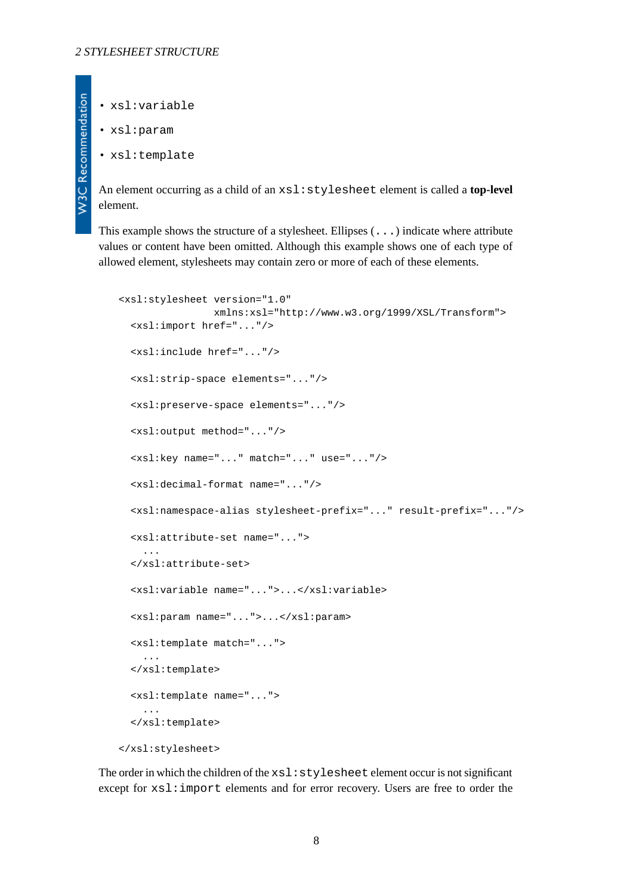- `xsl:variable`
- `xsl:param`
- `xsl:template`

An element occurring as a child of an `xsl:stylesheet` element is called a **top-level** element.

This example shows the structure of a stylesheet. Ellipses (`...`) indicate where attribute values or content have been omitted. Although this example shows one of each type of allowed element, stylesheets may contain zero or more of each of these elements.

```
<xsl:stylesheet version="1.0"
                xmlns:xsl="http://www.w3.org/1999/XSL/Transform">
  <xsl:import href="..."/>

  <xsl:include href="..."/>

  <xsl:strip-space elements="..."/>

  <xsl:preserve-space elements="..."/>

  <xsl:output method="..."/>

  <xsl:key name="..." match="..." use="..."/>

  <xsl:decimal-format name="..."/>

  <xsl:namespace-alias stylesheet-prefix="..." result-prefix="..."/>

  <xsl:attribute-set name="...">
    ...
  </xsl:attribute-set>

  <xsl:variable name="...">...</xsl:variable>

  <xsl:param name="...">...</xsl:param>

  <xsl:template match="...">
    ...
  </xsl:template>

  <xsl:template name="...">
    ...
  </xsl:template>

</xsl:stylesheet>
```

The order in which the children of the `xsl:stylesheet` element occur is not significant except for `xsl:import` elements and for error recovery. Users are free to order the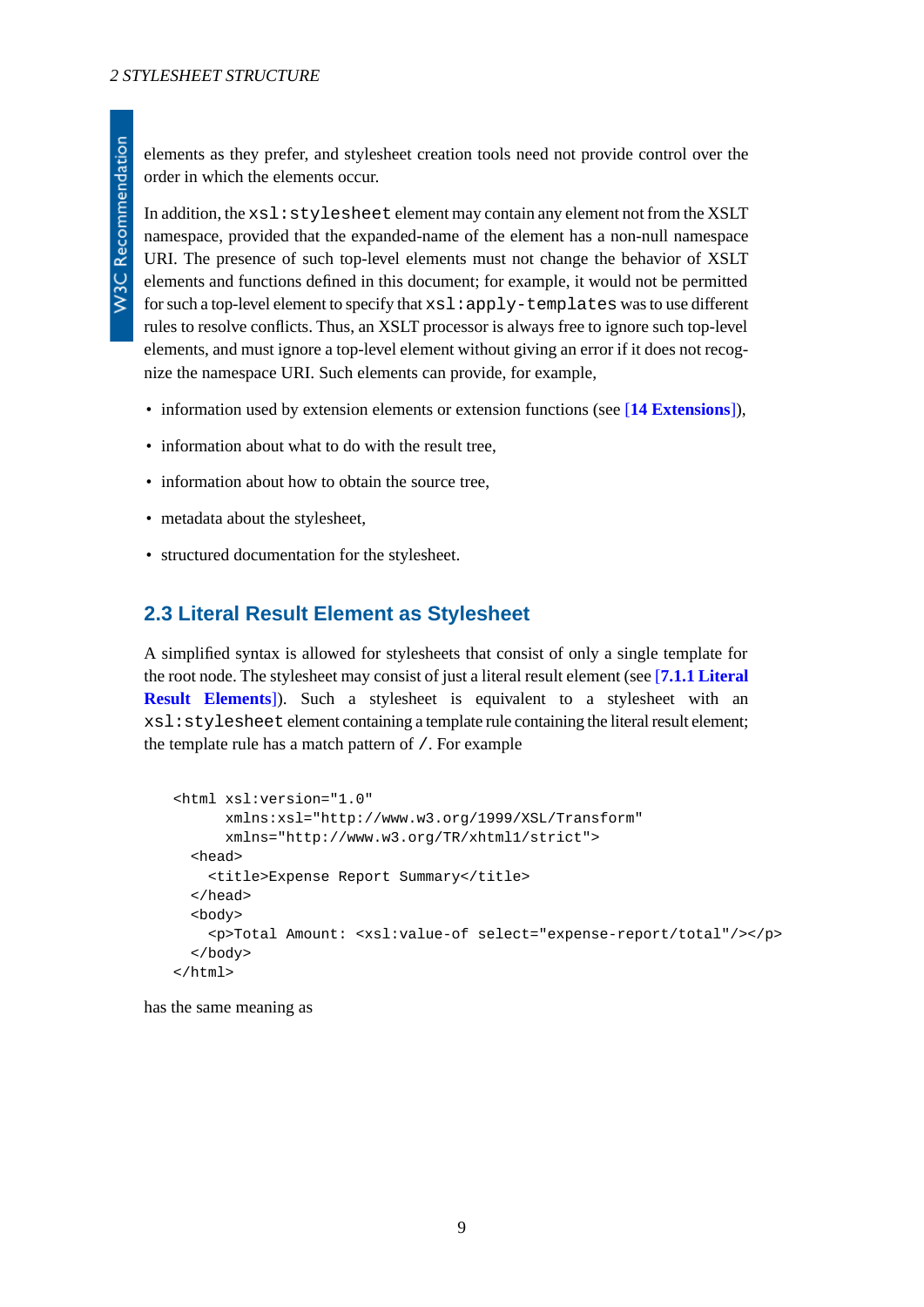elements as they prefer, and stylesheet creation tools need not provide control over the order in which the elements occur.

In addition, the `xsl:stylesheet` element may contain any element not from the XSLT namespace, provided that the expanded-name of the element has a non-null namespace URI. The presence of such top-level elements must not change the behavior of XSLT elements and functions defined in this document; for example, it would not be permitted for such a top-level element to specify that `xsl:apply-templates` was to use different rules to resolve conflicts. Thus, an XSLT processor is always free to ignore such top-level elements, and must ignore a top-level element without giving an error if it does not recognize the namespace URI. Such elements can provide, for example,

- information used by extension elements or extension functions (see [**14 Extensions**]),
- information about what to do with the result tree,
- information about how to obtain the source tree,
- metadata about the stylesheet,
- structured documentation for the stylesheet.

## 2.3 Literal Result Element as Stylesheet

A simplified syntax is allowed for stylesheets that consist of only a single template for the root node. The stylesheet may consist of just a literal result element (see [**7.1.1 Literal Result Elements**]). Such a stylesheet is equivalent to a stylesheet with an `xsl:stylesheet` element containing a template rule containing the literal result element; the template rule has a match pattern of `/`. For example

```
<html xsl:version="1.0"
      xmlns:xsl="http://www.w3.org/1999/XSL/Transform"
      xmlns="http://www.w3.org/TR/xhtml1/strict">
  <head>
    <title>Expense Report Summary</title>
  </head>
  <body>
    <p>Total Amount: <xsl:value-of select="expense-report/total"/></p>
  </body>
</html>
```

has the same meaning as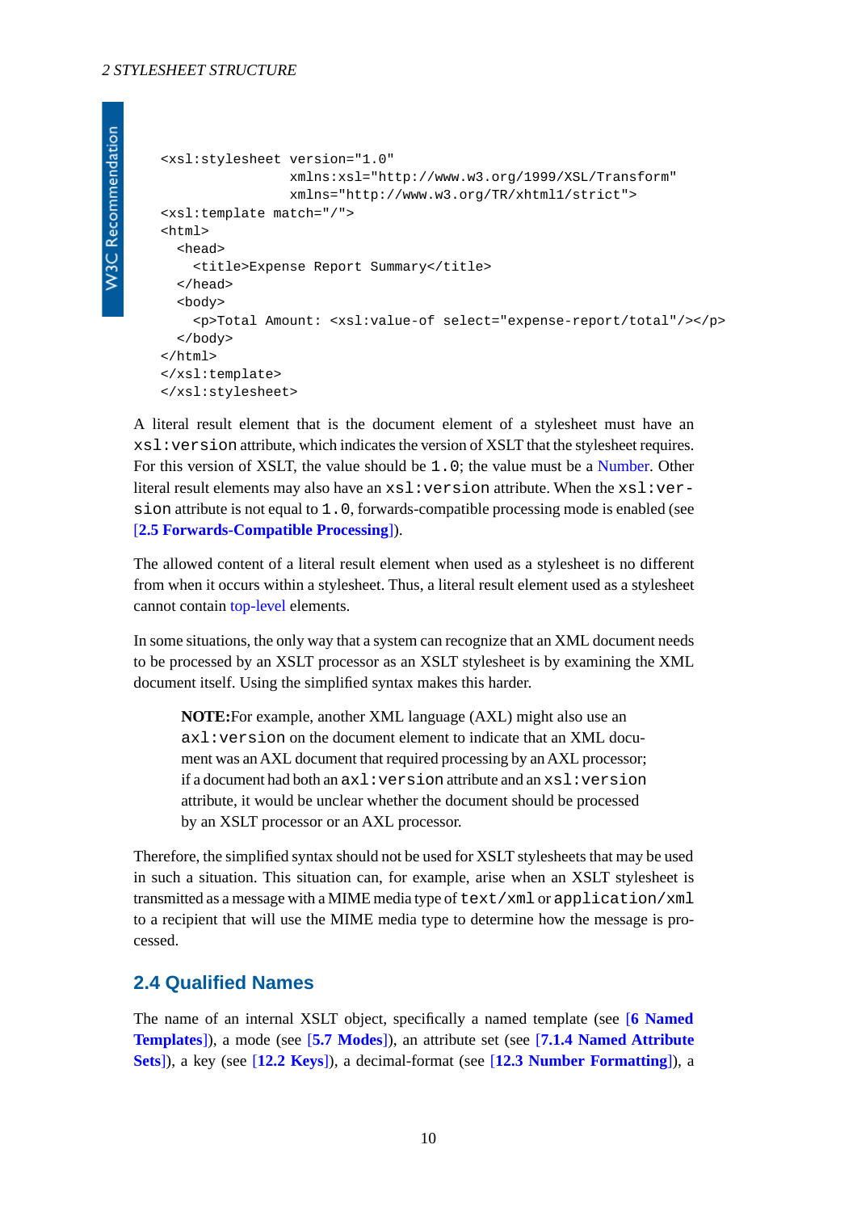```
<xsl:stylesheet version="1.0"
                xmlns:xsl="http://www.w3.org/1999/XSL/Transform"
                xmlns="http://www.w3.org/TR/xhtml1/strict">
<xsl:template match="/">
<html>
  <head>
    <title>Expense Report Summary</title>
  </head>
  <body>
    <p>Total Amount: <xsl:value-of select="expense-report/total"/></p>
  </body>
</html>
</xsl:template>
</xsl:stylesheet>
```

A literal result element that is the document element of a stylesheet must have an `xsl:version` attribute, which indicates the version of XSLT that the stylesheet requires. For this version of XSLT, the value should be `1.0`; the value must be a Number. Other literal result elements may also have an `xsl:version` attribute. When the `xsl:version` attribute is not equal to `1.0`, forwards-compatible processing mode is enabled (see [**2.5 Forwards-Compatible Processing**]).

The allowed content of a literal result element when used as a stylesheet is no different from when it occurs within a stylesheet. Thus, a literal result element used as a stylesheet cannot contain top-level elements.

In some situations, the only way that a system can recognize that an XML document needs to be processed by an XSLT processor as an XSLT stylesheet is by examining the XML document itself. Using the simplified syntax makes this harder.

> **NOTE:**For example, another XML language (AXL) might also use an `axl:version` on the document element to indicate that an XML document was an AXL document that required processing by an AXL processor; if a document had both an `axl:version` attribute and an `xsl:version` attribute, it would be unclear whether the document should be processed by an XSLT processor or an AXL processor.

Therefore, the simplified syntax should not be used for XSLT stylesheets that may be used in such a situation. This situation can, for example, arise when an XSLT stylesheet is transmitted as a message with a MIME media type of `text/xml` or `application/xml` to a recipient that will use the MIME media type to determine how the message is processed.

## 2.4 Qualified Names

The name of an internal XSLT object, specifically a named template (see [**6 Named Templates**]), a mode (see [**5.7 Modes**]), an attribute set (see [**7.1.4 Named Attribute Sets**]), a key (see [**12.2 Keys**]), a decimal-format (see [**12.3 Number Formatting**]), a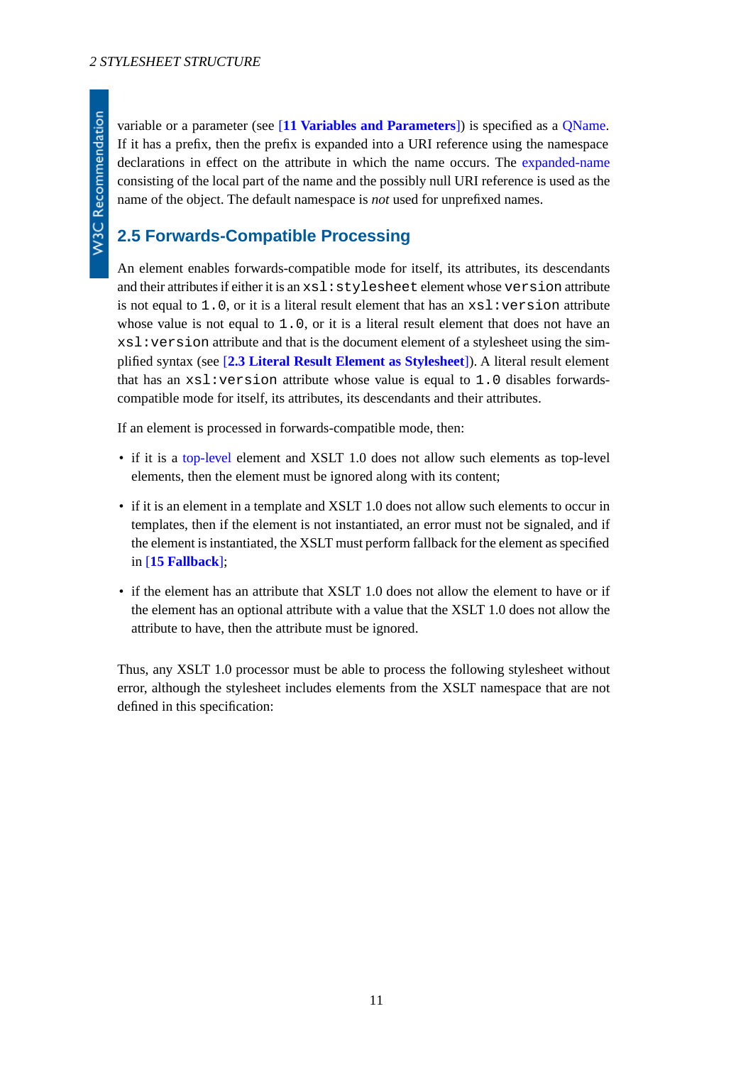variable or a parameter (see [**11 Variables and Parameters**]) is specified as a QName. If it has a prefix, then the prefix is expanded into a URI reference using the namespace declarations in effect on the attribute in which the name occurs. The expanded-name consisting of the local part of the name and the possibly null URI reference is used as the name of the object. The default namespace is *not* used for unprefixed names.

## 2.5 Forwards-Compatible Processing

An element enables forwards-compatible mode for itself, its attributes, its descendants and their attributes if either it is an `xsl:stylesheet` element whose `version` attribute is not equal to `1.0`, or it is a literal result element that has an `xsl:version` attribute whose value is not equal to `1.0`, or it is a literal result element that does not have an `xsl:version` attribute and that is the document element of a stylesheet using the simplified syntax (see [**2.3 Literal Result Element as Stylesheet**]). A literal result element that has an `xsl:version` attribute whose value is equal to `1.0` disables forwards-compatible mode for itself, its attributes, its descendants and their attributes.

If an element is processed in forwards-compatible mode, then:

- if it is a top-level element and XSLT 1.0 does not allow such elements as top-level elements, then the element must be ignored along with its content;
- if it is an element in a template and XSLT 1.0 does not allow such elements to occur in templates, then if the element is not instantiated, an error must not be signaled, and if the element is instantiated, the XSLT must perform fallback for the element as specified in [**15 Fallback**];
- if the element has an attribute that XSLT 1.0 does not allow the element to have or if the element has an optional attribute with a value that the XSLT 1.0 does not allow the attribute to have, then the attribute must be ignored.

Thus, any XSLT 1.0 processor must be able to process the following stylesheet without error, although the stylesheet includes elements from the XSLT namespace that are not defined in this specification: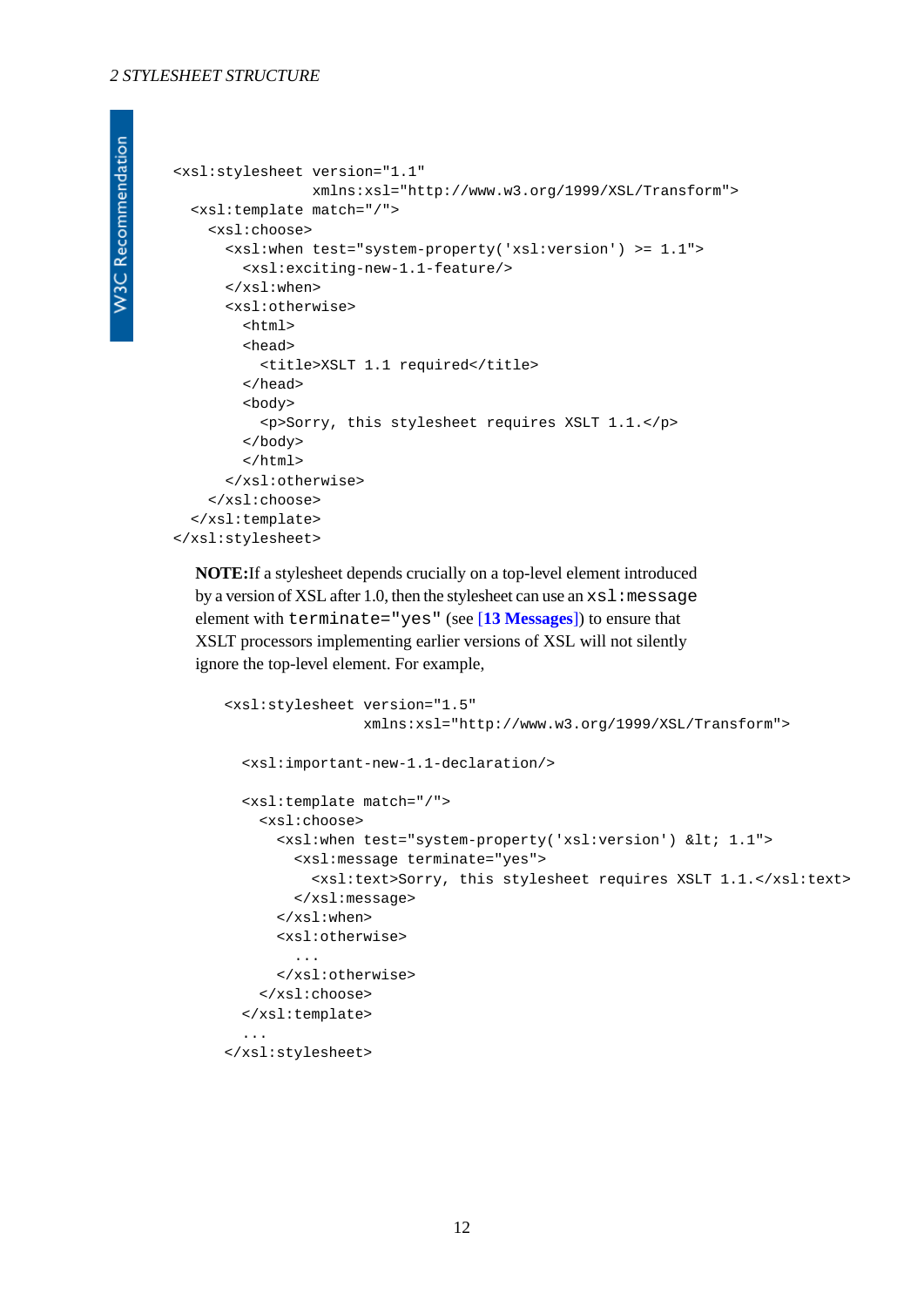```
<xsl:stylesheet version="1.1"
                xmlns:xsl="http://www.w3.org/1999/XSL/Transform">
  <xsl:template match="/">
    <xsl:choose>
      <xsl:when test="system-property('xsl:version') >= 1.1">
        <xsl:exciting-new-1.1-feature/>
      </xsl:when>
      <xsl:otherwise>
        <html>
        <head>
          <title>XSLT 1.1 required</title>
        </head>
        <body>
          <p>Sorry, this stylesheet requires XSLT 1.1.</p>
        </body>
        </html>
      </xsl:otherwise>
    </xsl:choose>
  </xsl:template>
</xsl:stylesheet>
```

**NOTE:**If a stylesheet depends crucially on a top-level element introduced by a version of XSL after 1.0, then the stylesheet can use an `xsl:message` element with `terminate="yes"` (see [13 Messages]) to ensure that XSLT processors implementing earlier versions of XSL will not silently ignore the top-level element. For example,

```
<xsl:stylesheet version="1.5"
                xmlns:xsl="http://www.w3.org/1999/XSL/Transform">

  <xsl:important-new-1.1-declaration/>

  <xsl:template match="/">
    <xsl:choose>
      <xsl:when test="system-property('xsl:version') &lt; 1.1">
        <xsl:message terminate="yes">
          <xsl:text>Sorry, this stylesheet requires XSLT 1.1.</xsl:text>
        </xsl:message>
      </xsl:when>
      <xsl:otherwise>
        ...
      </xsl:otherwise>
    </xsl:choose>
  </xsl:template>
  ...
</xsl:stylesheet>
```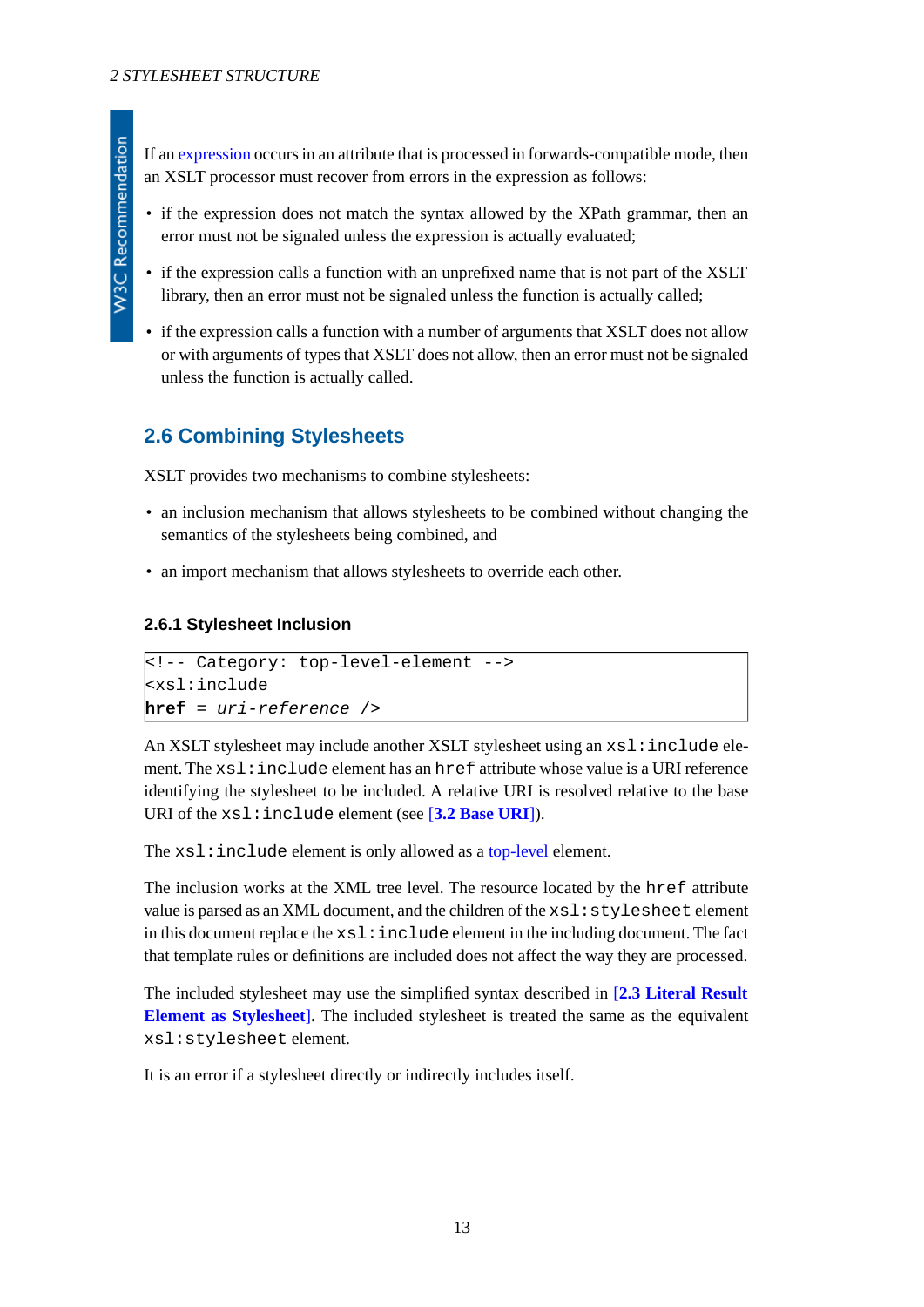If an expression occurs in an attribute that is processed in forwards-compatible mode, then an XSLT processor must recover from errors in the expression as follows:

- if the expression does not match the syntax allowed by the XPath grammar, then an error must not be signaled unless the expression is actually evaluated;
- if the expression calls a function with an unprefixed name that is not part of the XSLT library, then an error must not be signaled unless the function is actually called;
- if the expression calls a function with a number of arguments that XSLT does not allow or with arguments of types that XSLT does not allow, then an error must not be signaled unless the function is actually called.

## 2.6 Combining Stylesheets

XSLT provides two mechanisms to combine stylesheets:

- an inclusion mechanism that allows stylesheets to be combined without changing the semantics of the stylesheets being combined, and
- an import mechanism that allows stylesheets to override each other.

### 2.6.1 Stylesheet Inclusion

```
<!-- Category: top-level-element -->
<xsl:include
href = uri-reference />
```

An XSLT stylesheet may include another XSLT stylesheet using an `xsl:include` element. The `xsl:include` element has an `href` attribute whose value is a URI reference identifying the stylesheet to be included. A relative URI is resolved relative to the base URI of the `xsl:include` element (see [**3.2 Base URI**]).

The `xsl:include` element is only allowed as a top-level element.

The inclusion works at the XML tree level. The resource located by the `href` attribute value is parsed as an XML document, and the children of the `xsl:stylesheet` element in this document replace the `xsl:include` element in the including document. The fact that template rules or definitions are included does not affect the way they are processed.

The included stylesheet may use the simplified syntax described in [**2.3 Literal Result Element as Stylesheet**]. The included stylesheet is treated the same as the equivalent `xsl:stylesheet` element.

It is an error if a stylesheet directly or indirectly includes itself.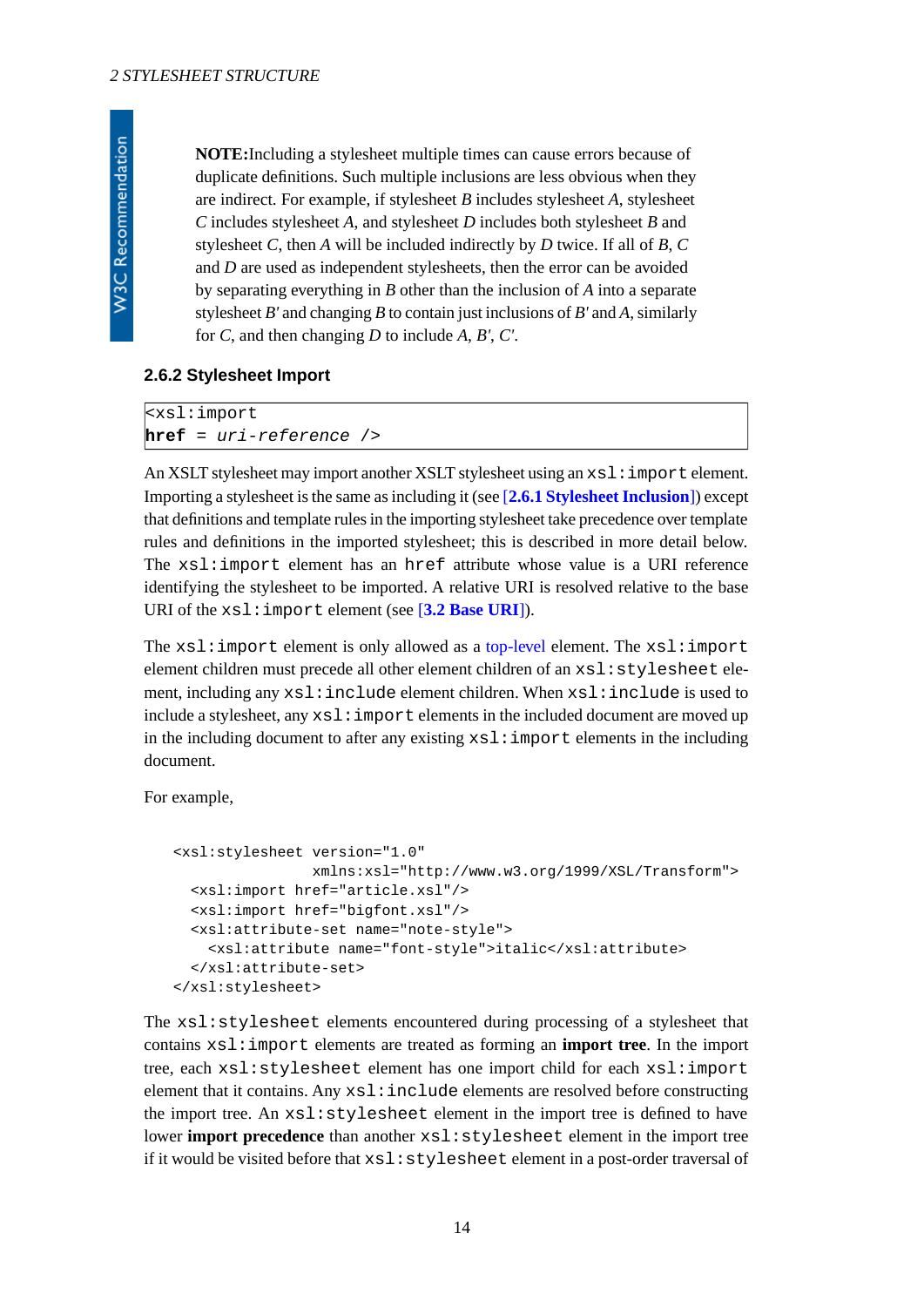**NOTE:**Including a stylesheet multiple times can cause errors because of duplicate definitions. Such multiple inclusions are less obvious when they are indirect. For example, if stylesheet *B* includes stylesheet *A*, stylesheet *C* includes stylesheet *A*, and stylesheet *D* includes both stylesheet *B* and stylesheet *C*, then *A* will be included indirectly by *D* twice. If all of *B*, *C* and *D* are used as independent stylesheets, then the error can be avoided by separating everything in *B* other than the inclusion of *A* into a separate stylesheet *B'* and changing *B* to contain just inclusions of *B'* and *A*, similarly for *C*, and then changing *D* to include *A*, *B'*, *C'*.

### 2.6.2 Stylesheet Import

```
<xsl:import
href = uri-reference />
```

An XSLT stylesheet may import another XSLT stylesheet using an `xsl:import` element. Importing a stylesheet is the same as including it (see [2.6.1 Stylesheet Inclusion]) except that definitions and template rules in the importing stylesheet take precedence over template rules and definitions in the imported stylesheet; this is described in more detail below. The `xsl:import` element has an `href` attribute whose value is a URI reference identifying the stylesheet to be imported. A relative URI is resolved relative to the base URI of the `xsl:import` element (see [3.2 Base URI]).

The `xsl:import` element is only allowed as a top-level element. The `xsl:import` element children must precede all other element children of an `xsl:stylesheet` element, including any `xsl:include` element children. When `xsl:include` is used to include a stylesheet, any `xsl:import` elements in the included document are moved up in the including document to after any existing `xsl:import` elements in the including document.

For example,

```
<xsl:stylesheet version="1.0"
                xmlns:xsl="http://www.w3.org/1999/XSL/Transform">
  <xsl:import href="article.xsl"/>
  <xsl:import href="bigfont.xsl"/>
  <xsl:attribute-set name="note-style">
    <xsl:attribute name="font-style">italic</xsl:attribute>
  </xsl:attribute-set>
</xsl:stylesheet>
```

The `xsl:stylesheet` elements encountered during processing of a stylesheet that contains `xsl:import` elements are treated as forming an **import tree**. In the import tree, each `xsl:stylesheet` element has one import child for each `xsl:import` element that it contains. Any `xsl:include` elements are resolved before constructing the import tree. An `xsl:stylesheet` element in the import tree is defined to have lower **import precedence** than another `xsl:stylesheet` element in the import tree if it would be visited before that `xsl:stylesheet` element in a post-order traversal of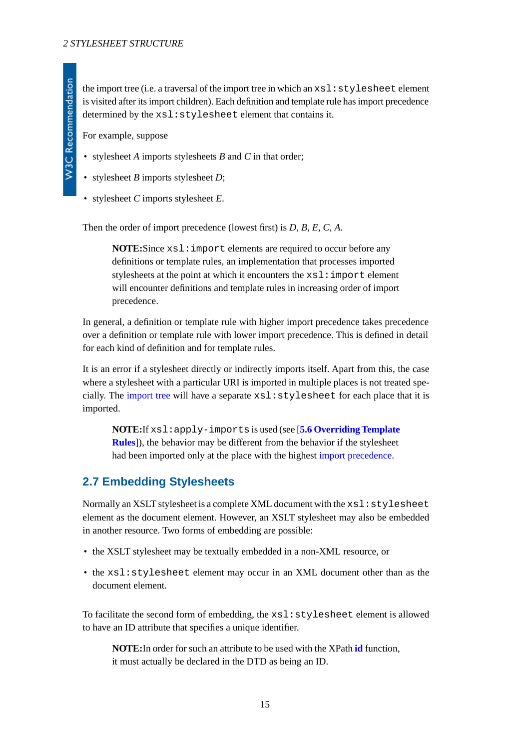the import tree (i.e. a traversal of the import tree in which an `xsl:stylesheet` element is visited after its import children). Each definition and template rule has import precedence determined by the `xsl:stylesheet` element that contains it.

For example, suppose

- stylesheet *A* imports stylesheets *B* and *C* in that order;
- stylesheet *B* imports stylesheet *D*;
- stylesheet *C* imports stylesheet *E*.

Then the order of import precedence (lowest first) is *D*, *B*, *E*, *C*, *A*.

> **NOTE:**Since `xsl:import` elements are required to occur before any definitions or template rules, an implementation that processes imported stylesheets at the point at which it encounters the `xsl:import` element will encounter definitions and template rules in increasing order of import precedence.

In general, a definition or template rule with higher import precedence takes precedence over a definition or template rule with lower import precedence. This is defined in detail for each kind of definition and for template rules.

It is an error if a stylesheet directly or indirectly imports itself. Apart from this, the case where a stylesheet with a particular URI is imported in multiple places is not treated specially. The import tree will have a separate `xsl:stylesheet` for each place that it is imported.

> **NOTE:**If `xsl:apply-imports` is used (see [**5.6 Overriding Template Rules**]), the behavior may be different from the behavior if the stylesheet had been imported only at the place with the highest import precedence.

## 2.7 Embedding Stylesheets

Normally an XSLT stylesheet is a complete XML document with the `xsl:stylesheet` element as the document element. However, an XSLT stylesheet may also be embedded in another resource. Two forms of embedding are possible:

- the XSLT stylesheet may be textually embedded in a non-XML resource, or
- the `xsl:stylesheet` element may occur in an XML document other than as the document element.

To facilitate the second form of embedding, the `xsl:stylesheet` element is allowed to have an ID attribute that specifies a unique identifier.

> **NOTE:**In order for such an attribute to be used with the XPath **id** function, it must actually be declared in the DTD as being an ID.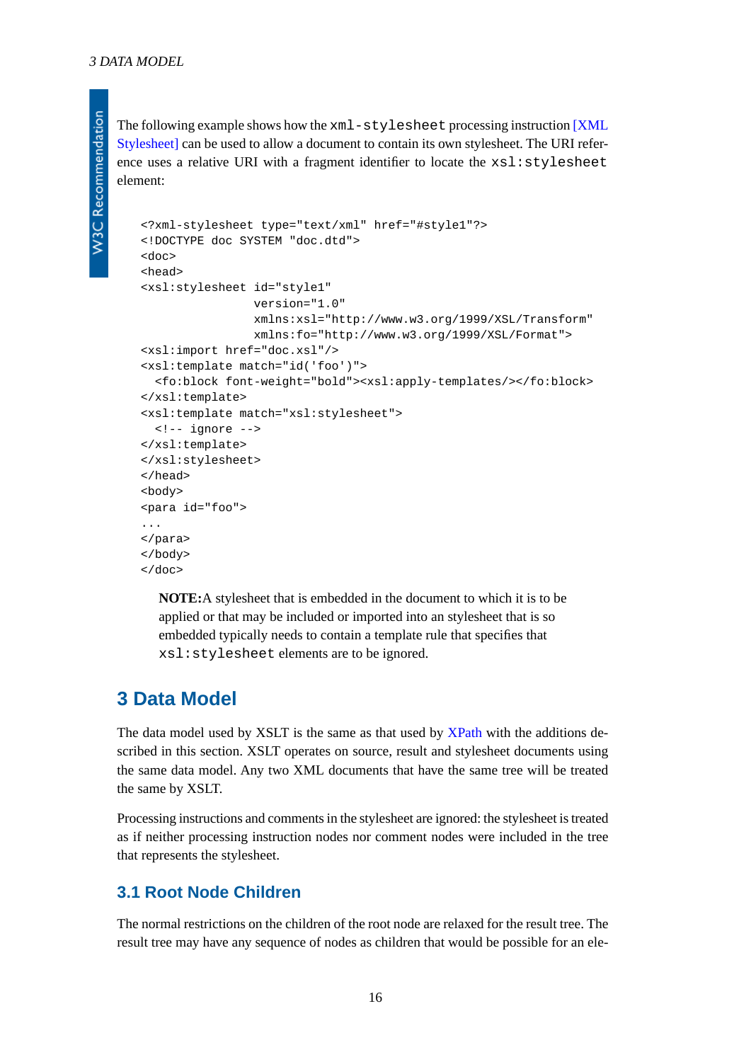The following example shows how the `xml-stylesheet` processing instruction [XML Stylesheet] can be used to allow a document to contain its own stylesheet. The URI reference uses a relative URI with a fragment identifier to locate the `xsl:stylesheet` element:

```
<?xml-stylesheet type="text/xml" href="#style1"?>
<!DOCTYPE doc SYSTEM "doc.dtd">
<doc>
<head>
<xsl:stylesheet id="style1"
                version="1.0"
                xmlns:xsl="http://www.w3.org/1999/XSL/Transform"
                xmlns:fo="http://www.w3.org/1999/XSL/Format">
<xsl:import href="doc.xsl"/>
<xsl:template match="id('foo')">
  <fo:block font-weight="bold"><xsl:apply-templates/></fo:block>
</xsl:template>
<xsl:template match="xsl:stylesheet">
  <!-- ignore -->
</xsl:template>
</xsl:stylesheet>
</head>
<body>
<para id="foo">
...
</para>
</body>
</doc>
```

> **NOTE:**A stylesheet that is embedded in the document to which it is to be applied or that may be included or imported into an stylesheet that is so embedded typically needs to contain a template rule that specifies that `xsl:stylesheet` elements are to be ignored.

## 3 Data Model

The data model used by XSLT is the same as that used by XPath with the additions described in this section. XSLT operates on source, result and stylesheet documents using the same data model. Any two XML documents that have the same tree will be treated the same by XSLT.

Processing instructions and comments in the stylesheet are ignored: the stylesheet is treated as if neither processing instruction nodes nor comment nodes were included in the tree that represents the stylesheet.

### 3.1 Root Node Children

The normal restrictions on the children of the root node are relaxed for the result tree. The result tree may have any sequence of nodes as children that would be possible for an ele-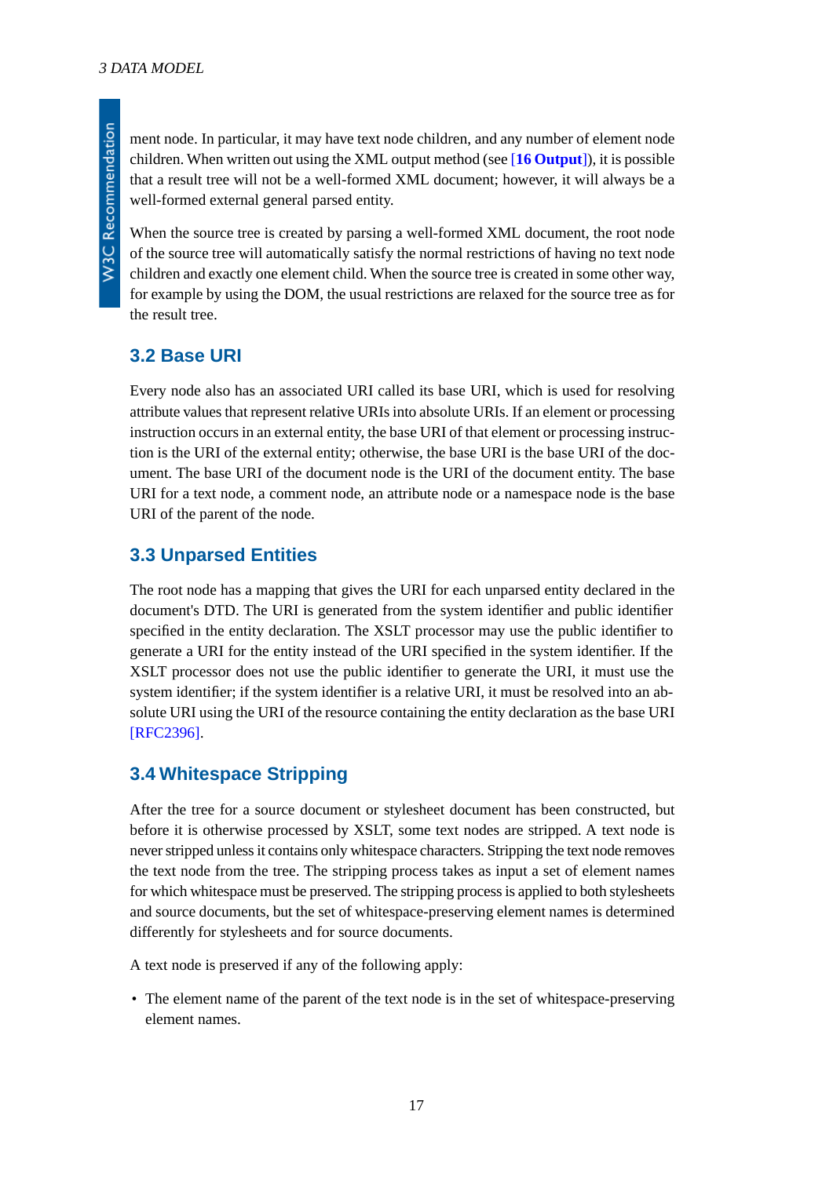ment node. In particular, it may have text node children, and any number of element node children. When written out using the XML output method (see [**16 Output**]), it is possible that a result tree will not be a well-formed XML document; however, it will always be a well-formed external general parsed entity.

When the source tree is created by parsing a well-formed XML document, the root node of the source tree will automatically satisfy the normal restrictions of having no text node children and exactly one element child. When the source tree is created in some other way, for example by using the DOM, the usual restrictions are relaxed for the source tree as for the result tree.

## 3.2 Base URI

Every node also has an associated URI called its base URI, which is used for resolving attribute values that represent relative URIs into absolute URIs. If an element or processing instruction occurs in an external entity, the base URI of that element or processing instruction is the URI of the external entity; otherwise, the base URI is the base URI of the document. The base URI of the document node is the URI of the document entity. The base URI for a text node, a comment node, an attribute node or a namespace node is the base URI of the parent of the node.

## 3.3 Unparsed Entities

The root node has a mapping that gives the URI for each unparsed entity declared in the document's DTD. The URI is generated from the system identifier and public identifier specified in the entity declaration. The XSLT processor may use the public identifier to generate a URI for the entity instead of the URI specified in the system identifier. If the XSLT processor does not use the public identifier to generate the URI, it must use the system identifier; if the system identifier is a relative URI, it must be resolved into an absolute URI using the URI of the resource containing the entity declaration as the base URI [RFC2396].

## 3.4 Whitespace Stripping

After the tree for a source document or stylesheet document has been constructed, but before it is otherwise processed by XSLT, some text nodes are stripped. A text node is never stripped unless it contains only whitespace characters. Stripping the text node removes the text node from the tree. The stripping process takes as input a set of element names for which whitespace must be preserved. The stripping process is applied to both stylesheets and source documents, but the set of whitespace-preserving element names is determined differently for stylesheets and for source documents.

A text node is preserved if any of the following apply:

- The element name of the parent of the text node is in the set of whitespace-preserving element names.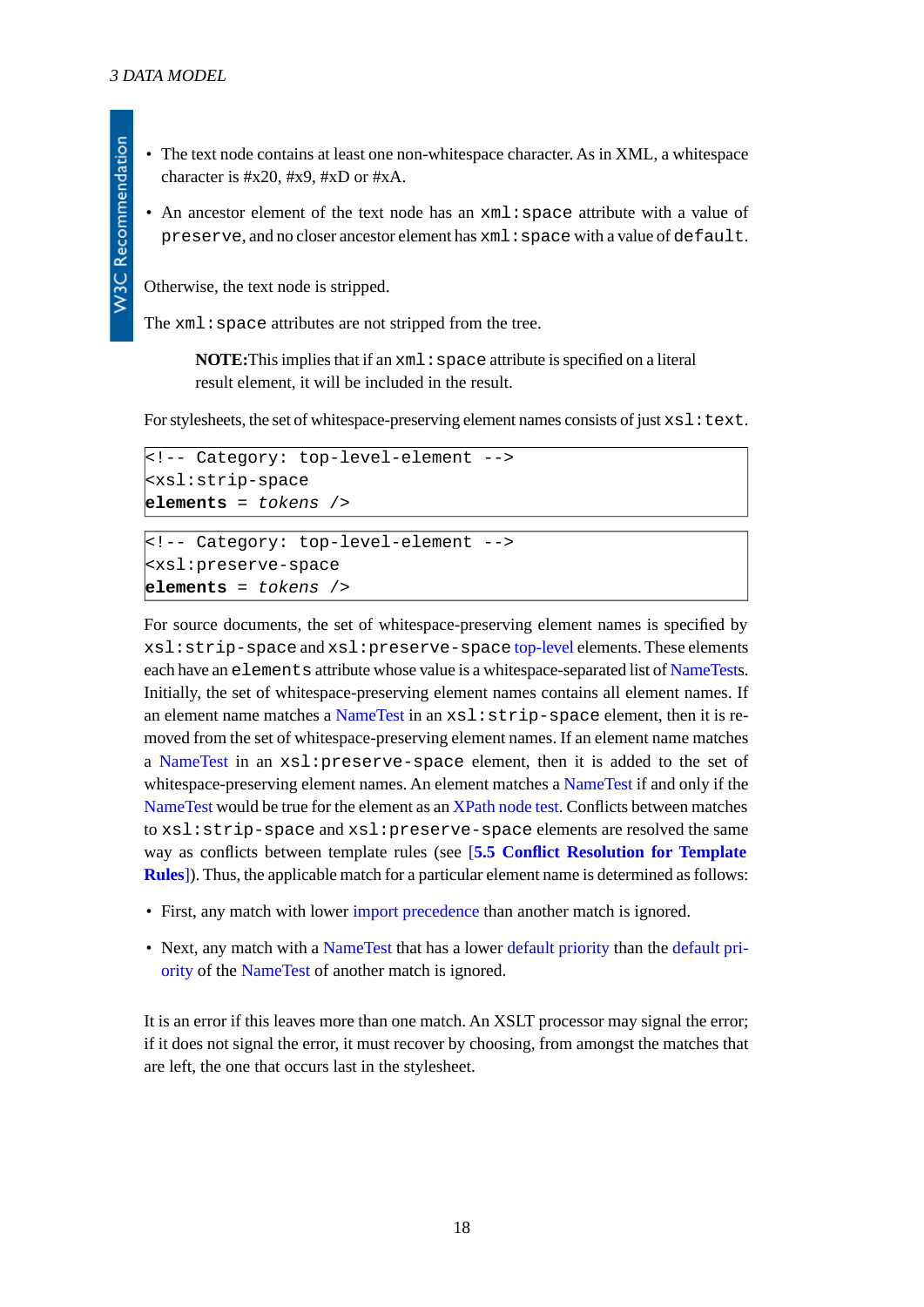- The text node contains at least one non-whitespace character. As in XML, a whitespace character is #x20, #x9, #xD or #xA.
- An ancestor element of the text node has an `xml:space` attribute with a value of `preserve`, and no closer ancestor element has `xml:space` with a value of `default`.

Otherwise, the text node is stripped.

The `xml:space` attributes are not stripped from the tree.

> **NOTE:** This implies that if an `xml:space` attribute is specified on a literal result element, it will be included in the result.

For stylesheets, the set of whitespace-preserving element names consists of just `xsl:text`.

```
<!-- Category: top-level-element -->
<xsl:strip-space
elements = tokens />
```

```
<!-- Category: top-level-element -->
<xsl:preserve-space
elements = tokens />
```

For source documents, the set of whitespace-preserving element names is specified by `xsl:strip-space` and `xsl:preserve-space` top-level elements. These elements each have an `elements` attribute whose value is a whitespace-separated list of NameTests. Initially, the set of whitespace-preserving element names contains all element names. If an element name matches a NameTest in an `xsl:strip-space` element, then it is removed from the set of whitespace-preserving element names. If an element name matches a NameTest in an `xsl:preserve-space` element, then it is added to the set of whitespace-preserving element names. An element matches a NameTest if and only if the NameTest would be true for the element as an XPath node test. Conflicts between matches to `xsl:strip-space` and `xsl:preserve-space` elements are resolved the same way as conflicts between template rules (see **[5.5 Conflict Resolution for Template Rules]**). Thus, the applicable match for a particular element name is determined as follows:

- First, any match with lower import precedence than another match is ignored.
- Next, any match with a NameTest that has a lower default priority than the default priority of the NameTest of another match is ignored.

It is an error if this leaves more than one match. An XSLT processor may signal the error; if it does not signal the error, it must recover by choosing, from amongst the matches that are left, the one that occurs last in the stylesheet.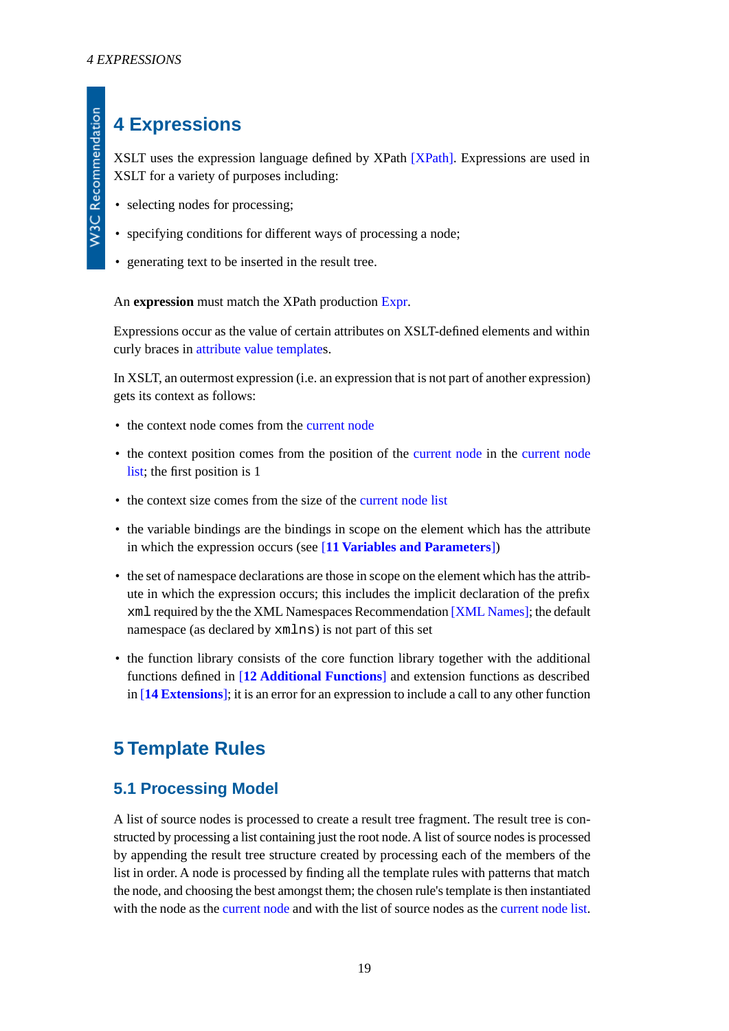# 4 Expressions

XSLT uses the expression language defined by XPath [XPath]. Expressions are used in XSLT for a variety of purposes including:

- selecting nodes for processing;
- specifying conditions for different ways of processing a node;
- generating text to be inserted in the result tree.

An **expression** must match the XPath production Expr.

Expressions occur as the value of certain attributes on XSLT-defined elements and within curly braces in attribute value templates.

In XSLT, an outermost expression (i.e. an expression that is not part of another expression) gets its context as follows:

- the context node comes from the current node
- the context position comes from the position of the current node in the current node list; the first position is 1
- the context size comes from the size of the current node list
- the variable bindings are the bindings in scope on the element which has the attribute in which the expression occurs (see [**11 Variables and Parameters**])
- the set of namespace declarations are those in scope on the element which has the attribute in which the expression occurs; this includes the implicit declaration of the prefix `xml` required by the the XML Namespaces Recommendation [XML Names]; the default namespace (as declared by `xmlns`) is not part of this set
- the function library consists of the core function library together with the additional functions defined in [**12 Additional Functions**] and extension functions as described in [**14 Extensions**]; it is an error for an expression to include a call to any other function

# 5 Template Rules

## 5.1 Processing Model

A list of source nodes is processed to create a result tree fragment. The result tree is constructed by processing a list containing just the root node. A list of source nodes is processed by appending the result tree structure created by processing each of the members of the list in order. A node is processed by finding all the template rules with patterns that match the node, and choosing the best amongst them; the chosen rule's template is then instantiated with the node as the current node and with the list of source nodes as the current node list.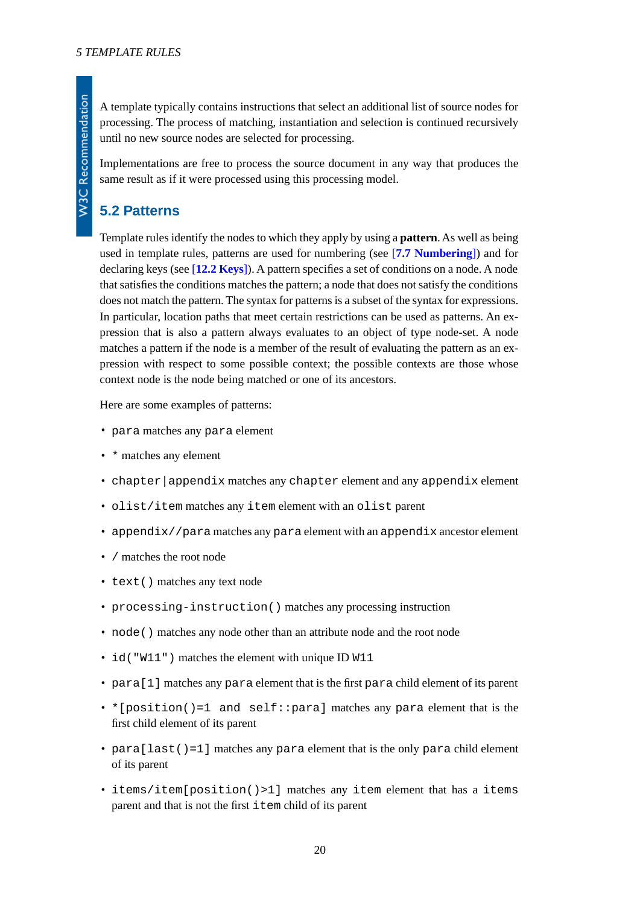A template typically contains instructions that select an additional list of source nodes for processing. The process of matching, instantiation and selection is continued recursively until no new source nodes are selected for processing.

Implementations are free to process the source document in any way that produces the same result as if it were processed using this processing model.

## 5.2 Patterns

Template rules identify the nodes to which they apply by using a **pattern**. As well as being used in template rules, patterns are used for numbering (see [7.7 Numbering]) and for declaring keys (see [12.2 Keys]). A pattern specifies a set of conditions on a node. A node that satisfies the conditions matches the pattern; a node that does not satisfy the conditions does not match the pattern. The syntax for patterns is a subset of the syntax for expressions. In particular, location paths that meet certain restrictions can be used as patterns. An expression that is also a pattern always evaluates to an object of type node-set. A node matches a pattern if the node is a member of the result of evaluating the pattern as an expression with respect to some possible context; the possible contexts are those whose context node is the node being matched or one of its ancestors.

Here are some examples of patterns:

- `para` matches any `para` element
- `*` matches any element
- `chapter|appendix` matches any `chapter` element and any `appendix` element
- `olist/item` matches any `item` element with an `olist` parent
- `appendix//para` matches any `para` element with an `appendix` ancestor element
- `/` matches the root node
- `text()` matches any text node
- `processing-instruction()` matches any processing instruction
- `node()` matches any node other than an attribute node and the root node
- `id("W11")` matches the element with unique ID `W11`
- `para[1]` matches any `para` element that is the first `para` child element of its parent
- `*[position()=1 and self::para]` matches any `para` element that is the first child element of its parent
- `para[last()=1]` matches any `para` element that is the only `para` child element of its parent
- `items/item[position()>1]` matches any `item` element that has a `items` parent and that is not the first `item` child of its parent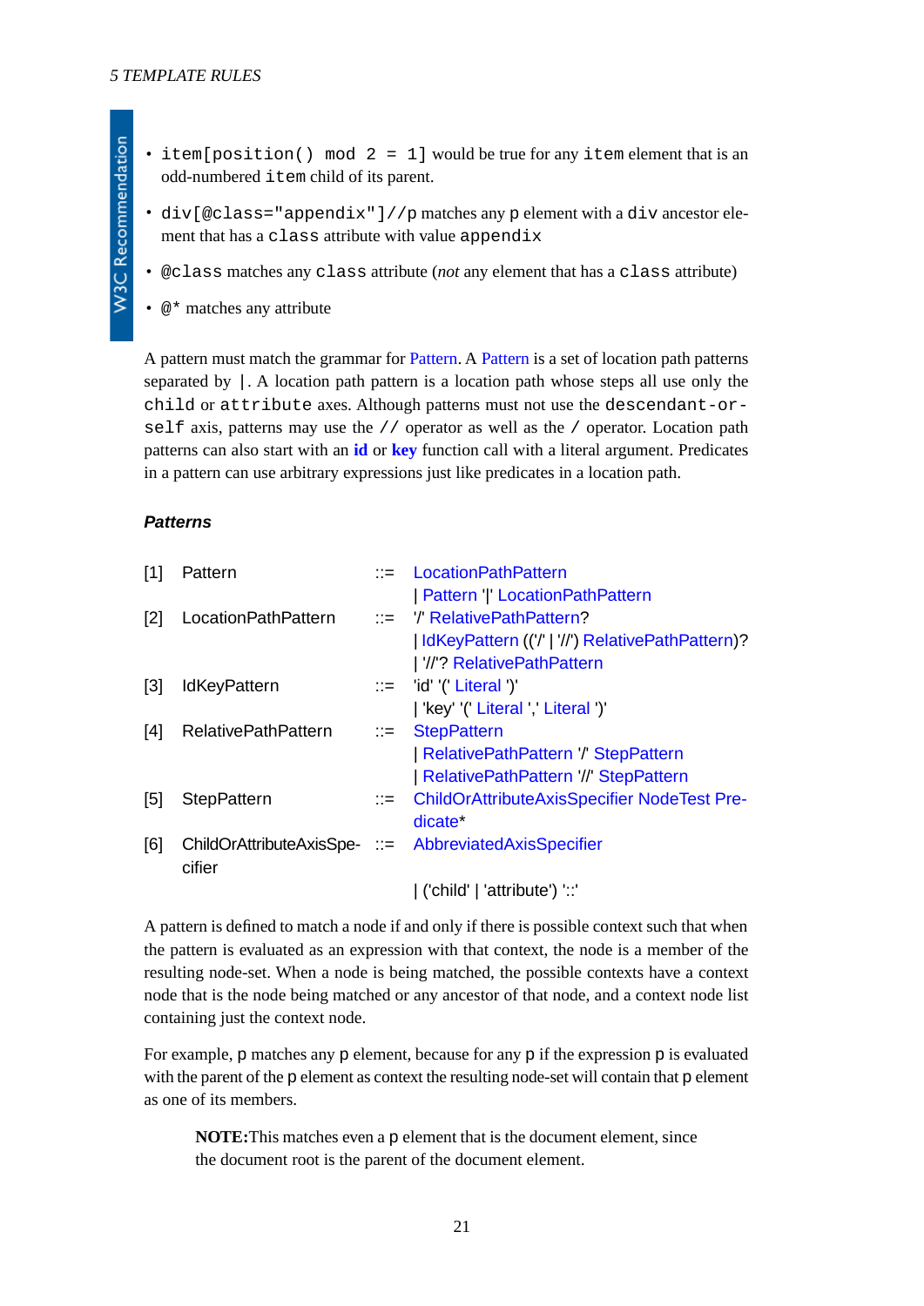- `item[position() mod 2 = 1]` would be true for any `item` element that is an odd-numbered `item` child of its parent.
- `div[@class="appendix"]//p` matches any `p` element with a `div` ancestor element that has a `class` attribute with value `appendix`
- `@class` matches any `class` attribute (*not* any element that has a `class` attribute)
- `@*` matches any attribute

A pattern must match the grammar for Pattern. A Pattern is a set of location path patterns separated by `|`. A location path pattern is a location path whose steps all use only the `child` or `attribute` axes. Although patterns must not use the `descendant-or-self` axis, patterns may use the `//` operator as well as the `/` operator. Location path patterns can also start with an **id** or **key** function call with a literal argument. Predicates in a pattern can use arbitrary expressions just like predicates in a location path.

#### *Patterns*

| | | | |
|---|---|---|---|
| [1] | Pattern | ::= | LocationPathPattern |
| | | | \| Pattern '\|' LocationPathPattern |
| [2] | LocationPathPattern | ::= | '/' RelativePathPattern? |
| | | | \| IdKeyPattern (('/' \| '//') RelativePathPattern)? |
| | | | \| '//'? RelativePathPattern |
| [3] | IdKeyPattern | ::= | 'id' '(' Literal ')' |
| | | | \| 'key' '(' Literal ',' Literal ')' |
| [4] | RelativePathPattern | ::= | StepPattern |
| | | | \| RelativePathPattern '/' StepPattern |
| | | | \| RelativePathPattern '//' StepPattern |
| [5] | StepPattern | ::= | ChildOrAttributeAxisSpecifier NodeTest Predicate* |
| [6] | ChildOrAttributeAxisSpecifier | ::= | AbbreviatedAxisSpecifier |
| | | | \| ('child' \| 'attribute') '::' |

A pattern is defined to match a node if and only if there is possible context such that when the pattern is evaluated as an expression with that context, the node is a member of the resulting node-set. When a node is being matched, the possible contexts have a context node that is the node being matched or any ancestor of that node, and a context node list containing just the context node.

For example, `p` matches any `p` element, because for any `p` if the expression `p` is evaluated with the parent of the `p` element as context the resulting node-set will contain that `p` element as one of its members.

> **NOTE:**This matches even a `p` element that is the document element, since the document root is the parent of the document element.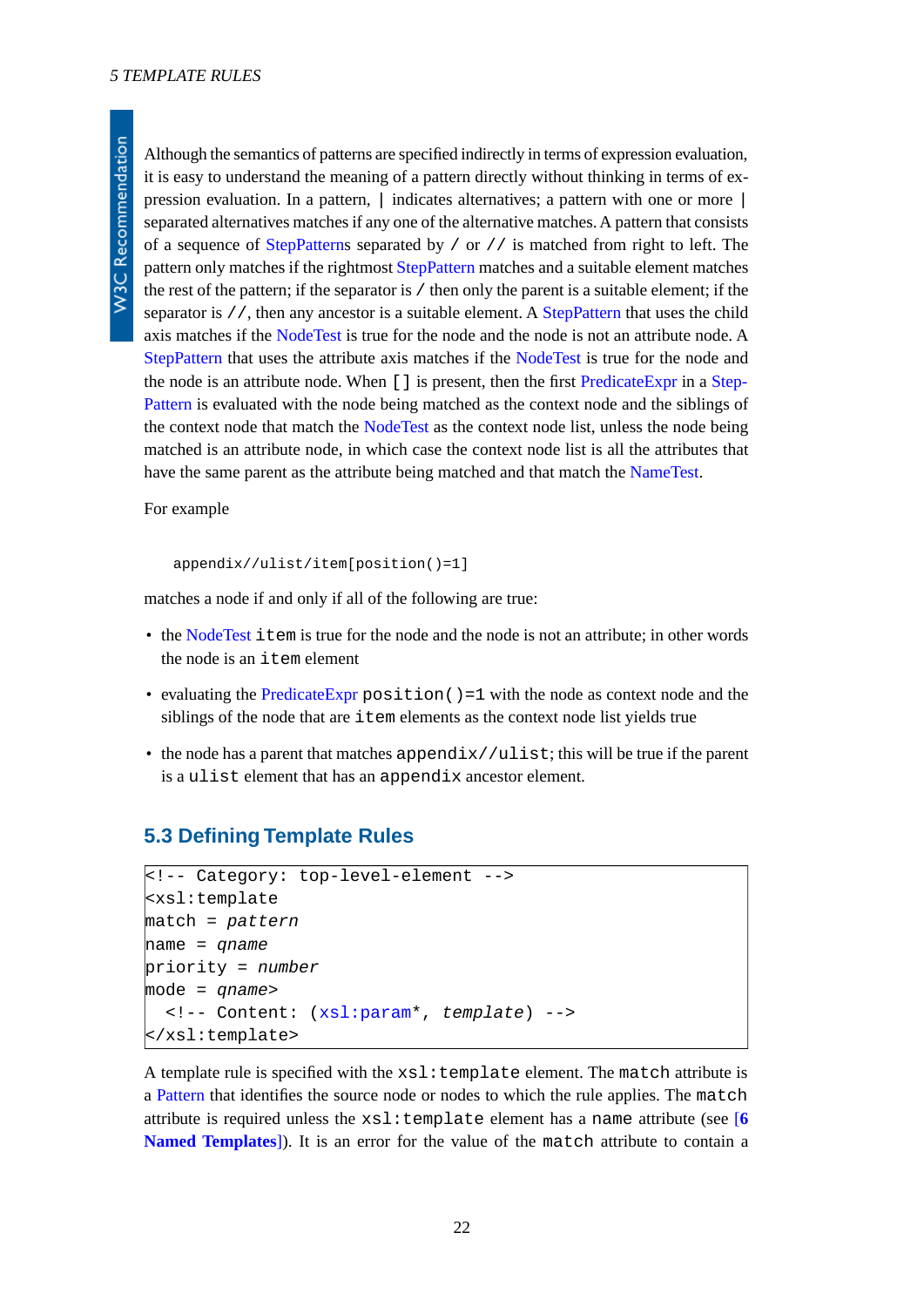Although the semantics of patterns are specified indirectly in terms of expression evaluation, it is easy to understand the meaning of a pattern directly without thinking in terms of expression evaluation. In a pattern, `|` indicates alternatives; a pattern with one or more `|` separated alternatives matches if any one of the alternative matches. A pattern that consists of a sequence of StepPatterns separated by `/` or `//` is matched from right to left. The pattern only matches if the rightmost StepPattern matches and a suitable element matches the rest of the pattern; if the separator is `/` then only the parent is a suitable element; if the separator is `//`, then any ancestor is a suitable element. A StepPattern that uses the child axis matches if the NodeTest is true for the node and the node is not an attribute node. A StepPattern that uses the attribute axis matches if the NodeTest is true for the node and the node is an attribute node. When `[]` is present, then the first PredicateExpr in a StepPattern is evaluated with the node being matched as the context node and the siblings of the context node that match the NodeTest as the context node list, unless the node being matched is an attribute node, in which case the context node list is all the attributes that have the same parent as the attribute being matched and that match the NameTest.

For example

```
appendix//ulist/item[position()=1]
```

matches a node if and only if all of the following are true:

- the NodeTest `item` is true for the node and the node is not an attribute; in other words the node is an `item` element
- evaluating the PredicateExpr `position()=1` with the node as context node and the siblings of the node that are `item` elements as the context node list yields true
- the node has a parent that matches `appendix//ulist`; this will be true if the parent is a `ulist` element that has an `appendix` ancestor element.

## 5.3 Defining Template Rules

```
<!-- Category: top-level-element -->
<xsl:template
match = pattern
name = qname
priority = number
mode = qname>
  <!-- Content: (xsl:param*, template) -->
</xsl:template>
```

A template rule is specified with the `xsl:template` element. The `match` attribute is a Pattern that identifies the source node or nodes to which the rule applies. The `match` attribute is required unless the `xsl:template` element has a `name` attribute (see **[6 Named Templates]**). It is an error for the value of the `match` attribute to contain a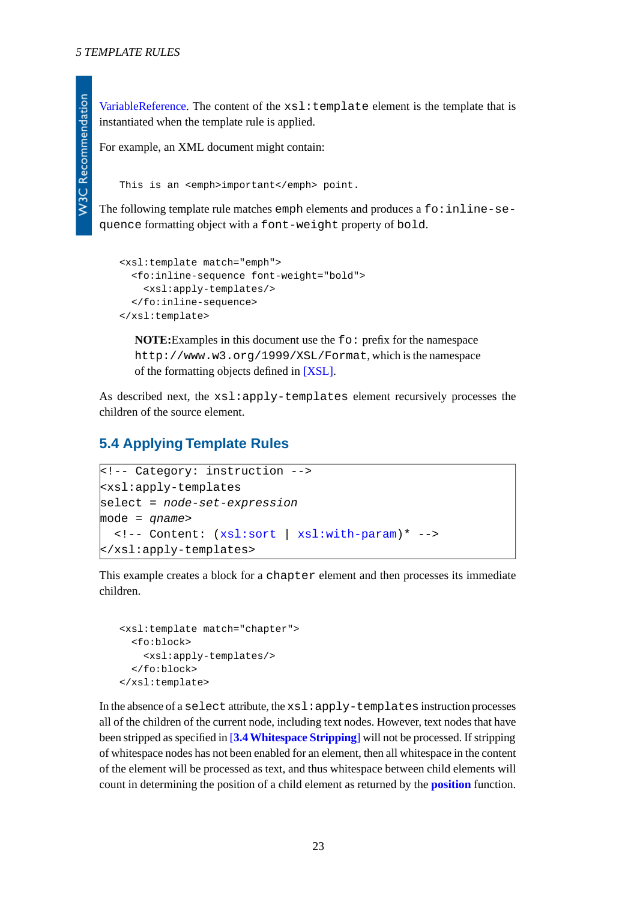VariableReference. The content of the `xsl:template` element is the template that is instantiated when the template rule is applied.

For example, an XML document might contain:

```
This is an <emph>important</emph> point.
```

The following template rule matches `emph` elements and produces a `fo:inline-sequence` formatting object with a `font-weight` property of `bold`.

```
<xsl:template match="emph">
  <fo:inline-sequence font-weight="bold">
    <xsl:apply-templates/>
  </fo:inline-sequence>
</xsl:template>
```

> **NOTE:**Examples in this document use the `fo:` prefix for the namespace `http://www.w3.org/1999/XSL/Format`, which is the namespace of the formatting objects defined in [XSL].

As described next, the `xsl:apply-templates` element recursively processes the children of the source element.

## 5.4 Applying Template Rules

```
<!-- Category: instruction -->
<xsl:apply-templates
select = node-set-expression
mode = qname>
  <!-- Content: (xsl:sort | xsl:with-param)* -->
</xsl:apply-templates>
```

This example creates a block for a `chapter` element and then processes its immediate children.

```
<xsl:template match="chapter">
  <fo:block>
    <xsl:apply-templates/>
  </fo:block>
</xsl:template>
```

In the absence of a `select` attribute, the `xsl:apply-templates` instruction processes all of the children of the current node, including text nodes. However, text nodes that have been stripped as specified in [**3.4 Whitespace Stripping**] will not be processed. If stripping of whitespace nodes has not been enabled for an element, then all whitespace in the content of the element will be processed as text, and thus whitespace between child elements will count in determining the position of a child element as returned by the **position** function.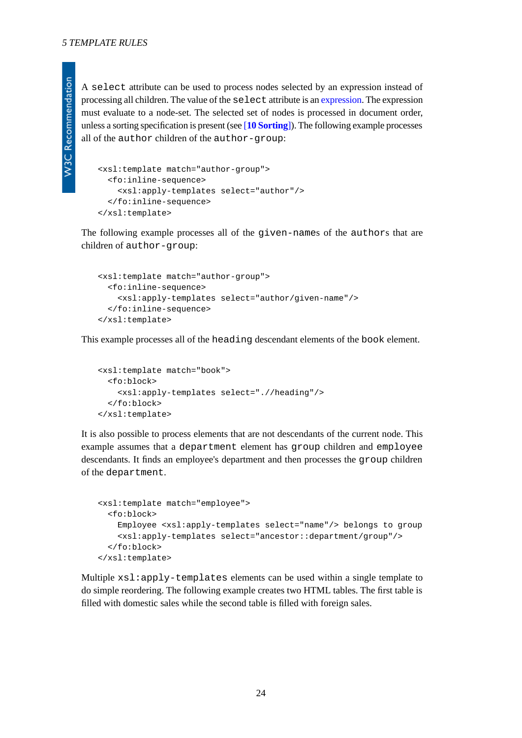A `select` attribute can be used to process nodes selected by an expression instead of processing all children. The value of the `select` attribute is an expression. The expression must evaluate to a node-set. The selected set of nodes is processed in document order, unless a sorting specification is present (see [**10 Sorting**]). The following example processes all of the `author` children of the `author-group`:

```
<xsl:template match="author-group">
  <fo:inline-sequence>
    <xsl:apply-templates select="author"/>
  </fo:inline-sequence>
</xsl:template>
```

The following example processes all of the `given-name`s of the `author`s that are children of `author-group`:

```
<xsl:template match="author-group">
  <fo:inline-sequence>
    <xsl:apply-templates select="author/given-name"/>
  </fo:inline-sequence>
</xsl:template>
```

This example processes all of the `heading` descendant elements of the `book` element.

```
<xsl:template match="book">
  <fo:block>
    <xsl:apply-templates select=".//heading"/>
  </fo:block>
</xsl:template>
```

It is also possible to process elements that are not descendants of the current node. This example assumes that a `department` element has `group` children and `employee` descendants. It finds an employee's department and then processes the `group` children of the `department`.

```
<xsl:template match="employee">
  <fo:block>
    Employee <xsl:apply-templates select="name"/> belongs to group
    <xsl:apply-templates select="ancestor::department/group"/>
  </fo:block>
</xsl:template>
```

Multiple `xsl:apply-templates` elements can be used within a single template to do simple reordering. The following example creates two HTML tables. The first table is filled with domestic sales while the second table is filled with foreign sales.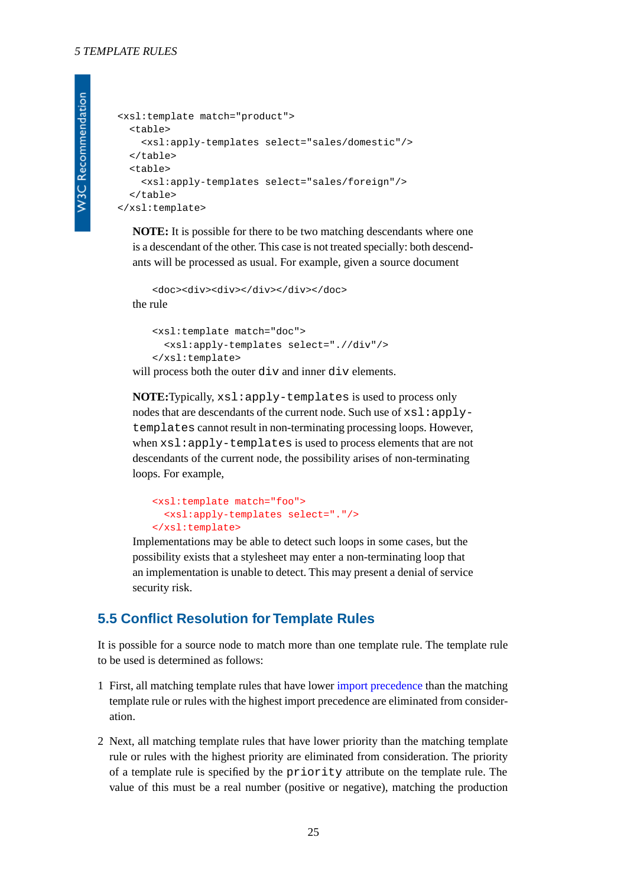```
<xsl:template match="product">
  <table>
    <xsl:apply-templates select="sales/domestic"/>
  </table>
  <table>
    <xsl:apply-templates select="sales/foreign"/>
  </table>
</xsl:template>
```

**NOTE:** It is possible for there to be two matching descendants where one is a descendant of the other. This case is not treated specially: both descendants will be processed as usual. For example, given a source document

```
<doc><div><div></div></div></doc>
```

the rule

```
<xsl:template match="doc">
  <xsl:apply-templates select=".//div"/>
</xsl:template>
```

will process both the outer `div` and inner `div` elements.

**NOTE:** Typically, `xsl:apply-templates` is used to process only nodes that are descendants of the current node. Such use of `xsl:apply-templates` cannot result in non-terminating processing loops. However, when `xsl:apply-templates` is used to process elements that are not descendants of the current node, the possibility arises of non-terminating loops. For example,

```
<xsl:template match="foo">
  <xsl:apply-templates select="."/>
</xsl:template>
```

Implementations may be able to detect such loops in some cases, but the possibility exists that a stylesheet may enter a non-terminating loop that an implementation is unable to detect. This may present a denial of service security risk.

## 5.5 Conflict Resolution for Template Rules

It is possible for a source node to match more than one template rule. The template rule to be used is determined as follows:

1. First, all matching template rules that have lower import precedence than the matching template rule or rules with the highest import precedence are eliminated from consideration.

2. Next, all matching template rules that have lower priority than the matching template rule or rules with the highest priority are eliminated from consideration. The priority of a template rule is specified by the `priority` attribute on the template rule. The value of this must be a real number (positive or negative), matching the production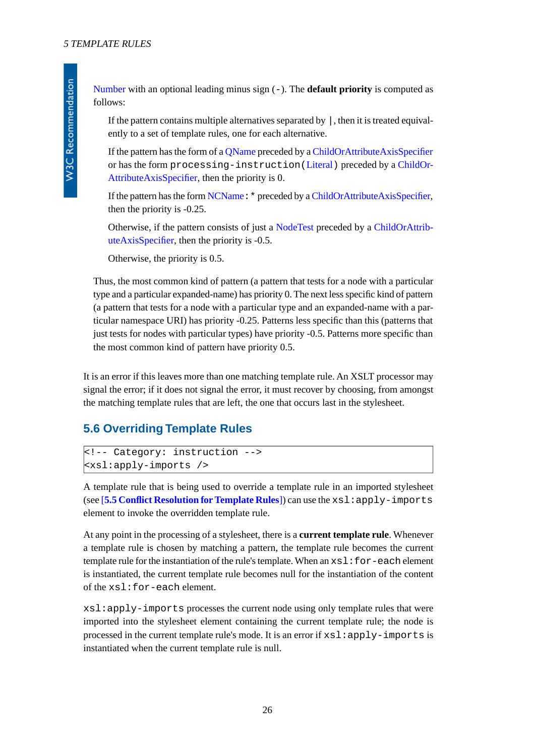Number with an optional leading minus sign (`-`). The **default priority** is computed as follows:

> If the pattern contains multiple alternatives separated by `|`, then it is treated equivalently to a set of template rules, one for each alternative.
>
> If the pattern has the form of a QName preceded by a ChildOrAttributeAxisSpecifier or has the form `processing-instruction(`Literal`)` preceded by a ChildOrAttributeAxisSpecifier, then the priority is 0.
>
> If the pattern has the form NCName`:*` preceded by a ChildOrAttributeAxisSpecifier, then the priority is -0.25.
>
> Otherwise, if the pattern consists of just a NodeTest preceded by a ChildOrAttributeAxisSpecifier, then the priority is -0.5.
>
> Otherwise, the priority is 0.5.

Thus, the most common kind of pattern (a pattern that tests for a node with a particular type and a particular expanded-name) has priority 0. The next less specific kind of pattern (a pattern that tests for a node with a particular type and an expanded-name with a particular namespace URI) has priority -0.25. Patterns less specific than this (patterns that just tests for nodes with particular types) have priority -0.5. Patterns more specific than the most common kind of pattern have priority 0.5.

It is an error if this leaves more than one matching template rule. An XSLT processor may signal the error; if it does not signal the error, it must recover by choosing, from amongst the matching template rules that are left, the one that occurs last in the stylesheet.

## 5.6 Overriding Template Rules

```
<!-- Category: instruction -->
<xsl:apply-imports />
```

A template rule that is being used to override a template rule in an imported stylesheet (see [**5.5 Conflict Resolution for Template Rules**]) can use the `xsl:apply-imports` element to invoke the overridden template rule.

At any point in the processing of a stylesheet, there is a **current template rule**. Whenever a template rule is chosen by matching a pattern, the template rule becomes the current template rule for the instantiation of the rule's template. When an `xsl:for-each` element is instantiated, the current template rule becomes null for the instantiation of the content of the `xsl:for-each` element.

`xsl:apply-imports` processes the current node using only template rules that were imported into the stylesheet element containing the current template rule; the node is processed in the current template rule's mode. It is an error if `xsl:apply-imports` is instantiated when the current template rule is null.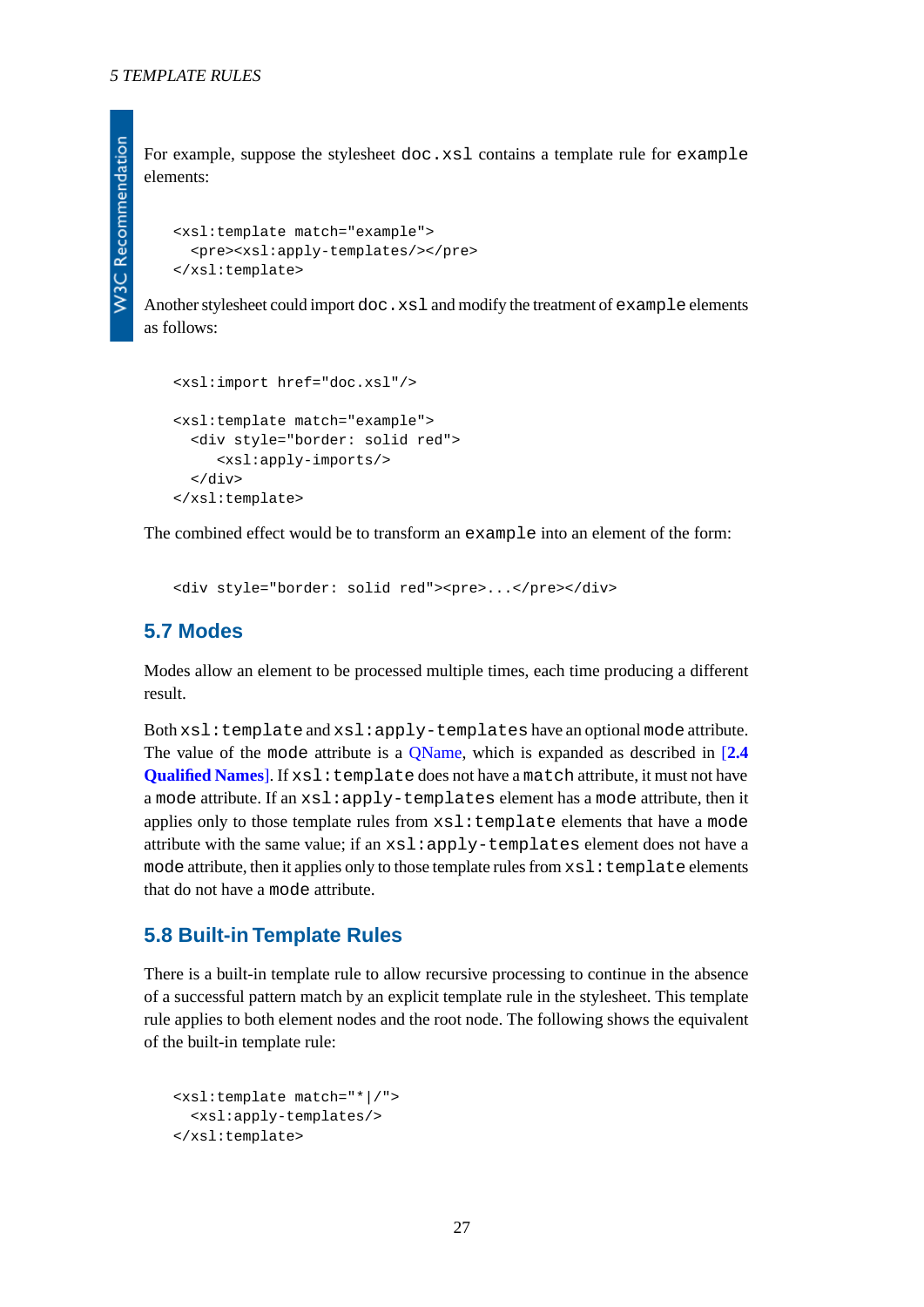For example, suppose the stylesheet `doc.xsl` contains a template rule for `example` elements:

```
<xsl:template match="example">
  <pre><xsl:apply-templates/></pre>
</xsl:template>
```

Another stylesheet could import `doc.xsl` and modify the treatment of `example` elements as follows:

```
<xsl:import href="doc.xsl"/>

<xsl:template match="example">
  <div style="border: solid red">
     <xsl:apply-imports/>
  </div>
</xsl:template>
```

The combined effect would be to transform an `example` into an element of the form:

```
<div style="border: solid red"><pre>...</pre></div>
```

## 5.7 Modes

Modes allow an element to be processed multiple times, each time producing a different result.

Both `xsl:template` and `xsl:apply-templates` have an optional `mode` attribute. The value of the `mode` attribute is a QName, which is expanded as described in [**2.4 Qualified Names**]. If `xsl:template` does not have a `match` attribute, it must not have a `mode` attribute. If an `xsl:apply-templates` element has a `mode` attribute, then it applies only to those template rules from `xsl:template` elements that have a `mode` attribute with the same value; if an `xsl:apply-templates` element does not have a `mode` attribute, then it applies only to those template rules from `xsl:template` elements that do not have a `mode` attribute.

## 5.8 Built-in Template Rules

There is a built-in template rule to allow recursive processing to continue in the absence of a successful pattern match by an explicit template rule in the stylesheet. This template rule applies to both element nodes and the root node. The following shows the equivalent of the built-in template rule:

```
<xsl:template match="*|/">
  <xsl:apply-templates/>
</xsl:template>
```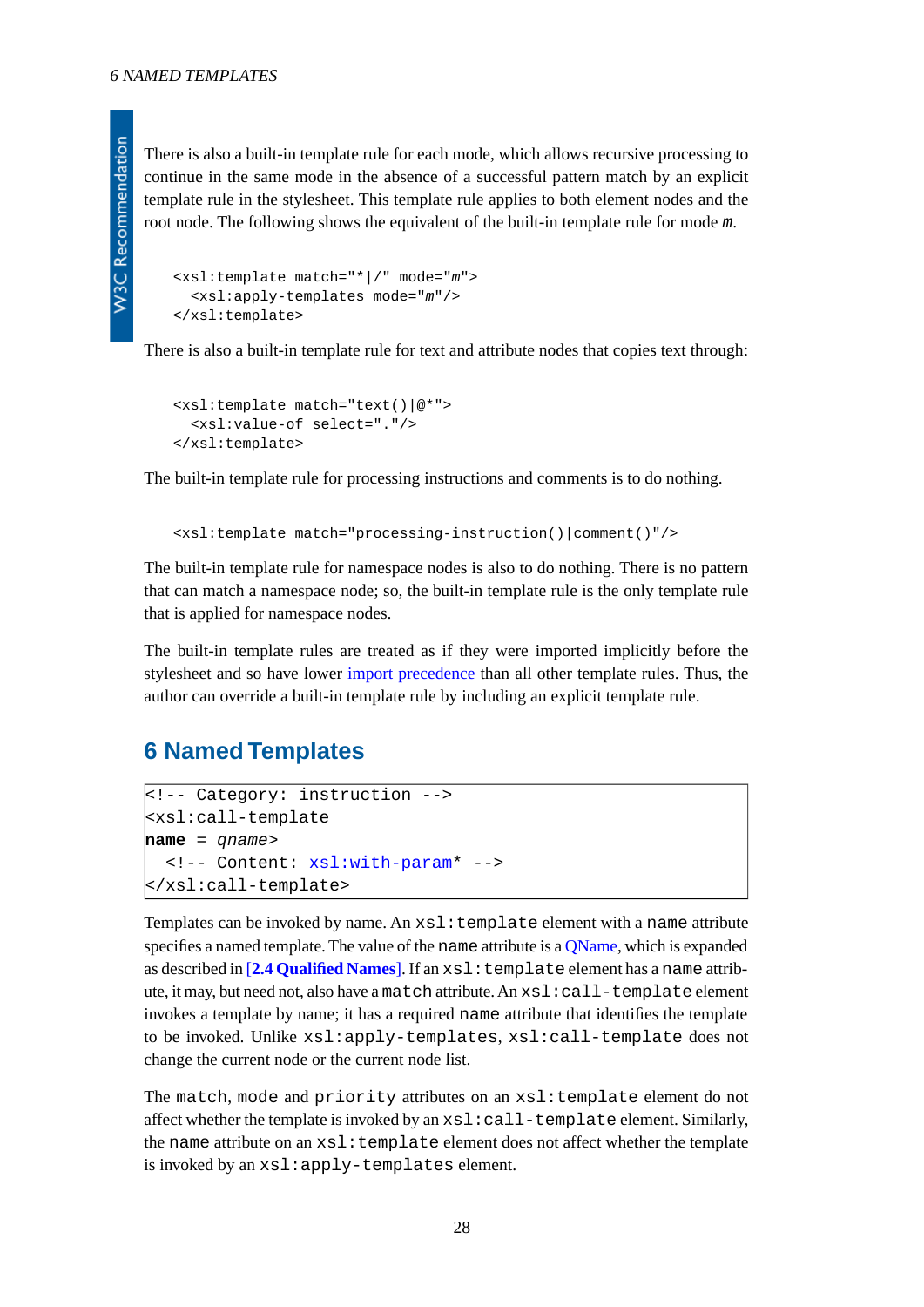There is also a built-in template rule for each mode, which allows recursive processing to continue in the same mode in the absence of a successful pattern match by an explicit template rule in the stylesheet. This template rule applies to both element nodes and the root node. The following shows the equivalent of the built-in template rule for mode *m*.

```
<xsl:template match="*|/" mode="m">
  <xsl:apply-templates mode="m"/>
</xsl:template>
```

There is also a built-in template rule for text and attribute nodes that copies text through:

```
<xsl:template match="text()|@*">
  <xsl:value-of select="."/>
</xsl:template>
```

The built-in template rule for processing instructions and comments is to do nothing.

```
<xsl:template match="processing-instruction()|comment()"/>
```

The built-in template rule for namespace nodes is also to do nothing. There is no pattern that can match a namespace node; so, the built-in template rule is the only template rule that is applied for namespace nodes.

The built-in template rules are treated as if they were imported implicitly before the stylesheet and so have lower import precedence than all other template rules. Thus, the author can override a built-in template rule by including an explicit template rule.

## 6 Named Templates

```
<!-- Category: instruction -->
<xsl:call-template
name = qname>
  <!-- Content: xsl:with-param* -->
</xsl:call-template>
```

Templates can be invoked by name. An `xsl:template` element with a `name` attribute specifies a named template. The value of the `name` attribute is a QName, which is expanded as described in **[2.4 Qualified Names]**. If an `xsl:template` element has a `name` attribute, it may, but need not, also have a `match` attribute. An `xsl:call-template` element invokes a template by name; it has a required `name` attribute that identifies the template to be invoked. Unlike `xsl:apply-templates`, `xsl:call-template` does not change the current node or the current node list.

The `match`, `mode` and `priority` attributes on an `xsl:template` element do not affect whether the template is invoked by an `xsl:call-template` element. Similarly, the `name` attribute on an `xsl:template` element does not affect whether the template is invoked by an `xsl:apply-templates` element.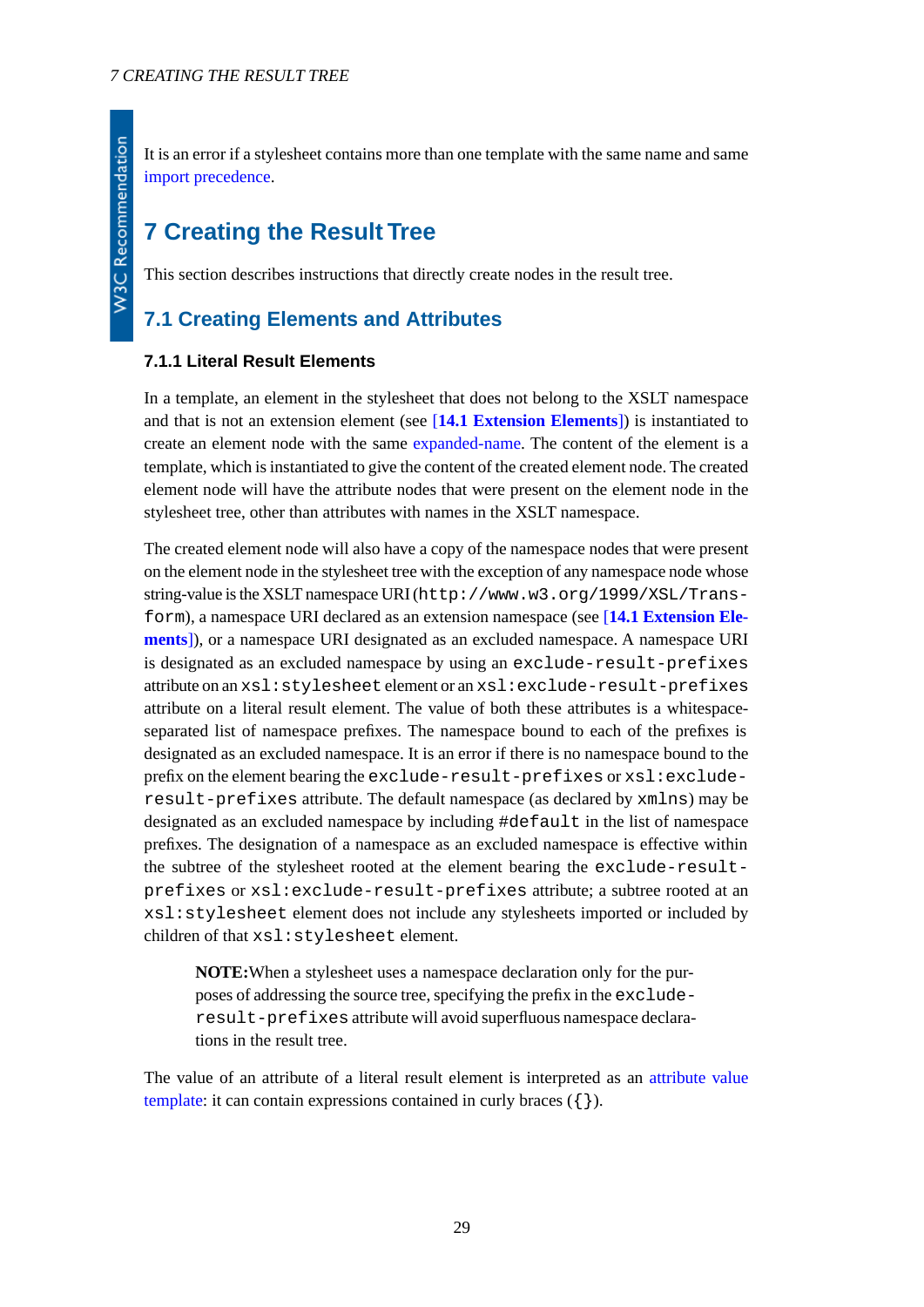It is an error if a stylesheet contains more than one template with the same name and same import precedence.

# 7 Creating the Result Tree

This section describes instructions that directly create nodes in the result tree.

## 7.1 Creating Elements and Attributes

### 7.1.1 Literal Result Elements

In a template, an element in the stylesheet that does not belong to the XSLT namespace and that is not an extension element (see [**14.1 Extension Elements**]) is instantiated to create an element node with the same expanded-name. The content of the element is a template, which is instantiated to give the content of the created element node. The created element node will have the attribute nodes that were present on the element node in the stylesheet tree, other than attributes with names in the XSLT namespace.

The created element node will also have a copy of the namespace nodes that were present on the element node in the stylesheet tree with the exception of any namespace node whose string-value is the XSLT namespace URI (`http://www.w3.org/1999/XSL/Transform`), a namespace URI declared as an extension namespace (see [**14.1 Extension Elements**]), or a namespace URI designated as an excluded namespace. A namespace URI is designated as an excluded namespace by using an `exclude-result-prefixes` attribute on an `xsl:stylesheet` element or an `xsl:exclude-result-prefixes` attribute on a literal result element. The value of both these attributes is a whitespace-separated list of namespace prefixes. The namespace bound to each of the prefixes is designated as an excluded namespace. It is an error if there is no namespace bound to the prefix on the element bearing the `exclude-result-prefixes` or `xsl:exclude-result-prefixes` attribute. The default namespace (as declared by `xmlns`) may be designated as an excluded namespace by including `#default` in the list of namespace prefixes. The designation of a namespace as an excluded namespace is effective within the subtree of the stylesheet rooted at the element bearing the `exclude-result-prefixes` or `xsl:exclude-result-prefixes` attribute; a subtree rooted at an `xsl:stylesheet` element does not include any stylesheets imported or included by children of that `xsl:stylesheet` element.

> **NOTE:**When a stylesheet uses a namespace declaration only for the purposes of addressing the source tree, specifying the prefix in the `exclude-result-prefixes` attribute will avoid superfluous namespace declarations in the result tree.

The value of an attribute of a literal result element is interpreted as an attribute value template: it can contain expressions contained in curly braces (`{}`).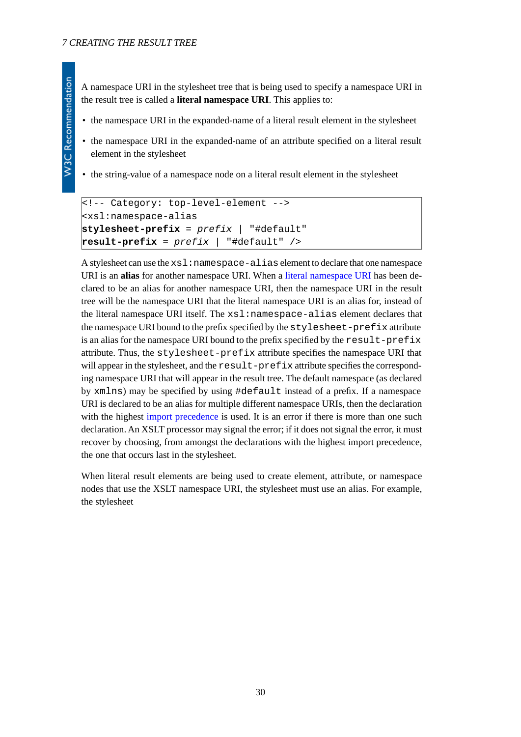A namespace URI in the stylesheet tree that is being used to specify a namespace URI in the result tree is called a **literal namespace URI**. This applies to:

- the namespace URI in the expanded-name of a literal result element in the stylesheet
- the namespace URI in the expanded-name of an attribute specified on a literal result element in the stylesheet
- the string-value of a namespace node on a literal result element in the stylesheet

```
<!-- Category: top-level-element -->
<xsl:namespace-alias
stylesheet-prefix = prefix | "#default"
result-prefix = prefix | "#default" />
```

A stylesheet can use the `xsl:namespace-alias` element to declare that one namespace URI is an **alias** for another namespace URI. When a literal namespace URI has been declared to be an alias for another namespace URI, then the namespace URI in the result tree will be the namespace URI that the literal namespace URI is an alias for, instead of the literal namespace URI itself. The `xsl:namespace-alias` element declares that the namespace URI bound to the prefix specified by the `stylesheet-prefix` attribute is an alias for the namespace URI bound to the prefix specified by the `result-prefix` attribute. Thus, the `stylesheet-prefix` attribute specifies the namespace URI that will appear in the stylesheet, and the `result-prefix` attribute specifies the corresponding namespace URI that will appear in the result tree. The default namespace (as declared by `xmlns`) may be specified by using `#default` instead of a prefix. If a namespace URI is declared to be an alias for multiple different namespace URIs, then the declaration with the highest import precedence is used. It is an error if there is more than one such declaration. An XSLT processor may signal the error; if it does not signal the error, it must recover by choosing, from amongst the declarations with the highest import precedence, the one that occurs last in the stylesheet.

When literal result elements are being used to create element, attribute, or namespace nodes that use the XSLT namespace URI, the stylesheet must use an alias. For example, the stylesheet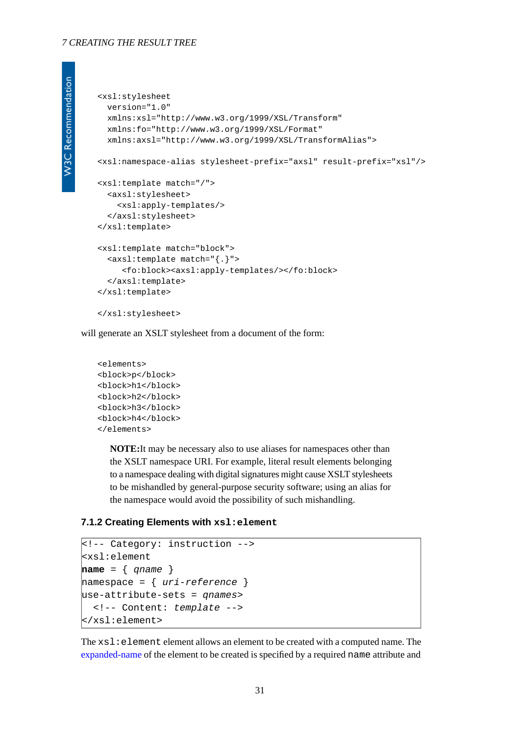```
<xsl:stylesheet
  version="1.0"
  xmlns:xsl="http://www.w3.org/1999/XSL/Transform"
  xmlns:fo="http://www.w3.org/1999/XSL/Format"
  xmlns:axsl="http://www.w3.org/1999/XSL/TransformAlias">

<xsl:namespace-alias stylesheet-prefix="axsl" result-prefix="xsl"/>

<xsl:template match="/">
  <axsl:stylesheet>
    <xsl:apply-templates/>
  </axsl:stylesheet>
</xsl:template>

<xsl:template match="block">
  <axsl:template match="{.}">
     <fo:block><axsl:apply-templates/></fo:block>
  </axsl:template>
</xsl:template>

</xsl:stylesheet>
```

will generate an XSLT stylesheet from a document of the form:

```
<elements>
<block>p</block>
<block>h1</block>
<block>h2</block>
<block>h3</block>
<block>h4</block>
</elements>
```

> **NOTE:** It may be necessary also to use aliases for namespaces other than the XSLT namespace URI. For example, literal result elements belonging to a namespace dealing with digital signatures might cause XSLT stylesheets to be mishandled by general-purpose security software; using an alias for the namespace would avoid the possibility of such mishandling.

### 7.1.2 Creating Elements with `xsl:element`

```
<!-- Category: instruction -->
<xsl:element
name = { qname }
namespace = { uri-reference }
use-attribute-sets = qnames>
  <!-- Content: template -->
</xsl:element>
```

The `xsl:element` element allows an element to be created with a computed name. The expanded-name of the element to be created is specified by a required `name` attribute and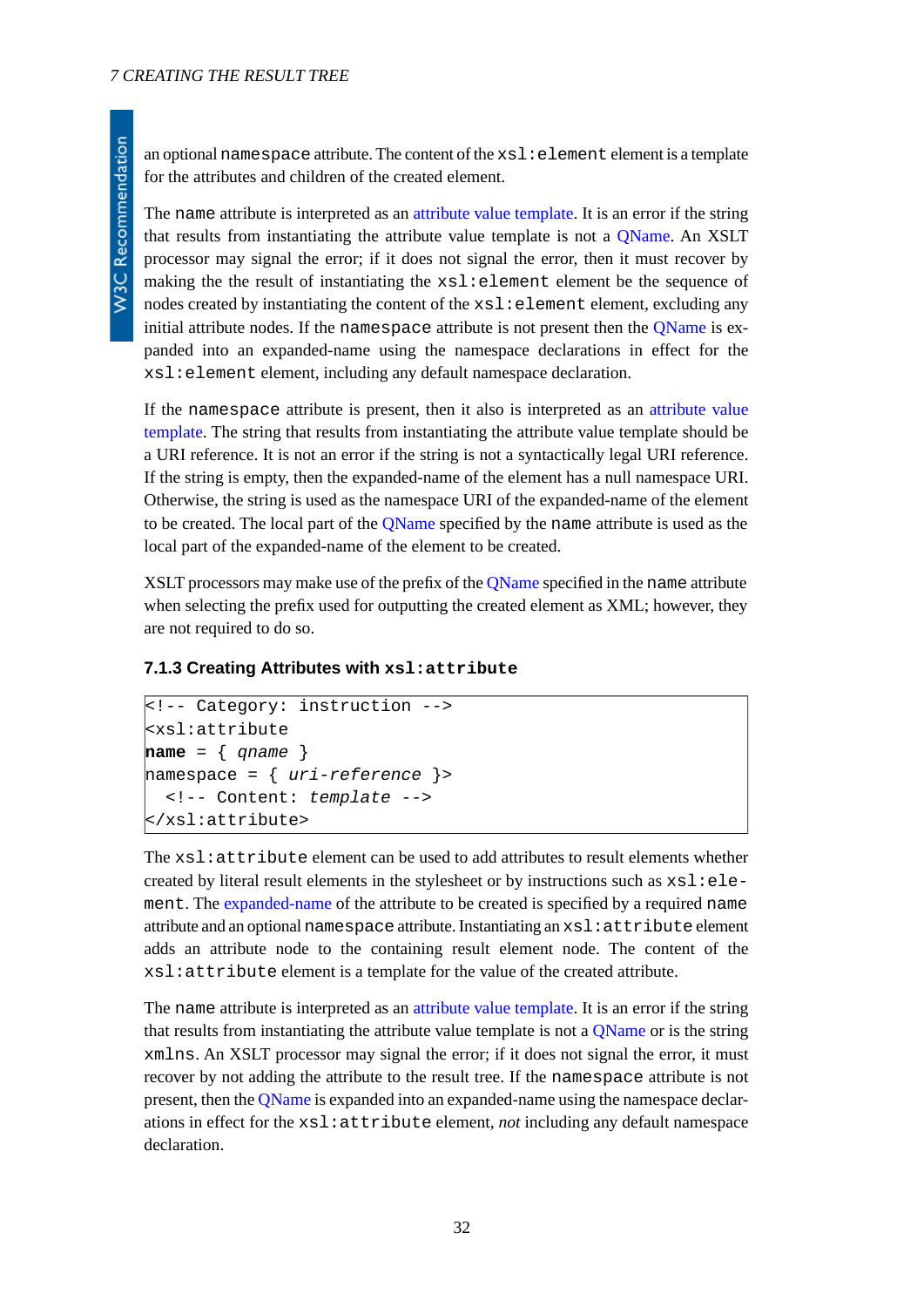an optional `namespace` attribute. The content of the `xsl:element` element is a template for the attributes and children of the created element.

The `name` attribute is interpreted as an attribute value template. It is an error if the string that results from instantiating the attribute value template is not a QName. An XSLT processor may signal the error; if it does not signal the error, then it must recover by making the the result of instantiating the `xsl:element` element be the sequence of nodes created by instantiating the content of the `xsl:element` element, excluding any initial attribute nodes. If the `namespace` attribute is not present then the QName is expanded into an expanded-name using the namespace declarations in effect for the `xsl:element` element, including any default namespace declaration.

If the `namespace` attribute is present, then it also is interpreted as an attribute value template. The string that results from instantiating the attribute value template should be a URI reference. It is not an error if the string is not a syntactically legal URI reference. If the string is empty, then the expanded-name of the element has a null namespace URI. Otherwise, the string is used as the namespace URI of the expanded-name of the element to be created. The local part of the QName specified by the `name` attribute is used as the local part of the expanded-name of the element to be created.

XSLT processors may make use of the prefix of the QName specified in the `name` attribute when selecting the prefix used for outputting the created element as XML; however, they are not required to do so.

### 7.1.3 Creating Attributes with `xsl:attribute`

```
<!-- Category: instruction -->
<xsl:attribute
name = { qname }
namespace = { uri-reference }>
  <!-- Content: template -->
</xsl:attribute>
```

The `xsl:attribute` element can be used to add attributes to result elements whether created by literal result elements in the stylesheet or by instructions such as `xsl:element`. The expanded-name of the attribute to be created is specified by a required `name` attribute and an optional `namespace` attribute. Instantiating an `xsl:attribute` element adds an attribute node to the containing result element node. The content of the `xsl:attribute` element is a template for the value of the created attribute.

The `name` attribute is interpreted as an attribute value template. It is an error if the string that results from instantiating the attribute value template is not a QName or is the string `xmlns`. An XSLT processor may signal the error; if it does not signal the error, it must recover by not adding the attribute to the result tree. If the `namespace` attribute is not present, then the QName is expanded into an expanded-name using the namespace declarations in effect for the `xsl:attribute` element, *not* including any default namespace declaration.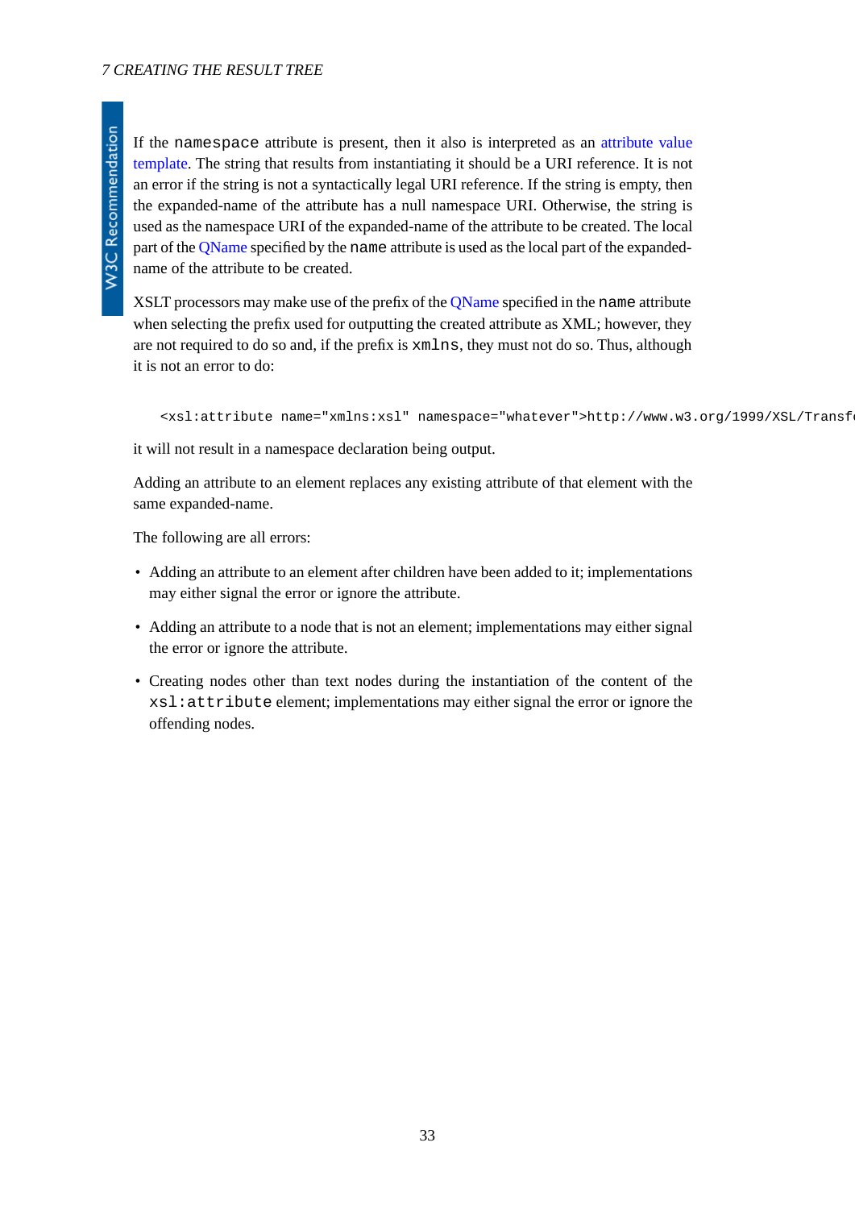If the `namespace` attribute is present, then it also is interpreted as an attribute value template. The string that results from instantiating it should be a URI reference. It is not an error if the string is not a syntactically legal URI reference. If the string is empty, then the expanded-name of the attribute has a null namespace URI. Otherwise, the string is used as the namespace URI of the expanded-name of the attribute to be created. The local part of the QName specified by the `name` attribute is used as the local part of the expanded-name of the attribute to be created.

XSLT processors may make use of the prefix of the QName specified in the `name` attribute when selecting the prefix used for outputting the created attribute as XML; however, they are not required to do so and, if the prefix is `xmlns`, they must not do so. Thus, although it is not an error to do:

```
<xsl:attribute name="xmlns:xsl" namespace="whatever">http://www.w3.org/1999/XSL/Transf
```

it will not result in a namespace declaration being output.

Adding an attribute to an element replaces any existing attribute of that element with the same expanded-name.

The following are all errors:

- Adding an attribute to an element after children have been added to it; implementations may either signal the error or ignore the attribute.
- Adding an attribute to a node that is not an element; implementations may either signal the error or ignore the attribute.
- Creating nodes other than text nodes during the instantiation of the content of the `xsl:attribute` element; implementations may either signal the error or ignore the offending nodes.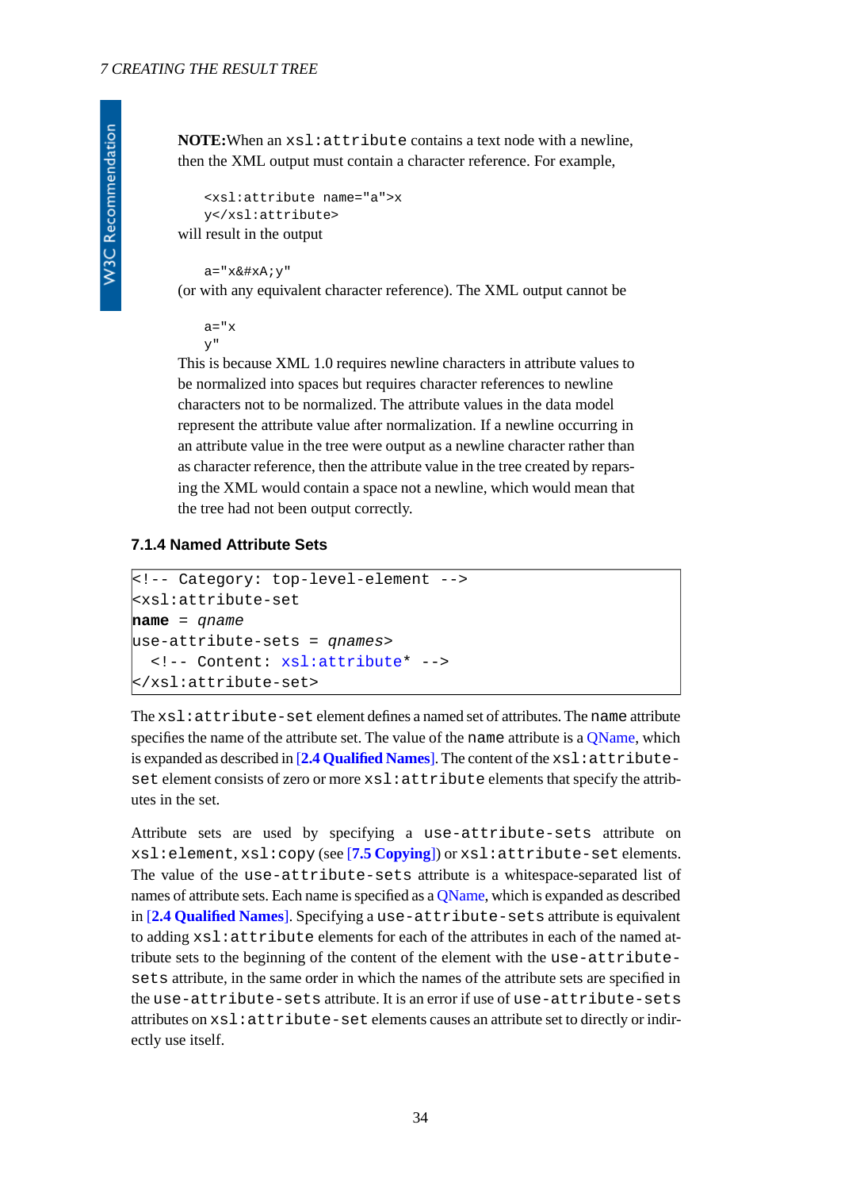**NOTE:** When an `xsl:attribute` contains a text node with a newline, then the XML output must contain a character reference. For example,

```
<xsl:attribute name="a">x
y</xsl:attribute>
```

will result in the output

```
a="x&#xA;y"
```

(or with any equivalent character reference). The XML output cannot be

```
a="x
y"
```

This is because XML 1.0 requires newline characters in attribute values to be normalized into spaces but requires character references to newline characters not to be normalized. The attribute values in the data model represent the attribute value after normalization. If a newline occurring in an attribute value in the tree were output as a newline character rather than as character reference, then the attribute value in the tree created by reparsing the XML would contain a space not a newline, which would mean that the tree had not been output correctly.

### 7.1.4 Named Attribute Sets

```
<!-- Category: top-level-element -->
<xsl:attribute-set
name = qname
use-attribute-sets = qnames>
  <!-- Content: xsl:attribute* -->
</xsl:attribute-set>
```

The `xsl:attribute-set` element defines a named set of attributes. The `name` attribute specifies the name of the attribute set. The value of the `name` attribute is a QName, which is expanded as described in **[2.4 Qualified Names]**. The content of the `xsl:attribute-set` element consists of zero or more `xsl:attribute` elements that specify the attributes in the set.

Attribute sets are used by specifying a `use-attribute-sets` attribute on `xsl:element`, `xsl:copy` (see **[7.5 Copying]**) or `xsl:attribute-set` elements. The value of the `use-attribute-sets` attribute is a whitespace-separated list of names of attribute sets. Each name is specified as a QName, which is expanded as described in **[2.4 Qualified Names]**. Specifying a `use-attribute-sets` attribute is equivalent to adding `xsl:attribute` elements for each of the attributes in each of the named attribute sets to the beginning of the content of the element with the `use-attribute-sets` attribute, in the same order in which the names of the attribute sets are specified in the `use-attribute-sets` attribute. It is an error if use of `use-attribute-sets` attributes on `xsl:attribute-set` elements causes an attribute set to directly or indirectly use itself.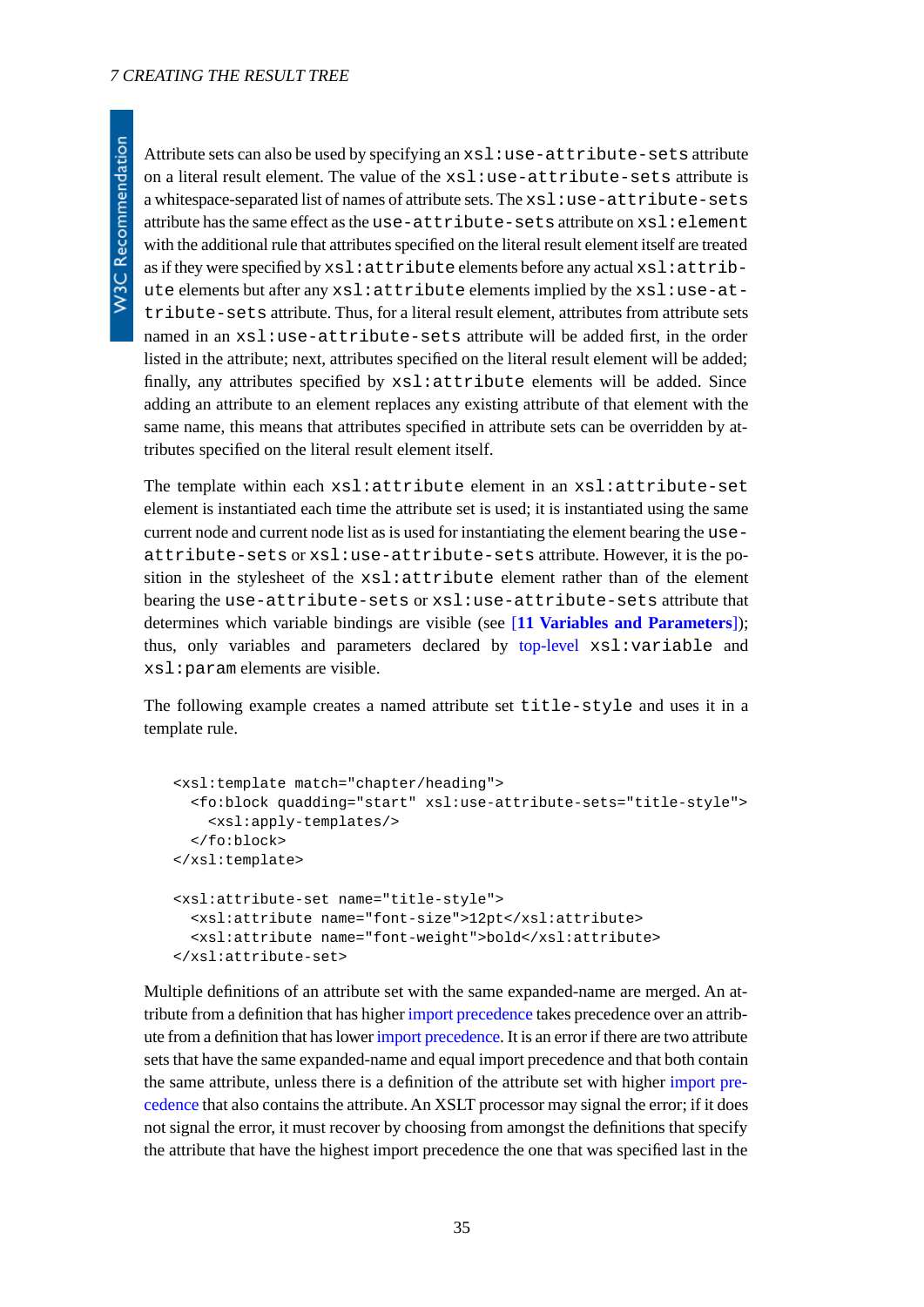Attribute sets can also be used by specifying an `xsl:use-attribute-sets` attribute on a literal result element. The value of the `xsl:use-attribute-sets` attribute is a whitespace-separated list of names of attribute sets. The `xsl:use-attribute-sets` attribute has the same effect as the `use-attribute-sets` attribute on `xsl:element` with the additional rule that attributes specified on the literal result element itself are treated as if they were specified by `xsl:attribute` elements before any actual `xsl:attribute` elements but after any `xsl:attribute` elements implied by the `xsl:use-attribute-sets` attribute. Thus, for a literal result element, attributes from attribute sets named in an `xsl:use-attribute-sets` attribute will be added first, in the order listed in the attribute; next, attributes specified on the literal result element will be added; finally, any attributes specified by `xsl:attribute` elements will be added. Since adding an attribute to an element replaces any existing attribute of that element with the same name, this means that attributes specified in attribute sets can be overridden by attributes specified on the literal result element itself.

The template within each `xsl:attribute` element in an `xsl:attribute-set` element is instantiated each time the attribute set is used; it is instantiated using the same current node and current node list as is used for instantiating the element bearing the `use-attribute-sets` or `xsl:use-attribute-sets` attribute. However, it is the position in the stylesheet of the `xsl:attribute` element rather than of the element bearing the `use-attribute-sets` or `xsl:use-attribute-sets` attribute that determines which variable bindings are visible (see [**11 Variables and Parameters**]); thus, only variables and parameters declared by top-level `xsl:variable` and `xsl:param` elements are visible.

The following example creates a named attribute set `title-style` and uses it in a template rule.

```
<xsl:template match="chapter/heading">
  <fo:block quadding="start" xsl:use-attribute-sets="title-style">
    <xsl:apply-templates/>
  </fo:block>
</xsl:template>

<xsl:attribute-set name="title-style">
  <xsl:attribute name="font-size">12pt</xsl:attribute>
  <xsl:attribute name="font-weight">bold</xsl:attribute>
</xsl:attribute-set>
```

Multiple definitions of an attribute set with the same expanded-name are merged. An attribute from a definition that has higher import precedence takes precedence over an attribute from a definition that has lower import precedence. It is an error if there are two attribute sets that have the same expanded-name and equal import precedence and that both contain the same attribute, unless there is a definition of the attribute set with higher import precedence that also contains the attribute. An XSLT processor may signal the error; if it does not signal the error, it must recover by choosing from amongst the definitions that specify the attribute that have the highest import precedence the one that was specified last in the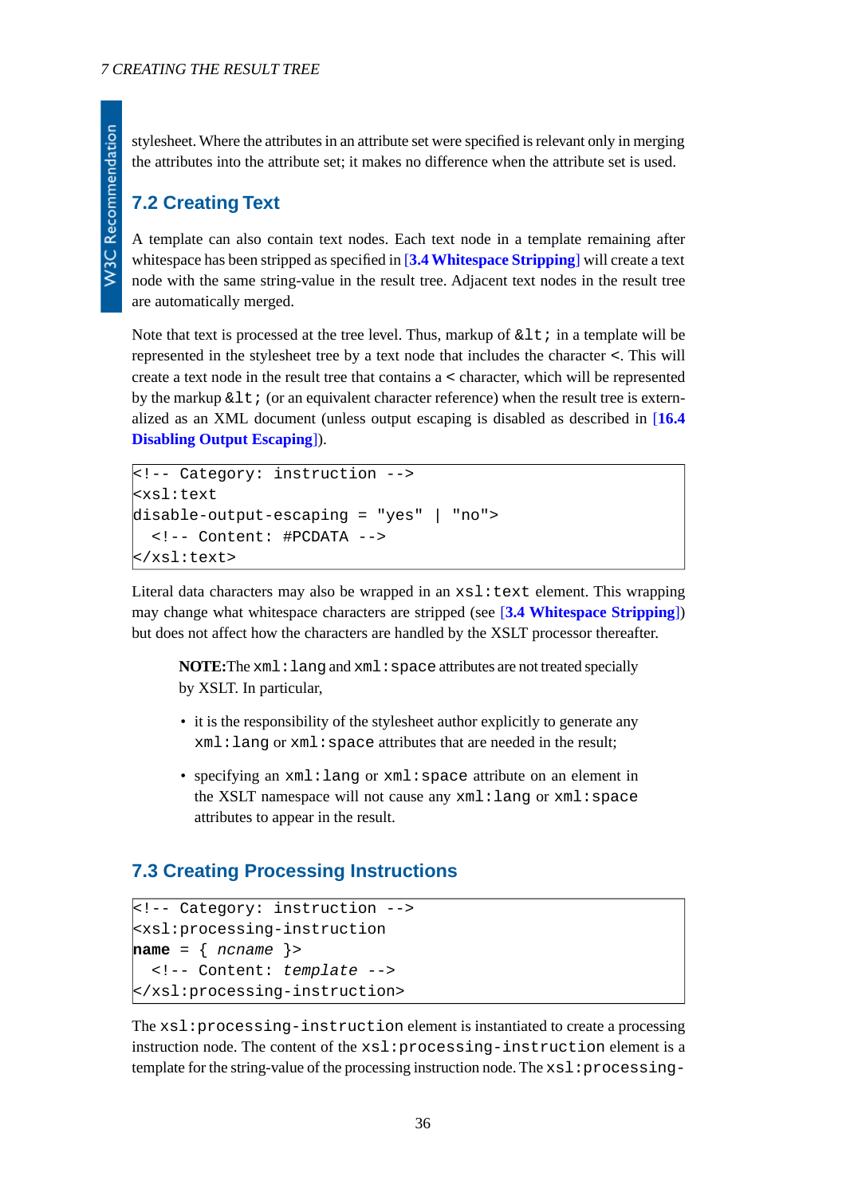stylesheet. Where the attributes in an attribute set were specified is relevant only in merging the attributes into the attribute set; it makes no difference when the attribute set is used.

## 7.2 Creating Text

A template can also contain text nodes. Each text node in a template remaining after whitespace has been stripped as specified in [3.4 Whitespace Stripping] will create a text node with the same string-value in the result tree. Adjacent text nodes in the result tree are automatically merged.

Note that text is processed at the tree level. Thus, markup of `&lt;` in a template will be represented in the stylesheet tree by a text node that includes the character `<`. This will create a text node in the result tree that contains a `<` character, which will be represented by the markup `&lt;` (or an equivalent character reference) when the result tree is externalized as an XML document (unless output escaping is disabled as described in [16.4 Disabling Output Escaping]).

```
<!-- Category: instruction -->
<xsl:text
disable-output-escaping = "yes" | "no">
  <!-- Content: #PCDATA -->
</xsl:text>
```

Literal data characters may also be wrapped in an `xsl:text` element. This wrapping may change what whitespace characters are stripped (see [3.4 Whitespace Stripping]) but does not affect how the characters are handled by the XSLT processor thereafter.

> **NOTE:**The `xml:lang` and `xml:space` attributes are not treated specially by XSLT. In particular,
>
> - it is the responsibility of the stylesheet author explicitly to generate any `xml:lang` or `xml:space` attributes that are needed in the result;
> - specifying an `xml:lang` or `xml:space` attribute on an element in the XSLT namespace will not cause any `xml:lang` or `xml:space` attributes to appear in the result.

## 7.3 Creating Processing Instructions

```
<!-- Category: instruction -->
<xsl:processing-instruction
name = { ncname }>
  <!-- Content: template -->
</xsl:processing-instruction>
```

The `xsl:processing-instruction` element is instantiated to create a processing instruction node. The content of the `xsl:processing-instruction` element is a template for the string-value of the processing instruction node. The `xsl:processing-`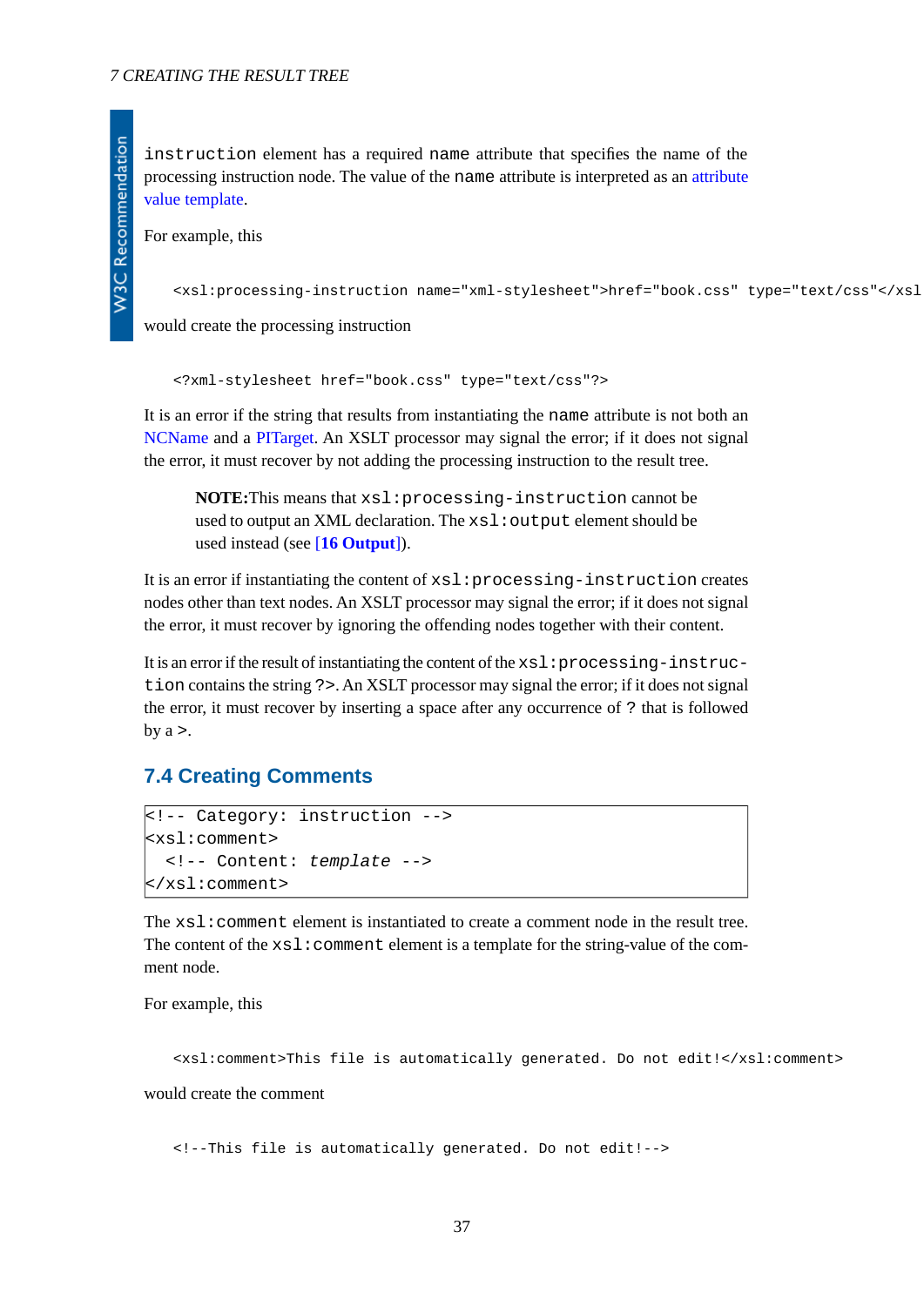`instruction` element has a required `name` attribute that specifies the name of the processing instruction node. The value of the `name` attribute is interpreted as an attribute value template.

For example, this

```
<xsl:processing-instruction name="xml-stylesheet">href="book.css" type="text/css"</xsl
```

would create the processing instruction

```
<?xml-stylesheet href="book.css" type="text/css"?>
```

It is an error if the string that results from instantiating the `name` attribute is not both an NCName and a PITarget. An XSLT processor may signal the error; if it does not signal the error, it must recover by not adding the processing instruction to the result tree.

> **NOTE:**This means that `xsl:processing-instruction` cannot be used to output an XML declaration. The `xsl:output` element should be used instead (see **[16 Output]**).

It is an error if instantiating the content of `xsl:processing-instruction` creates nodes other than text nodes. An XSLT processor may signal the error; if it does not signal the error, it must recover by ignoring the offending nodes together with their content.

It is an error if the result of instantiating the content of the `xsl:processing-instruction` contains the string `?>`. An XSLT processor may signal the error; if it does not signal the error, it must recover by inserting a space after any occurrence of `?` that is followed by a `>`.

## 7.4 Creating Comments

```
<!-- Category: instruction -->
<xsl:comment>
  <!-- Content: template -->
</xsl:comment>
```

The `xsl:comment` element is instantiated to create a comment node in the result tree. The content of the `xsl:comment` element is a template for the string-value of the comment node.

For example, this

```
<xsl:comment>This file is automatically generated. Do not edit!</xsl:comment>
```

would create the comment

```
<!--This file is automatically generated. Do not edit!-->
```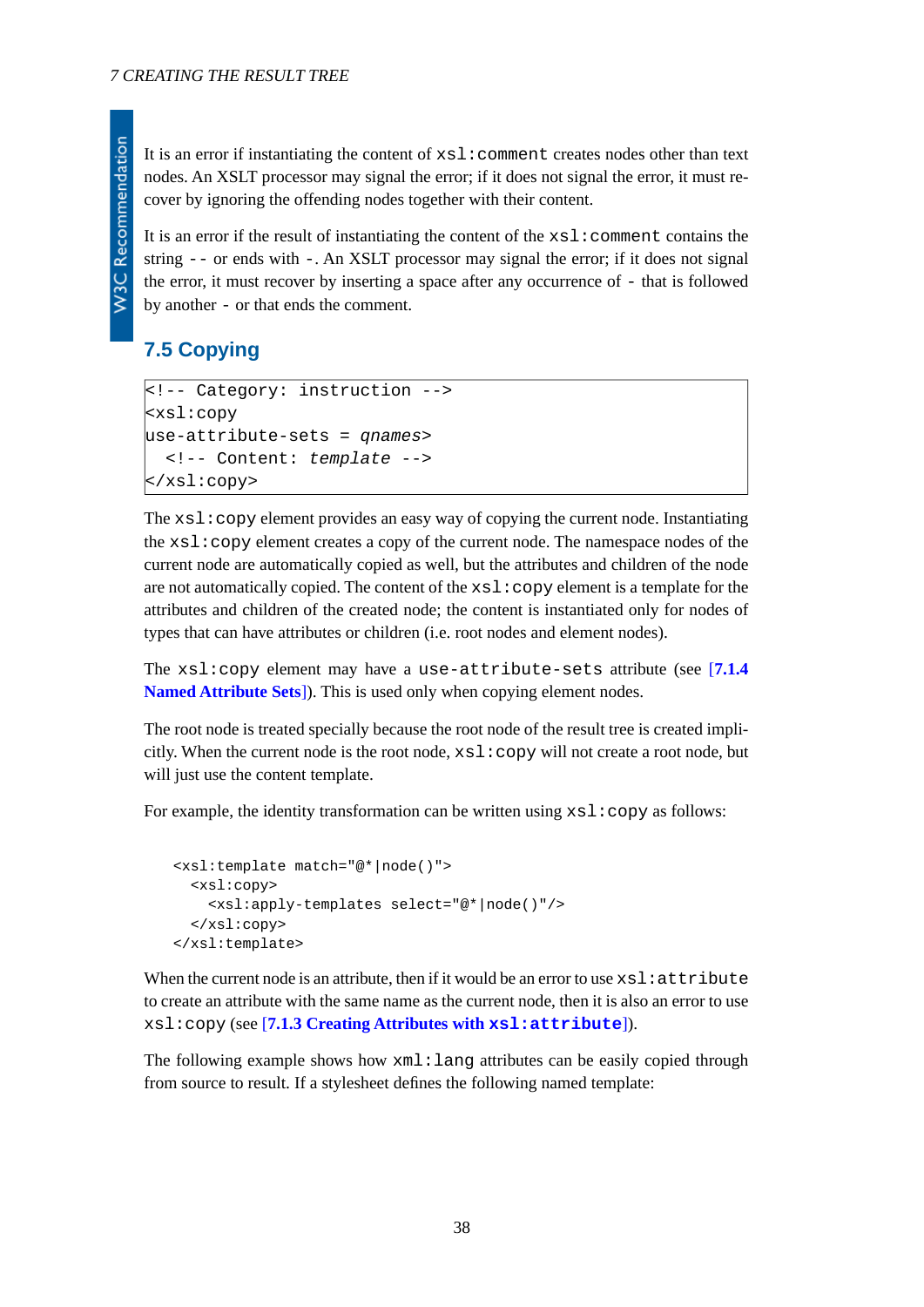It is an error if instantiating the content of `xsl:comment` creates nodes other than text nodes. An XSLT processor may signal the error; if it does not signal the error, it must recover by ignoring the offending nodes together with their content.

It is an error if the result of instantiating the content of the `xsl:comment` contains the string `--` or ends with `-`. An XSLT processor may signal the error; if it does not signal the error, it must recover by inserting a space after any occurrence of `-` that is followed by another `-` or that ends the comment.

## 7.5 Copying

```
<!-- Category: instruction -->
<xsl:copy
use-attribute-sets = qnames>
  <!-- Content: template -->
</xsl:copy>
```

The `xsl:copy` element provides an easy way of copying the current node. Instantiating the `xsl:copy` element creates a copy of the current node. The namespace nodes of the current node are automatically copied as well, but the attributes and children of the node are not automatically copied. The content of the `xsl:copy` element is a template for the attributes and children of the created node; the content is instantiated only for nodes of types that can have attributes or children (i.e. root nodes and element nodes).

The `xsl:copy` element may have a `use-attribute-sets` attribute (see **[7.1.4 Named Attribute Sets]**). This is used only when copying element nodes.

The root node is treated specially because the root node of the result tree is created implicitly. When the current node is the root node, `xsl:copy` will not create a root node, but will just use the content template.

For example, the identity transformation can be written using `xsl:copy` as follows:

```
<xsl:template match="@*|node()">
  <xsl:copy>
    <xsl:apply-templates select="@*|node()"/>
  </xsl:copy>
</xsl:template>
```

When the current node is an attribute, then if it would be an error to use `xsl:attribute` to create an attribute with the same name as the current node, then it is also an error to use `xsl:copy` (see **[7.1.3 Creating Attributes with `xsl:attribute`]**).

The following example shows how `xml:lang` attributes can be easily copied through from source to result. If a stylesheet defines the following named template: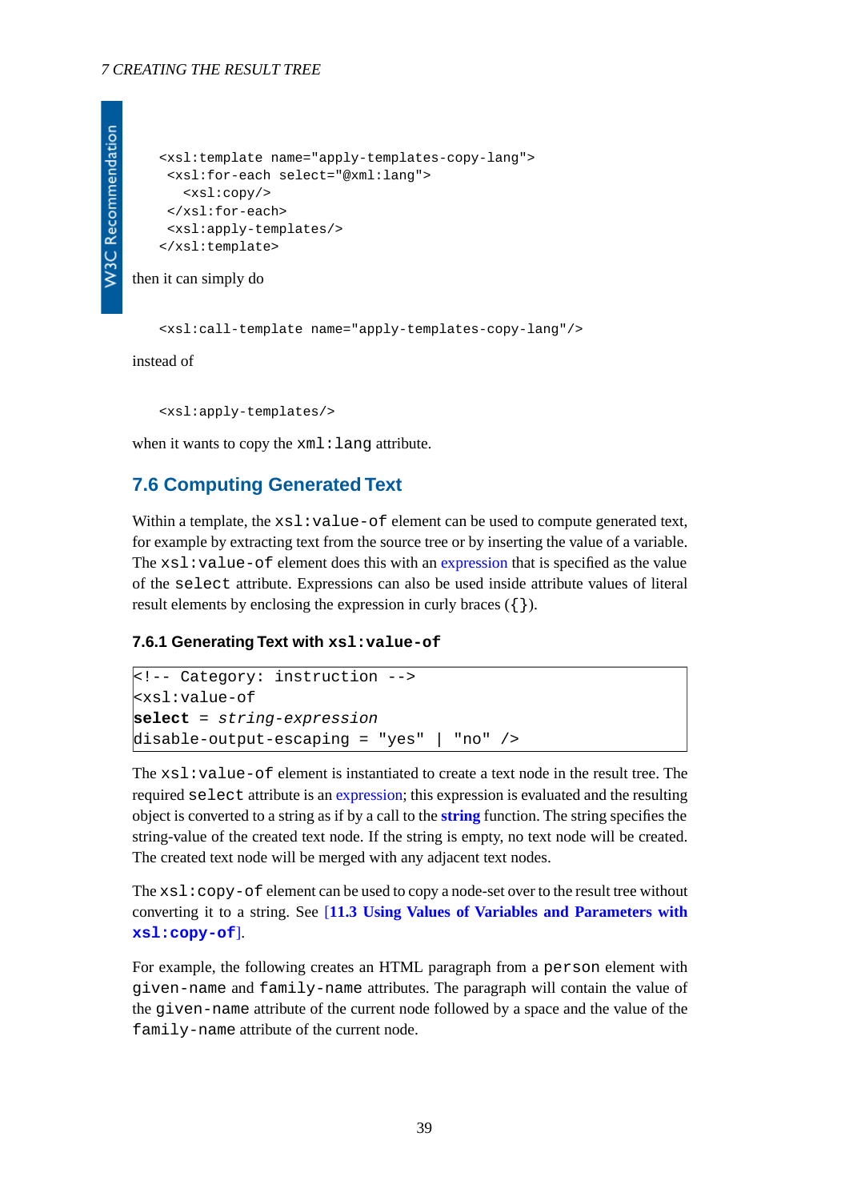```
<xsl:template name="apply-templates-copy-lang">
 <xsl:for-each select="@xml:lang">
   <xsl:copy/>
 </xsl:for-each>
 <xsl:apply-templates/>
</xsl:template>
```

then it can simply do

```
<xsl:call-template name="apply-templates-copy-lang"/>
```

instead of

```
<xsl:apply-templates/>
```

when it wants to copy the `xml:lang` attribute.

## 7.6 Computing Generated Text

Within a template, the `xsl:value-of` element can be used to compute generated text, for example by extracting text from the source tree or by inserting the value of a variable. The `xsl:value-of` element does this with an expression that is specified as the value of the `select` attribute. Expressions can also be used inside attribute values of literal result elements by enclosing the expression in curly braces (`{}`).

### 7.6.1 Generating Text with `xsl:value-of`

```
<!-- Category: instruction -->
<xsl:value-of
select = string-expression
disable-output-escaping = "yes" | "no" />
```

The `xsl:value-of` element is instantiated to create a text node in the result tree. The required `select` attribute is an expression; this expression is evaluated and the resulting object is converted to a string as if by a call to the **string** function. The string specifies the string-value of the created text node. If the string is empty, no text node will be created. The created text node will be merged with any adjacent text nodes.

The `xsl:copy-of` element can be used to copy a node-set over to the result tree without converting it to a string. See [**11.3 Using Values of Variables and Parameters with `xsl:copy-of`**].

For example, the following creates an HTML paragraph from a `person` element with `given-name` and `family-name` attributes. The paragraph will contain the value of the `given-name` attribute of the current node followed by a space and the value of the `family-name` attribute of the current node.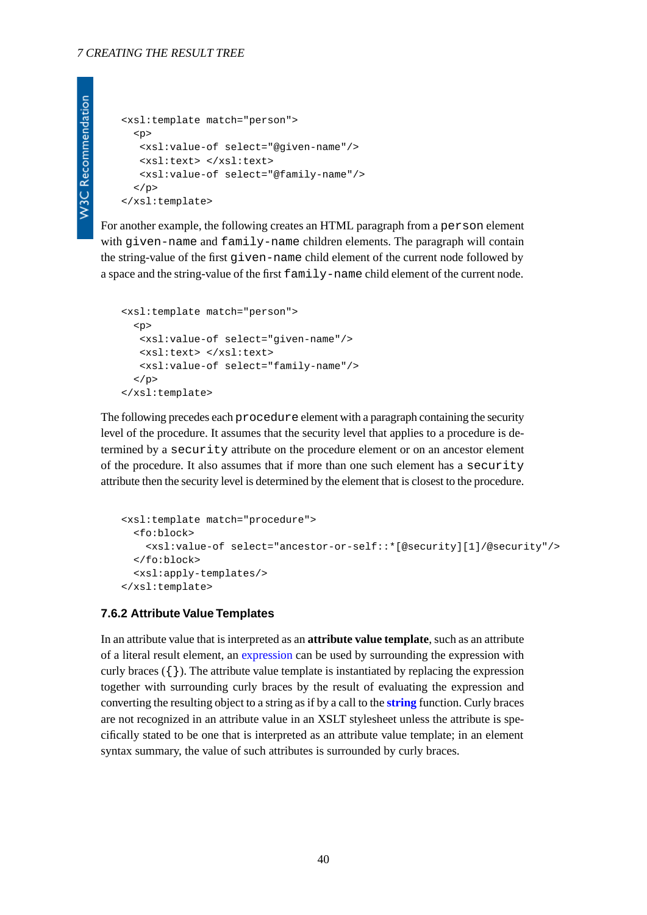```
<xsl:template match="person">
  <p>
   <xsl:value-of select="@given-name"/>
   <xsl:text> </xsl:text>
   <xsl:value-of select="@family-name"/>
  </p>
</xsl:template>
```

For another example, the following creates an HTML paragraph from a `person` element with `given-name` and `family-name` children elements. The paragraph will contain the string-value of the first `given-name` child element of the current node followed by a space and the string-value of the first `family-name` child element of the current node.

```
<xsl:template match="person">
  <p>
   <xsl:value-of select="given-name"/>
   <xsl:text> </xsl:text>
   <xsl:value-of select="family-name"/>
  </p>
</xsl:template>
```

The following precedes each `procedure` element with a paragraph containing the security level of the procedure. It assumes that the security level that applies to a procedure is determined by a `security` attribute on the procedure element or on an ancestor element of the procedure. It also assumes that if more than one such element has a `security` attribute then the security level is determined by the element that is closest to the procedure.

```
<xsl:template match="procedure">
  <fo:block>
    <xsl:value-of select="ancestor-or-self::*[@security][1]/@security"/>
  </fo:block>
  <xsl:apply-templates/>
</xsl:template>
```

### 7.6.2 Attribute Value Templates

In an attribute value that is interpreted as an **attribute value template**, such as an attribute of a literal result element, an expression can be used by surrounding the expression with curly braces (`{}`). The attribute value template is instantiated by replacing the expression together with surrounding curly braces by the result of evaluating the expression and converting the resulting object to a string as if by a call to the **string** function. Curly braces are not recognized in an attribute value in an XSLT stylesheet unless the attribute is specifically stated to be one that is interpreted as an attribute value template; in an element syntax summary, the value of such attributes is surrounded by curly braces.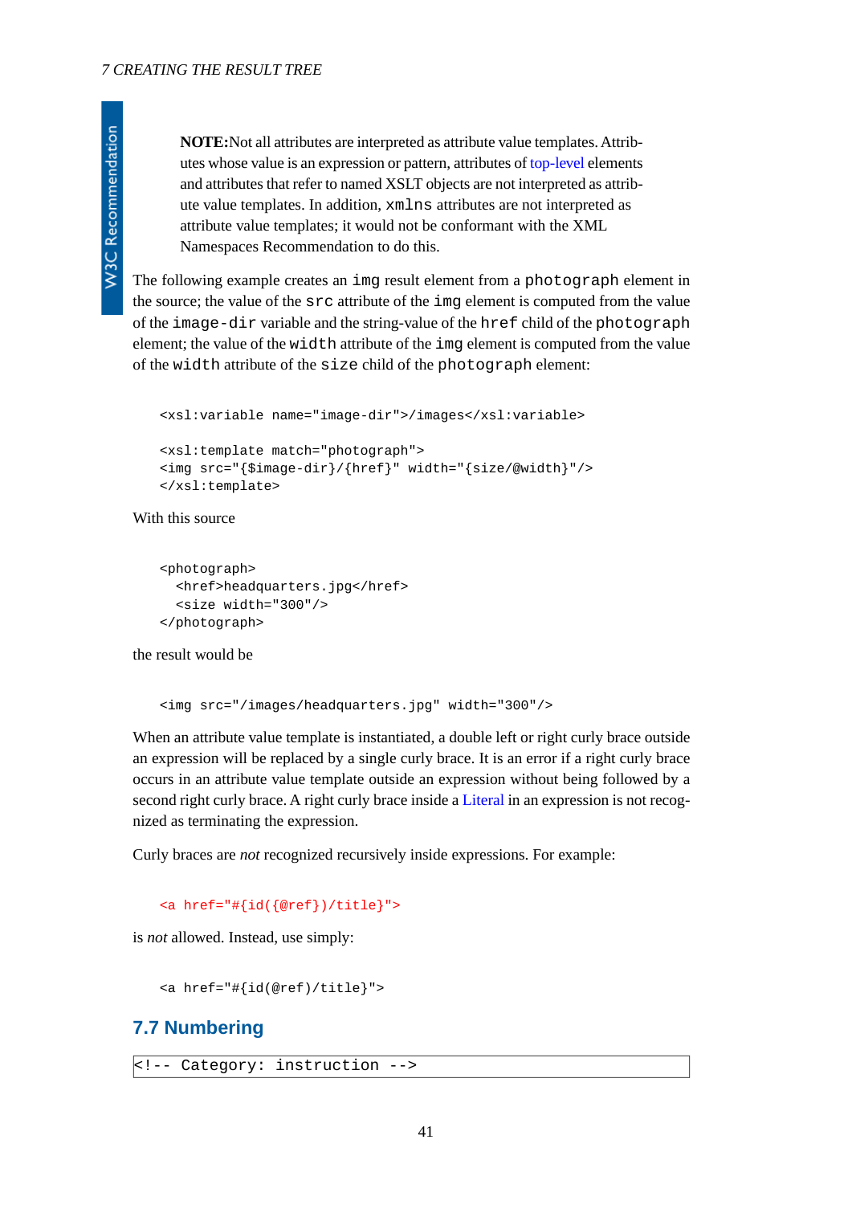**NOTE:** Not all attributes are interpreted as attribute value templates. Attributes whose value is an expression or pattern, attributes of top-level elements and attributes that refer to named XSLT objects are not interpreted as attribute value templates. In addition, `xmlns` attributes are not interpreted as attribute value templates; it would not be conformant with the XML Namespaces Recommendation to do this.

The following example creates an `img` result element from a `photograph` element in the source; the value of the `src` attribute of the `img` element is computed from the value of the `image-dir` variable and the string-value of the `href` child of the `photograph` element; the value of the `width` attribute of the `img` element is computed from the value of the `width` attribute of the `size` child of the `photograph` element:

```
<xsl:variable name="image-dir">/images</xsl:variable>

<xsl:template match="photograph">
<img src="{$image-dir}/{href}" width="{size/@width}"/>
</xsl:template>
```

With this source

```
<photograph>
  <href>headquarters.jpg</href>
  <size width="300"/>
</photograph>
```

the result would be

```
<img src="/images/headquarters.jpg" width="300"/>
```

When an attribute value template is instantiated, a double left or right curly brace outside an expression will be replaced by a single curly brace. It is an error if a right curly brace occurs in an attribute value template outside an expression without being followed by a second right curly brace. A right curly brace inside a Literal in an expression is not recognized as terminating the expression.

Curly braces are *not* recognized recursively inside expressions. For example:

```
<a href="#{id({@ref})/title}">
```

is *not* allowed. Instead, use simply:

```
<a href="#{id(@ref)/title}">
```

## 7.7 Numbering

```
<!-- Category: instruction -->
```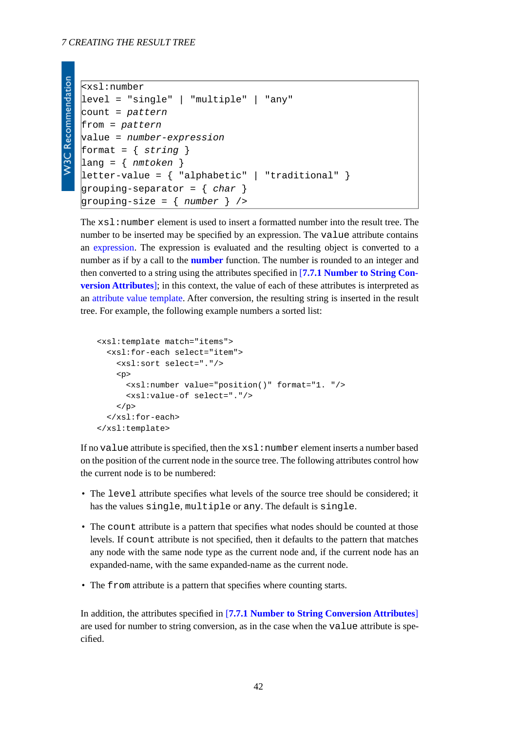```
<xsl:number
level = "single" | "multiple" | "any"
count = pattern
from = pattern
value = number-expression
format = { string }
lang = { nmtoken }
letter-value = { "alphabetic" | "traditional" }
grouping-separator = { char }
grouping-size = { number } />
```

The `xsl:number` element is used to insert a formatted number into the result tree. The number to be inserted may be specified by an expression. The `value` attribute contains an expression. The expression is evaluated and the resulting object is converted to a number as if by a call to the **number** function. The number is rounded to an integer and then converted to a string using the attributes specified in **[7.7.1 Number to String Conversion Attributes]**; in this context, the value of each of these attributes is interpreted as an attribute value template. After conversion, the resulting string is inserted in the result tree. For example, the following example numbers a sorted list:

```
<xsl:template match="items">
  <xsl:for-each select="item">
    <xsl:sort select="."/>
    <p>
      <xsl:number value="position()" format="1. "/>
      <xsl:value-of select="."/>
    </p>
  </xsl:for-each>
</xsl:template>
```

If no `value` attribute is specified, then the `xsl:number` element inserts a number based on the position of the current node in the source tree. The following attributes control how the current node is to be numbered:

- The `level` attribute specifies what levels of the source tree should be considered; it has the values `single`, `multiple` or `any`. The default is `single`.
- The `count` attribute is a pattern that specifies what nodes should be counted at those levels. If `count` attribute is not specified, then it defaults to the pattern that matches any node with the same node type as the current node and, if the current node has an expanded-name, with the same expanded-name as the current node.
- The `from` attribute is a pattern that specifies where counting starts.

In addition, the attributes specified in **[7.7.1 Number to String Conversion Attributes]** are used for number to string conversion, as in the case when the `value` attribute is specified.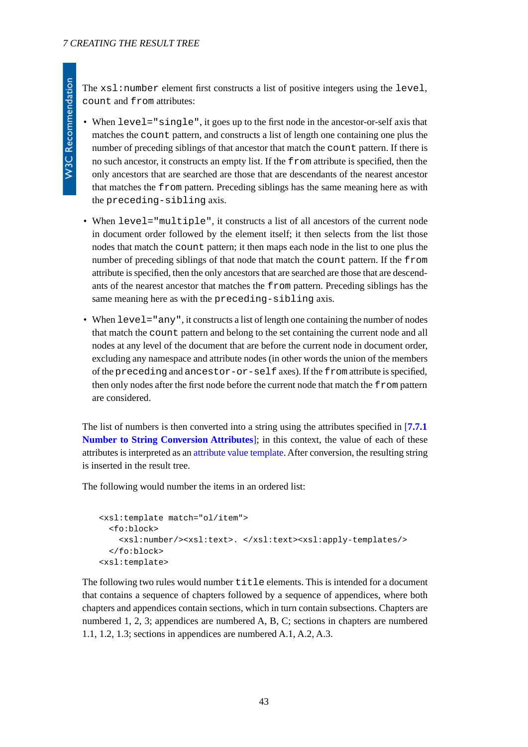The `xsl:number` element first constructs a list of positive integers using the `level`, `count` and `from` attributes:

- When `level="single"`, it goes up to the first node in the ancestor-or-self axis that matches the `count` pattern, and constructs a list of length one containing one plus the number of preceding siblings of that ancestor that match the `count` pattern. If there is no such ancestor, it constructs an empty list. If the `from` attribute is specified, then the only ancestors that are searched are those that are descendants of the nearest ancestor that matches the `from` pattern. Preceding siblings has the same meaning here as with the `preceding-sibling` axis.
- When `level="multiple"`, it constructs a list of all ancestors of the current node in document order followed by the element itself; it then selects from the list those nodes that match the `count` pattern; it then maps each node in the list to one plus the number of preceding siblings of that node that match the `count` pattern. If the `from` attribute is specified, then the only ancestors that are searched are those that are descendants of the nearest ancestor that matches the `from` pattern. Preceding siblings has the same meaning here as with the `preceding-sibling` axis.
- When `level="any"`, it constructs a list of length one containing the number of nodes that match the `count` pattern and belong to the set containing the current node and all nodes at any level of the document that are before the current node in document order, excluding any namespace and attribute nodes (in other words the union of the members of the `preceding` and `ancestor-or-self` axes). If the `from` attribute is specified, then only nodes after the first node before the current node that match the `from` pattern are considered.

The list of numbers is then converted into a string using the attributes specified in [**7.7.1 Number to String Conversion Attributes**]; in this context, the value of each of these attributes is interpreted as an attribute value template. After conversion, the resulting string is inserted in the result tree.

The following would number the items in an ordered list:

```
<xsl:template match="ol/item">
  <fo:block>
    <xsl:number/><xsl:text>. </xsl:text><xsl:apply-templates/>
  </fo:block>
<xsl:template>
```

The following two rules would number `title` elements. This is intended for a document that contains a sequence of chapters followed by a sequence of appendices, where both chapters and appendices contain sections, which in turn contain subsections. Chapters are numbered 1, 2, 3; appendices are numbered A, B, C; sections in chapters are numbered 1.1, 1.2, 1.3; sections in appendices are numbered A.1, A.2, A.3.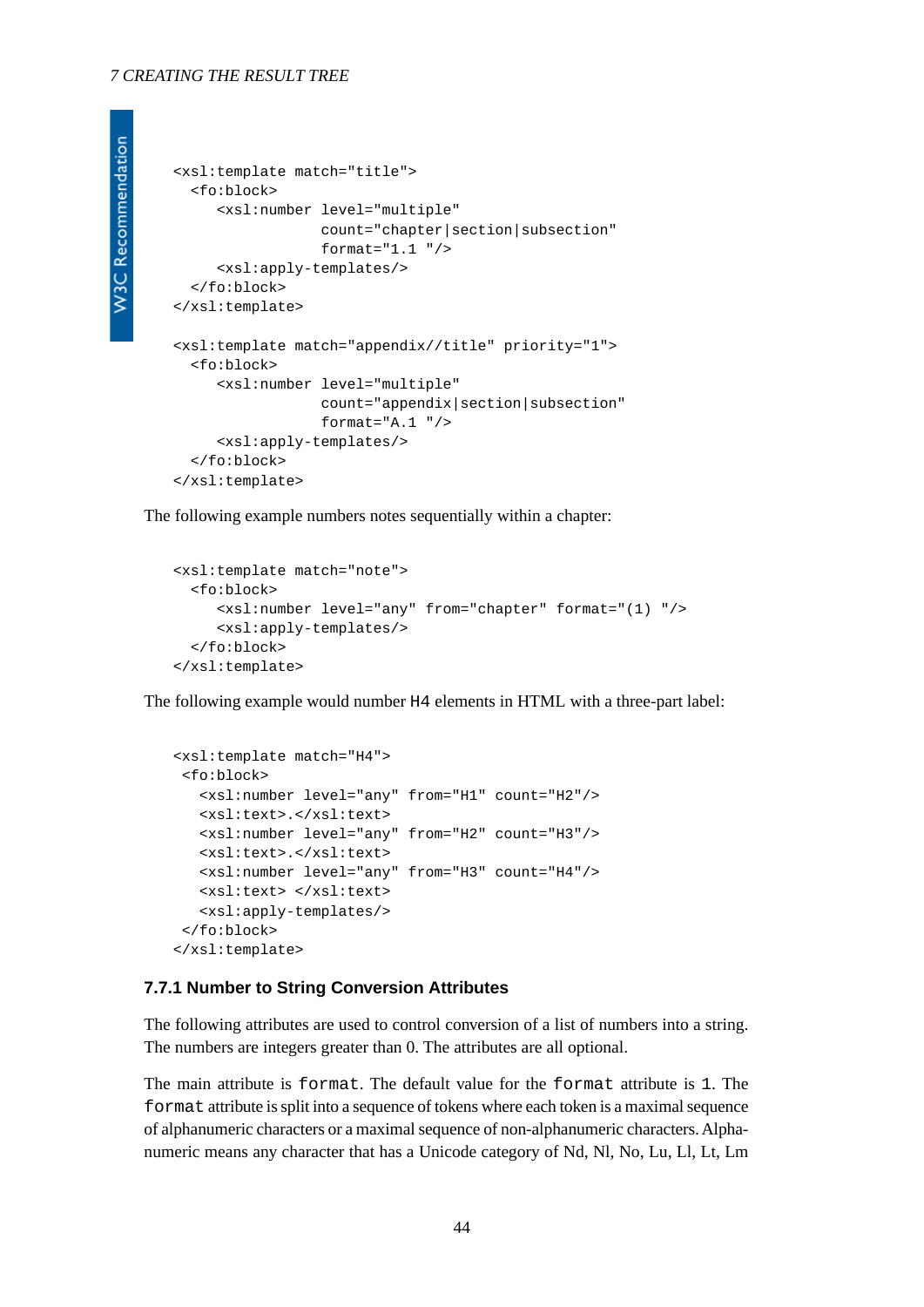```
<xsl:template match="title">
  <fo:block>
     <xsl:number level="multiple"
                 count="chapter|section|subsection"
                 format="1.1 "/>
     <xsl:apply-templates/>
  </fo:block>
</xsl:template>

<xsl:template match="appendix//title" priority="1">
  <fo:block>
     <xsl:number level="multiple"
                 count="appendix|section|subsection"
                 format="A.1 "/>
     <xsl:apply-templates/>
  </fo:block>
</xsl:template>
```

The following example numbers notes sequentially within a chapter:

```
<xsl:template match="note">
  <fo:block>
     <xsl:number level="any" from="chapter" format="(1) "/>
     <xsl:apply-templates/>
  </fo:block>
</xsl:template>
```

The following example would number `H4` elements in HTML with a three-part label:

```
<xsl:template match="H4">
 <fo:block>
   <xsl:number level="any" from="H1" count="H2"/>
   <xsl:text>.</xsl:text>
   <xsl:number level="any" from="H2" count="H3"/>
   <xsl:text>.</xsl:text>
   <xsl:number level="any" from="H3" count="H4"/>
   <xsl:text> </xsl:text>
   <xsl:apply-templates/>
 </fo:block>
</xsl:template>
```

### 7.7.1 Number to String Conversion Attributes

The following attributes are used to control conversion of a list of numbers into a string. The numbers are integers greater than 0. The attributes are all optional.

The main attribute is `format`. The default value for the `format` attribute is `1`. The `format` attribute is split into a sequence of tokens where each token is a maximal sequence of alphanumeric characters or a maximal sequence of non-alphanumeric characters. Alphanumeric means any character that has a Unicode category of Nd, Nl, No, Lu, Ll, Lt, Lm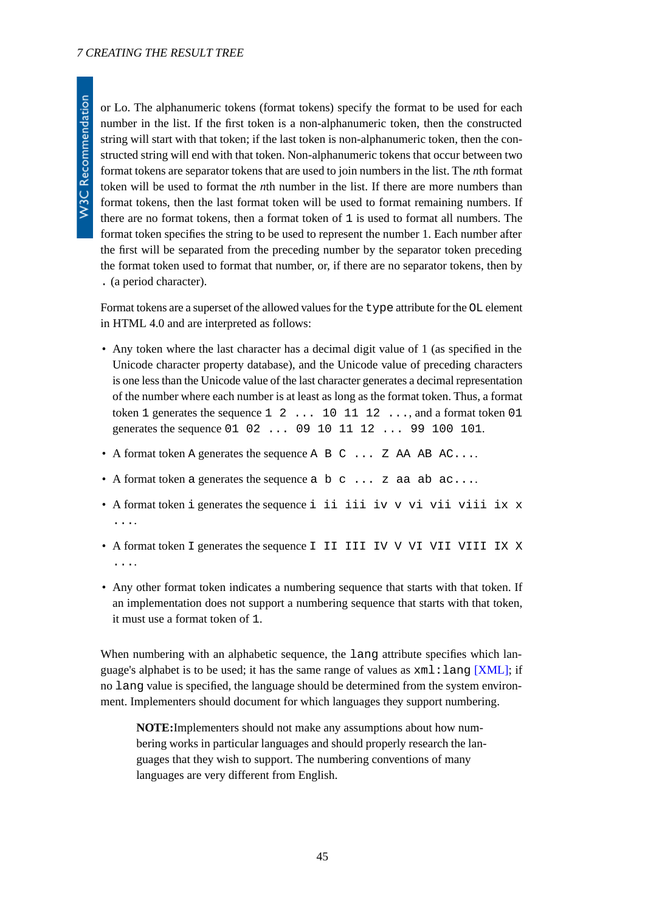or Lo. The alphanumeric tokens (format tokens) specify the format to be used for each number in the list. If the first token is a non-alphanumeric token, then the constructed string will start with that token; if the last token is non-alphanumeric token, then the constructed string will end with that token. Non-alphanumeric tokens that occur between two format tokens are separator tokens that are used to join numbers in the list. The *n*th format token will be used to format the *n*th number in the list. If there are more numbers than format tokens, then the last format token will be used to format remaining numbers. If there are no format tokens, then a format token of `1` is used to format all numbers. The format token specifies the string to be used to represent the number 1. Each number after the first will be separated from the preceding number by the separator token preceding the format token used to format that number, or, if there are no separator tokens, then by `.` (a period character).

Format tokens are a superset of the allowed values for the `type` attribute for the `OL` element in HTML 4.0 and are interpreted as follows:

- Any token where the last character has a decimal digit value of 1 (as specified in the Unicode character property database), and the Unicode value of preceding characters is one less than the Unicode value of the last character generates a decimal representation of the number where each number is at least as long as the format token. Thus, a format token `1` generates the sequence `1 2 ... 10 11 12 ...`, and a format token `01` generates the sequence `01 02 ... 09 10 11 12 ... 99 100 101`.
- A format token `A` generates the sequence `A B C ... Z AA AB AC...`.
- A format token `a` generates the sequence `a b c ... z aa ab ac...`.
- A format token `i` generates the sequence `i ii iii iv v vi vii viii ix x ...`.
- A format token `I` generates the sequence `I II III IV V VI VII VIII IX X ...`.
- Any other format token indicates a numbering sequence that starts with that token. If an implementation does not support a numbering sequence that starts with that token, it must use a format token of `1`.

When numbering with an alphabetic sequence, the `lang` attribute specifies which language's alphabet is to be used; it has the same range of values as `xml:lang` [XML]; if no `lang` value is specified, the language should be determined from the system environment. Implementers should document for which languages they support numbering.

> **NOTE:**Implementers should not make any assumptions about how numbering works in particular languages and should properly research the languages that they wish to support. The numbering conventions of many languages are very different from English.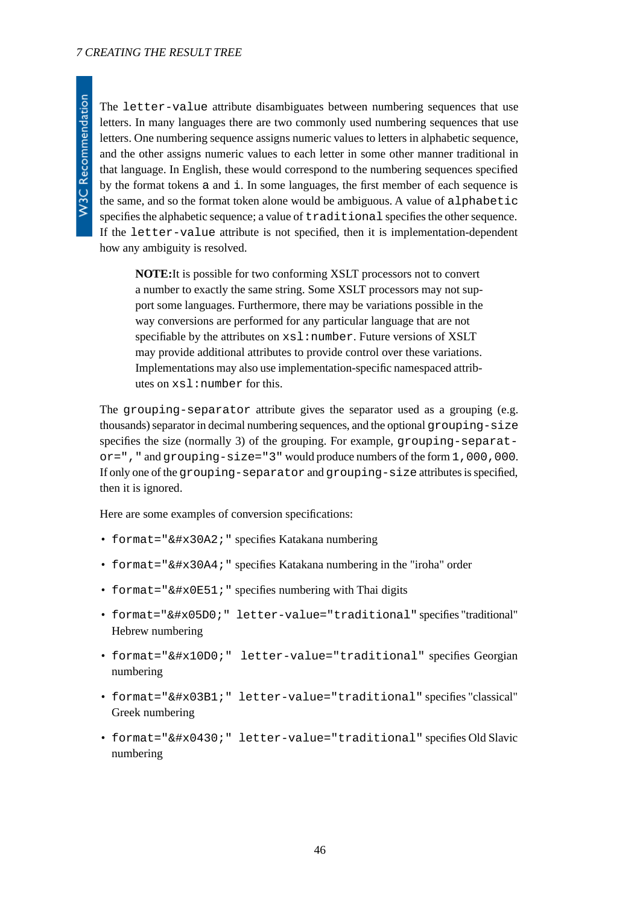The `letter-value` attribute disambiguates between numbering sequences that use letters. In many languages there are two commonly used numbering sequences that use letters. One numbering sequence assigns numeric values to letters in alphabetic sequence, and the other assigns numeric values to each letter in some other manner traditional in that language. In English, these would correspond to the numbering sequences specified by the format tokens `a` and `i`. In some languages, the first member of each sequence is the same, and so the format token alone would be ambiguous. A value of `alphabetic` specifies the alphabetic sequence; a value of `traditional` specifies the other sequence. If the `letter-value` attribute is not specified, then it is implementation-dependent how any ambiguity is resolved.

> **NOTE:**It is possible for two conforming XSLT processors not to convert a number to exactly the same string. Some XSLT processors may not support some languages. Furthermore, there may be variations possible in the way conversions are performed for any particular language that are not specifiable by the attributes on `xsl:number`. Future versions of XSLT may provide additional attributes to provide control over these variations. Implementations may also use implementation-specific namespaced attributes on `xsl:number` for this.

The `grouping-separator` attribute gives the separator used as a grouping (e.g. thousands) separator in decimal numbering sequences, and the optional `grouping-size` specifies the size (normally 3) of the grouping. For example, `grouping-separator=","` and `grouping-size="3"` would produce numbers of the form `1,000,000`. If only one of the `grouping-separator` and `grouping-size` attributes is specified, then it is ignored.

Here are some examples of conversion specifications:

- `format="&#x30A2;"` specifies Katakana numbering
- `format="&#x30A4;"` specifies Katakana numbering in the "iroha" order
- `format="&#x0E51;"` specifies numbering with Thai digits
- `format="&#x05D0;" letter-value="traditional"` specifies "traditional" Hebrew numbering
- `format="&#x10D0;" letter-value="traditional"` specifies Georgian numbering
- `format="&#x03B1;" letter-value="traditional"` specifies "classical" Greek numbering
- `format="&#x0430;" letter-value="traditional"` specifies Old Slavic numbering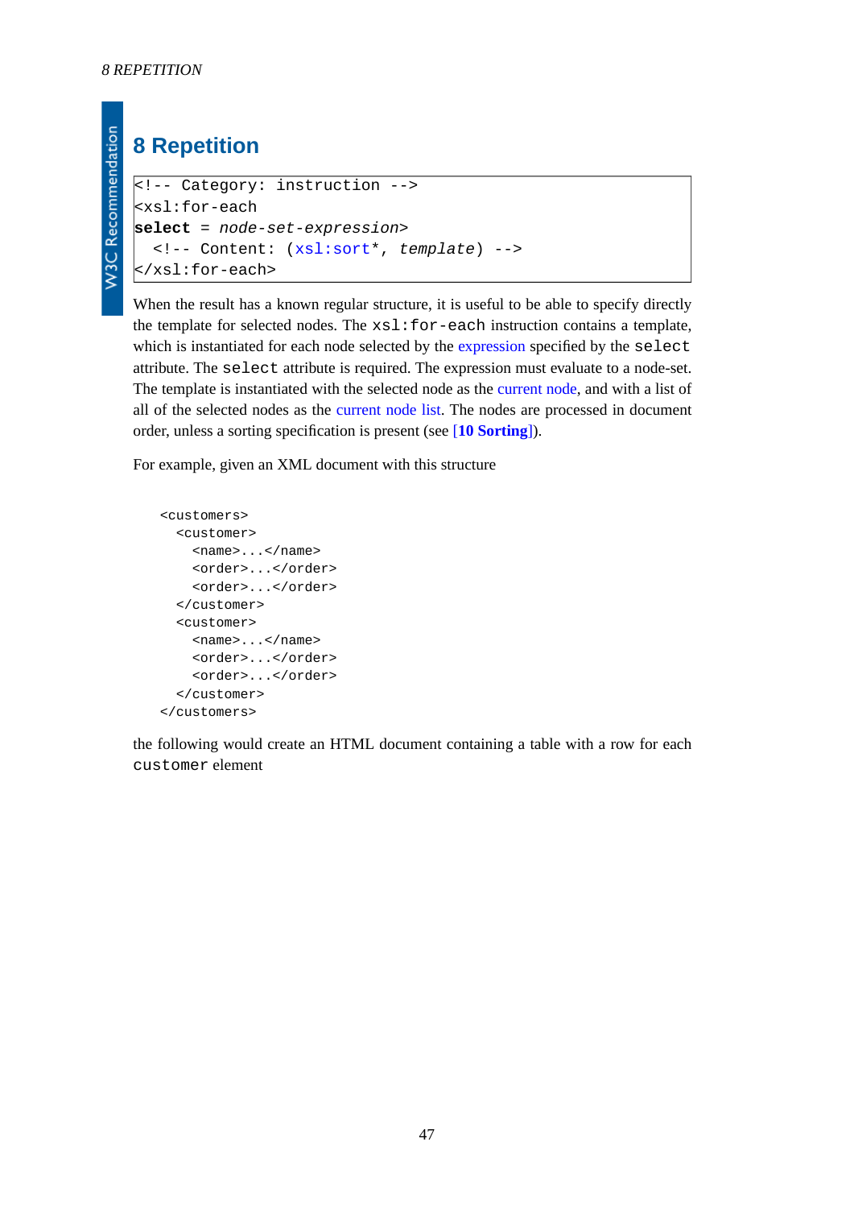# 8 Repetition

```
<!-- Category: instruction -->
<xsl:for-each
select = node-set-expression>
  <!-- Content: (xsl:sort*, template) -->
</xsl:for-each>
```

When the result has a known regular structure, it is useful to be able to specify directly the template for selected nodes. The `xsl:for-each` instruction contains a template, which is instantiated for each node selected by the expression specified by the `select` attribute. The `select` attribute is required. The expression must evaluate to a node-set. The template is instantiated with the selected node as the current node, and with a list of all of the selected nodes as the current node list. The nodes are processed in document order, unless a sorting specification is present (see [**10 Sorting**]).

For example, given an XML document with this structure

```
<customers>
  <customer>
    <name>...</name>
    <order>...</order>
    <order>...</order>
  </customer>
  <customer>
    <name>...</name>
    <order>...</order>
    <order>...</order>
  </customer>
</customers>
```

the following would create an HTML document containing a table with a row for each `customer` element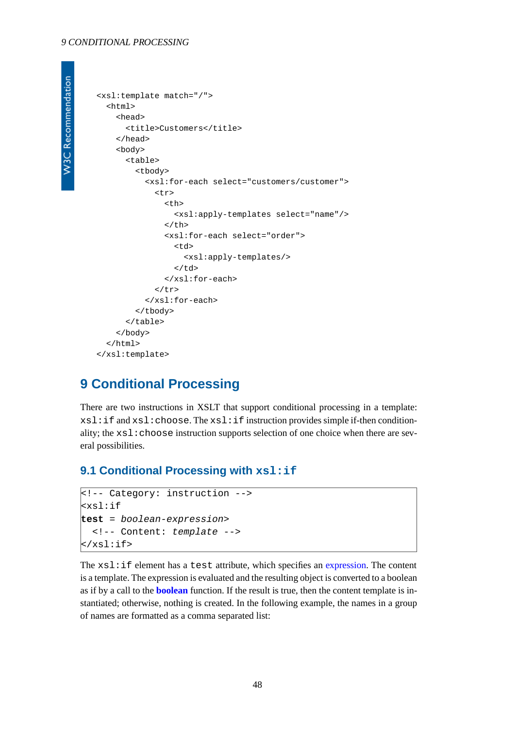```
<xsl:template match="/">
  <html>
    <head>
      <title>Customers</title>
    </head>
    <body>
      <table>
        <tbody>
          <xsl:for-each select="customers/customer">
            <tr>
              <th>
                <xsl:apply-templates select="name"/>
              </th>
              <xsl:for-each select="order">
                <td>
                  <xsl:apply-templates/>
                </td>
              </xsl:for-each>
            </tr>
          </xsl:for-each>
        </tbody>
      </table>
    </body>
  </html>
</xsl:template>
```

# 9 Conditional Processing

There are two instructions in XSLT that support conditional processing in a template: `xsl:if` and `xsl:choose`. The `xsl:if` instruction provides simple if-then conditionality; the `xsl:choose` instruction supports selection of one choice when there are several possibilities.

## 9.1 Conditional Processing with `xsl:if`

```
<!-- Category: instruction -->
<xsl:if
test = boolean-expression>
  <!-- Content: template -->
</xsl:if>
```

The `xsl:if` element has a `test` attribute, which specifies an expression. The content is a template. The expression is evaluated and the resulting object is converted to a boolean as if by a call to the **boolean** function. If the result is true, then the content template is instantiated; otherwise, nothing is created. In the following example, the names in a group of names are formatted as a comma separated list: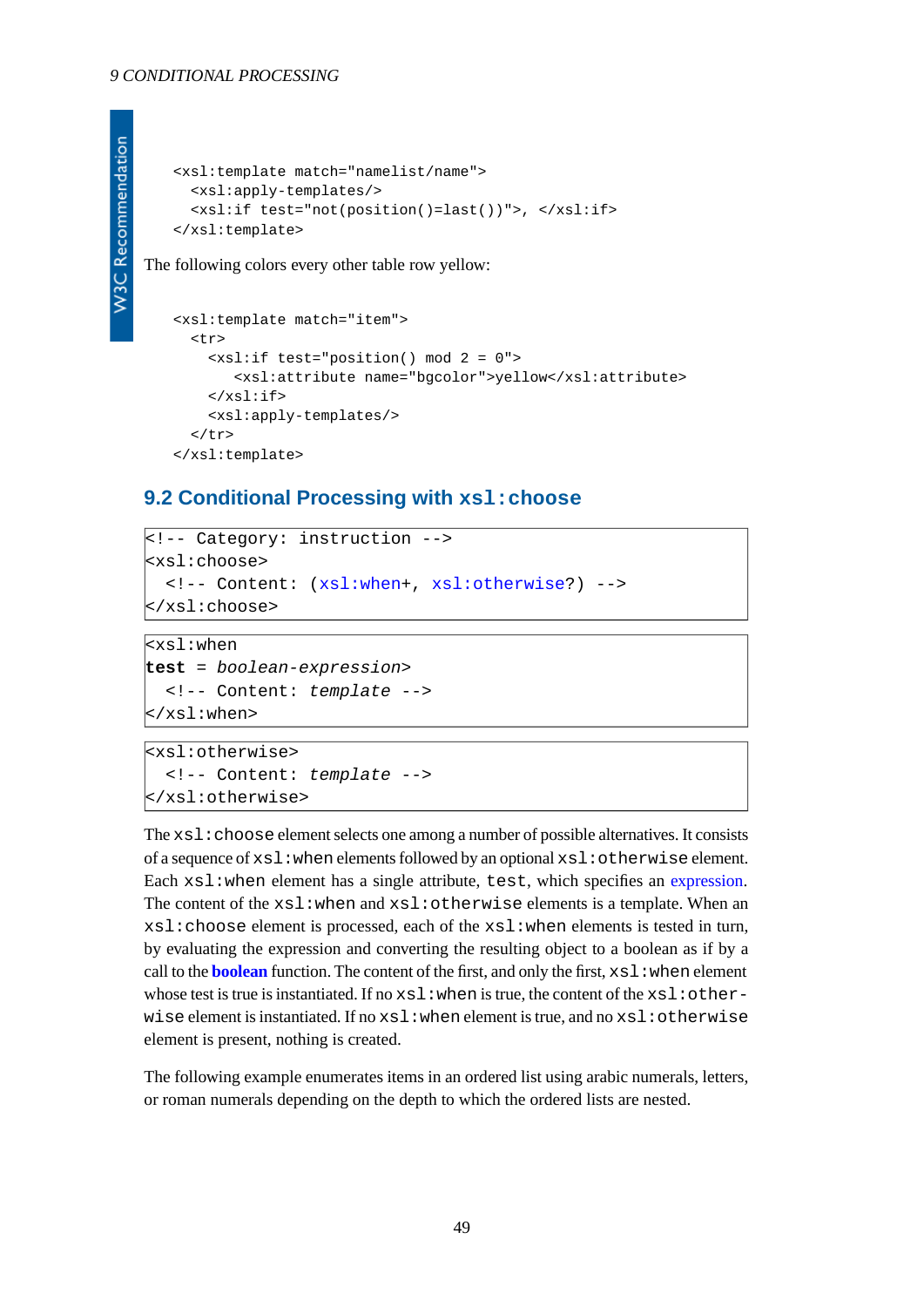```
<xsl:template match="namelist/name">
  <xsl:apply-templates/>
  <xsl:if test="not(position()=last())">, </xsl:if>
</xsl:template>
```

The following colors every other table row yellow:

```
<xsl:template match="item">
  <tr>
    <xsl:if test="position() mod 2 = 0">
       <xsl:attribute name="bgcolor">yellow</xsl:attribute>
    </xsl:if>
    <xsl:apply-templates/>
  </tr>
</xsl:template>
```

## 9.2 Conditional Processing with `xsl:choose`

```
<!-- Category: instruction -->
<xsl:choose>
  <!-- Content: (xsl:when+, xsl:otherwise?) -->
</xsl:choose>
```

```
<xsl:when
test = boolean-expression>
  <!-- Content: template -->
</xsl:when>
```

```
<xsl:otherwise>
  <!-- Content: template -->
</xsl:otherwise>
```

The `xsl:choose` element selects one among a number of possible alternatives. It consists of a sequence of `xsl:when` elements followed by an optional `xsl:otherwise` element. Each `xsl:when` element has a single attribute, `test`, which specifies an expression. The content of the `xsl:when` and `xsl:otherwise` elements is a template. When an `xsl:choose` element is processed, each of the `xsl:when` elements is tested in turn, by evaluating the expression and converting the resulting object to a boolean as if by a call to the **boolean** function. The content of the first, and only the first, `xsl:when` element whose test is true is instantiated. If no `xsl:when` is true, the content of the `xsl:otherwise` element is instantiated. If no `xsl:when` element is true, and no `xsl:otherwise` element is present, nothing is created.

The following example enumerates items in an ordered list using arabic numerals, letters, or roman numerals depending on the depth to which the ordered lists are nested.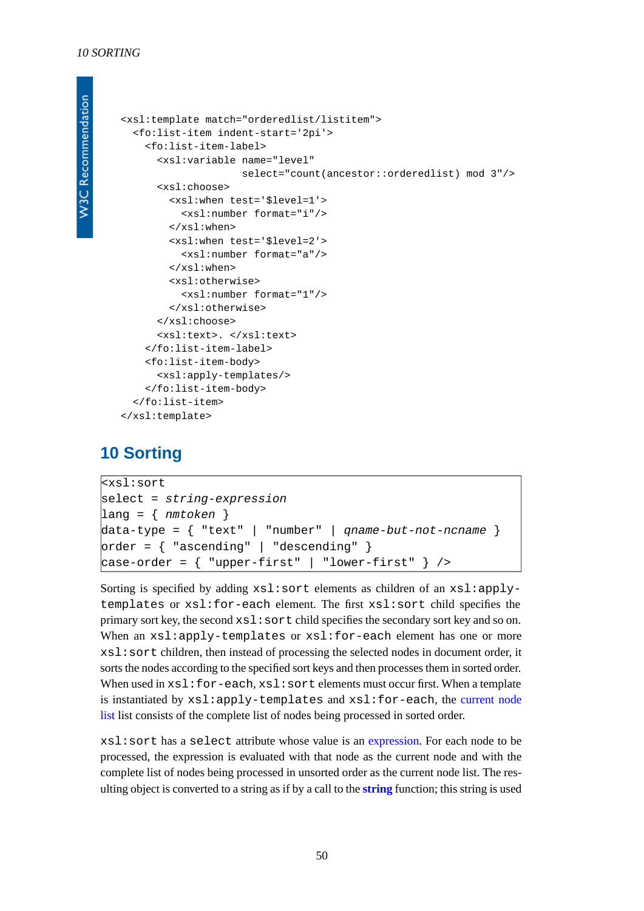```
<xsl:template match="orderedlist/listitem">
  <fo:list-item indent-start='2pi'>
    <fo:list-item-label>
      <xsl:variable name="level"
                    select="count(ancestor::orderedlist) mod 3"/>
      <xsl:choose>
        <xsl:when test='$level=1'>
          <xsl:number format="i"/>
        </xsl:when>
        <xsl:when test='$level=2'>
          <xsl:number format="a"/>
        </xsl:when>
        <xsl:otherwise>
          <xsl:number format="1"/>
        </xsl:otherwise>
      </xsl:choose>
      <xsl:text>. </xsl:text>
    </fo:list-item-label>
    <fo:list-item-body>
      <xsl:apply-templates/>
    </fo:list-item-body>
  </fo:list-item>
</xsl:template>
```

## 10 Sorting

```
<xsl:sort
select = string-expression
lang = { nmtoken }
data-type = { "text" | "number" | qname-but-not-ncname }
order = { "ascending" | "descending" }
case-order = { "upper-first" | "lower-first" } />
```

Sorting is specified by adding `xsl:sort` elements as children of an `xsl:apply-templates` or `xsl:for-each` element. The first `xsl:sort` child specifies the primary sort key, the second `xsl:sort` child specifies the secondary sort key and so on. When an `xsl:apply-templates` or `xsl:for-each` element has one or more `xsl:sort` children, then instead of processing the selected nodes in document order, it sorts the nodes according to the specified sort keys and then processes them in sorted order. When used in `xsl:for-each`, `xsl:sort` elements must occur first. When a template is instantiated by `xsl:apply-templates` and `xsl:for-each`, the current node list list consists of the complete list of nodes being processed in sorted order.

`xsl:sort` has a `select` attribute whose value is an expression. For each node to be processed, the expression is evaluated with that node as the current node and with the complete list of nodes being processed in unsorted order as the current node list. The resulting object is converted to a string as if by a call to the **string** function; this string is used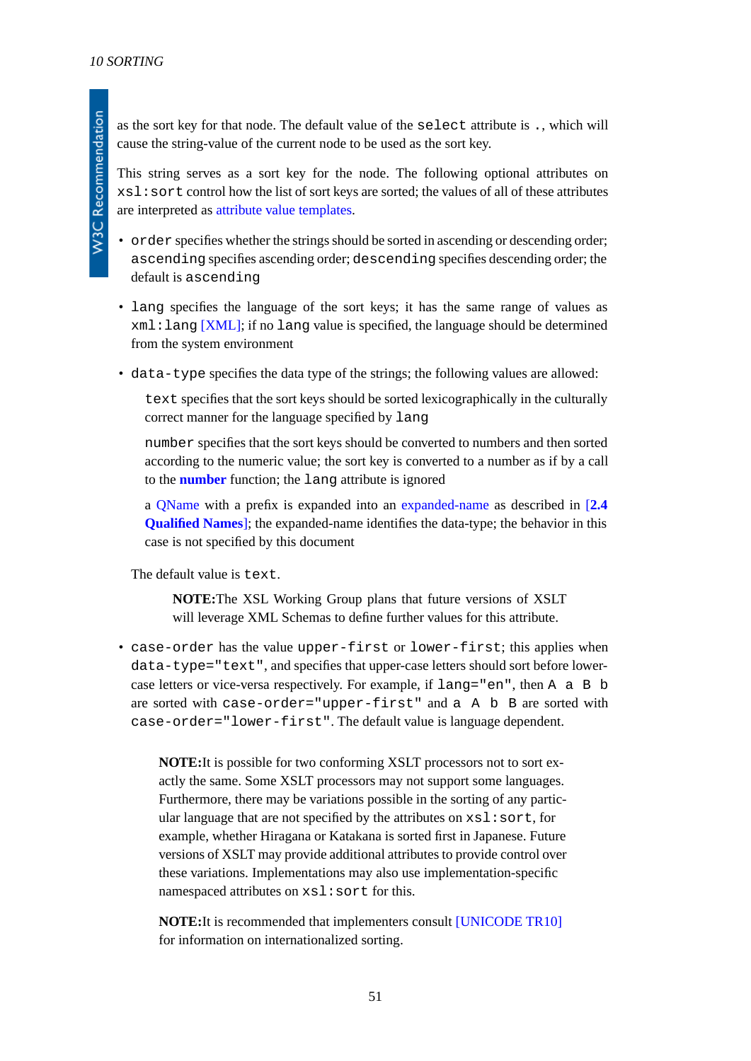as the sort key for that node. The default value of the `select` attribute is `.`, which will cause the string-value of the current node to be used as the sort key.

This string serves as a sort key for the node. The following optional attributes on `xsl:sort` control how the list of sort keys are sorted; the values of all of these attributes are interpreted as attribute value templates.

- `order` specifies whether the strings should be sorted in ascending or descending order; `ascending` specifies ascending order; `descending` specifies descending order; the default is `ascending`
- `lang` specifies the language of the sort keys; it has the same range of values as `xml:lang` [XML]; if no `lang` value is specified, the language should be determined from the system environment
- `data-type` specifies the data type of the strings; the following values are allowed:

  `text` specifies that the sort keys should be sorted lexicographically in the culturally correct manner for the language specified by `lang`

  `number` specifies that the sort keys should be converted to numbers and then sorted according to the numeric value; the sort key is converted to a number as if by a call to the **number** function; the `lang` attribute is ignored

  a QName with a prefix is expanded into an expanded-name as described in [**2.4 Qualified Names**]; the expanded-name identifies the data-type; the behavior in this case is not specified by this document

  The default value is `text`.

  > **NOTE:**The XSL Working Group plans that future versions of XSLT will leverage XML Schemas to define further values for this attribute.

- `case-order` has the value `upper-first` or `lower-first`; this applies when `data-type="text"`, and specifies that upper-case letters should sort before lower-case letters or vice-versa respectively. For example, if `lang="en"`, then `A a B b` are sorted with `case-order="upper-first"` and `a A b B` are sorted with `case-order="lower-first"`. The default value is language dependent.

> **NOTE:**It is possible for two conforming XSLT processors not to sort exactly the same. Some XSLT processors may not support some languages. Furthermore, there may be variations possible in the sorting of any particular language that are not specified by the attributes on `xsl:sort`, for example, whether Hiragana or Katakana is sorted first in Japanese. Future versions of XSLT may provide additional attributes to provide control over these variations. Implementations may also use implementation-specific namespaced attributes on `xsl:sort` for this.

> **NOTE:**It is recommended that implementers consult [UNICODE TR10] for information on internationalized sorting.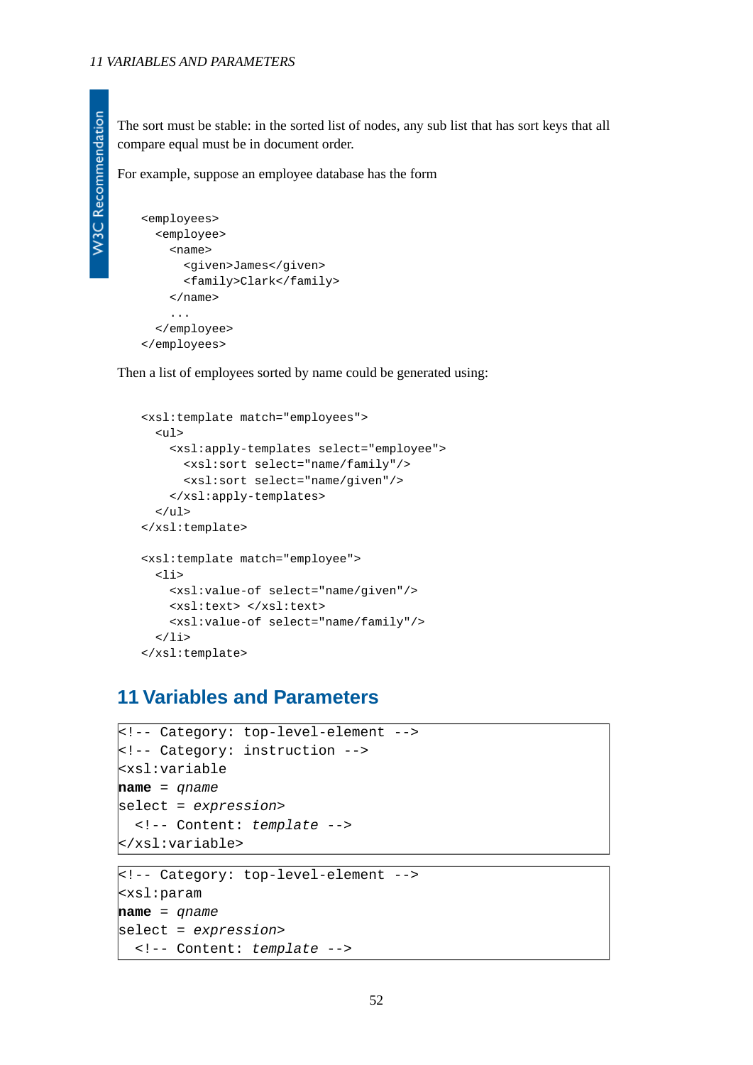The sort must be stable: in the sorted list of nodes, any sub list that has sort keys that all compare equal must be in document order.

For example, suppose an employee database has the form

```
<employees>
  <employee>
    <name>
      <given>James</given>
      <family>Clark</family>
    </name>
    ...
  </employee>
</employees>
```

Then a list of employees sorted by name could be generated using:

```
<xsl:template match="employees">
  <ul>
    <xsl:apply-templates select="employee">
      <xsl:sort select="name/family"/>
      <xsl:sort select="name/given"/>
    </xsl:apply-templates>
  </ul>
</xsl:template>

<xsl:template match="employee">
  <li>
    <xsl:value-of select="name/given"/>
    <xsl:text> </xsl:text>
    <xsl:value-of select="name/family"/>
  </li>
</xsl:template>
```

## 11 Variables and Parameters

```
<!-- Category: top-level-element -->
<!-- Category: instruction -->
<xsl:variable
name = qname
select = expression>
  <!-- Content: template -->
</xsl:variable>
```

```
<!-- Category: top-level-element -->
<xsl:param
name = qname
select = expression>
  <!-- Content: template -->
```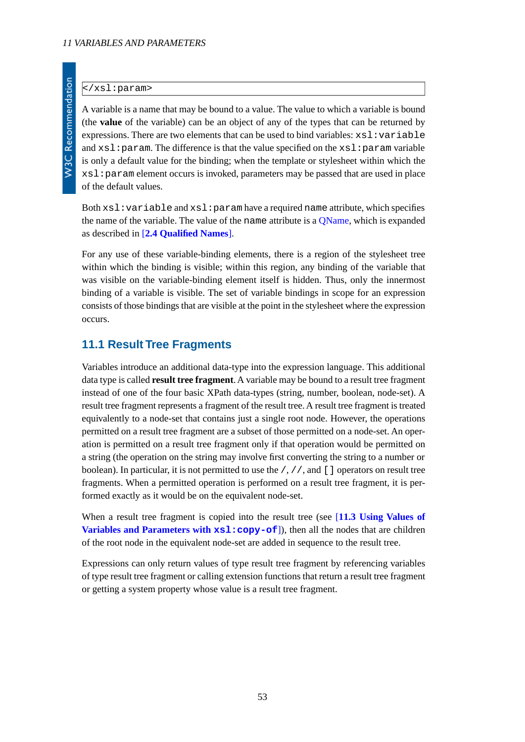```
</xsl:param>
```

A variable is a name that may be bound to a value. The value to which a variable is bound (the **value** of the variable) can be an object of any of the types that can be returned by expressions. There are two elements that can be used to bind variables: `xsl:variable` and `xsl:param`. The difference is that the value specified on the `xsl:param` variable is only a default value for the binding; when the template or stylesheet within which the `xsl:param` element occurs is invoked, parameters may be passed that are used in place of the default values.

Both `xsl:variable` and `xsl:param` have a required `name` attribute, which specifies the name of the variable. The value of the `name` attribute is a QName, which is expanded as described in [**2.4 Qualified Names**].

For any use of these variable-binding elements, there is a region of the stylesheet tree within which the binding is visible; within this region, any binding of the variable that was visible on the variable-binding element itself is hidden. Thus, only the innermost binding of a variable is visible. The set of variable bindings in scope for an expression consists of those bindings that are visible at the point in the stylesheet where the expression occurs.

## 11.1 Result Tree Fragments

Variables introduce an additional data-type into the expression language. This additional data type is called **result tree fragment**. A variable may be bound to a result tree fragment instead of one of the four basic XPath data-types (string, number, boolean, node-set). A result tree fragment represents a fragment of the result tree. A result tree fragment is treated equivalently to a node-set that contains just a single root node. However, the operations permitted on a result tree fragment are a subset of those permitted on a node-set. An operation is permitted on a result tree fragment only if that operation would be permitted on a string (the operation on the string may involve first converting the string to a number or boolean). In particular, it is not permitted to use the `/`, `//`, and `[]` operators on result tree fragments. When a permitted operation is performed on a result tree fragment, it is performed exactly as it would be on the equivalent node-set.

When a result tree fragment is copied into the result tree (see [**11.3 Using Values of Variables and Parameters with `xsl:copy-of`**]), then all the nodes that are children of the root node in the equivalent node-set are added in sequence to the result tree.

Expressions can only return values of type result tree fragment by referencing variables of type result tree fragment or calling extension functions that return a result tree fragment or getting a system property whose value is a result tree fragment.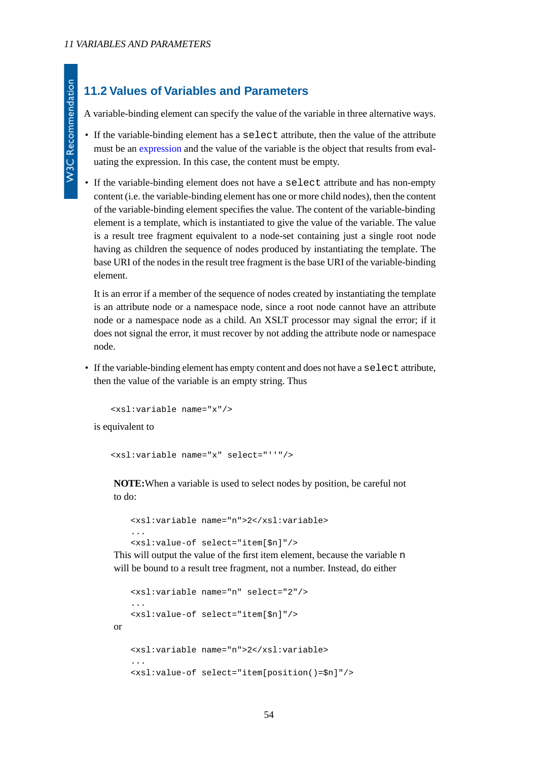## 11.2 Values of Variables and Parameters

A variable-binding element can specify the value of the variable in three alternative ways.

- If the variable-binding element has a `select` attribute, then the value of the attribute must be an expression and the value of the variable is the object that results from evaluating the expression. In this case, the content must be empty.
- If the variable-binding element does not have a `select` attribute and has non-empty content (i.e. the variable-binding element has one or more child nodes), then the content of the variable-binding element specifies the value. The content of the variable-binding element is a template, which is instantiated to give the value of the variable. The value is a result tree fragment equivalent to a node-set containing just a single root node having as children the sequence of nodes produced by instantiating the template. The base URI of the nodes in the result tree fragment is the base URI of the variable-binding element.

  It is an error if a member of the sequence of nodes created by instantiating the template is an attribute node or a namespace node, since a root node cannot have an attribute node or a namespace node as a child. An XSLT processor may signal the error; if it does not signal the error, it must recover by not adding the attribute node or namespace node.
- If the variable-binding element has empty content and does not have a `select` attribute, then the value of the variable is an empty string. Thus

  ```
  <xsl:variable name="x"/>
  ```

  is equivalent to

  ```
  <xsl:variable name="x" select="''"/>
  ```

**NOTE:** When a variable is used to select nodes by position, be careful not to do:

```
<xsl:variable name="n">2</xsl:variable>
...
<xsl:value-of select="item[$n]"/>
```

This will output the value of the first item element, because the variable `n` will be bound to a result tree fragment, not a number. Instead, do either

```
<xsl:variable name="n" select="2"/>
...
<xsl:value-of select="item[$n]"/>
```

or

```
<xsl:variable name="n">2</xsl:variable>
...
<xsl:value-of select="item[position()=$n]"/>
```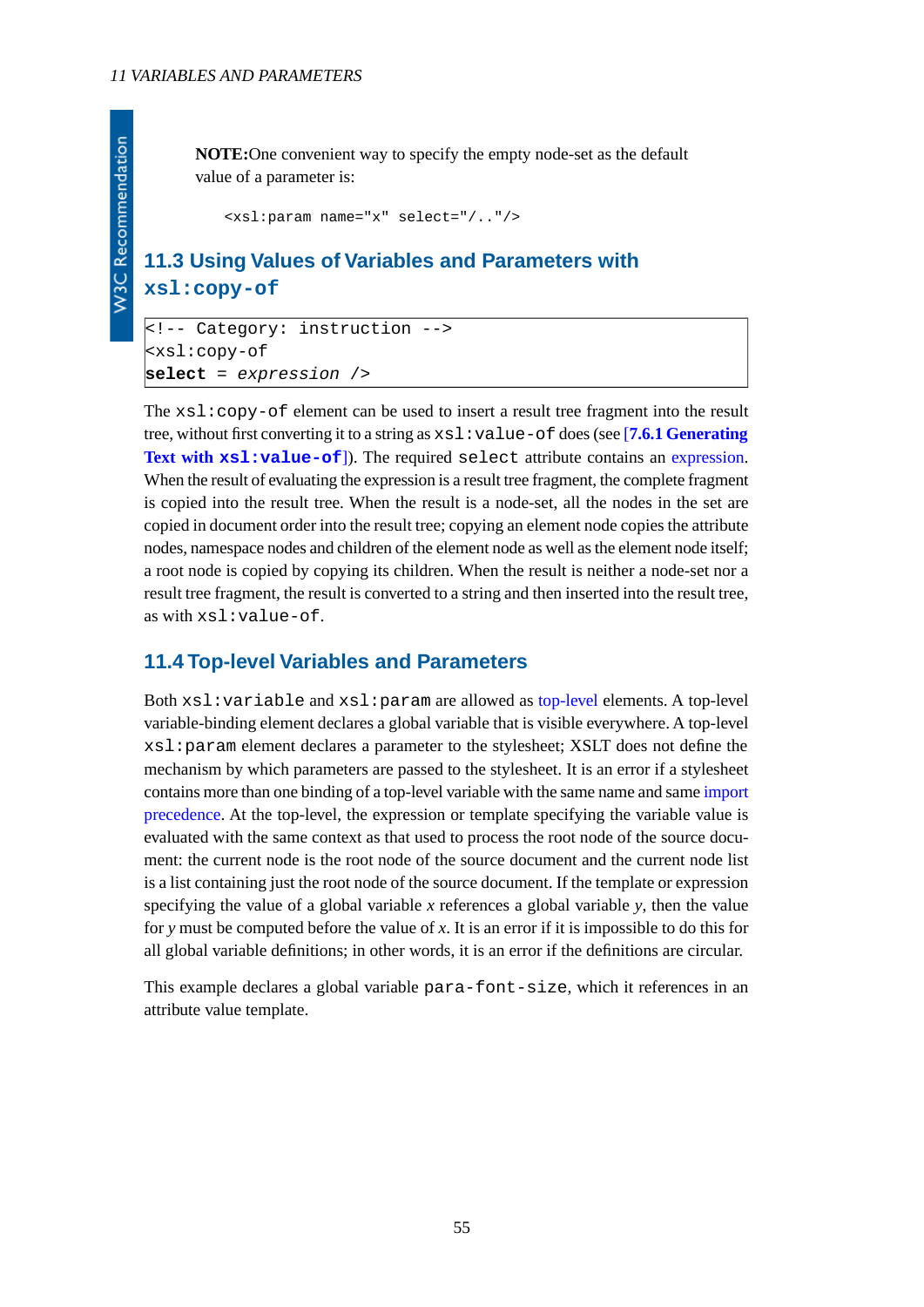**NOTE:**One convenient way to specify the empty node-set as the default value of a parameter is:

```
<xsl:param name="x" select="/.."/>
```

## 11.3 Using Values of Variables and Parameters with `xsl:copy-of`

```
<!-- Category: instruction -->
<xsl:copy-of
select = expression />
```

The `xsl:copy-of` element can be used to insert a result tree fragment into the result tree, without first converting it to a string as `xsl:value-of` does (see [**7.6.1 Generating Text with `xsl:value-of`**]). The required `select` attribute contains an expression. When the result of evaluating the expression is a result tree fragment, the complete fragment is copied into the result tree. When the result is a node-set, all the nodes in the set are copied in document order into the result tree; copying an element node copies the attribute nodes, namespace nodes and children of the element node as well as the element node itself; a root node is copied by copying its children. When the result is neither a node-set nor a result tree fragment, the result is converted to a string and then inserted into the result tree, as with `xsl:value-of`.

## 11.4 Top-level Variables and Parameters

Both `xsl:variable` and `xsl:param` are allowed as top-level elements. A top-level variable-binding element declares a global variable that is visible everywhere. A top-level `xsl:param` element declares a parameter to the stylesheet; XSLT does not define the mechanism by which parameters are passed to the stylesheet. It is an error if a stylesheet contains more than one binding of a top-level variable with the same name and same import precedence. At the top-level, the expression or template specifying the variable value is evaluated with the same context as that used to process the root node of the source document: the current node is the root node of the source document and the current node list is a list containing just the root node of the source document. If the template or expression specifying the value of a global variable *x* references a global variable *y*, then the value for *y* must be computed before the value of *x*. It is an error if it is impossible to do this for all global variable definitions; in other words, it is an error if the definitions are circular.

This example declares a global variable `para-font-size`, which it references in an attribute value template.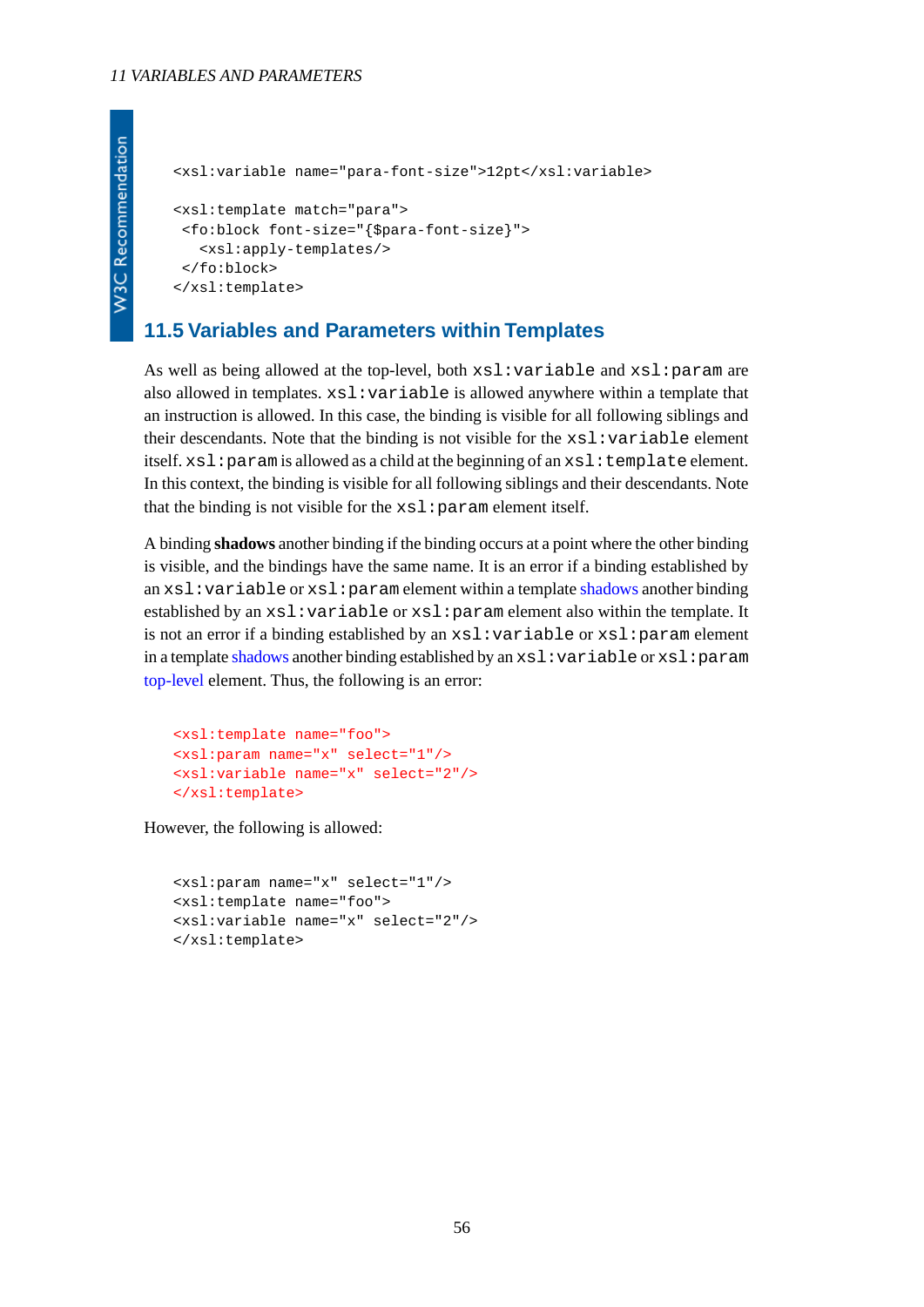```
<xsl:variable name="para-font-size">12pt</xsl:variable>

<xsl:template match="para">
 <fo:block font-size="{$para-font-size}">
   <xsl:apply-templates/>
 </fo:block>
</xsl:template>
```

## 11.5 Variables and Parameters within Templates

As well as being allowed at the top-level, both `xsl:variable` and `xsl:param` are also allowed in templates. `xsl:variable` is allowed anywhere within a template that an instruction is allowed. In this case, the binding is visible for all following siblings and their descendants. Note that the binding is not visible for the `xsl:variable` element itself. `xsl:param` is allowed as a child at the beginning of an `xsl:template` element. In this context, the binding is visible for all following siblings and their descendants. Note that the binding is not visible for the `xsl:param` element itself.

A binding **shadows** another binding if the binding occurs at a point where the other binding is visible, and the bindings have the same name. It is an error if a binding established by an `xsl:variable` or `xsl:param` element within a template shadows another binding established by an `xsl:variable` or `xsl:param` element also within the template. It is not an error if a binding established by an `xsl:variable` or `xsl:param` element in a template shadows another binding established by an `xsl:variable` or `xsl:param` top-level element. Thus, the following is an error:

```
<xsl:template name="foo">
<xsl:param name="x" select="1"/>
<xsl:variable name="x" select="2"/>
</xsl:template>
```

However, the following is allowed:

```
<xsl:param name="x" select="1"/>
<xsl:template name="foo">
<xsl:variable name="x" select="2"/>
</xsl:template>
```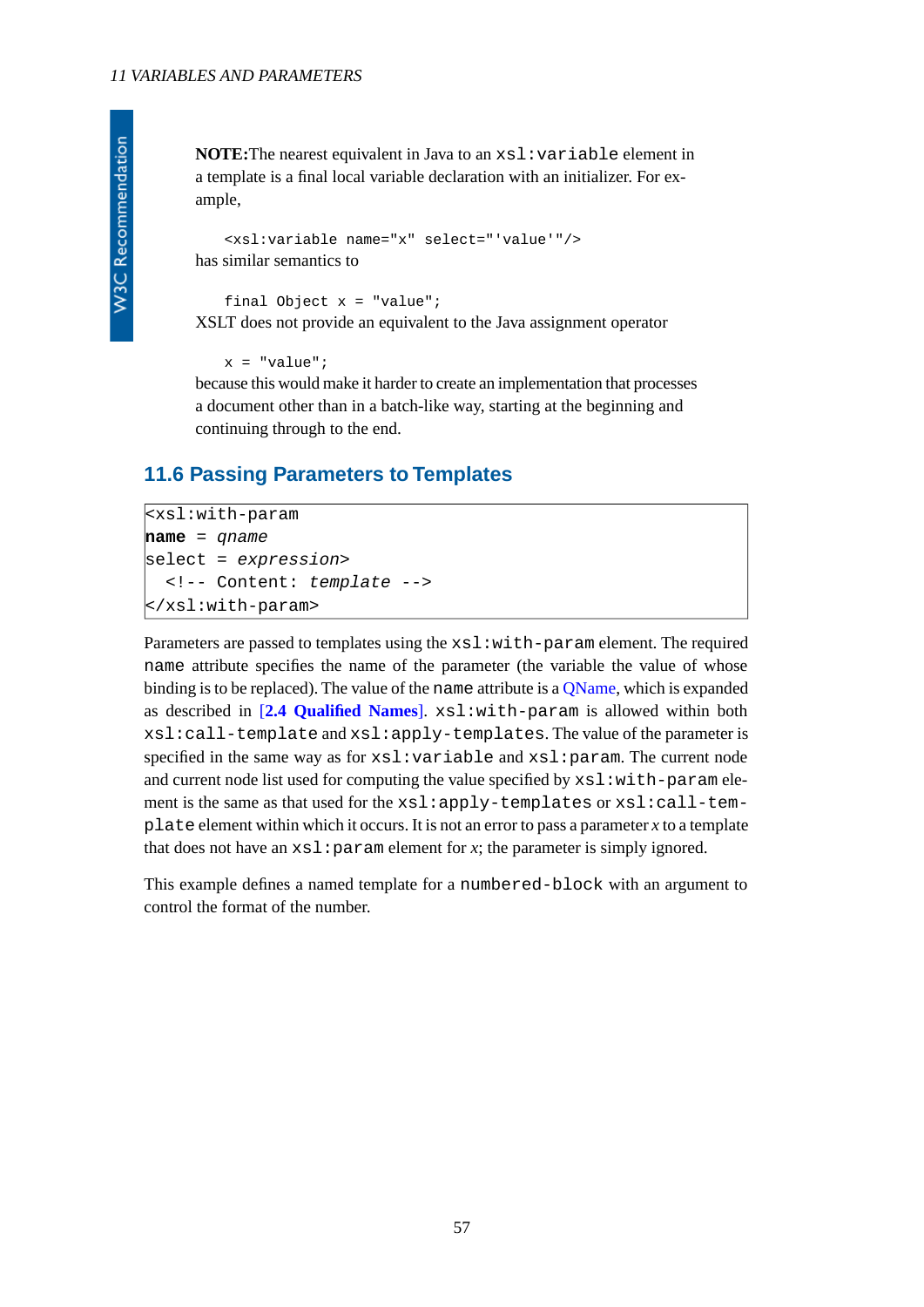**NOTE:** The nearest equivalent in Java to an `xsl:variable` element in a template is a final local variable declaration with an initializer. For example,

```
<xsl:variable name="x" select="'value'"/>
```

has similar semantics to

```
final Object x = "value";
```

XSLT does not provide an equivalent to the Java assignment operator

```
x = "value";
```

because this would make it harder to create an implementation that processes a document other than in a batch-like way, starting at the beginning and continuing through to the end.

## 11.6 Passing Parameters to Templates

```
<xsl:with-param
name = qname
select = expression>
  <!-- Content: template -->
</xsl:with-param>
```

Parameters are passed to templates using the `xsl:with-param` element. The required `name` attribute specifies the name of the parameter (the variable the value of whose binding is to be replaced). The value of the `name` attribute is a QName, which is expanded as described in **[2.4 Qualified Names]**. `xsl:with-param` is allowed within both `xsl:call-template` and `xsl:apply-templates`. The value of the parameter is specified in the same way as for `xsl:variable` and `xsl:param`. The current node and current node list used for computing the value specified by `xsl:with-param` element is the same as that used for the `xsl:apply-templates` or `xsl:call-template` element within which it occurs. It is not an error to pass a parameter *x* to a template that does not have an `xsl:param` element for *x*; the parameter is simply ignored.

This example defines a named template for a `numbered-block` with an argument to control the format of the number.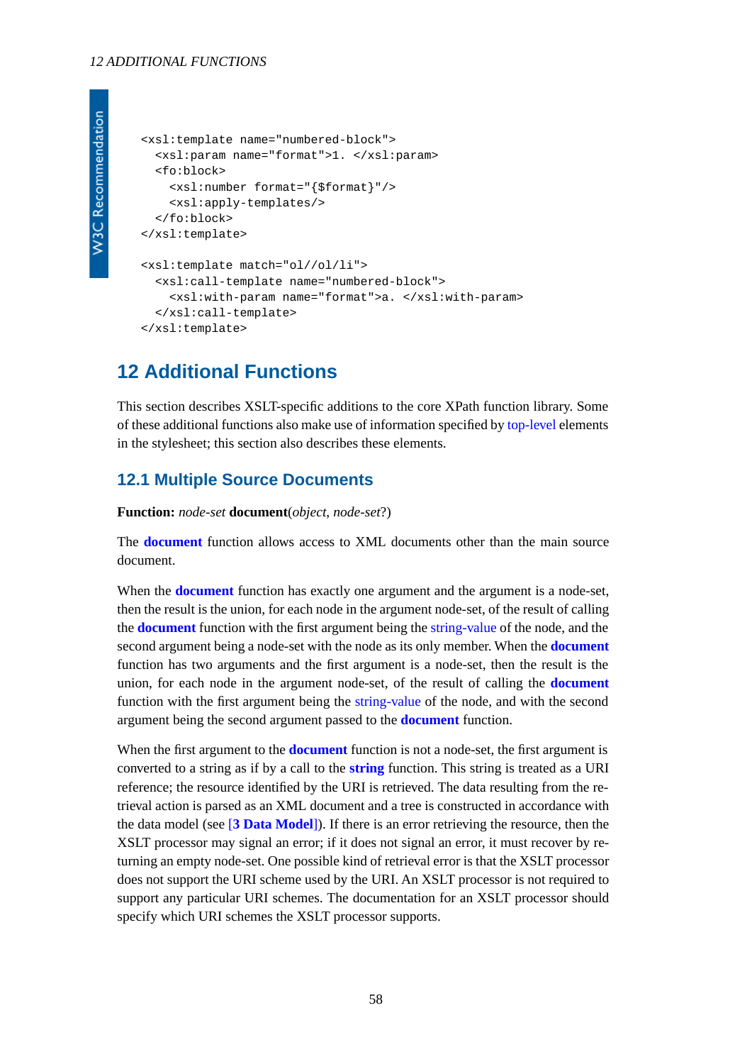```
<xsl:template name="numbered-block">
  <xsl:param name="format">1. </xsl:param>
  <fo:block>
    <xsl:number format="{$format}"/>
    <xsl:apply-templates/>
  </fo:block>
</xsl:template>

<xsl:template match="ol//ol/li">
  <xsl:call-template name="numbered-block">
    <xsl:with-param name="format">a. </xsl:with-param>
  </xsl:call-template>
</xsl:template>
```

# 12 Additional Functions

This section describes XSLT-specific additions to the core XPath function library. Some of these additional functions also make use of information specified by top-level elements in the stylesheet; this section also describes these elements.

## 12.1 Multiple Source Documents

**Function:** *node-set* **document**(*object*, *node-set*?)

The **document** function allows access to XML documents other than the main source document.

When the **document** function has exactly one argument and the argument is a node-set, then the result is the union, for each node in the argument node-set, of the result of calling the **document** function with the first argument being the string-value of the node, and the second argument being a node-set with the node as its only member. When the **document** function has two arguments and the first argument is a node-set, then the result is the union, for each node in the argument node-set, of the result of calling the **document** function with the first argument being the string-value of the node, and with the second argument being the second argument passed to the **document** function.

When the first argument to the **document** function is not a node-set, the first argument is converted to a string as if by a call to the **string** function. This string is treated as a URI reference; the resource identified by the URI is retrieved. The data resulting from the retrieval action is parsed as an XML document and a tree is constructed in accordance with the data model (see [**3 Data Model**]). If there is an error retrieving the resource, then the XSLT processor may signal an error; if it does not signal an error, it must recover by returning an empty node-set. One possible kind of retrieval error is that the XSLT processor does not support the URI scheme used by the URI. An XSLT processor is not required to support any particular URI schemes. The documentation for an XSLT processor should specify which URI schemes the XSLT processor supports.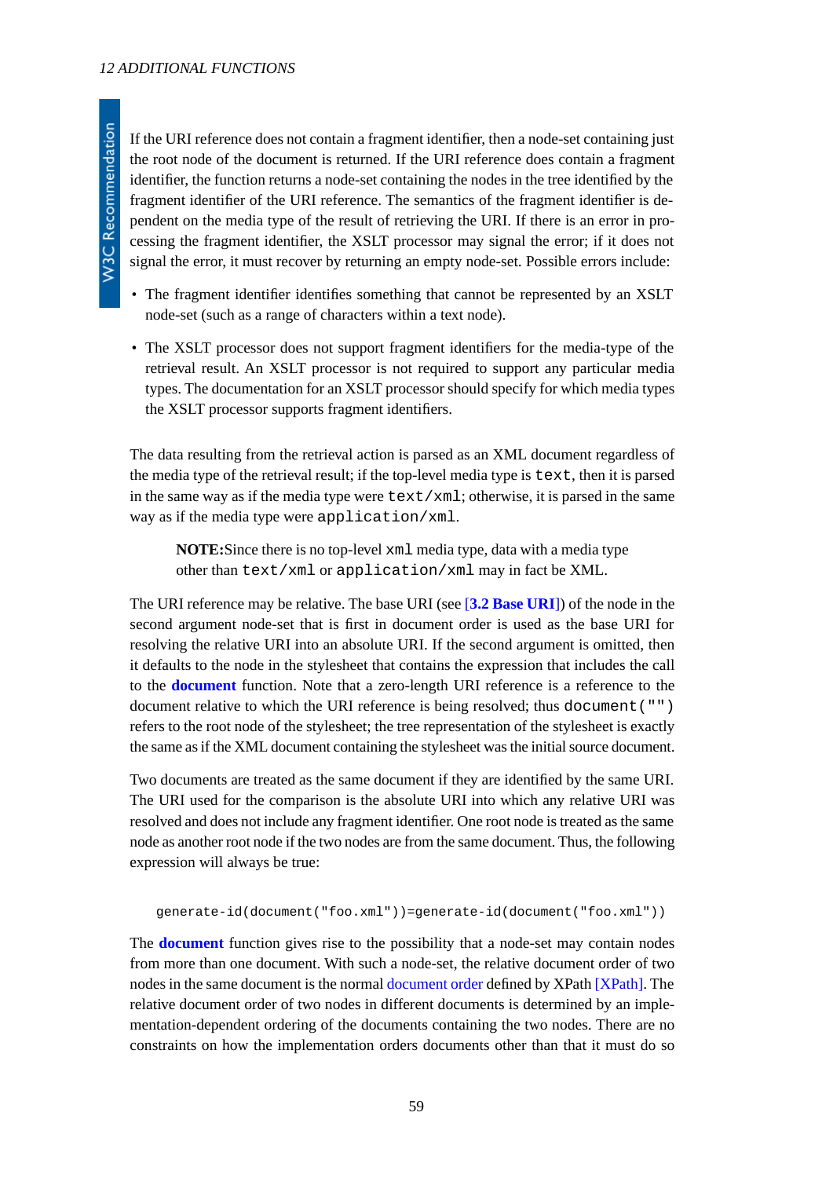If the URI reference does not contain a fragment identifier, then a node-set containing just the root node of the document is returned. If the URI reference does contain a fragment identifier, the function returns a node-set containing the nodes in the tree identified by the fragment identifier of the URI reference. The semantics of the fragment identifier is dependent on the media type of the result of retrieving the URI. If there is an error in processing the fragment identifier, the XSLT processor may signal the error; if it does not signal the error, it must recover by returning an empty node-set. Possible errors include:

- The fragment identifier identifies something that cannot be represented by an XSLT node-set (such as a range of characters within a text node).
- The XSLT processor does not support fragment identifiers for the media-type of the retrieval result. An XSLT processor is not required to support any particular media types. The documentation for an XSLT processor should specify for which media types the XSLT processor supports fragment identifiers.

The data resulting from the retrieval action is parsed as an XML document regardless of the media type of the retrieval result; if the top-level media type is `text`, then it is parsed in the same way as if the media type were `text/xml`; otherwise, it is parsed in the same way as if the media type were `application/xml`.

> **NOTE:**Since there is no top-level `xml` media type, data with a media type other than `text/xml` or `application/xml` may in fact be XML.

The URI reference may be relative. The base URI (see [**3.2 Base URI**]) of the node in the second argument node-set that is first in document order is used as the base URI for resolving the relative URI into an absolute URI. If the second argument is omitted, then it defaults to the node in the stylesheet that contains the expression that includes the call to the **document** function. Note that a zero-length URI reference is a reference to the document relative to which the URI reference is being resolved; thus `document("")` refers to the root node of the stylesheet; the tree representation of the stylesheet is exactly the same as if the XML document containing the stylesheet was the initial source document.

Two documents are treated as the same document if they are identified by the same URI. The URI used for the comparison is the absolute URI into which any relative URI was resolved and does not include any fragment identifier. One root node is treated as the same node as another root node if the two nodes are from the same document. Thus, the following expression will always be true:

```
generate-id(document("foo.xml"))=generate-id(document("foo.xml"))
```

The **document** function gives rise to the possibility that a node-set may contain nodes from more than one document. With such a node-set, the relative document order of two nodes in the same document is the normal document order defined by XPath [XPath]. The relative document order of two nodes in different documents is determined by an implementation-dependent ordering of the documents containing the two nodes. There are no constraints on how the implementation orders documents other than that it must do so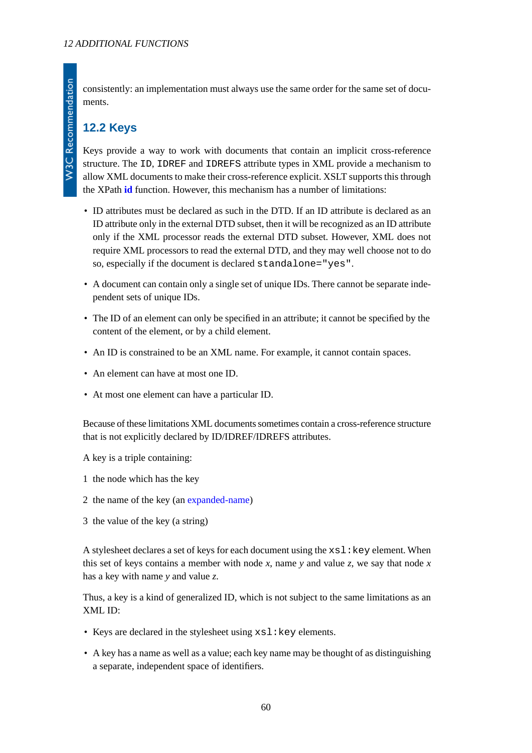consistently: an implementation must always use the same order for the same set of documents.

## 12.2 Keys

Keys provide a way to work with documents that contain an implicit cross-reference structure. The `ID`, `IDREF` and `IDREFS` attribute types in XML provide a mechanism to allow XML documents to make their cross-reference explicit. XSLT supports this through the XPath **id** function. However, this mechanism has a number of limitations:

- ID attributes must be declared as such in the DTD. If an ID attribute is declared as an ID attribute only in the external DTD subset, then it will be recognized as an ID attribute only if the XML processor reads the external DTD subset. However, XML does not require XML processors to read the external DTD, and they may well choose not to do so, especially if the document is declared `standalone="yes"`.
- A document can contain only a single set of unique IDs. There cannot be separate independent sets of unique IDs.
- The ID of an element can only be specified in an attribute; it cannot be specified by the content of the element, or by a child element.
- An ID is constrained to be an XML name. For example, it cannot contain spaces.
- An element can have at most one ID.
- At most one element can have a particular ID.

Because of these limitations XML documents sometimes contain a cross-reference structure that is not explicitly declared by ID/IDREF/IDREFS attributes.

A key is a triple containing:

1. the node which has the key
2. the name of the key (an expanded-name)
3. the value of the key (a string)

A stylesheet declares a set of keys for each document using the `xsl:key` element. When this set of keys contains a member with node *x*, name *y* and value *z*, we say that node *x* has a key with name *y* and value *z*.

Thus, a key is a kind of generalized ID, which is not subject to the same limitations as an XML ID:

- Keys are declared in the stylesheet using `xsl:key` elements.
- A key has a name as well as a value; each key name may be thought of as distinguishing a separate, independent space of identifiers.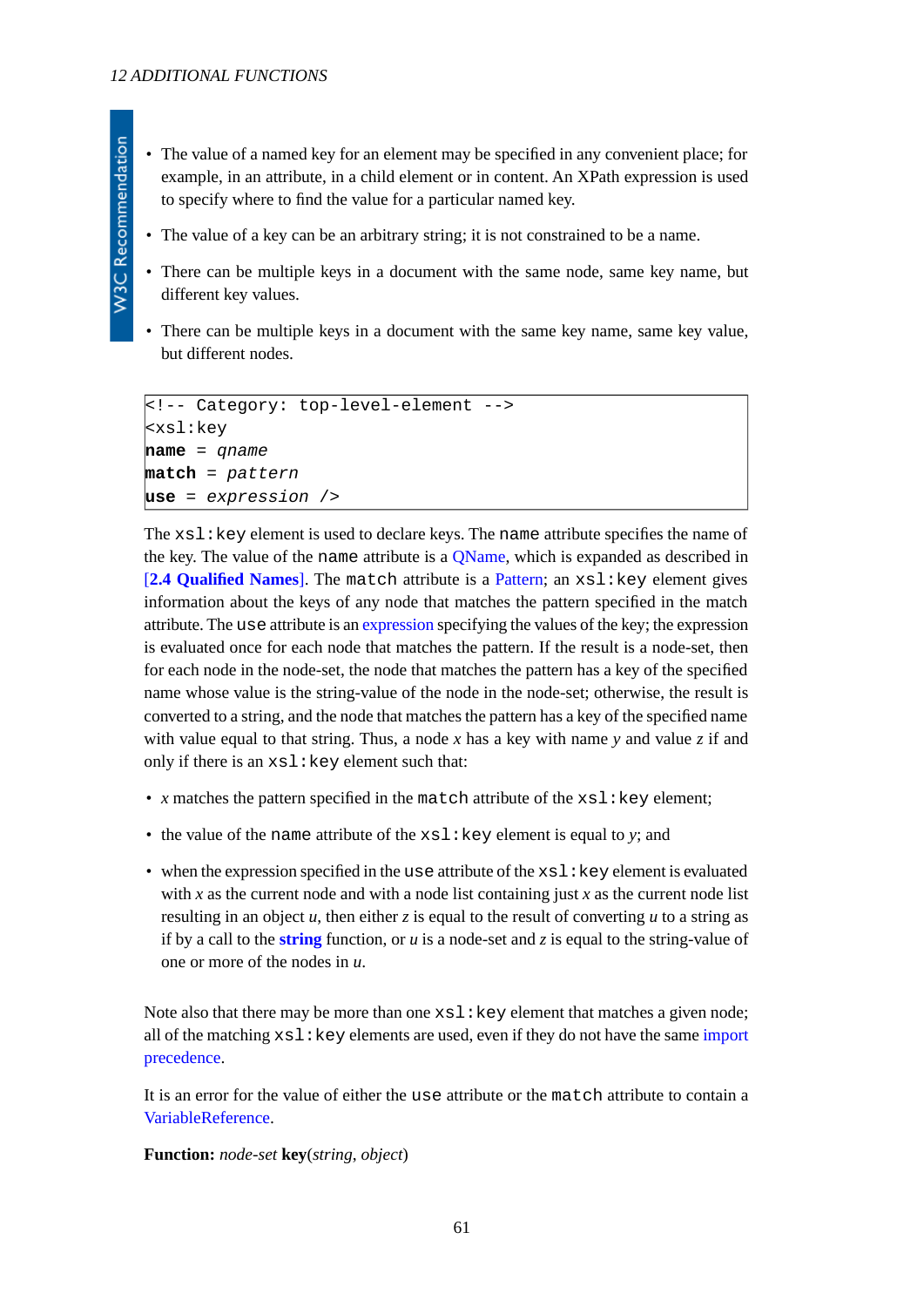- The value of a named key for an element may be specified in any convenient place; for example, in an attribute, in a child element or in content. An XPath expression is used to specify where to find the value for a particular named key.
- The value of a key can be an arbitrary string; it is not constrained to be a name.
- There can be multiple keys in a document with the same node, same key name, but different key values.
- There can be multiple keys in a document with the same key name, same key value, but different nodes.

```
<!-- Category: top-level-element -->
<xsl:key
name = qname
match = pattern
use = expression />
```

The `xsl:key` element is used to declare keys. The `name` attribute specifies the name of the key. The value of the `name` attribute is a QName, which is expanded as described in [**2.4 Qualified Names**]. The `match` attribute is a Pattern; an `xsl:key` element gives information about the keys of any node that matches the pattern specified in the match attribute. The `use` attribute is an expression specifying the values of the key; the expression is evaluated once for each node that matches the pattern. If the result is a node-set, then for each node in the node-set, the node that matches the pattern has a key of the specified name whose value is the string-value of the node in the node-set; otherwise, the result is converted to a string, and the node that matches the pattern has a key of the specified name with value equal to that string. Thus, a node *x* has a key with name *y* and value *z* if and only if there is an `xsl:key` element such that:

- *x* matches the pattern specified in the `match` attribute of the `xsl:key` element;
- the value of the `name` attribute of the `xsl:key` element is equal to *y*; and
- when the expression specified in the `use` attribute of the `xsl:key` element is evaluated with *x* as the current node and with a node list containing just *x* as the current node list resulting in an object *u*, then either *z* is equal to the result of converting *u* to a string as if by a call to the **string** function, or *u* is a node-set and *z* is equal to the string-value of one or more of the nodes in *u*.

Note also that there may be more than one `xsl:key` element that matches a given node; all of the matching `xsl:key` elements are used, even if they do not have the same import precedence.

It is an error for the value of either the `use` attribute or the `match` attribute to contain a VariableReference.

**Function:** *node-set* **key**(*string*, *object*)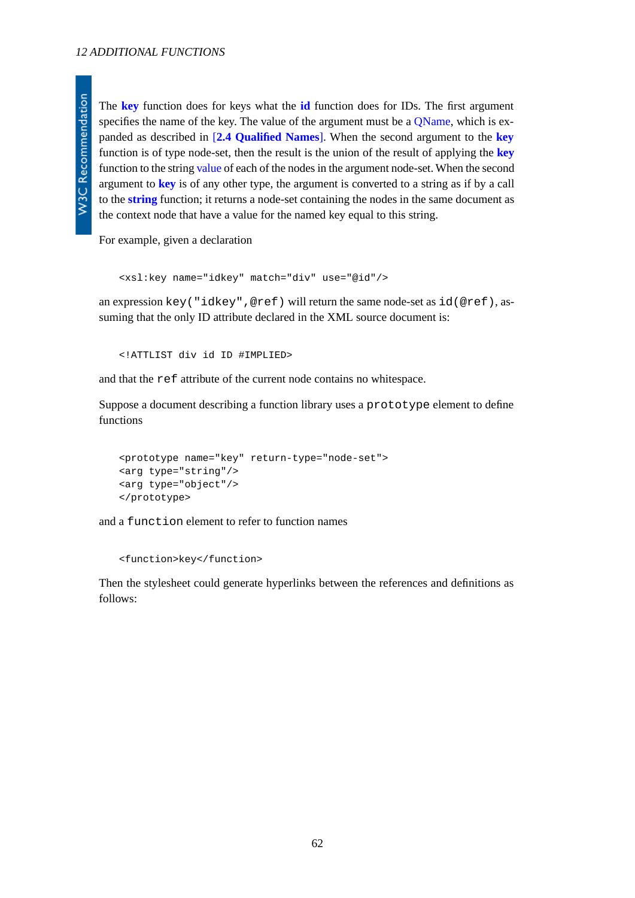The **key** function does for keys what the **id** function does for IDs. The first argument specifies the name of the key. The value of the argument must be a QName, which is expanded as described in [**2.4 Qualified Names**]. When the second argument to the **key** function is of type node-set, then the result is the union of the result of applying the **key** function to the string value of each of the nodes in the argument node-set. When the second argument to **key** is of any other type, the argument is converted to a string as if by a call to the **string** function; it returns a node-set containing the nodes in the same document as the context node that have a value for the named key equal to this string.

For example, given a declaration

```
<xsl:key name="idkey" match="div" use="@id"/>
```

an expression `key("idkey",@ref)` will return the same node-set as `id(@ref)`, assuming that the only ID attribute declared in the XML source document is:

```
<!ATTLIST div id ID #IMPLIED>
```

and that the `ref` attribute of the current node contains no whitespace.

Suppose a document describing a function library uses a `prototype` element to define functions

```
<prototype name="key" return-type="node-set">
<arg type="string"/>
<arg type="object"/>
</prototype>
```

and a `function` element to refer to function names

```
<function>key</function>
```

Then the stylesheet could generate hyperlinks between the references and definitions as follows: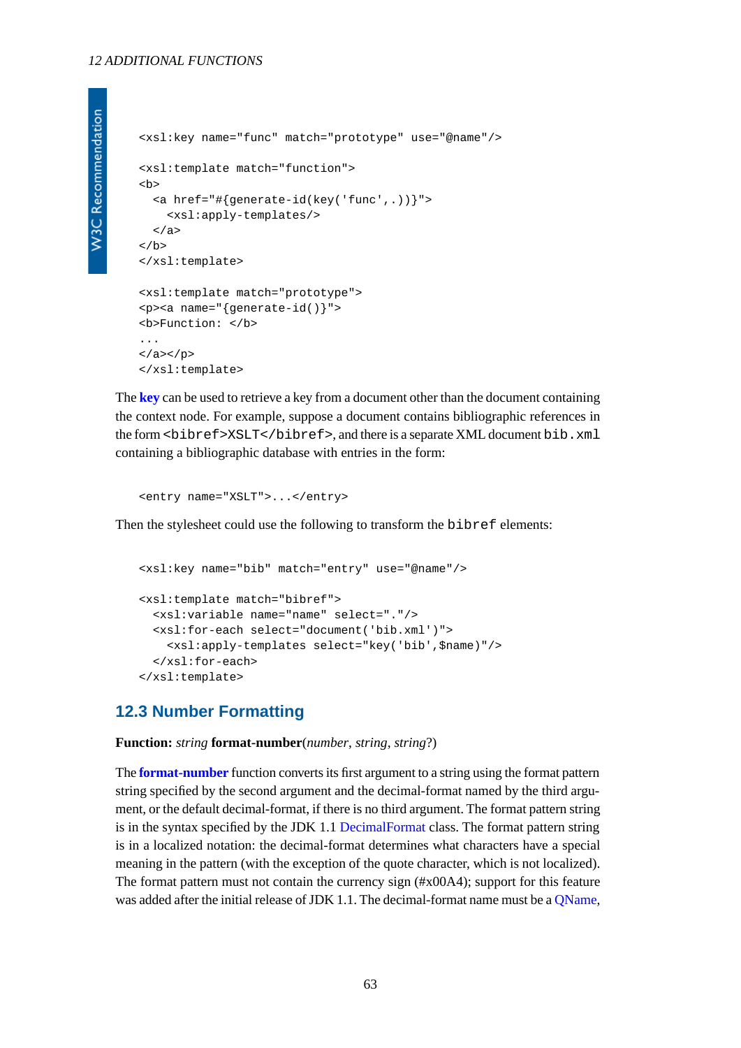```
<xsl:key name="func" match="prototype" use="@name"/>

<xsl:template match="function">
<b>
  <a href="#{generate-id(key('func',.))}">
    <xsl:apply-templates/>
  </a>
</b>
</xsl:template>

<xsl:template match="prototype">
<p><a name="{generate-id()}">
<b>Function: </b>
...
</a></p>
</xsl:template>
```

The **key** can be used to retrieve a key from a document other than the document containing the context node. For example, suppose a document contains bibliographic references in the form `<bibref>XSLT</bibref>`, and there is a separate XML document `bib.xml` containing a bibliographic database with entries in the form:

```
<entry name="XSLT">...</entry>
```

Then the stylesheet could use the following to transform the `bibref` elements:

```
<xsl:key name="bib" match="entry" use="@name"/>

<xsl:template match="bibref">
  <xsl:variable name="name" select="."/>
  <xsl:for-each select="document('bib.xml')">
    <xsl:apply-templates select="key('bib',$name)"/>
  </xsl:for-each>
</xsl:template>
```

## 12.3 Number Formatting

**Function:** *string* **format-number**(*number*, *string*, *string*?)

The **format-number** function converts its first argument to a string using the format pattern string specified by the second argument and the decimal-format named by the third argument, or the default decimal-format, if there is no third argument. The format pattern string is in the syntax specified by the JDK 1.1 DecimalFormat class. The format pattern string is in a localized notation: the decimal-format determines what characters have a special meaning in the pattern (with the exception of the quote character, which is not localized). The format pattern must not contain the currency sign (#x00A4); support for this feature was added after the initial release of JDK 1.1. The decimal-format name must be a QName,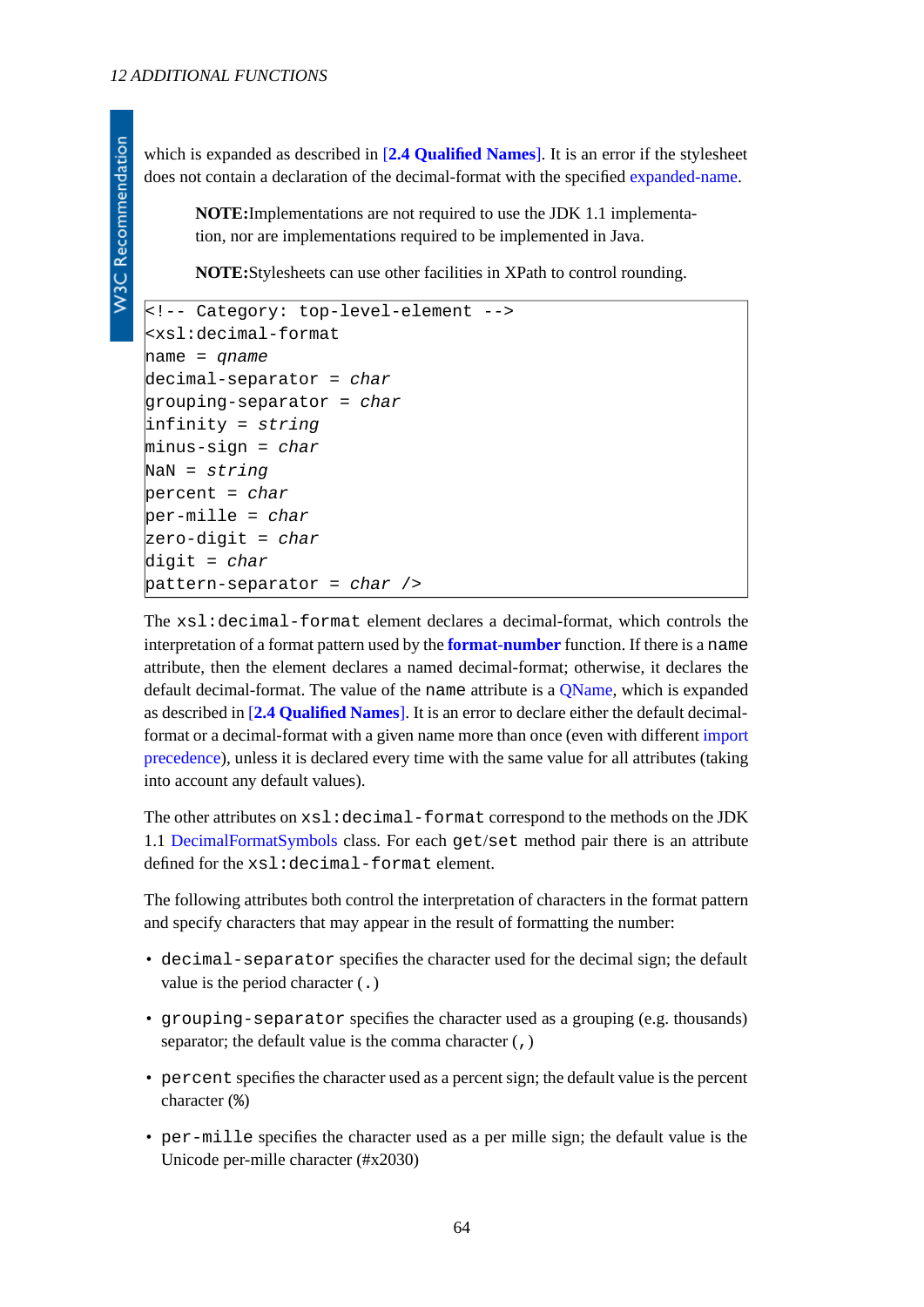which is expanded as described in [2.4 Qualified Names]. It is an error if the stylesheet does not contain a declaration of the decimal-format with the specified expanded-name.

> **NOTE:**Implementations are not required to use the JDK 1.1 implementation, nor are implementations required to be implemented in Java.

> **NOTE:**Stylesheets can use other facilities in XPath to control rounding.

```
<!-- Category: top-level-element -->
<xsl:decimal-format
name = qname
decimal-separator = char
grouping-separator = char
infinity = string
minus-sign = char
NaN = string
percent = char
per-mille = char
zero-digit = char
digit = char
pattern-separator = char />
```

The `xsl:decimal-format` element declares a decimal-format, which controls the interpretation of a format pattern used by the **format-number** function. If there is a `name` attribute, then the element declares a named decimal-format; otherwise, it declares the default decimal-format. The value of the `name` attribute is a QName, which is expanded as described in [2.4 Qualified Names]. It is an error to declare either the default decimal-format or a decimal-format with a given name more than once (even with different import precedence), unless it is declared every time with the same value for all attributes (taking into account any default values).

The other attributes on `xsl:decimal-format` correspond to the methods on the JDK 1.1 DecimalFormatSymbols class. For each `get`/`set` method pair there is an attribute defined for the `xsl:decimal-format` element.

The following attributes both control the interpretation of characters in the format pattern and specify characters that may appear in the result of formatting the number:

- `decimal-separator` specifies the character used for the decimal sign; the default value is the period character (`.`)
- `grouping-separator` specifies the character used as a grouping (e.g. thousands) separator; the default value is the comma character (`,`)
- `percent` specifies the character used as a percent sign; the default value is the percent character (`%`)
- `per-mille` specifies the character used as a per mille sign; the default value is the Unicode per-mille character (#x2030)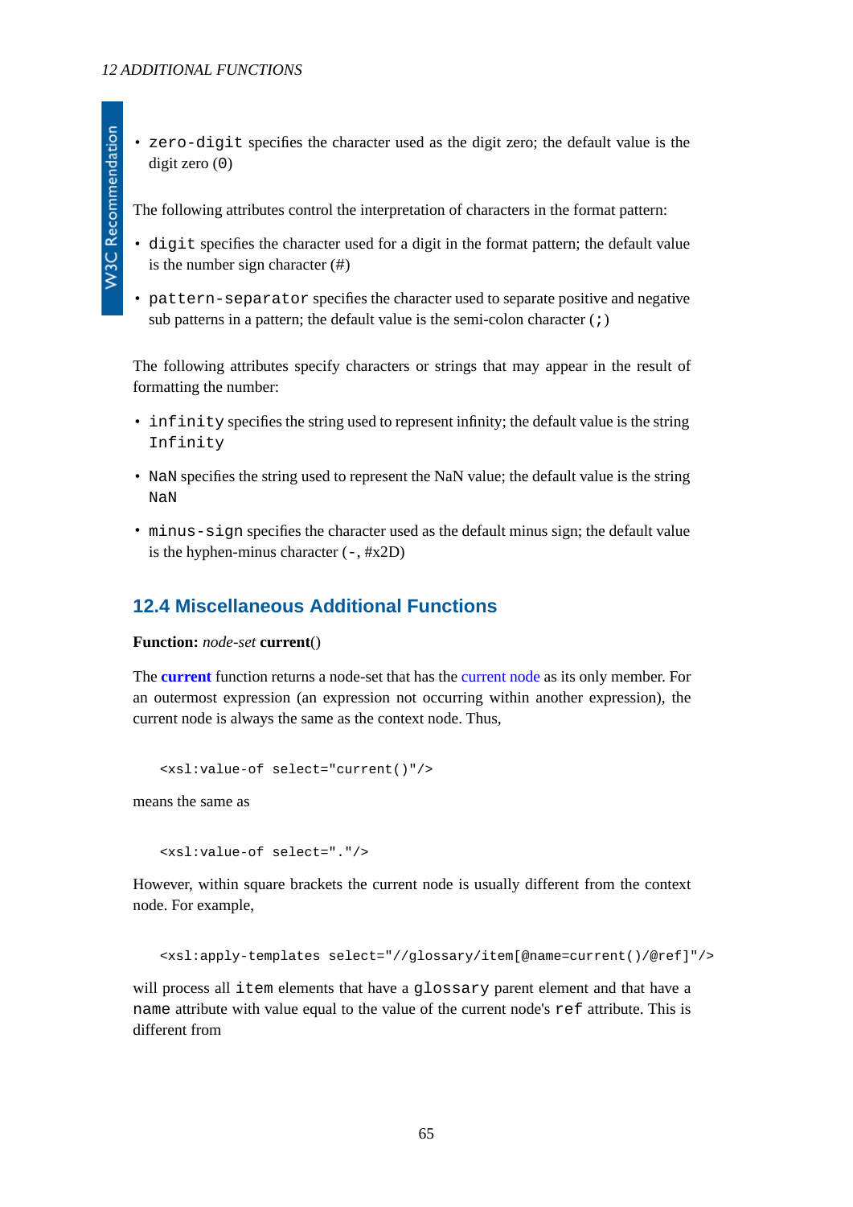- `zero-digit` specifies the character used as the digit zero; the default value is the digit zero (`0`)

The following attributes control the interpretation of characters in the format pattern:

- `digit` specifies the character used for a digit in the format pattern; the default value is the number sign character (`#`)
- `pattern-separator` specifies the character used to separate positive and negative sub patterns in a pattern; the default value is the semi-colon character (`;`)

The following attributes specify characters or strings that may appear in the result of formatting the number:

- `infinity` specifies the string used to represent infinity; the default value is the string `Infinity`
- `NaN` specifies the string used to represent the NaN value; the default value is the string `NaN`
- `minus-sign` specifies the character used as the default minus sign; the default value is the hyphen-minus character (`-`, #x2D)

## 12.4 Miscellaneous Additional Functions

**Function:** *node-set* **current**()

The **current** function returns a node-set that has the current node as its only member. For an outermost expression (an expression not occurring within another expression), the current node is always the same as the context node. Thus,

```
<xsl:value-of select="current()"/>
```

means the same as

```
<xsl:value-of select="."/>
```

However, within square brackets the current node is usually different from the context node. For example,

```
<xsl:apply-templates select="//glossary/item[@name=current()/@ref]"/>
```

will process all `item` elements that have a `glossary` parent element and that have a `name` attribute with value equal to the value of the current node's `ref` attribute. This is different from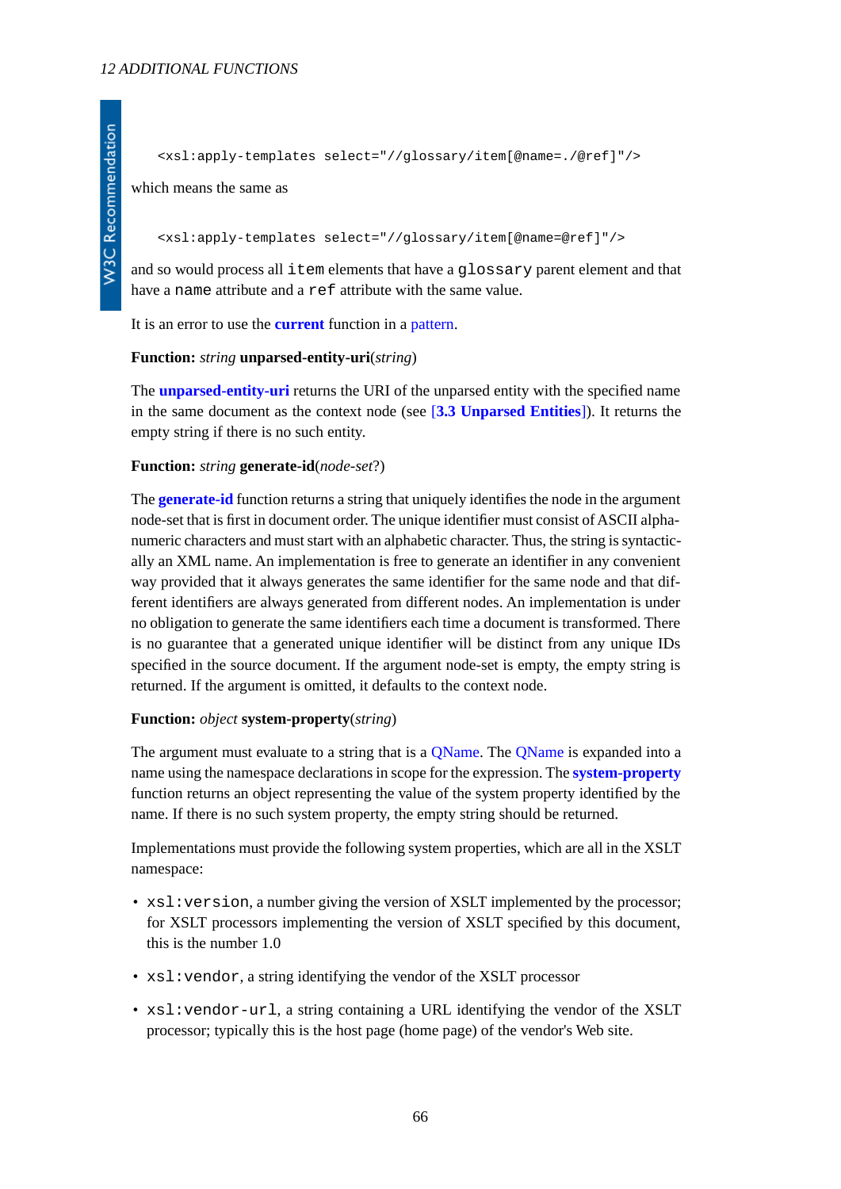```
<xsl:apply-templates select="//glossary/item[@name=./@ref]"/>
```

which means the same as

```
<xsl:apply-templates select="//glossary/item[@name=@ref]"/>
```

and so would process all `item` elements that have a `glossary` parent element and that have a `name` attribute and a `ref` attribute with the same value.

It is an error to use the **current** function in a pattern.

**Function:** *string* **unparsed-entity-uri**(*string*)

The **unparsed-entity-uri** returns the URI of the unparsed entity with the specified name in the same document as the context node (see [**3.3 Unparsed Entities**]). It returns the empty string if there is no such entity.

**Function:** *string* **generate-id**(*node-set*?)

The **generate-id** function returns a string that uniquely identifies the node in the argument node-set that is first in document order. The unique identifier must consist of ASCII alphanumeric characters and must start with an alphabetic character. Thus, the string is syntactically an XML name. An implementation is free to generate an identifier in any convenient way provided that it always generates the same identifier for the same node and that different identifiers are always generated from different nodes. An implementation is under no obligation to generate the same identifiers each time a document is transformed. There is no guarantee that a generated unique identifier will be distinct from any unique IDs specified in the source document. If the argument node-set is empty, the empty string is returned. If the argument is omitted, it defaults to the context node.

**Function:** *object* **system-property**(*string*)

The argument must evaluate to a string that is a QName. The QName is expanded into a name using the namespace declarations in scope for the expression. The **system-property** function returns an object representing the value of the system property identified by the name. If there is no such system property, the empty string should be returned.

Implementations must provide the following system properties, which are all in the XSLT namespace:

- `xsl:version`, a number giving the version of XSLT implemented by the processor; for XSLT processors implementing the version of XSLT specified by this document, this is the number 1.0
- `xsl:vendor`, a string identifying the vendor of the XSLT processor
- `xsl:vendor-url`, a string containing a URL identifying the vendor of the XSLT processor; typically this is the host page (home page) of the vendor's Web site.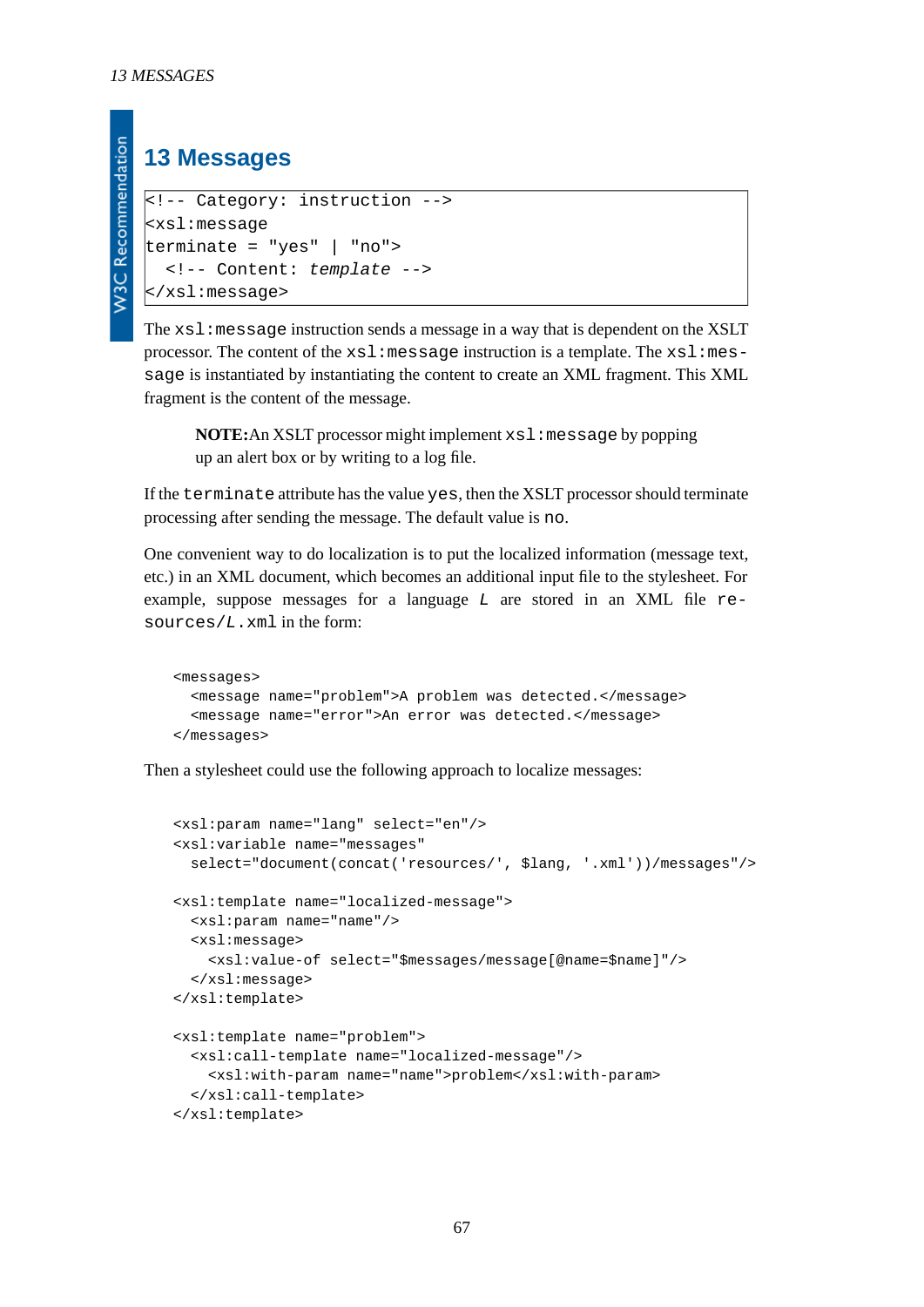# 13 Messages

```
<!-- Category: instruction -->
<xsl:message
terminate = "yes" | "no">
  <!-- Content: template -->
</xsl:message>
```

The `xsl:message` instruction sends a message in a way that is dependent on the XSLT processor. The content of the `xsl:message` instruction is a template. The `xsl:message` is instantiated by instantiating the content to create an XML fragment. This XML fragment is the content of the message.

> **NOTE:** An XSLT processor might implement `xsl:message` by popping up an alert box or by writing to a log file.

If the `terminate` attribute has the value `yes`, then the XSLT processor should terminate processing after sending the message. The default value is `no`.

One convenient way to do localization is to put the localized information (message text, etc.) in an XML document, which becomes an additional input file to the stylesheet. For example, suppose messages for a language *L* are stored in an XML file `resources/L.xml` in the form:

```
<messages>
  <message name="problem">A problem was detected.</message>
  <message name="error">An error was detected.</message>
</messages>
```

Then a stylesheet could use the following approach to localize messages:

```
<xsl:param name="lang" select="en"/>
<xsl:variable name="messages"
  select="document(concat('resources/', $lang, '.xml'))/messages"/>

<xsl:template name="localized-message">
  <xsl:param name="name"/>
  <xsl:message>
    <xsl:value-of select="$messages/message[@name=$name]"/>
  </xsl:message>
</xsl:template>

<xsl:template name="problem">
  <xsl:call-template name="localized-message"/>
    <xsl:with-param name="name">problem</xsl:with-param>
  </xsl:call-template>
</xsl:template>
```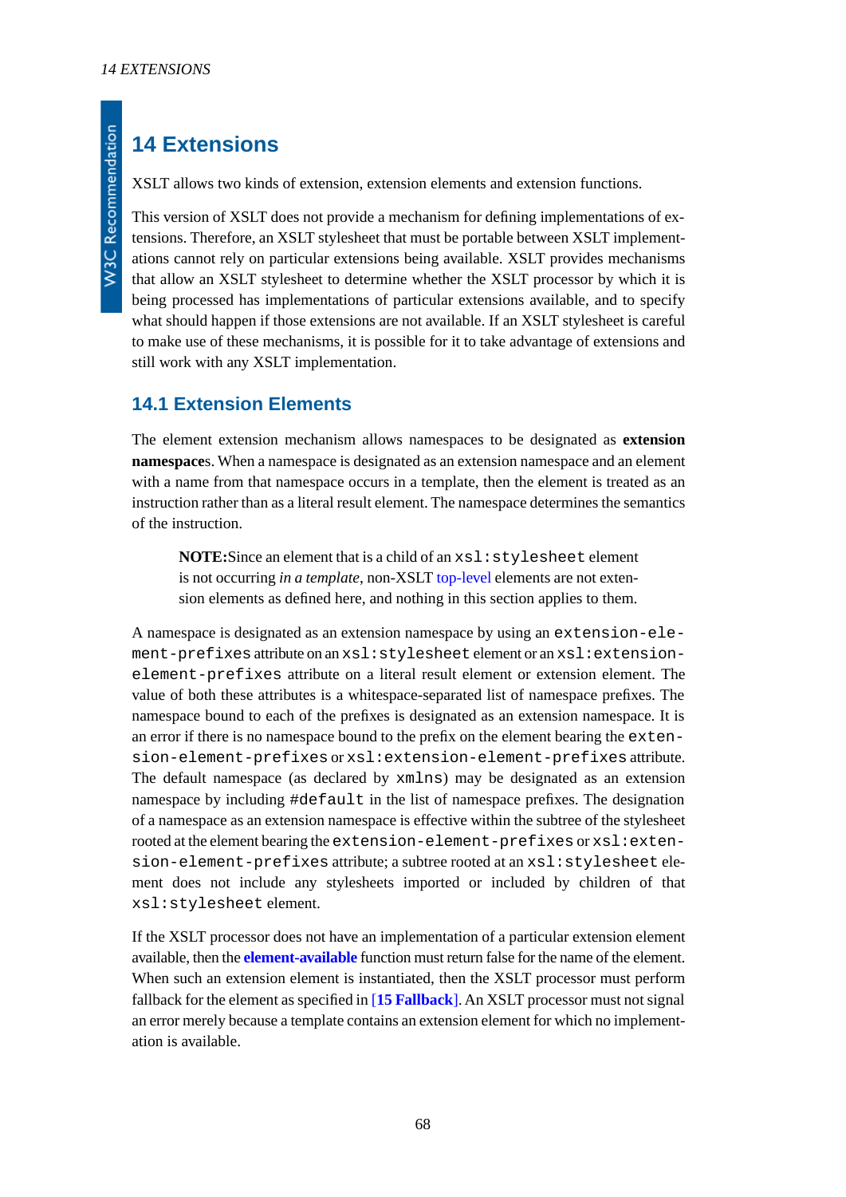# 14 Extensions

XSLT allows two kinds of extension, extension elements and extension functions.

This version of XSLT does not provide a mechanism for defining implementations of extensions. Therefore, an XSLT stylesheet that must be portable between XSLT implementations cannot rely on particular extensions being available. XSLT provides mechanisms that allow an XSLT stylesheet to determine whether the XSLT processor by which it is being processed has implementations of particular extensions available, and to specify what should happen if those extensions are not available. If an XSLT stylesheet is careful to make use of these mechanisms, it is possible for it to take advantage of extensions and still work with any XSLT implementation.

## 14.1 Extension Elements

The element extension mechanism allows namespaces to be designated as **extension namespace**s. When a namespace is designated as an extension namespace and an element with a name from that namespace occurs in a template, then the element is treated as an instruction rather than as a literal result element. The namespace determines the semantics of the instruction.

> **NOTE:** Since an element that is a child of an `xsl:stylesheet` element is not occurring *in a template*, non-XSLT top-level elements are not extension elements as defined here, and nothing in this section applies to them.

A namespace is designated as an extension namespace by using an `extension-element-prefixes` attribute on an `xsl:stylesheet` element or an `xsl:extension-element-prefixes` attribute on a literal result element or extension element. The value of both these attributes is a whitespace-separated list of namespace prefixes. The namespace bound to each of the prefixes is designated as an extension namespace. It is an error if there is no namespace bound to the prefix on the element bearing the `extension-element-prefixes` or `xsl:extension-element-prefixes` attribute. The default namespace (as declared by `xmlns`) may be designated as an extension namespace by including `#default` in the list of namespace prefixes. The designation of a namespace as an extension namespace is effective within the subtree of the stylesheet rooted at the element bearing the `extension-element-prefixes` or `xsl:extension-element-prefixes` attribute; a subtree rooted at an `xsl:stylesheet` element does not include any stylesheets imported or included by children of that `xsl:stylesheet` element.

If the XSLT processor does not have an implementation of a particular extension element available, then the **element-available** function must return false for the name of the element. When such an extension element is instantiated, then the XSLT processor must perform fallback for the element as specified in [**15 Fallback**]. An XSLT processor must not signal an error merely because a template contains an extension element for which no implementation is available.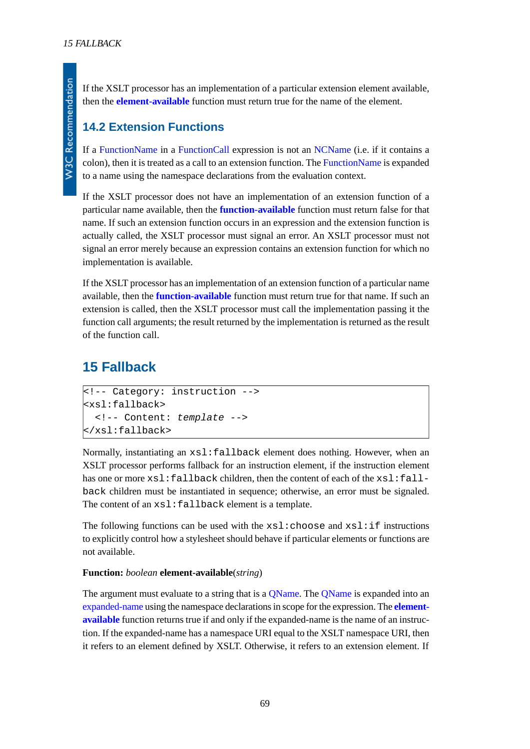If the XSLT processor has an implementation of a particular extension element available, then the **element-available** function must return true for the name of the element.

### 14.2 Extension Functions

If a FunctionName in a FunctionCall expression is not an NCName (i.e. if it contains a colon), then it is treated as a call to an extension function. The FunctionName is expanded to a name using the namespace declarations from the evaluation context.

If the XSLT processor does not have an implementation of an extension function of a particular name available, then the **function-available** function must return false for that name. If such an extension function occurs in an expression and the extension function is actually called, the XSLT processor must signal an error. An XSLT processor must not signal an error merely because an expression contains an extension function for which no implementation is available.

If the XSLT processor has an implementation of an extension function of a particular name available, then the **function-available** function must return true for that name. If such an extension is called, then the XSLT processor must call the implementation passing it the function call arguments; the result returned by the implementation is returned as the result of the function call.

## 15 Fallback

```
<!-- Category: instruction -->
<xsl:fallback>
  <!-- Content: template -->
</xsl:fallback>
```

Normally, instantiating an `xsl:fallback` element does nothing. However, when an XSLT processor performs fallback for an instruction element, if the instruction element has one or more `xsl:fallback` children, then the content of each of the `xsl:fallback` children must be instantiated in sequence; otherwise, an error must be signaled. The content of an `xsl:fallback` element is a template.

The following functions can be used with the `xsl:choose` and `xsl:if` instructions to explicitly control how a stylesheet should behave if particular elements or functions are not available.

**Function:** *boolean* **element-available**(*string*)

The argument must evaluate to a string that is a QName. The QName is expanded into an expanded-name using the namespace declarations in scope for the expression. The **element-available** function returns true if and only if the expanded-name is the name of an instruction. If the expanded-name has a namespace URI equal to the XSLT namespace URI, then it refers to an element defined by XSLT. Otherwise, it refers to an extension element. If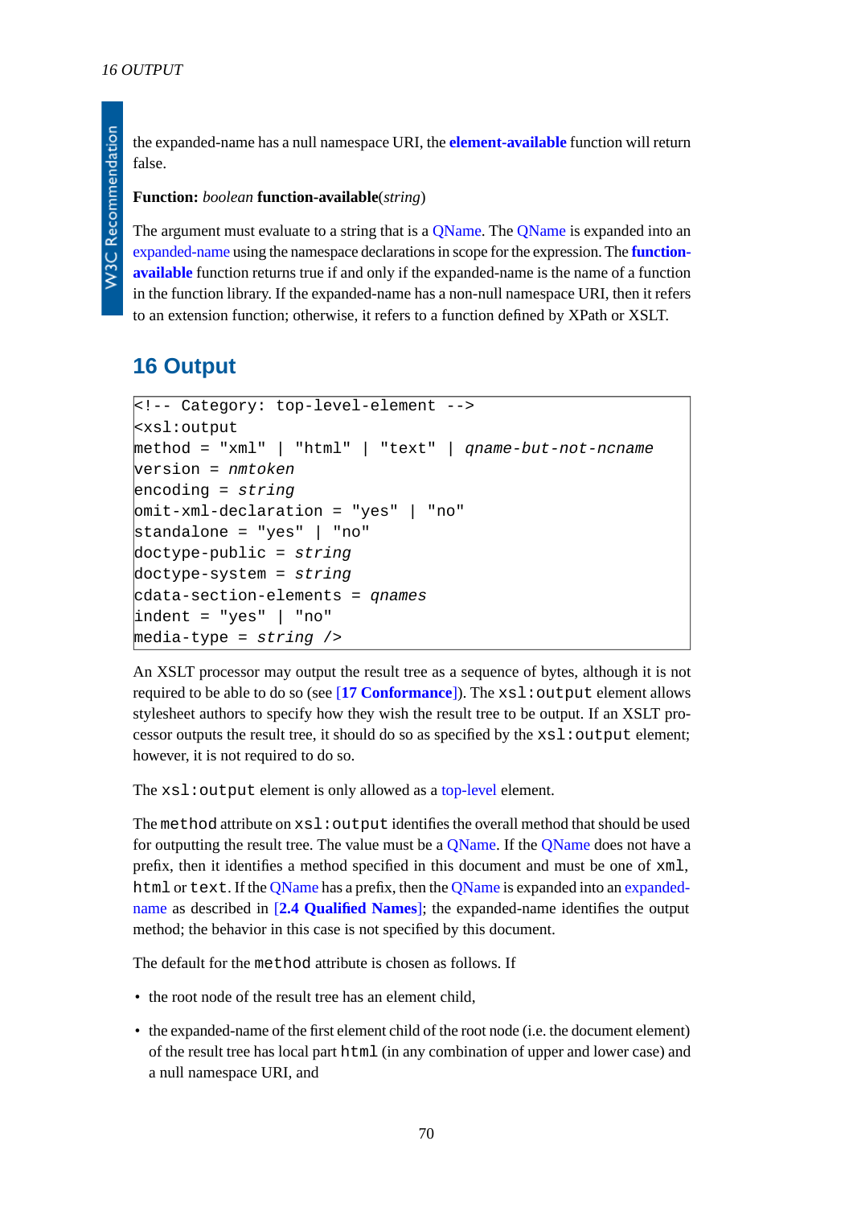the expanded-name has a null namespace URI, the **element-available** function will return false.

**Function:** *boolean* **function-available**(*string*)

The argument must evaluate to a string that is a QName. The QName is expanded into an expanded-name using the namespace declarations in scope for the expression. The **function-available** function returns true if and only if the expanded-name is the name of a function in the function library. If the expanded-name has a non-null namespace URI, then it refers to an extension function; otherwise, it refers to a function defined by XPath or XSLT.

## 16 Output

```
<!-- Category: top-level-element -->
<xsl:output
method = "xml" | "html" | "text" | qname-but-not-ncname
version = nmtoken
encoding = string
omit-xml-declaration = "yes" | "no"
standalone = "yes" | "no"
doctype-public = string
doctype-system = string
cdata-section-elements = qnames
indent = "yes" | "no"
media-type = string />
```

An XSLT processor may output the result tree as a sequence of bytes, although it is not required to be able to do so (see [**17 Conformance**]). The `xsl:output` element allows stylesheet authors to specify how they wish the result tree to be output. If an XSLT processor outputs the result tree, it should do so as specified by the `xsl:output` element; however, it is not required to do so.

The `xsl:output` element is only allowed as a top-level element.

The `method` attribute on `xsl:output` identifies the overall method that should be used for outputting the result tree. The value must be a QName. If the QName does not have a prefix, then it identifies a method specified in this document and must be one of `xml`, `html` or `text`. If the QName has a prefix, then the QName is expanded into an expanded-name as described in [**2.4 Qualified Names**]; the expanded-name identifies the output method; the behavior in this case is not specified by this document.

The default for the `method` attribute is chosen as follows. If

- the root node of the result tree has an element child,
- the expanded-name of the first element child of the root node (i.e. the document element) of the result tree has local part `html` (in any combination of upper and lower case) and a null namespace URI, and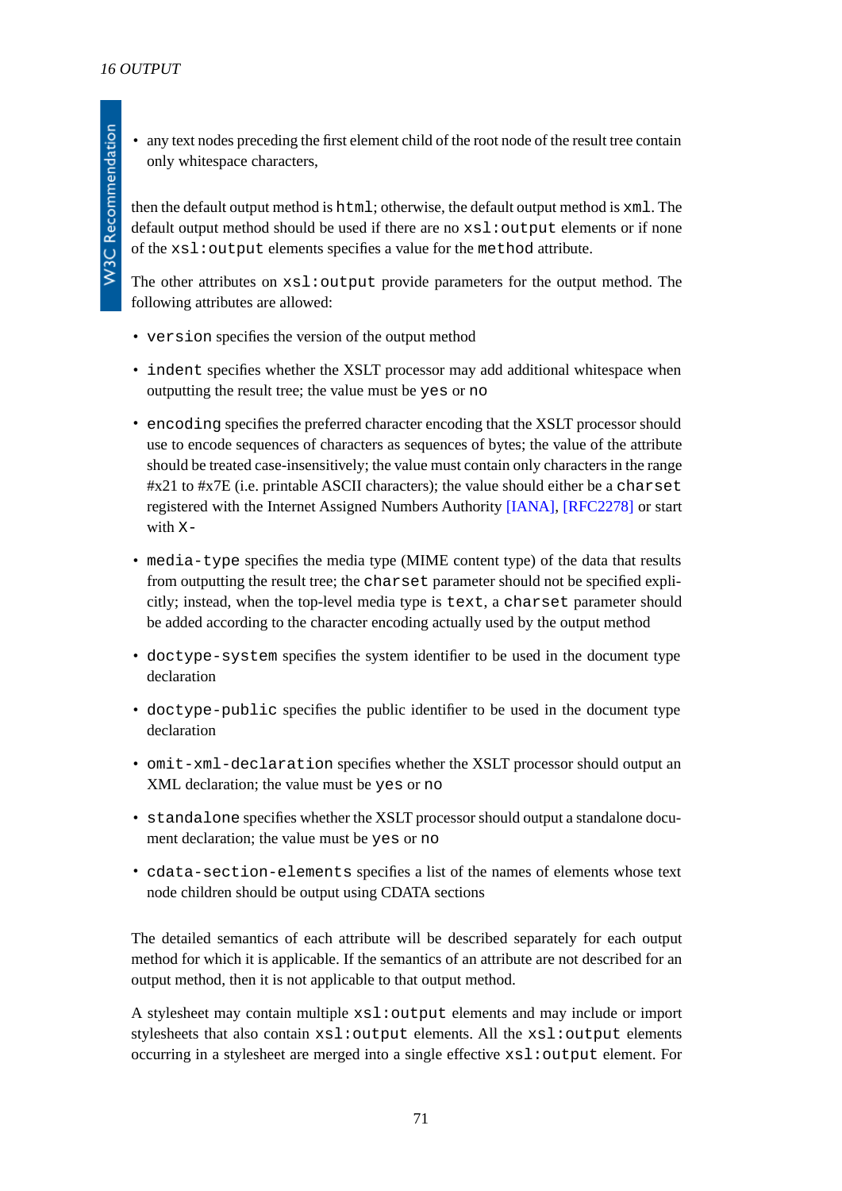- any text nodes preceding the first element child of the root node of the result tree contain only whitespace characters,

then the default output method is `html`; otherwise, the default output method is `xml`. The default output method should be used if there are no `xsl:output` elements or if none of the `xsl:output` elements specifies a value for the `method` attribute.

The other attributes on `xsl:output` provide parameters for the output method. The following attributes are allowed:

- `version` specifies the version of the output method
- `indent` specifies whether the XSLT processor may add additional whitespace when outputting the result tree; the value must be `yes` or `no`
- `encoding` specifies the preferred character encoding that the XSLT processor should use to encode sequences of characters as sequences of bytes; the value of the attribute should be treated case-insensitively; the value must contain only characters in the range #x21 to #x7E (i.e. printable ASCII characters); the value should either be a `charset` registered with the Internet Assigned Numbers Authority [IANA], [RFC2278] or start with `X-`
- `media-type` specifies the media type (MIME content type) of the data that results from outputting the result tree; the `charset` parameter should not be specified explicitly; instead, when the top-level media type is `text`, a `charset` parameter should be added according to the character encoding actually used by the output method
- `doctype-system` specifies the system identifier to be used in the document type declaration
- `doctype-public` specifies the public identifier to be used in the document type declaration
- `omit-xml-declaration` specifies whether the XSLT processor should output an XML declaration; the value must be `yes` or `no`
- `standalone` specifies whether the XSLT processor should output a standalone document declaration; the value must be `yes` or `no`
- `cdata-section-elements` specifies a list of the names of elements whose text node children should be output using CDATA sections

The detailed semantics of each attribute will be described separately for each output method for which it is applicable. If the semantics of an attribute are not described for an output method, then it is not applicable to that output method.

A stylesheet may contain multiple `xsl:output` elements and may include or import stylesheets that also contain `xsl:output` elements. All the `xsl:output` elements occurring in a stylesheet are merged into a single effective `xsl:output` element. For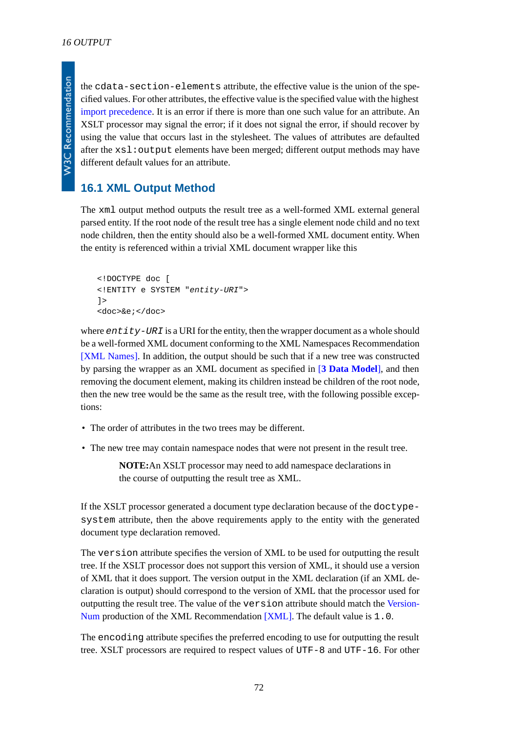the `cdata-section-elements` attribute, the effective value is the union of the specified values. For other attributes, the effective value is the specified value with the highest import precedence. It is an error if there is more than one such value for an attribute. An XSLT processor may signal the error; if it does not signal the error, if should recover by using the value that occurs last in the stylesheet. The values of attributes are defaulted after the `xsl:output` elements have been merged; different output methods may have different default values for an attribute.

### 16.1 XML Output Method

The `xml` output method outputs the result tree as a well-formed XML external general parsed entity. If the root node of the result tree has a single element node child and no text node children, then the entity should also be a well-formed XML document entity. When the entity is referenced within a trivial XML document wrapper like this

```
<!DOCTYPE doc [
<!ENTITY e SYSTEM "entity-URI">
]>
<doc>&e;</doc>
```

where *`entity-URI`* is a URI for the entity, then the wrapper document as a whole should be a well-formed XML document conforming to the XML Namespaces Recommendation [XML Names]. In addition, the output should be such that if a new tree was constructed by parsing the wrapper as an XML document as specified in [**3 Data Model**], and then removing the document element, making its children instead be children of the root node, then the new tree would be the same as the result tree, with the following possible exceptions:

- The order of attributes in the two trees may be different.
- The new tree may contain namespace nodes that were not present in the result tree.

> **NOTE:**An XSLT processor may need to add namespace declarations in the course of outputting the result tree as XML.

If the XSLT processor generated a document type declaration because of the `doctype-system` attribute, then the above requirements apply to the entity with the generated document type declaration removed.

The `version` attribute specifies the version of XML to be used for outputting the result tree. If the XSLT processor does not support this version of XML, it should use a version of XML that it does support. The version output in the XML declaration (if an XML declaration is output) should correspond to the version of XML that the processor used for outputting the result tree. The value of the `version` attribute should match the VersionNum production of the XML Recommendation [XML]. The default value is `1.0`.

The `encoding` attribute specifies the preferred encoding to use for outputting the result tree. XSLT processors are required to respect values of `UTF-8` and `UTF-16`. For other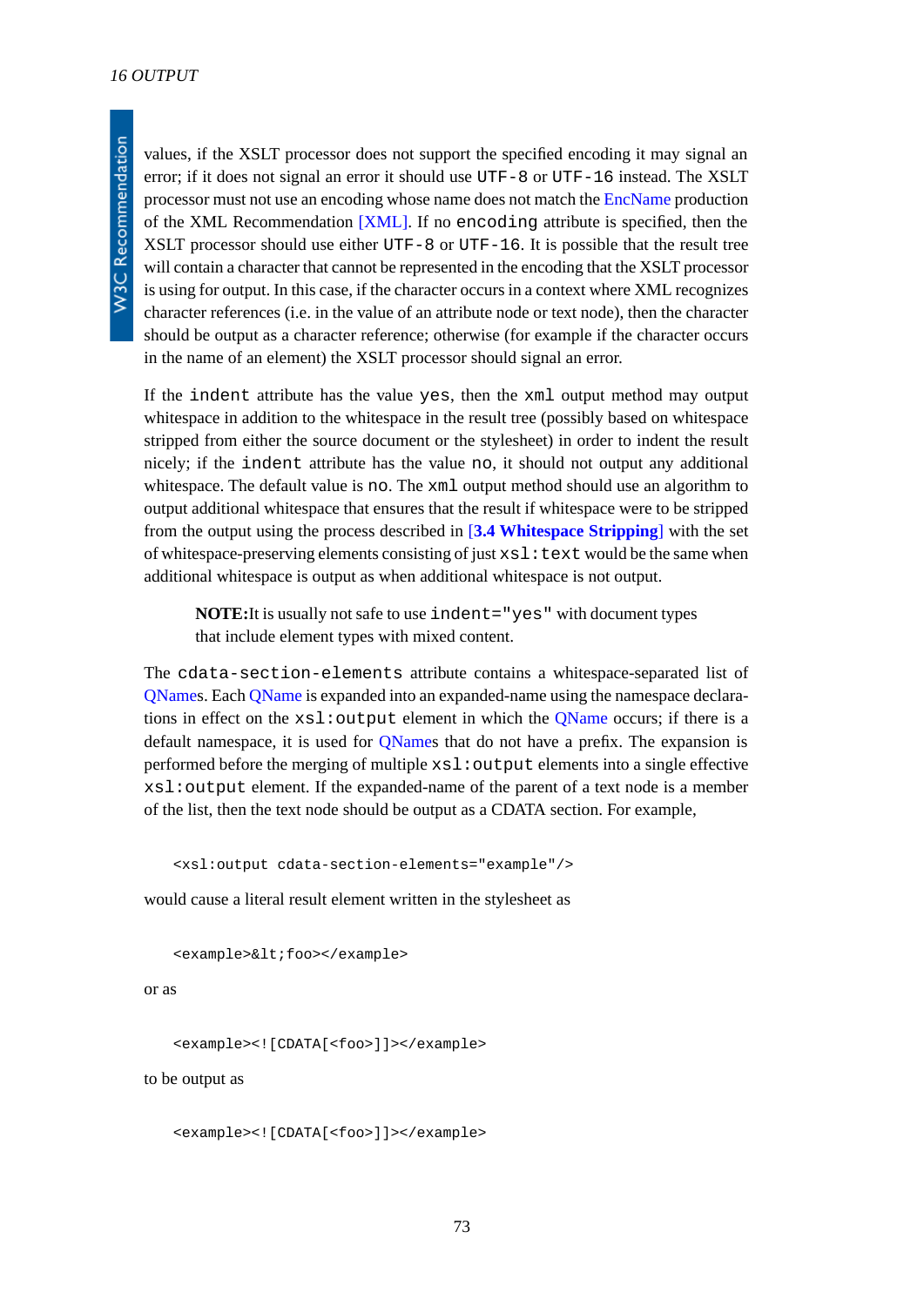values, if the XSLT processor does not support the specified encoding it may signal an error; if it does not signal an error it should use `UTF-8` or `UTF-16` instead. The XSLT processor must not use an encoding whose name does not match the EncName production of the XML Recommendation [XML]. If no `encoding` attribute is specified, then the XSLT processor should use either `UTF-8` or `UTF-16`. It is possible that the result tree will contain a character that cannot be represented in the encoding that the XSLT processor is using for output. In this case, if the character occurs in a context where XML recognizes character references (i.e. in the value of an attribute node or text node), then the character should be output as a character reference; otherwise (for example if the character occurs in the name of an element) the XSLT processor should signal an error.

If the `indent` attribute has the value `yes`, then the `xml` output method may output whitespace in addition to the whitespace in the result tree (possibly based on whitespace stripped from either the source document or the stylesheet) in order to indent the result nicely; if the `indent` attribute has the value `no`, it should not output any additional whitespace. The default value is `no`. The `xml` output method should use an algorithm to output additional whitespace that ensures that the result if whitespace were to be stripped from the output using the process described in [**3.4 Whitespace Stripping**] with the set of whitespace-preserving elements consisting of just `xsl:text` would be the same when additional whitespace is output as when additional whitespace is not output.

> **NOTE:**It is usually not safe to use `indent="yes"` with document types that include element types with mixed content.

The `cdata-section-elements` attribute contains a whitespace-separated list of QNames. Each QName is expanded into an expanded-name using the namespace declarations in effect on the `xsl:output` element in which the QName occurs; if there is a default namespace, it is used for QNames that do not have a prefix. The expansion is performed before the merging of multiple `xsl:output` elements into a single effective `xsl:output` element. If the expanded-name of the parent of a text node is a member of the list, then the text node should be output as a CDATA section. For example,

```
<xsl:output cdata-section-elements="example"/>
```

would cause a literal result element written in the stylesheet as

```
<example>&lt;foo></example>
```

or as

```
<example><![CDATA[<foo>]]></example>
```

to be output as

```
<example><![CDATA[<foo>]]></example>
```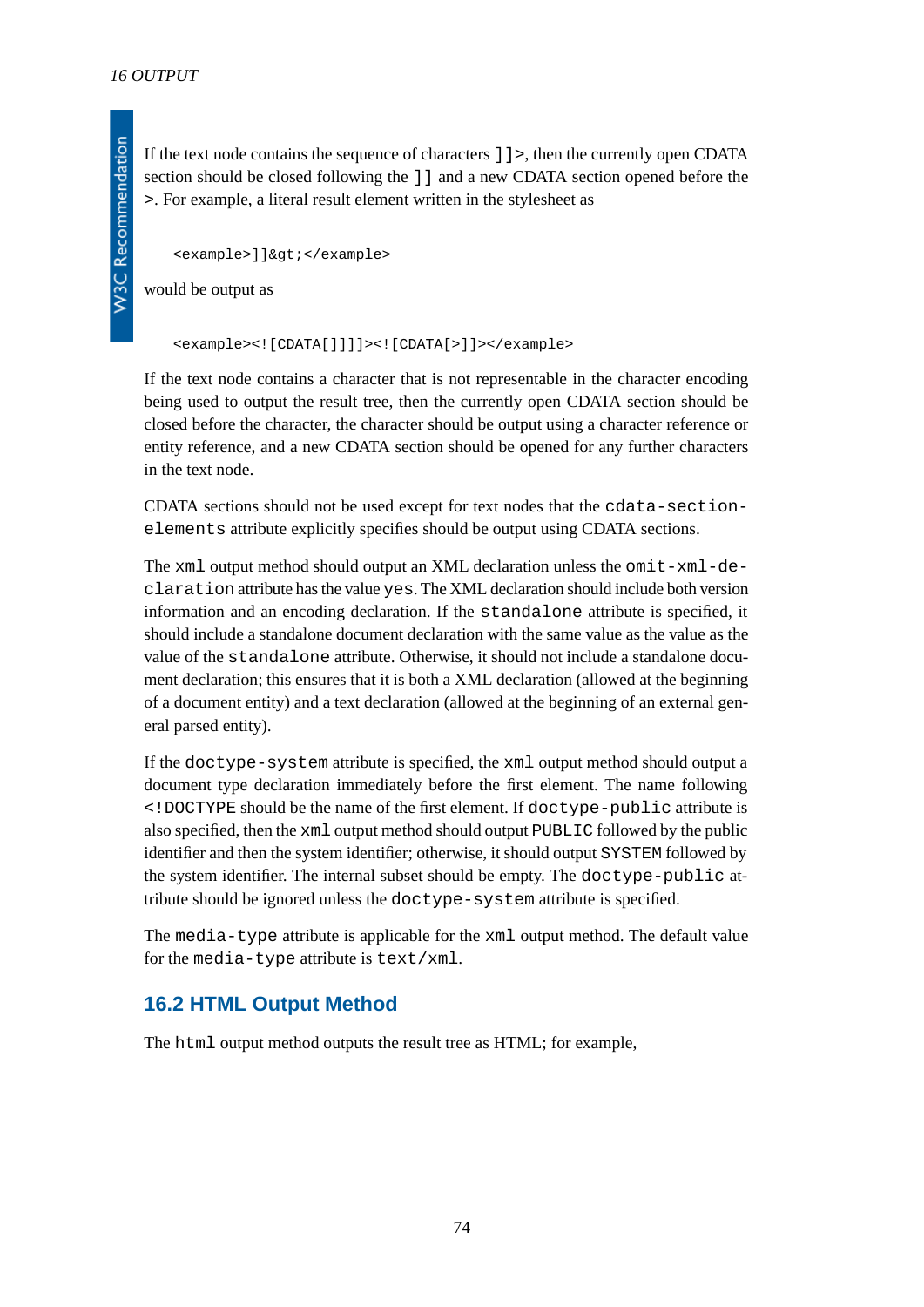If the text node contains the sequence of characters `]]>`, then the currently open CDATA section should be closed following the `]]` and a new CDATA section opened before the `>`. For example, a literal result element written in the stylesheet as

```
<example>]]&gt;</example>
```

would be output as

```
<example><![CDATA[]]]]><![CDATA[>]]></example>
```

If the text node contains a character that is not representable in the character encoding being used to output the result tree, then the currently open CDATA section should be closed before the character, the character should be output using a character reference or entity reference, and a new CDATA section should be opened for any further characters in the text node.

CDATA sections should not be used except for text nodes that the `cdata-section-elements` attribute explicitly specifies should be output using CDATA sections.

The `xml` output method should output an XML declaration unless the `omit-xml-declaration` attribute has the value `yes`. The XML declaration should include both version information and an encoding declaration. If the `standalone` attribute is specified, it should include a standalone document declaration with the same value as the value as the value of the `standalone` attribute. Otherwise, it should not include a standalone document declaration; this ensures that it is both a XML declaration (allowed at the beginning of a document entity) and a text declaration (allowed at the beginning of an external general parsed entity).

If the `doctype-system` attribute is specified, the `xml` output method should output a document type declaration immediately before the first element. The name following `<!DOCTYPE` should be the name of the first element. If `doctype-public` attribute is also specified, then the `xml` output method should output `PUBLIC` followed by the public identifier and then the system identifier; otherwise, it should output `SYSTEM` followed by the system identifier. The internal subset should be empty. The `doctype-public` attribute should be ignored unless the `doctype-system` attribute is specified.

The `media-type` attribute is applicable for the `xml` output method. The default value for the `media-type` attribute is `text/xml`.

## 16.2 HTML Output Method

The `html` output method outputs the result tree as HTML; for example,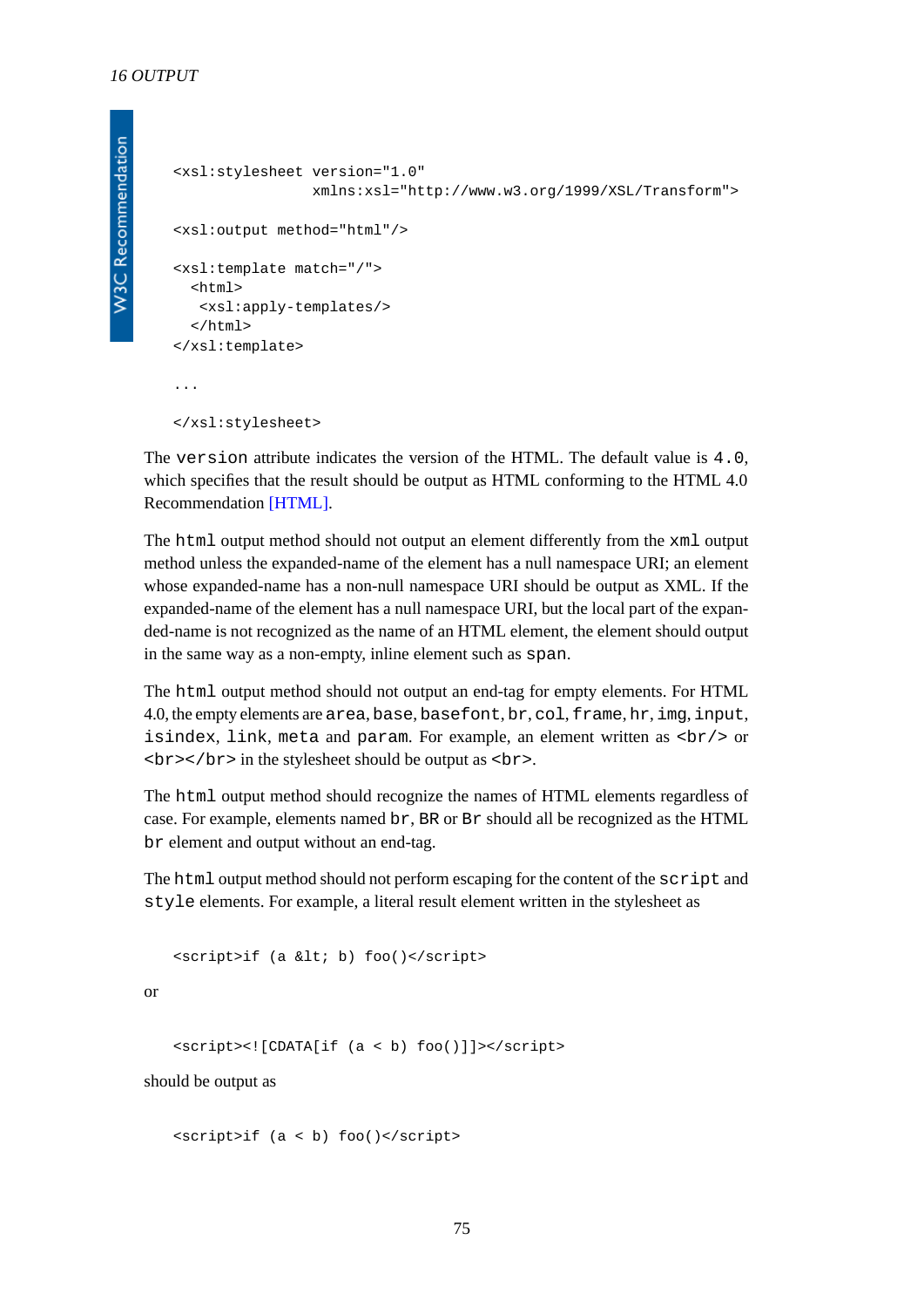```
<xsl:stylesheet version="1.0"
                xmlns:xsl="http://www.w3.org/1999/XSL/Transform">

<xsl:output method="html"/>

<xsl:template match="/">
  <html>
   <xsl:apply-templates/>
  </html>
</xsl:template>

...

</xsl:stylesheet>
```

The `version` attribute indicates the version of the HTML. The default value is `4.0`, which specifies that the result should be output as HTML conforming to the HTML 4.0 Recommendation [HTML].

The `html` output method should not output an element differently from the `xml` output method unless the expanded-name of the element has a null namespace URI; an element whose expanded-name has a non-null namespace URI should be output as XML. If the expanded-name of the element has a null namespace URI, but the local part of the expanded-name is not recognized as the name of an HTML element, the element should output in the same way as a non-empty, inline element such as `span`.

The `html` output method should not output an end-tag for empty elements. For HTML 4.0, the empty elements are `area`, `base`, `basefont`, `br`, `col`, `frame`, `hr`, `img`, `input`, `isindex`, `link`, `meta` and `param`. For example, an element written as `<br/>` or `<br></br>` in the stylesheet should be output as `<br>`.

The `html` output method should recognize the names of HTML elements regardless of case. For example, elements named `br`, `BR` or `Br` should all be recognized as the HTML `br` element and output without an end-tag.

The `html` output method should not perform escaping for the content of the `script` and `style` elements. For example, a literal result element written in the stylesheet as

```
<script>if (a &lt; b) foo()</script>
```

or

```
<script><![CDATA[if (a < b) foo()]]></script>
```

should be output as

```
<script>if (a < b) foo()</script>
```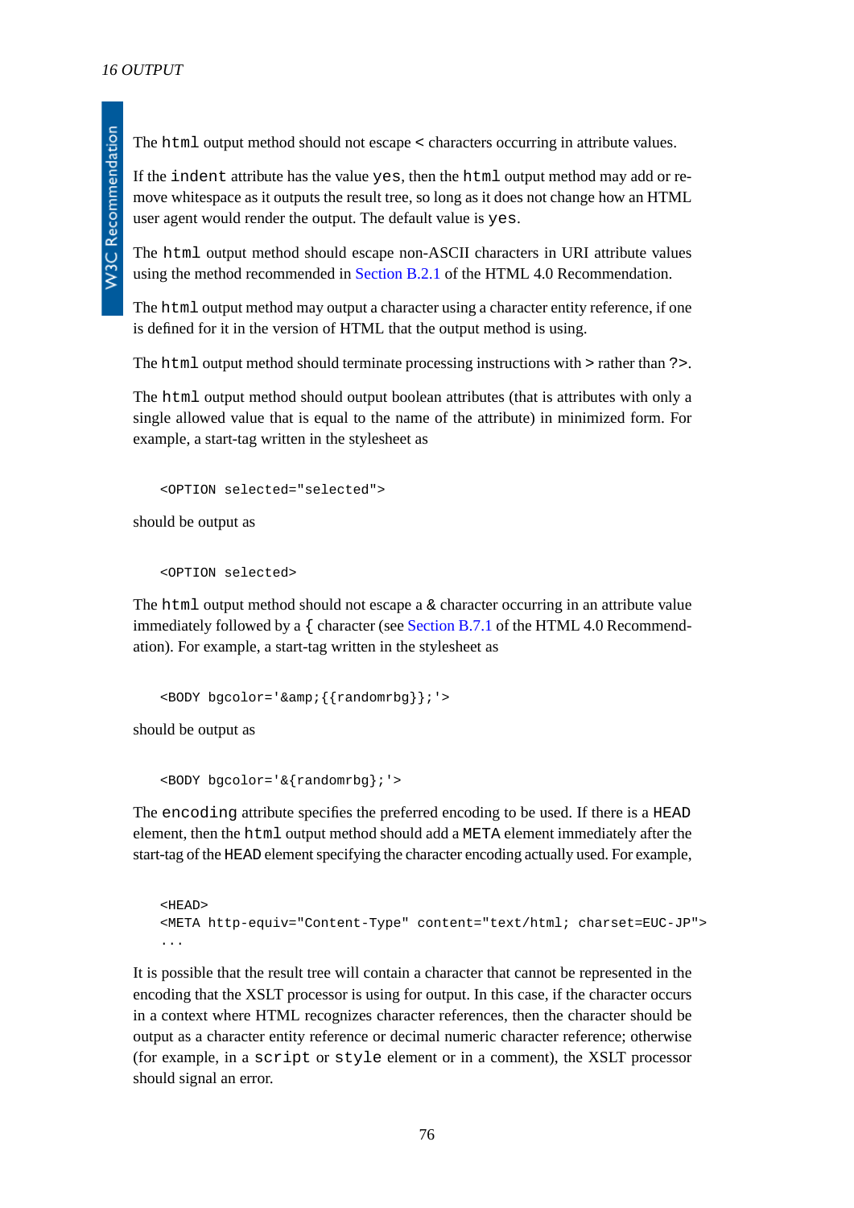The `html` output method should not escape `<` characters occurring in attribute values.

If the `indent` attribute has the value `yes`, then the `html` output method may add or remove whitespace as it outputs the result tree, so long as it does not change how an HTML user agent would render the output. The default value is `yes`.

The `html` output method should escape non-ASCII characters in URI attribute values using the method recommended in Section B.2.1 of the HTML 4.0 Recommendation.

The `html` output method may output a character using a character entity reference, if one is defined for it in the version of HTML that the output method is using.

The `html` output method should terminate processing instructions with `>` rather than `?>`.

The `html` output method should output boolean attributes (that is attributes with only a single allowed value that is equal to the name of the attribute) in minimized form. For example, a start-tag written in the stylesheet as

```
<OPTION selected="selected">
```

should be output as

```
<OPTION selected>
```

The `html` output method should not escape a `&` character occurring in an attribute value immediately followed by a `{` character (see Section B.7.1 of the HTML 4.0 Recommendation). For example, a start-tag written in the stylesheet as

```
<BODY bgcolor='&amp;{{randomrbg}};'>
```

should be output as

```
<BODY bgcolor='&{randomrbg};'>
```

The `encoding` attribute specifies the preferred encoding to be used. If there is a `HEAD` element, then the `html` output method should add a `META` element immediately after the start-tag of the `HEAD` element specifying the character encoding actually used. For example,

```
<HEAD>
<META http-equiv="Content-Type" content="text/html; charset=EUC-JP">
...
```

It is possible that the result tree will contain a character that cannot be represented in the encoding that the XSLT processor is using for output. In this case, if the character occurs in a context where HTML recognizes character references, then the character should be output as a character entity reference or decimal numeric character reference; otherwise (for example, in a `script` or `style` element or in a comment), the XSLT processor should signal an error.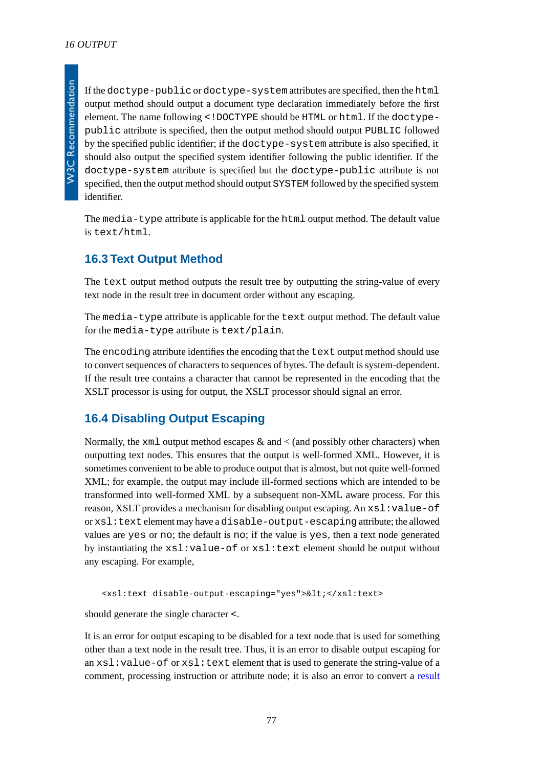If the `doctype-public` or `doctype-system` attributes are specified, then the `html` output method should output a document type declaration immediately before the first element. The name following `<!DOCTYPE` should be `HTML` or `html`. If the `doctype-public` attribute is specified, then the output method should output `PUBLIC` followed by the specified public identifier; if the `doctype-system` attribute is also specified, it should also output the specified system identifier following the public identifier. If the `doctype-system` attribute is specified but the `doctype-public` attribute is not specified, then the output method should output `SYSTEM` followed by the specified system identifier.

The `media-type` attribute is applicable for the `html` output method. The default value is `text/html`.

## 16.3 Text Output Method

The `text` output method outputs the result tree by outputting the string-value of every text node in the result tree in document order without any escaping.

The `media-type` attribute is applicable for the `text` output method. The default value for the `media-type` attribute is `text/plain`.

The `encoding` attribute identifies the encoding that the `text` output method should use to convert sequences of characters to sequences of bytes. The default is system-dependent. If the result tree contains a character that cannot be represented in the encoding that the XSLT processor is using for output, the XSLT processor should signal an error.

## 16.4 Disabling Output Escaping

Normally, the `xml` output method escapes & and < (and possibly other characters) when outputting text nodes. This ensures that the output is well-formed XML. However, it is sometimes convenient to be able to produce output that is almost, but not quite well-formed XML; for example, the output may include ill-formed sections which are intended to be transformed into well-formed XML by a subsequent non-XML aware process. For this reason, XSLT provides a mechanism for disabling output escaping. An `xsl:value-of` or `xsl:text` element may have a `disable-output-escaping` attribute; the allowed values are `yes` or `no`; the default is `no`; if the value is `yes`, then a text node generated by instantiating the `xsl:value-of` or `xsl:text` element should be output without any escaping. For example,

```
<xsl:text disable-output-escaping="yes">&lt;</xsl:text>
```

should generate the single character `<`.

It is an error for output escaping to be disabled for a text node that is used for something other than a text node in the result tree. Thus, it is an error to disable output escaping for an `xsl:value-of` or `xsl:text` element that is used to generate the string-value of a comment, processing instruction or attribute node; it is also an error to convert a result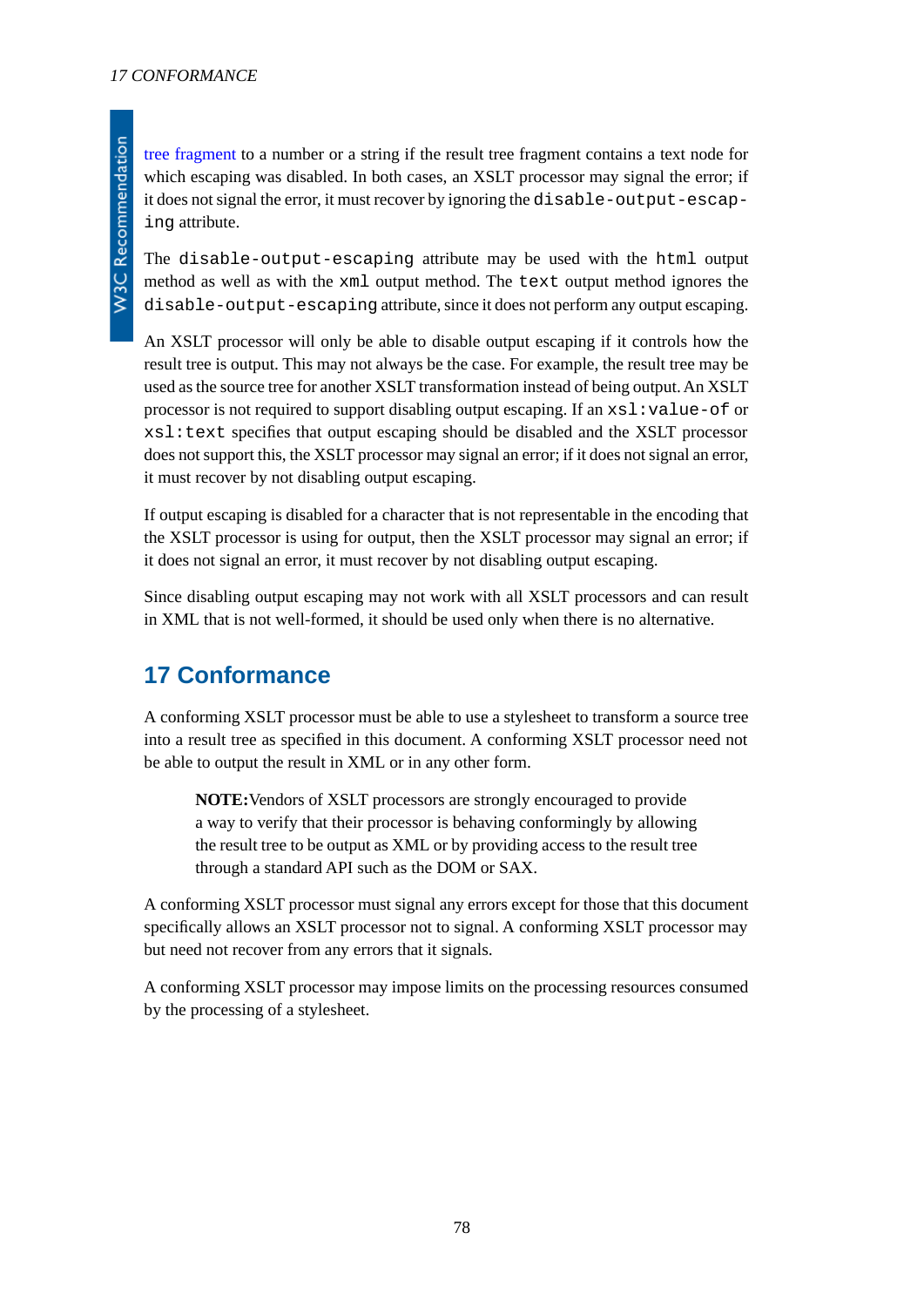tree fragment to a number or a string if the result tree fragment contains a text node for which escaping was disabled. In both cases, an XSLT processor may signal the error; if it does not signal the error, it must recover by ignoring the `disable-output-escaping` attribute.

The `disable-output-escaping` attribute may be used with the `html` output method as well as with the `xml` output method. The `text` output method ignores the `disable-output-escaping` attribute, since it does not perform any output escaping.

An XSLT processor will only be able to disable output escaping if it controls how the result tree is output. This may not always be the case. For example, the result tree may be used as the source tree for another XSLT transformation instead of being output. An XSLT processor is not required to support disabling output escaping. If an `xsl:value-of` or `xsl:text` specifies that output escaping should be disabled and the XSLT processor does not support this, the XSLT processor may signal an error; if it does not signal an error, it must recover by not disabling output escaping.

If output escaping is disabled for a character that is not representable in the encoding that the XSLT processor is using for output, then the XSLT processor may signal an error; if it does not signal an error, it must recover by not disabling output escaping.

Since disabling output escaping may not work with all XSLT processors and can result in XML that is not well-formed, it should be used only when there is no alternative.

## 17 Conformance

A conforming XSLT processor must be able to use a stylesheet to transform a source tree into a result tree as specified in this document. A conforming XSLT processor need not be able to output the result in XML or in any other form.

> **NOTE:** Vendors of XSLT processors are strongly encouraged to provide a way to verify that their processor is behaving conformingly by allowing the result tree to be output as XML or by providing access to the result tree through a standard API such as the DOM or SAX.

A conforming XSLT processor must signal any errors except for those that this document specifically allows an XSLT processor not to signal. A conforming XSLT processor may but need not recover from any errors that it signals.

A conforming XSLT processor may impose limits on the processing resources consumed by the processing of a stylesheet.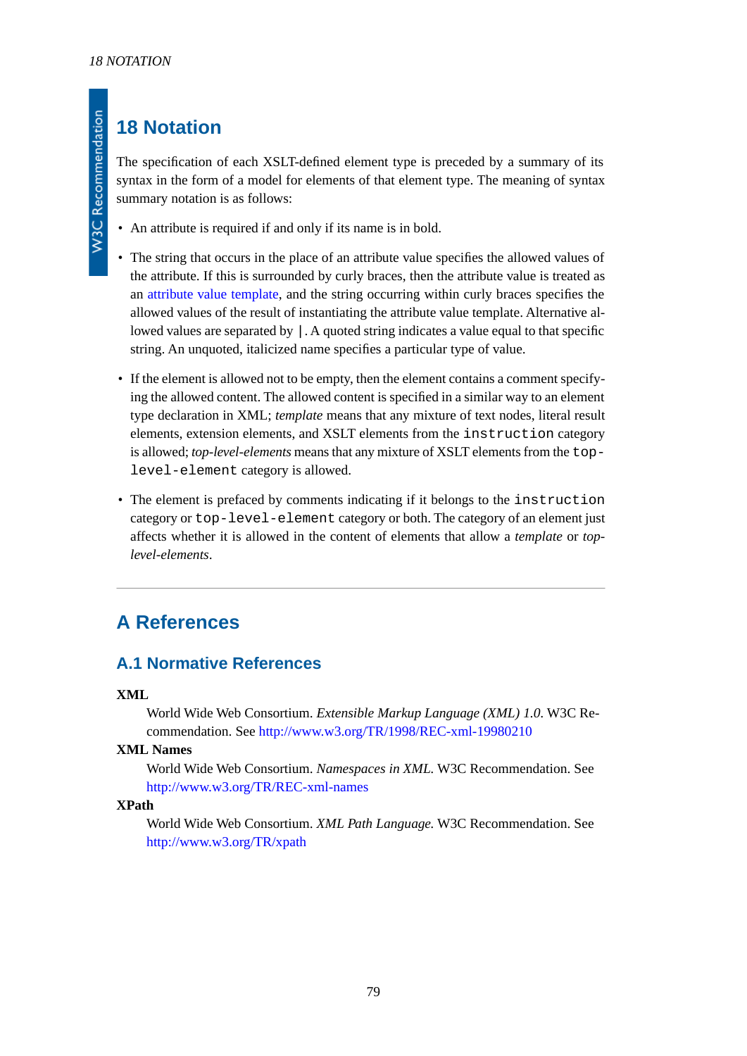# 18 Notation

The specification of each XSLT-defined element type is preceded by a summary of its syntax in the form of a model for elements of that element type. The meaning of syntax summary notation is as follows:

- An attribute is required if and only if its name is in bold.
- The string that occurs in the place of an attribute value specifies the allowed values of the attribute. If this is surrounded by curly braces, then the attribute value is treated as an attribute value template, and the string occurring within curly braces specifies the allowed values of the result of instantiating the attribute value template. Alternative allowed values are separated by `|`. A quoted string indicates a value equal to that specific string. An unquoted, italicized name specifies a particular type of value.
- If the element is allowed not to be empty, then the element contains a comment specifying the allowed content. The allowed content is specified in a similar way to an element type declaration in XML; *template* means that any mixture of text nodes, literal result elements, extension elements, and XSLT elements from the `instruction` category is allowed; *top-level-elements* means that any mixture of XSLT elements from the `top-level-element` category is allowed.
- The element is prefaced by comments indicating if it belongs to the `instruction` category or `top-level-element` category or both. The category of an element just affects whether it is allowed in the content of elements that allow a *template* or *top-level-elements*.

---

# A References

## A.1 Normative References

**XML**
: World Wide Web Consortium. *Extensible Markup Language (XML) 1.0.* W3C Recommendation. See http://www.w3.org/TR/1998/REC-xml-19980210

**XML Names**
: World Wide Web Consortium. *Namespaces in XML.* W3C Recommendation. See http://www.w3.org/TR/REC-xml-names

**XPath**
: World Wide Web Consortium. *XML Path Language.* W3C Recommendation. See http://www.w3.org/TR/xpath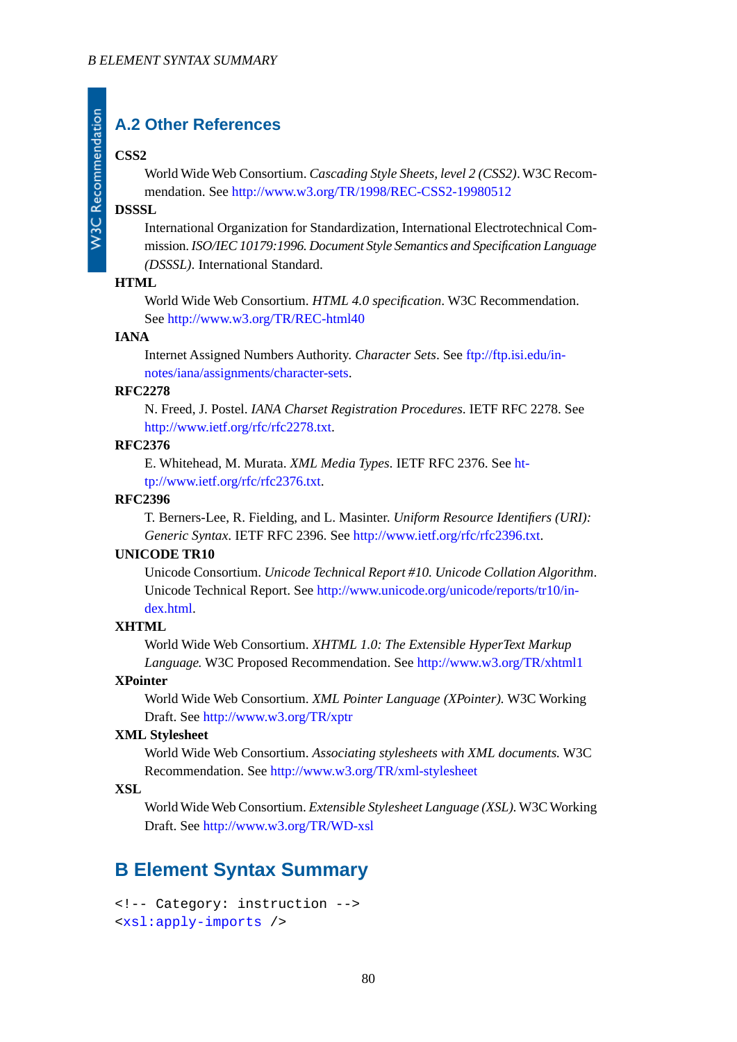## A.2 Other References

**CSS2**

World Wide Web Consortium. *Cascading Style Sheets, level 2 (CSS2)*. W3C Recommendation. See http://www.w3.org/TR/1998/REC-CSS2-19980512

**DSSSL**

International Organization for Standardization, International Electrotechnical Commission. *ISO/IEC 10179:1996. Document Style Semantics and Specification Language (DSSSL)*. International Standard.

**HTML**

World Wide Web Consortium. *HTML 4.0 specification*. W3C Recommendation. See http://www.w3.org/TR/REC-html40

**IANA**

Internet Assigned Numbers Authority. *Character Sets*. See ftp://ftp.isi.edu/in-notes/iana/assignments/character-sets.

**RFC2278**

N. Freed, J. Postel. *IANA Charset Registration Procedures*. IETF RFC 2278. See http://www.ietf.org/rfc/rfc2278.txt.

**RFC2376**

E. Whitehead, M. Murata. *XML Media Types*. IETF RFC 2376. See http://www.ietf.org/rfc/rfc2376.txt.

**RFC2396**

T. Berners-Lee, R. Fielding, and L. Masinter. *Uniform Resource Identifiers (URI): Generic Syntax*. IETF RFC 2396. See http://www.ietf.org/rfc/rfc2396.txt.

**UNICODE TR10**

Unicode Consortium. *Unicode Technical Report #10. Unicode Collation Algorithm*. Unicode Technical Report. See http://www.unicode.org/unicode/reports/tr10/index.html.

**XHTML**

World Wide Web Consortium. *XHTML 1.0: The Extensible HyperText Markup Language.* W3C Proposed Recommendation. See http://www.w3.org/TR/xhtml1

**XPointer**

World Wide Web Consortium. *XML Pointer Language (XPointer).* W3C Working Draft. See http://www.w3.org/TR/xptr

**XML Stylesheet**

World Wide Web Consortium. *Associating stylesheets with XML documents.* W3C Recommendation. See http://www.w3.org/TR/xml-stylesheet

**XSL**

World Wide Web Consortium. *Extensible Stylesheet Language (XSL).* W3C Working Draft. See http://www.w3.org/TR/WD-xsl

# B Element Syntax Summary

```
<!-- Category: instruction -->
<xsl:apply-imports />
```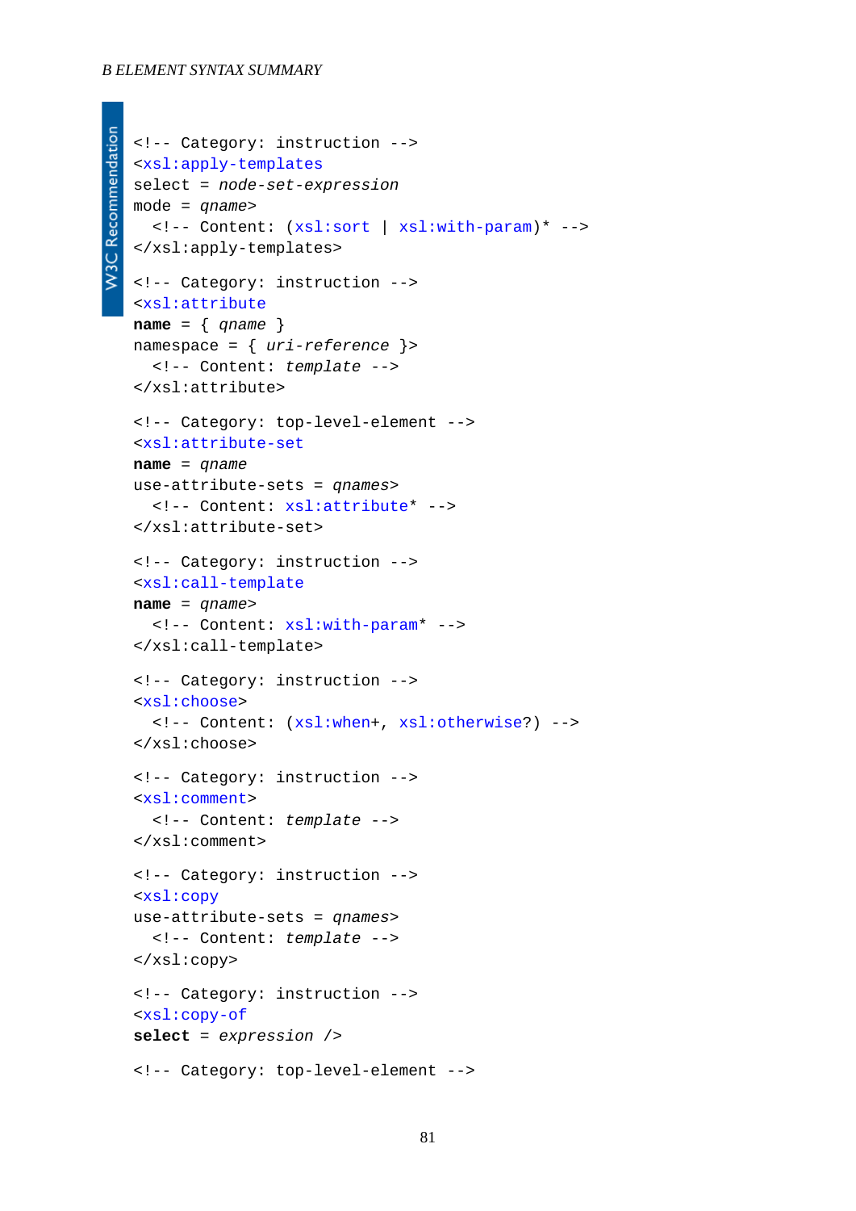```
<!-- Category: instruction -->
<xsl:apply-templates
select = node-set-expression
mode = qname>
  <!-- Content: (xsl:sort | xsl:with-param)* -->
</xsl:apply-templates>

<!-- Category: instruction -->
<xsl:attribute
name = { qname }
namespace = { uri-reference }>
  <!-- Content: template -->
</xsl:attribute>

<!-- Category: top-level-element -->
<xsl:attribute-set
name = qname
use-attribute-sets = qnames>
  <!-- Content: xsl:attribute* -->
</xsl:attribute-set>

<!-- Category: instruction -->
<xsl:call-template
name = qname>
  <!-- Content: xsl:with-param* -->
</xsl:call-template>

<!-- Category: instruction -->
<xsl:choose>
  <!-- Content: (xsl:when+, xsl:otherwise?) -->
</xsl:choose>

<!-- Category: instruction -->
<xsl:comment>
  <!-- Content: template -->
</xsl:comment>

<!-- Category: instruction -->
<xsl:copy
use-attribute-sets = qnames>
  <!-- Content: template -->
</xsl:copy>

<!-- Category: instruction -->
<xsl:copy-of
select = expression />

<!-- Category: top-level-element -->
```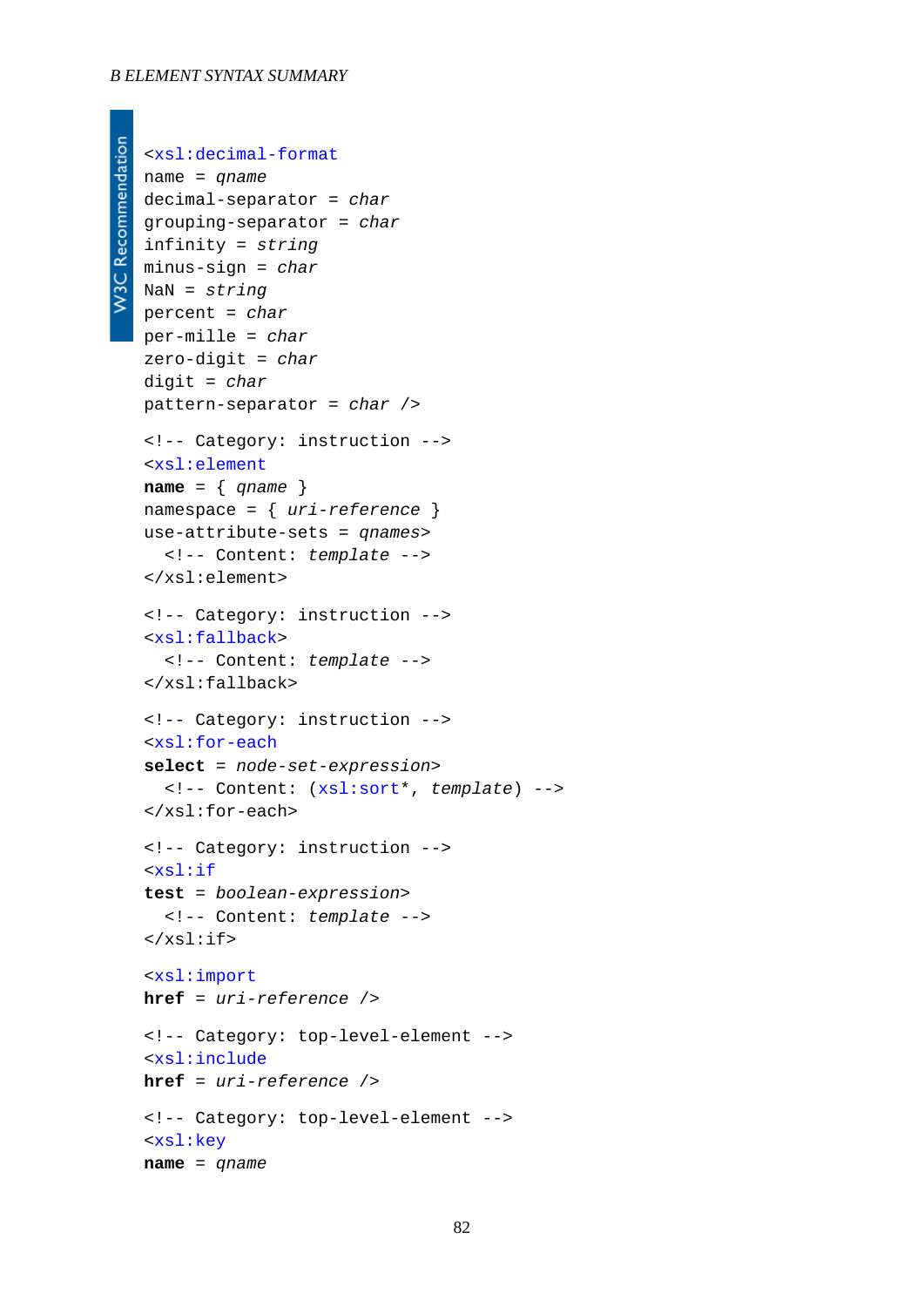```
<xsl:decimal-format
name = qname
decimal-separator = char
grouping-separator = char
infinity = string
minus-sign = char
NaN = string
percent = char
per-mille = char
zero-digit = char
digit = char
pattern-separator = char />
```

```
<!-- Category: instruction -->
<xsl:element
name = { qname }
namespace = { uri-reference }
use-attribute-sets = qnames>
  <!-- Content: template -->
</xsl:element>
```

```
<!-- Category: instruction -->
<xsl:fallback>
  <!-- Content: template -->
</xsl:fallback>
```

```
<!-- Category: instruction -->
<xsl:for-each
select = node-set-expression>
  <!-- Content: (xsl:sort*, template) -->
</xsl:for-each>
```

```
<!-- Category: instruction -->
<xsl:if
test = boolean-expression>
  <!-- Content: template -->
</xsl:if>
```

```
<xsl:import
href = uri-reference />
```

```
<!-- Category: top-level-element -->
<xsl:include
href = uri-reference />
```

```
<!-- Category: top-level-element -->
<xsl:key
name = qname
```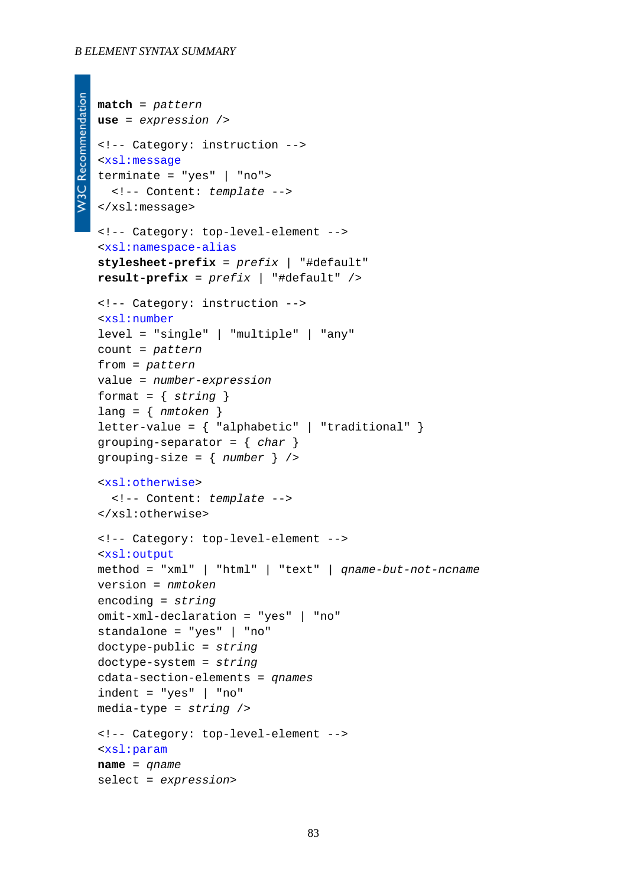```
match = pattern
use = expression />

<!-- Category: instruction -->
<xsl:message
terminate = "yes" | "no">
  <!-- Content: template -->
</xsl:message>

<!-- Category: top-level-element -->
<xsl:namespace-alias
stylesheet-prefix = prefix | "#default"
result-prefix = prefix | "#default" />

<!-- Category: instruction -->
<xsl:number
level = "single" | "multiple" | "any"
count = pattern
from = pattern
value = number-expression
format = { string }
lang = { nmtoken }
letter-value = { "alphabetic" | "traditional" }
grouping-separator = { char }
grouping-size = { number } />

<xsl:otherwise>
  <!-- Content: template -->
</xsl:otherwise>

<!-- Category: top-level-element -->
<xsl:output
method = "xml" | "html" | "text" | qname-but-not-ncname
version = nmtoken
encoding = string
omit-xml-declaration = "yes" | "no"
standalone = "yes" | "no"
doctype-public = string
doctype-system = string
cdata-section-elements = qnames
indent = "yes" | "no"
media-type = string />

<!-- Category: top-level-element -->
<xsl:param
name = qname
select = expression>
```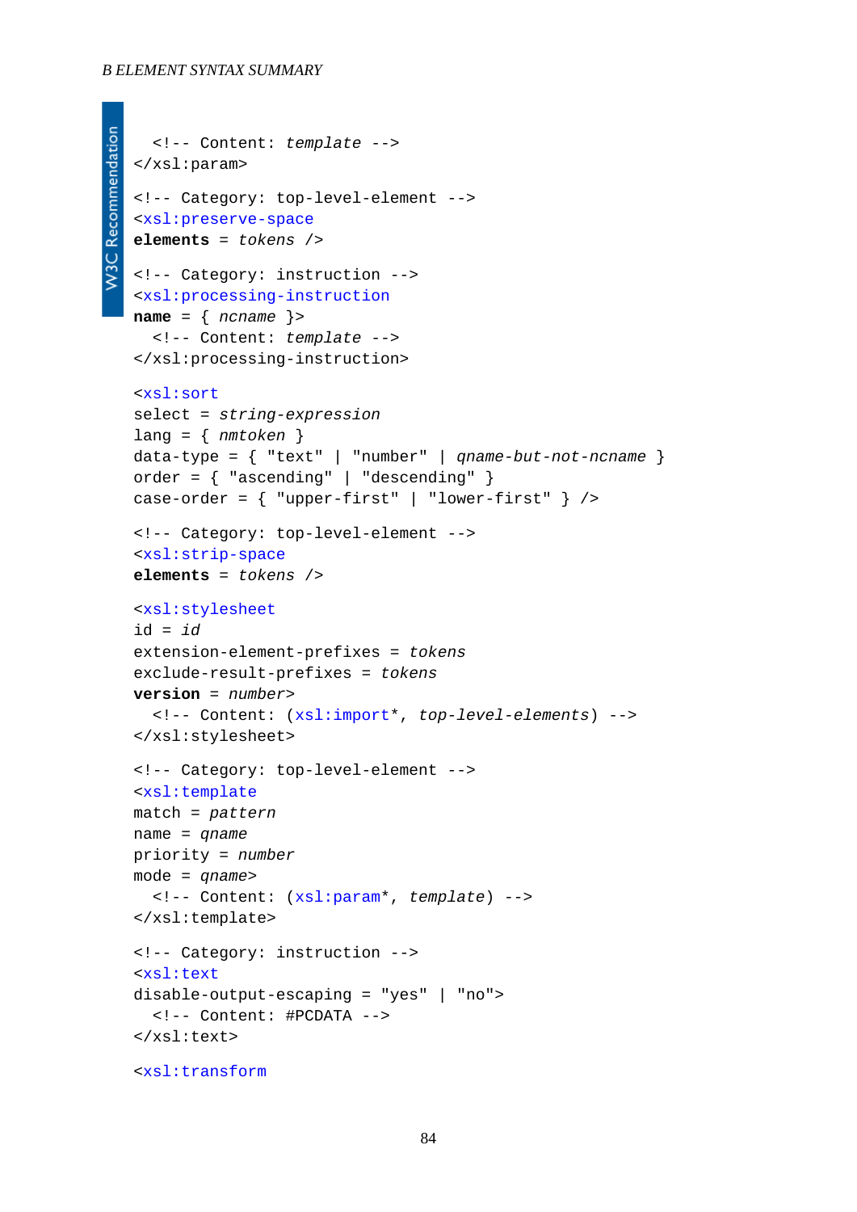```
  <!-- Content: template -->
</xsl:param>

<!-- Category: top-level-element -->
<xsl:preserve-space
elements = tokens />

<!-- Category: instruction -->
<xsl:processing-instruction
name = { ncname }>
  <!-- Content: template -->
</xsl:processing-instruction>

<xsl:sort
select = string-expression
lang = { nmtoken }
data-type = { "text" | "number" | qname-but-not-ncname }
order = { "ascending" | "descending" }
case-order = { "upper-first" | "lower-first" } />

<!-- Category: top-level-element -->
<xsl:strip-space
elements = tokens />

<xsl:stylesheet
id = id
extension-element-prefixes = tokens
exclude-result-prefixes = tokens
version = number>
  <!-- Content: (xsl:import*, top-level-elements) -->
</xsl:stylesheet>

<!-- Category: top-level-element -->
<xsl:template
match = pattern
name = qname
priority = number
mode = qname>
  <!-- Content: (xsl:param*, template) -->
</xsl:template>

<!-- Category: instruction -->
<xsl:text
disable-output-escaping = "yes" | "no">
  <!-- Content: #PCDATA -->
</xsl:text>

<xsl:transform
```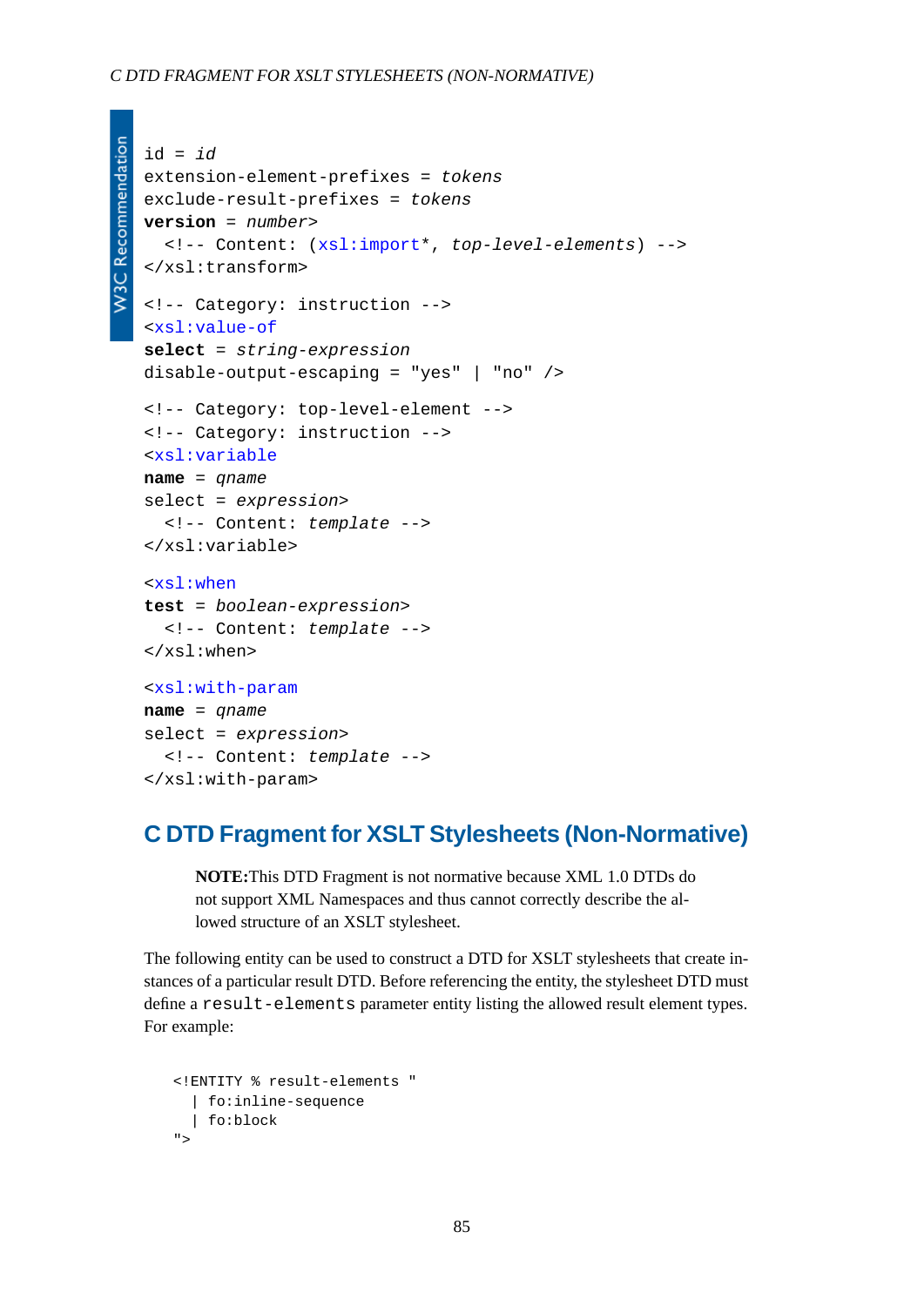```
id = id
extension-element-prefixes = tokens
exclude-result-prefixes = tokens
version = number>
  <!-- Content: (xsl:import*, top-level-elements) -->
</xsl:transform>
```

```
<!-- Category: instruction -->
<xsl:value-of
select = string-expression
disable-output-escaping = "yes" | "no" />
```

```
<!-- Category: top-level-element -->
<!-- Category: instruction -->
<xsl:variable
name = qname
select = expression>
  <!-- Content: template -->
</xsl:variable>
```

```
<xsl:when
test = boolean-expression>
  <!-- Content: template -->
</xsl:when>
```

```
<xsl:with-param
name = qname
select = expression>
  <!-- Content: template -->
</xsl:with-param>
```

# C DTD Fragment for XSLT Stylesheets (Non-Normative)

> **NOTE:**This DTD Fragment is not normative because XML 1.0 DTDs do not support XML Namespaces and thus cannot correctly describe the allowed structure of an XSLT stylesheet.

The following entity can be used to construct a DTD for XSLT stylesheets that create instances of a particular result DTD. Before referencing the entity, the stylesheet DTD must define a `result-elements` parameter entity listing the allowed result element types. For example:

```
<!ENTITY % result-elements "
  | fo:inline-sequence
  | fo:block
">
```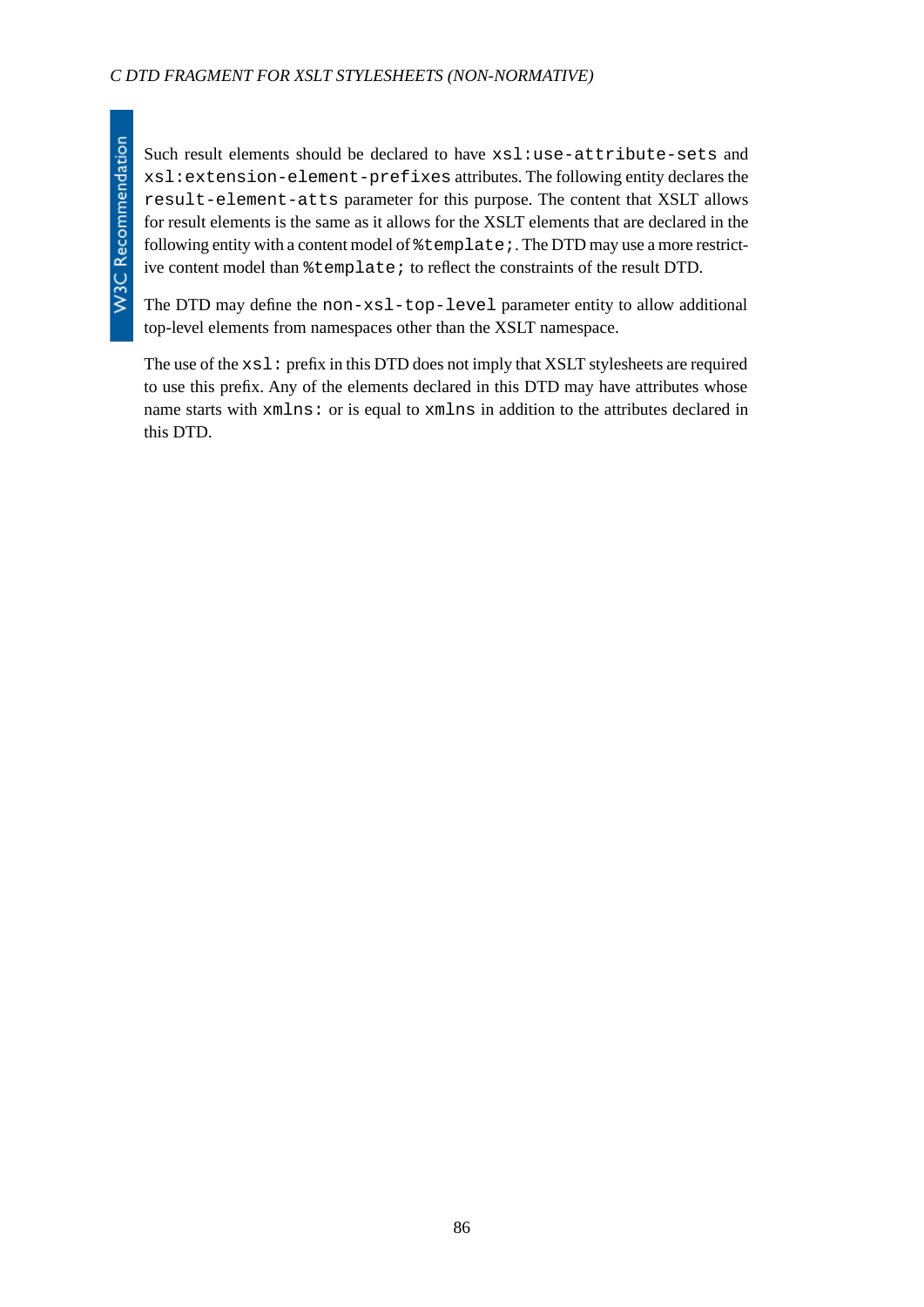Such result elements should be declared to have `xsl:use-attribute-sets` and `xsl:extension-element-prefixes` attributes. The following entity declares the `result-element-atts` parameter for this purpose. The content that XSLT allows for result elements is the same as it allows for the XSLT elements that are declared in the following entity with a content model of `%template;`. The DTD may use a more restrictive content model than `%template;` to reflect the constraints of the result DTD.

The DTD may define the `non-xsl-top-level` parameter entity to allow additional top-level elements from namespaces other than the XSLT namespace.

The use of the `xsl:` prefix in this DTD does not imply that XSLT stylesheets are required to use this prefix. Any of the elements declared in this DTD may have attributes whose name starts with `xmlns:` or is equal to `xmlns` in addition to the attributes declared in this DTD.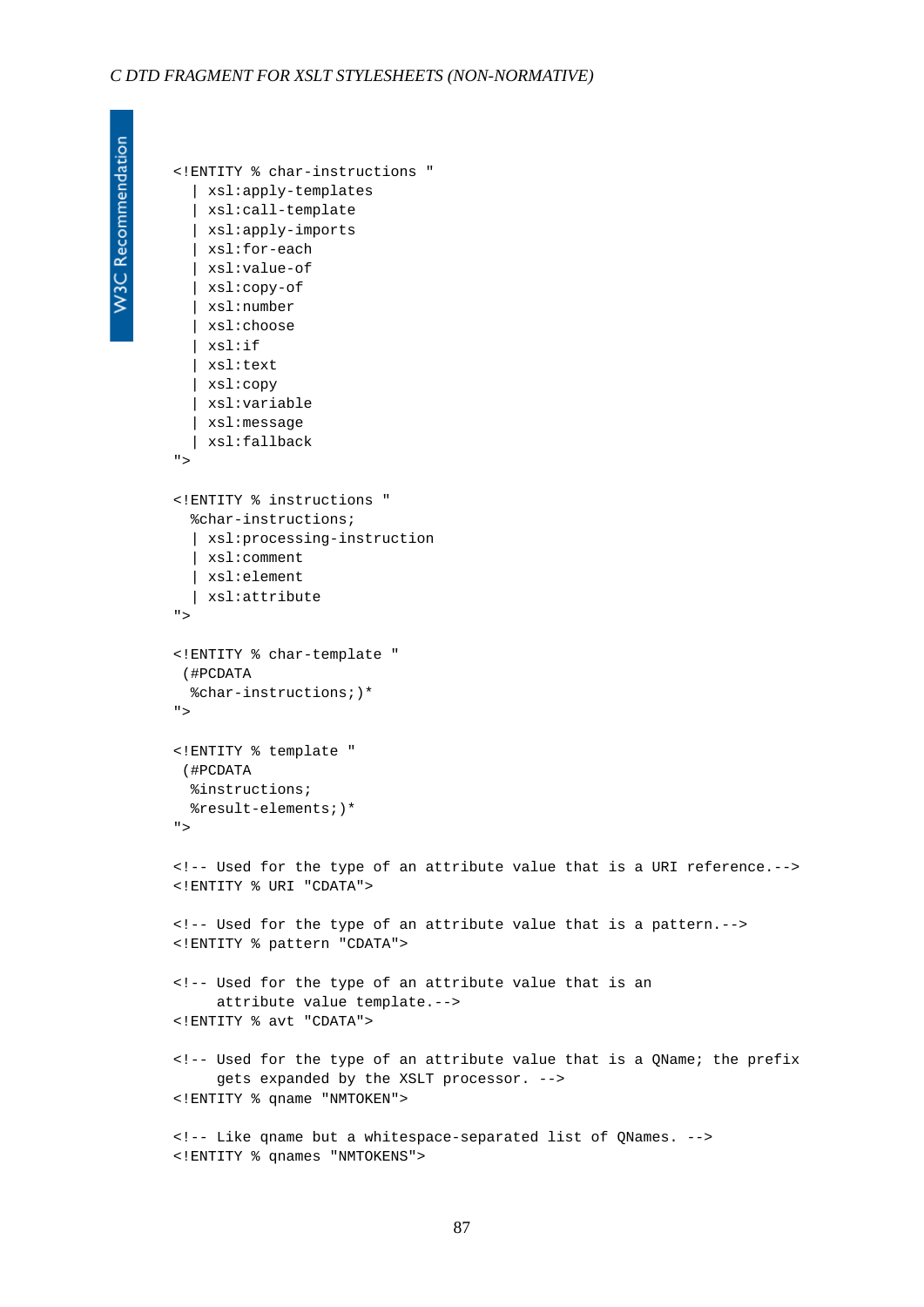```
<!ENTITY % char-instructions "
  | xsl:apply-templates
  | xsl:call-template
  | xsl:apply-imports
  | xsl:for-each
  | xsl:value-of
  | xsl:copy-of
  | xsl:number
  | xsl:choose
  | xsl:if
  | xsl:text
  | xsl:copy
  | xsl:variable
  | xsl:message
  | xsl:fallback
">

<!ENTITY % instructions "
  %char-instructions;
  | xsl:processing-instruction
  | xsl:comment
  | xsl:element
  | xsl:attribute
">

<!ENTITY % char-template "
 (#PCDATA
  %char-instructions;)*
">

<!ENTITY % template "
 (#PCDATA
  %instructions;
  %result-elements;)*
">

<!-- Used for the type of an attribute value that is a URI reference.-->
<!ENTITY % URI "CDATA">

<!-- Used for the type of an attribute value that is a pattern.-->
<!ENTITY % pattern "CDATA">

<!-- Used for the type of an attribute value that is an
     attribute value template.-->
<!ENTITY % avt "CDATA">

<!-- Used for the type of an attribute value that is a QName; the prefix
     gets expanded by the XSLT processor. -->
<!ENTITY % qname "NMTOKEN">

<!-- Like qname but a whitespace-separated list of QNames. -->
<!ENTITY % qnames "NMTOKENS">
```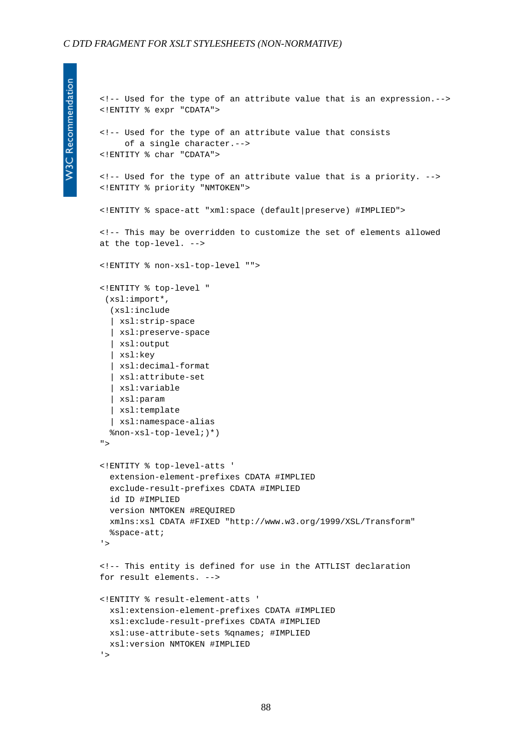```
<!-- Used for the type of an attribute value that is an expression.-->
<!ENTITY % expr "CDATA">

<!-- Used for the type of an attribute value that consists
     of a single character.-->
<!ENTITY % char "CDATA">

<!-- Used for the type of an attribute value that is a priority. -->
<!ENTITY % priority "NMTOKEN">

<!ENTITY % space-att "xml:space (default|preserve) #IMPLIED">

<!-- This may be overridden to customize the set of elements allowed
at the top-level. -->

<!ENTITY % non-xsl-top-level "">

<!ENTITY % top-level "
 (xsl:import*,
  (xsl:include
  | xsl:strip-space
  | xsl:preserve-space
  | xsl:output
  | xsl:key
  | xsl:decimal-format
  | xsl:attribute-set
  | xsl:variable
  | xsl:param
  | xsl:template
  | xsl:namespace-alias
  %non-xsl-top-level;)*)
">

<!ENTITY % top-level-atts '
  extension-element-prefixes CDATA #IMPLIED
  exclude-result-prefixes CDATA #IMPLIED
  id ID #IMPLIED
  version NMTOKEN #REQUIRED
  xmlns:xsl CDATA #FIXED "http://www.w3.org/1999/XSL/Transform"
  %space-att;
'>

<!-- This entity is defined for use in the ATTLIST declaration
for result elements. -->

<!ENTITY % result-element-atts '
  xsl:extension-element-prefixes CDATA #IMPLIED
  xsl:exclude-result-prefixes CDATA #IMPLIED
  xsl:use-attribute-sets %qnames; #IMPLIED
  xsl:version NMTOKEN #IMPLIED
'>
```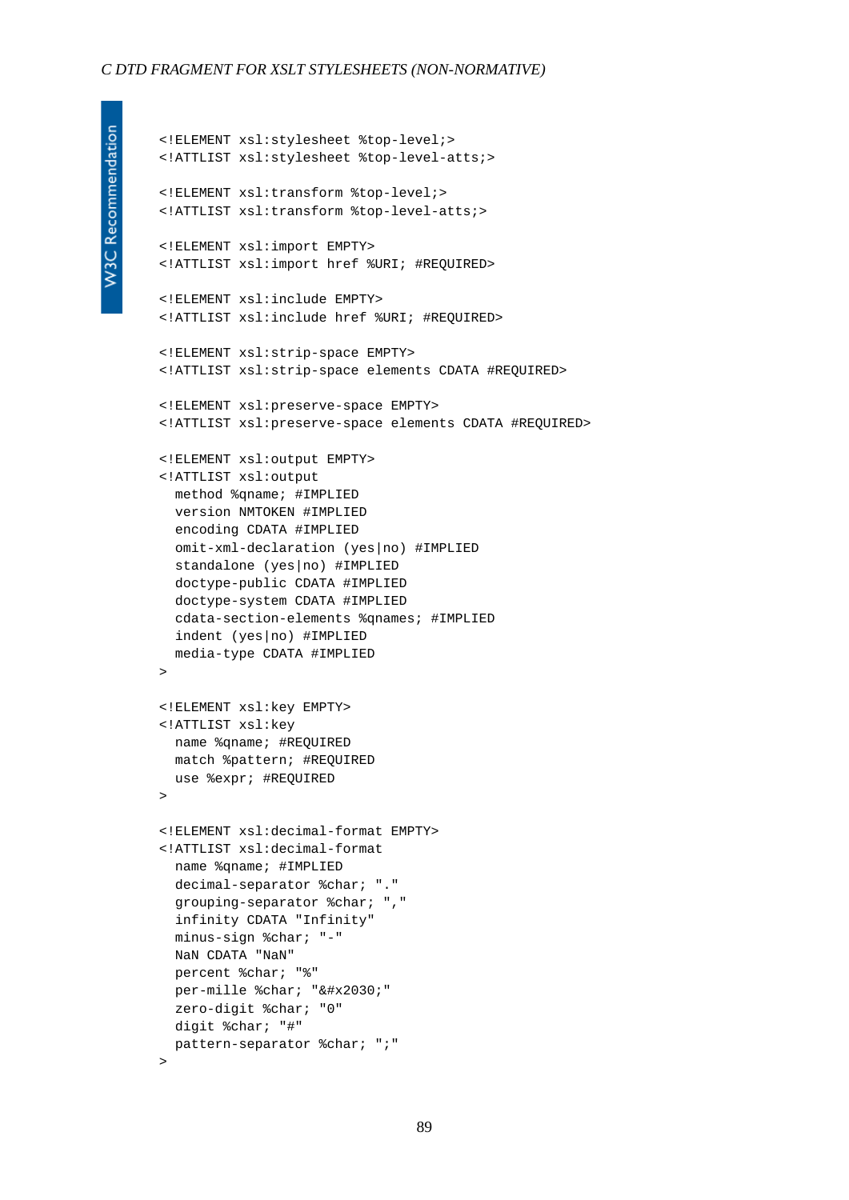```
<!ELEMENT xsl:stylesheet %top-level;>
<!ATTLIST xsl:stylesheet %top-level-atts;>

<!ELEMENT xsl:transform %top-level;>
<!ATTLIST xsl:transform %top-level-atts;>

<!ELEMENT xsl:import EMPTY>
<!ATTLIST xsl:import href %URI; #REQUIRED>

<!ELEMENT xsl:include EMPTY>
<!ATTLIST xsl:include href %URI; #REQUIRED>

<!ELEMENT xsl:strip-space EMPTY>
<!ATTLIST xsl:strip-space elements CDATA #REQUIRED>

<!ELEMENT xsl:preserve-space EMPTY>
<!ATTLIST xsl:preserve-space elements CDATA #REQUIRED>

<!ELEMENT xsl:output EMPTY>
<!ATTLIST xsl:output
  method %qname; #IMPLIED
  version NMTOKEN #IMPLIED
  encoding CDATA #IMPLIED
  omit-xml-declaration (yes|no) #IMPLIED
  standalone (yes|no) #IMPLIED
  doctype-public CDATA #IMPLIED
  doctype-system CDATA #IMPLIED
  cdata-section-elements %qnames; #IMPLIED
  indent (yes|no) #IMPLIED
  media-type CDATA #IMPLIED
>

<!ELEMENT xsl:key EMPTY>
<!ATTLIST xsl:key
  name %qname; #REQUIRED
  match %pattern; #REQUIRED
  use %expr; #REQUIRED
>

<!ELEMENT xsl:decimal-format EMPTY>
<!ATTLIST xsl:decimal-format
  name %qname; #IMPLIED
  decimal-separator %char; "."
  grouping-separator %char; ","
  infinity CDATA "Infinity"
  minus-sign %char; "-"
  NaN CDATA "NaN"
  percent %char; "%"
  per-mille %char; "&#x2030;"
  zero-digit %char; "0"
  digit %char; "#"
  pattern-separator %char; ";"
>
```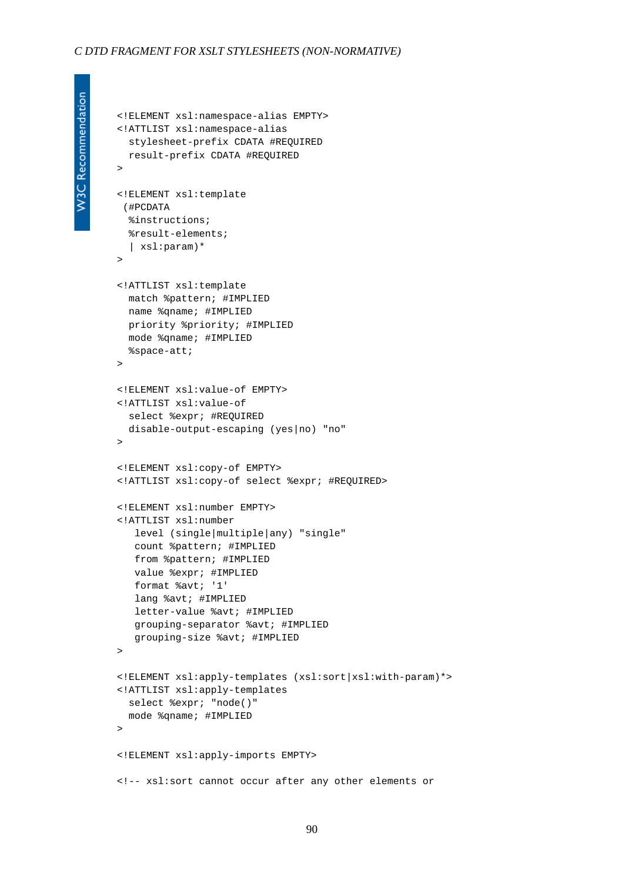```
<!ELEMENT xsl:namespace-alias EMPTY>
<!ATTLIST xsl:namespace-alias
  stylesheet-prefix CDATA #REQUIRED
  result-prefix CDATA #REQUIRED
>

<!ELEMENT xsl:template
 (#PCDATA
  %instructions;
  %result-elements;
  | xsl:param)*
>

<!ATTLIST xsl:template
  match %pattern; #IMPLIED
  name %qname; #IMPLIED
  priority %priority; #IMPLIED
  mode %qname; #IMPLIED
  %space-att;
>

<!ELEMENT xsl:value-of EMPTY>
<!ATTLIST xsl:value-of
  select %expr; #REQUIRED
  disable-output-escaping (yes|no) "no"
>

<!ELEMENT xsl:copy-of EMPTY>
<!ATTLIST xsl:copy-of select %expr; #REQUIRED>

<!ELEMENT xsl:number EMPTY>
<!ATTLIST xsl:number
   level (single|multiple|any) "single"
   count %pattern; #IMPLIED
   from %pattern; #IMPLIED
   value %expr; #IMPLIED
   format %avt; '1'
   lang %avt; #IMPLIED
   letter-value %avt; #IMPLIED
   grouping-separator %avt; #IMPLIED
   grouping-size %avt; #IMPLIED
>

<!ELEMENT xsl:apply-templates (xsl:sort|xsl:with-param)*>
<!ATTLIST xsl:apply-templates
  select %expr; "node()"
  mode %qname; #IMPLIED
>

<!ELEMENT xsl:apply-imports EMPTY>

<!-- xsl:sort cannot occur after any other elements or
```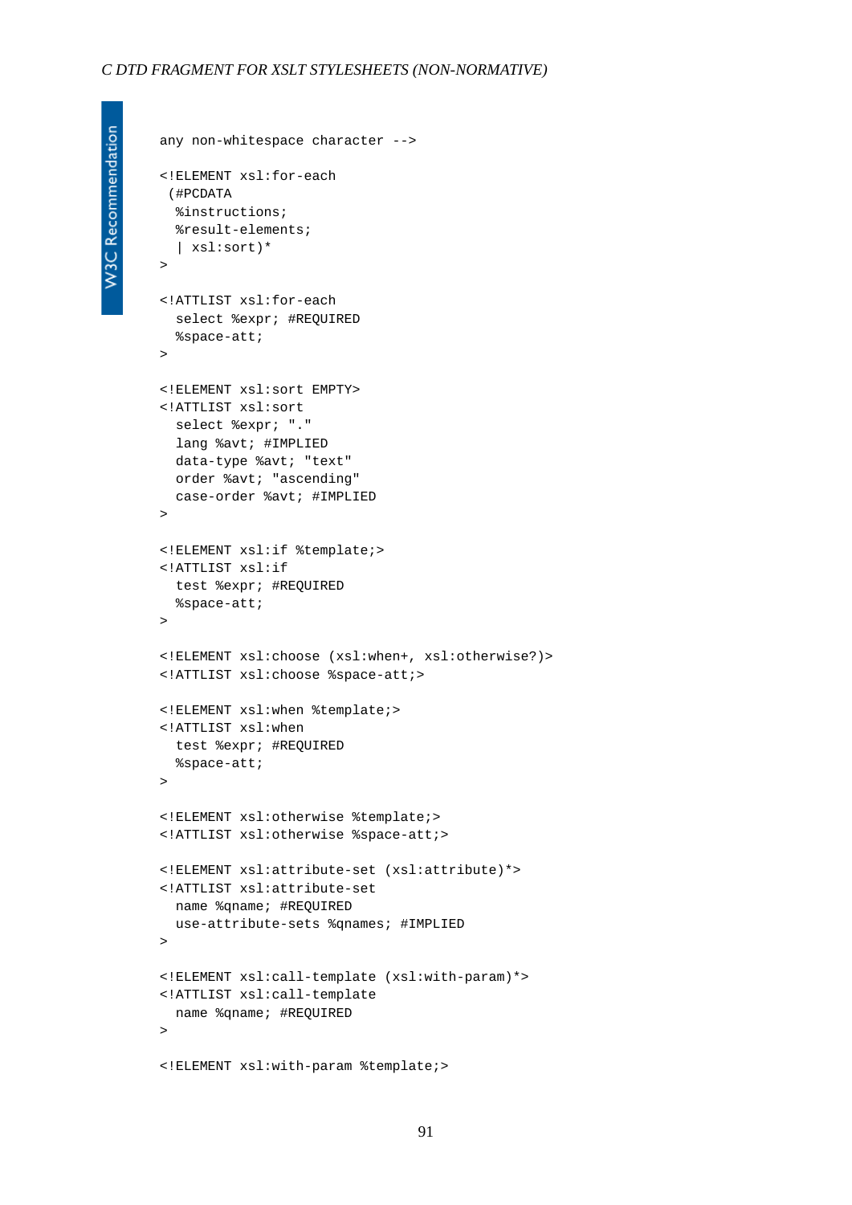```
any non-whitespace character -->

<!ELEMENT xsl:for-each
 (#PCDATA
  %instructions;
  %result-elements;
  | xsl:sort)*
>

<!ATTLIST xsl:for-each
  select %expr; #REQUIRED
  %space-att;
>

<!ELEMENT xsl:sort EMPTY>
<!ATTLIST xsl:sort
  select %expr; "."
  lang %avt; #IMPLIED
  data-type %avt; "text"
  order %avt; "ascending"
  case-order %avt; #IMPLIED
>

<!ELEMENT xsl:if %template;>
<!ATTLIST xsl:if
  test %expr; #REQUIRED
  %space-att;
>

<!ELEMENT xsl:choose (xsl:when+, xsl:otherwise?)>
<!ATTLIST xsl:choose %space-att;>

<!ELEMENT xsl:when %template;>
<!ATTLIST xsl:when
  test %expr; #REQUIRED
  %space-att;
>

<!ELEMENT xsl:otherwise %template;>
<!ATTLIST xsl:otherwise %space-att;>

<!ELEMENT xsl:attribute-set (xsl:attribute)*>
<!ATTLIST xsl:attribute-set
  name %qname; #REQUIRED
  use-attribute-sets %qnames; #IMPLIED
>

<!ELEMENT xsl:call-template (xsl:with-param)*>
<!ATTLIST xsl:call-template
  name %qname; #REQUIRED
>

<!ELEMENT xsl:with-param %template;>
```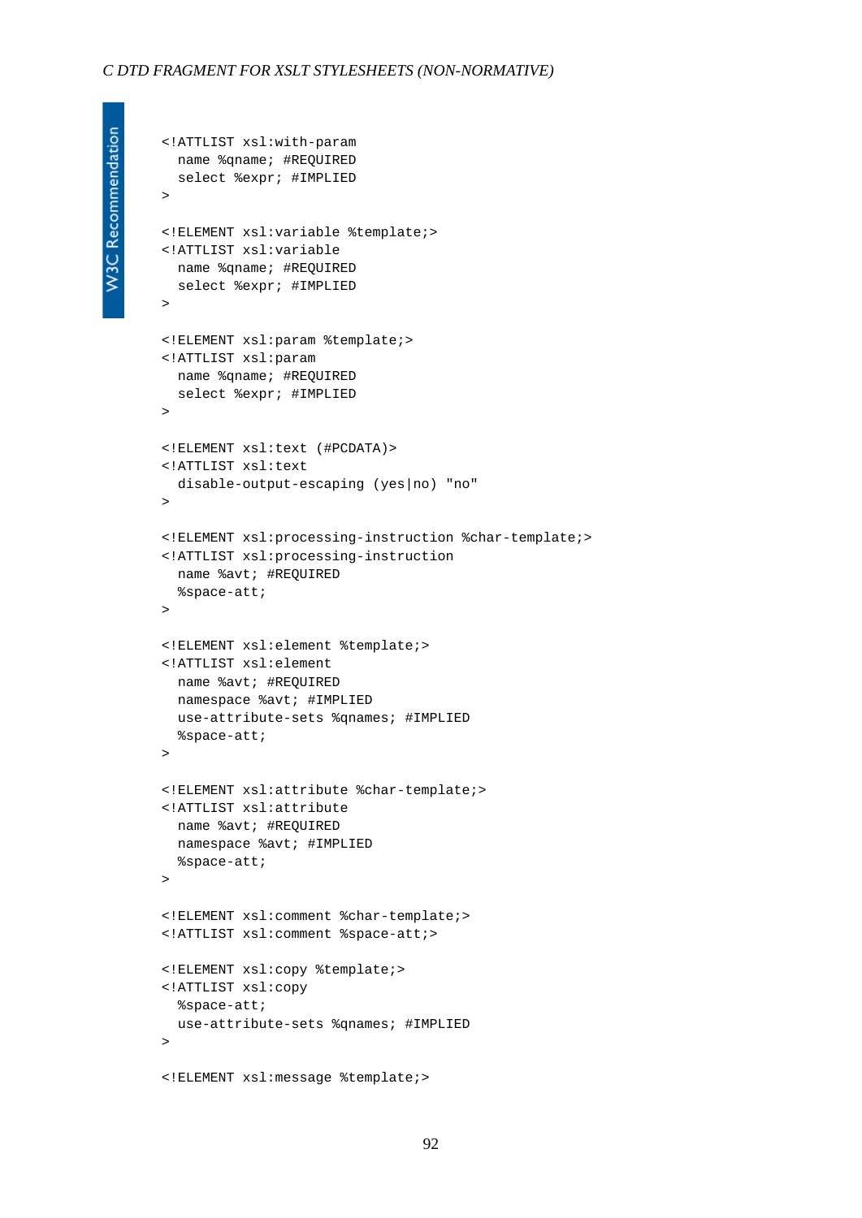```
<!ATTLIST xsl:with-param
  name %qname; #REQUIRED
  select %expr; #IMPLIED
>

<!ELEMENT xsl:variable %template;>
<!ATTLIST xsl:variable
  name %qname; #REQUIRED
  select %expr; #IMPLIED
>

<!ELEMENT xsl:param %template;>
<!ATTLIST xsl:param
  name %qname; #REQUIRED
  select %expr; #IMPLIED
>

<!ELEMENT xsl:text (#PCDATA)>
<!ATTLIST xsl:text
  disable-output-escaping (yes|no) "no"
>

<!ELEMENT xsl:processing-instruction %char-template;>
<!ATTLIST xsl:processing-instruction
  name %avt; #REQUIRED
  %space-att;
>

<!ELEMENT xsl:element %template;>
<!ATTLIST xsl:element
  name %avt; #REQUIRED
  namespace %avt; #IMPLIED
  use-attribute-sets %qnames; #IMPLIED
  %space-att;
>

<!ELEMENT xsl:attribute %char-template;>
<!ATTLIST xsl:attribute
  name %avt; #REQUIRED
  namespace %avt; #IMPLIED
  %space-att;
>

<!ELEMENT xsl:comment %char-template;>
<!ATTLIST xsl:comment %space-att;>

<!ELEMENT xsl:copy %template;>
<!ATTLIST xsl:copy
  %space-att;
  use-attribute-sets %qnames; #IMPLIED
>

<!ELEMENT xsl:message %template;>
```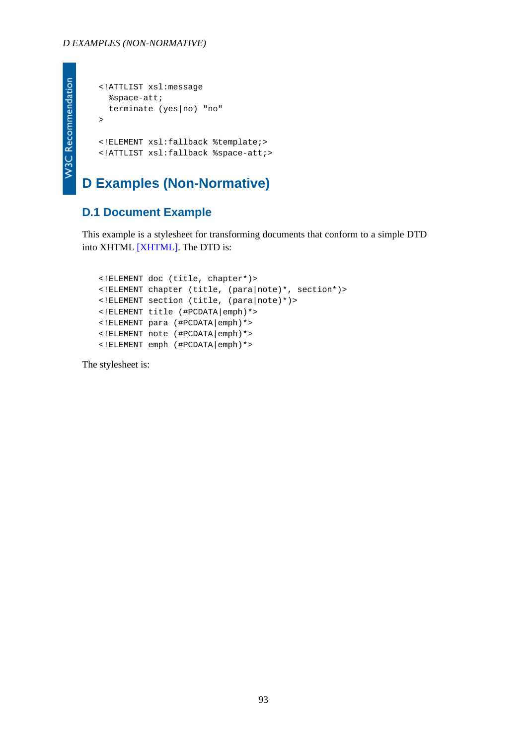```
<!ATTLIST xsl:message
  %space-att;
  terminate (yes|no) "no"
>

<!ELEMENT xsl:fallback %template;>
<!ATTLIST xsl:fallback %space-att;>
```

# D Examples (Non-Normative)

## D.1 Document Example

This example is a stylesheet for transforming documents that conform to a simple DTD into XHTML [XHTML]. The DTD is:

```
<!ELEMENT doc (title, chapter*)>
<!ELEMENT chapter (title, (para|note)*, section*)>
<!ELEMENT section (title, (para|note)*)>
<!ELEMENT title (#PCDATA|emph)*>
<!ELEMENT para (#PCDATA|emph)*>
<!ELEMENT note (#PCDATA|emph)*>
<!ELEMENT emph (#PCDATA|emph)*>
```

The stylesheet is: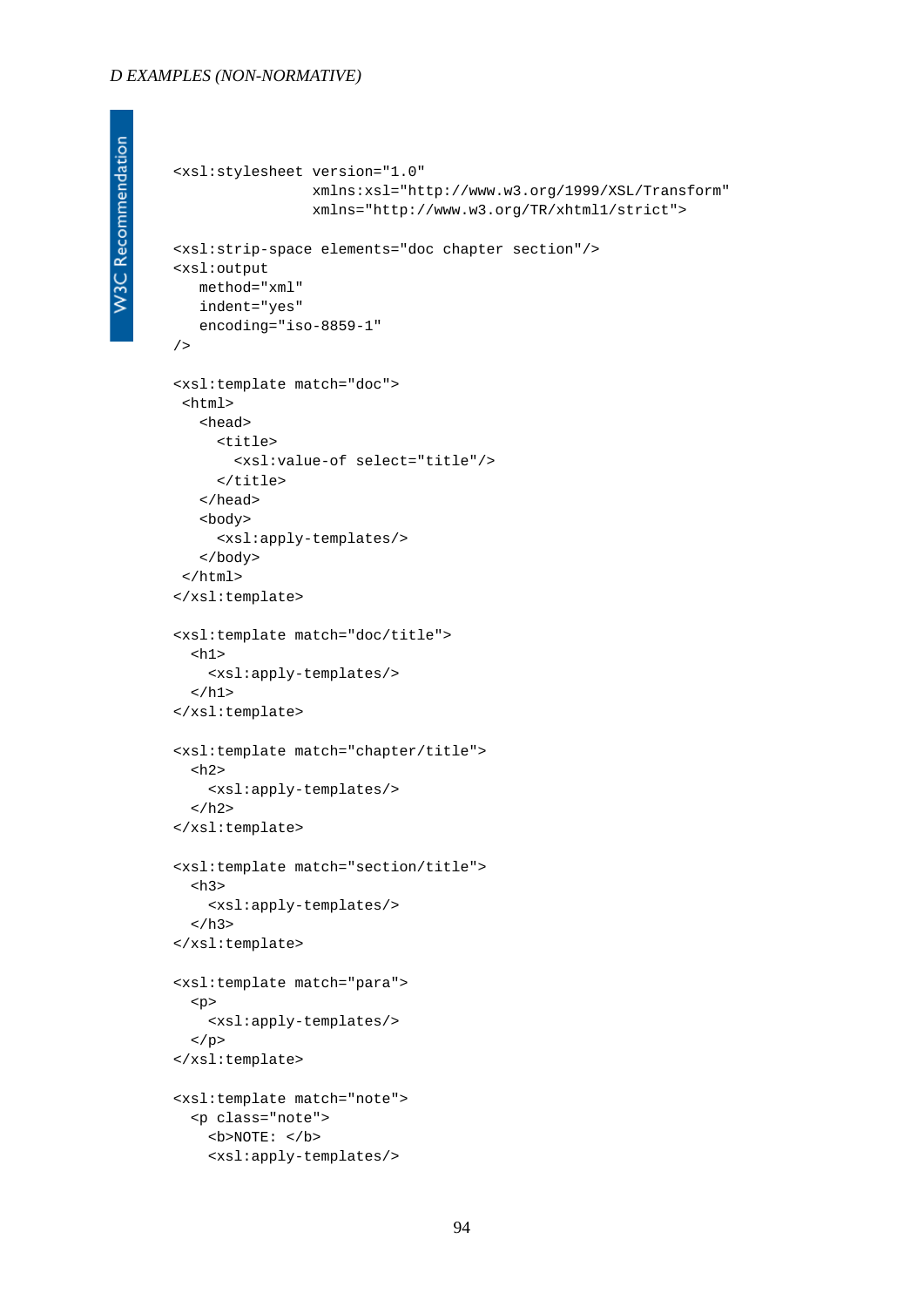```
<xsl:stylesheet version="1.0"
                xmlns:xsl="http://www.w3.org/1999/XSL/Transform"
                xmlns="http://www.w3.org/TR/xhtml1/strict">

<xsl:strip-space elements="doc chapter section"/>
<xsl:output
   method="xml"
   indent="yes"
   encoding="iso-8859-1"
/>

<xsl:template match="doc">
 <html>
   <head>
     <title>
       <xsl:value-of select="title"/>
     </title>
   </head>
   <body>
     <xsl:apply-templates/>
   </body>
 </html>
</xsl:template>

<xsl:template match="doc/title">
  <h1>
    <xsl:apply-templates/>
  </h1>
</xsl:template>

<xsl:template match="chapter/title">
  <h2>
    <xsl:apply-templates/>
  </h2>
</xsl:template>

<xsl:template match="section/title">
  <h3>
    <xsl:apply-templates/>
  </h3>
</xsl:template>

<xsl:template match="para">
  <p>
    <xsl:apply-templates/>
  </p>
</xsl:template>

<xsl:template match="note">
  <p class="note">
    <b>NOTE: </b>
    <xsl:apply-templates/>
```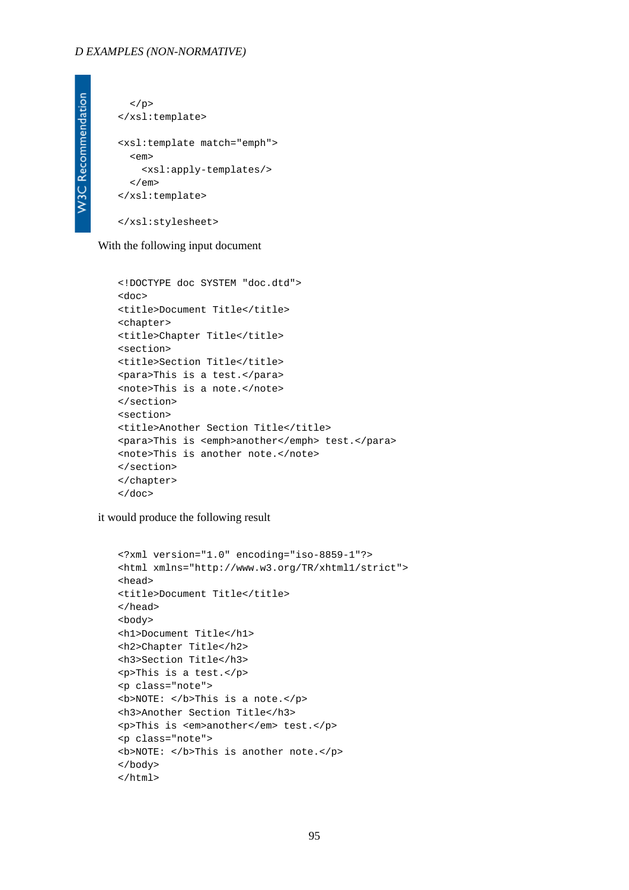```
  </p>
</xsl:template>

<xsl:template match="emph">
  <em>
    <xsl:apply-templates/>
  </em>
</xsl:template>

</xsl:stylesheet>
```

With the following input document

```
<!DOCTYPE doc SYSTEM "doc.dtd">
<doc>
<title>Document Title</title>
<chapter>
<title>Chapter Title</title>
<section>
<title>Section Title</title>
<para>This is a test.</para>
<note>This is a note.</note>
</section>
<section>
<title>Another Section Title</title>
<para>This is <emph>another</emph> test.</para>
<note>This is another note.</note>
</section>
</chapter>
</doc>
```

it would produce the following result

```
<?xml version="1.0" encoding="iso-8859-1"?>
<html xmlns="http://www.w3.org/TR/xhtml1/strict">
<head>
<title>Document Title</title>
</head>
<body>
<h1>Document Title</h1>
<h2>Chapter Title</h2>
<h3>Section Title</h3>
<p>This is a test.</p>
<p class="note">
<b>NOTE: </b>This is a note.</p>
<h3>Another Section Title</h3>
<p>This is <em>another</em> test.</p>
<p class="note">
<b>NOTE: </b>This is another note.</p>
</body>
</html>
```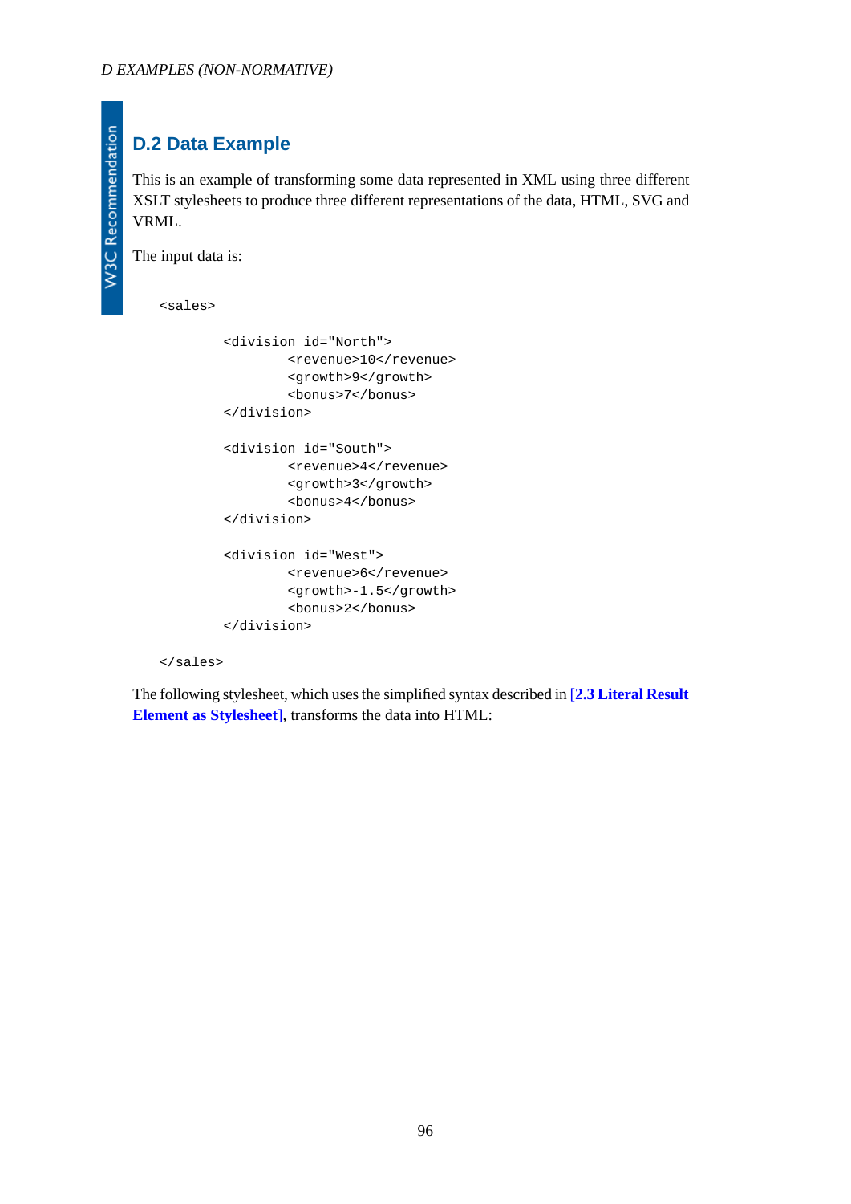## D.2 Data Example

This is an example of transforming some data represented in XML using three different XSLT stylesheets to produce three different representations of the data, HTML, SVG and VRML.

The input data is:

```
<sales>

        <division id="North">
                <revenue>10</revenue>
                <growth>9</growth>
                <bonus>7</bonus>
        </division>

        <division id="South">
                <revenue>4</revenue>
                <growth>3</growth>
                <bonus>4</bonus>
        </division>

        <division id="West">
                <revenue>6</revenue>
                <growth>-1.5</growth>
                <bonus>2</bonus>
        </division>

</sales>
```

The following stylesheet, which uses the simplified syntax described in [**2.3 Literal Result Element as Stylesheet**], transforms the data into HTML: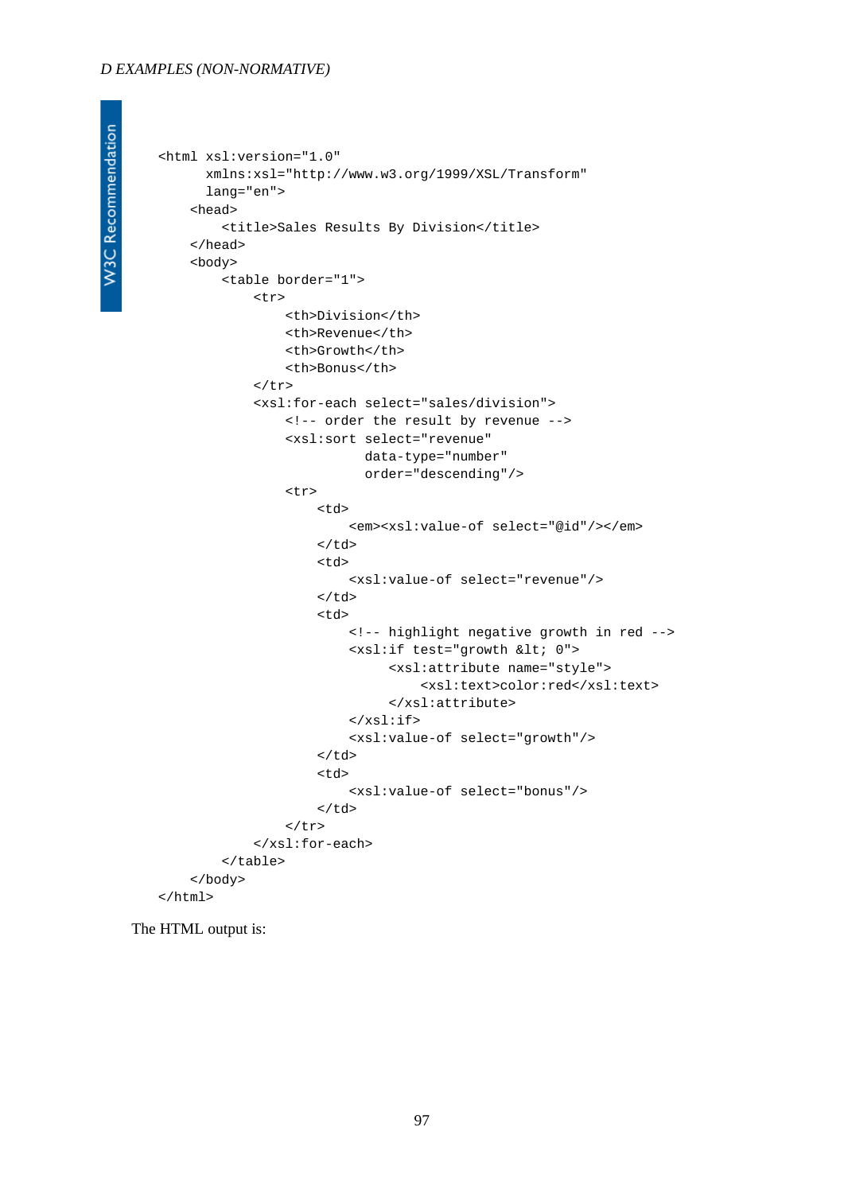```
<html xsl:version="1.0"
      xmlns:xsl="http://www.w3.org/1999/XSL/Transform"
      lang="en">
    <head>
        <title>Sales Results By Division</title>
    </head>
    <body>
        <table border="1">
            <tr>
                <th>Division</th>
                <th>Revenue</th>
                <th>Growth</th>
                <th>Bonus</th>
            </tr>
            <xsl:for-each select="sales/division">
                <!-- order the result by revenue -->
                <xsl:sort select="revenue"
                          data-type="number"
                          order="descending"/>
                <tr>
                    <td>
                        <em><xsl:value-of select="@id"/></em>
                    </td>
                    <td>
                        <xsl:value-of select="revenue"/>
                    </td>
                    <td>
                        <!-- highlight negative growth in red -->
                        <xsl:if test="growth &lt; 0">
                             <xsl:attribute name="style">
                                 <xsl:text>color:red</xsl:text>
                             </xsl:attribute>
                        </xsl:if>
                        <xsl:value-of select="growth"/>
                    </td>
                    <td>
                        <xsl:value-of select="bonus"/>
                    </td>
                </tr>
            </xsl:for-each>
        </table>
    </body>
</html>
```

The HTML output is: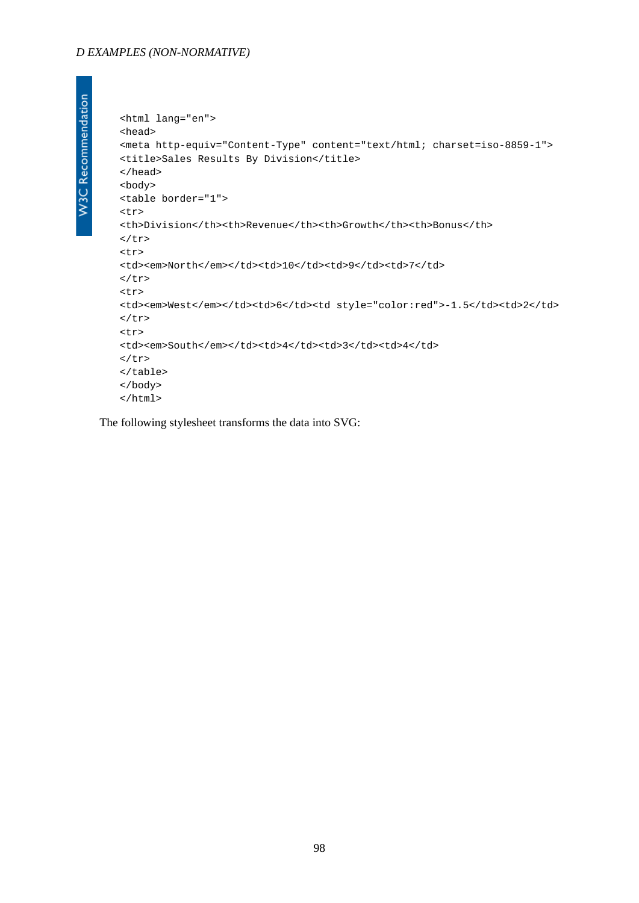```
<html lang="en">
<head>
<meta http-equiv="Content-Type" content="text/html; charset=iso-8859-1">
<title>Sales Results By Division</title>
</head>
<body>
<table border="1">
<tr>
<th>Division</th><th>Revenue</th><th>Growth</th><th>Bonus</th>
</tr>
<tr>
<td><em>North</em></td><td>10</td><td>9</td><td>7</td>
</tr>
<tr>
<td><em>West</em></td><td>6</td><td style="color:red">-1.5</td><td>2</td>
</tr>
<tr>
<td><em>South</em></td><td>4</td><td>3</td><td>4</td>
</tr>
</table>
</body>
</html>
```

The following stylesheet transforms the data into SVG: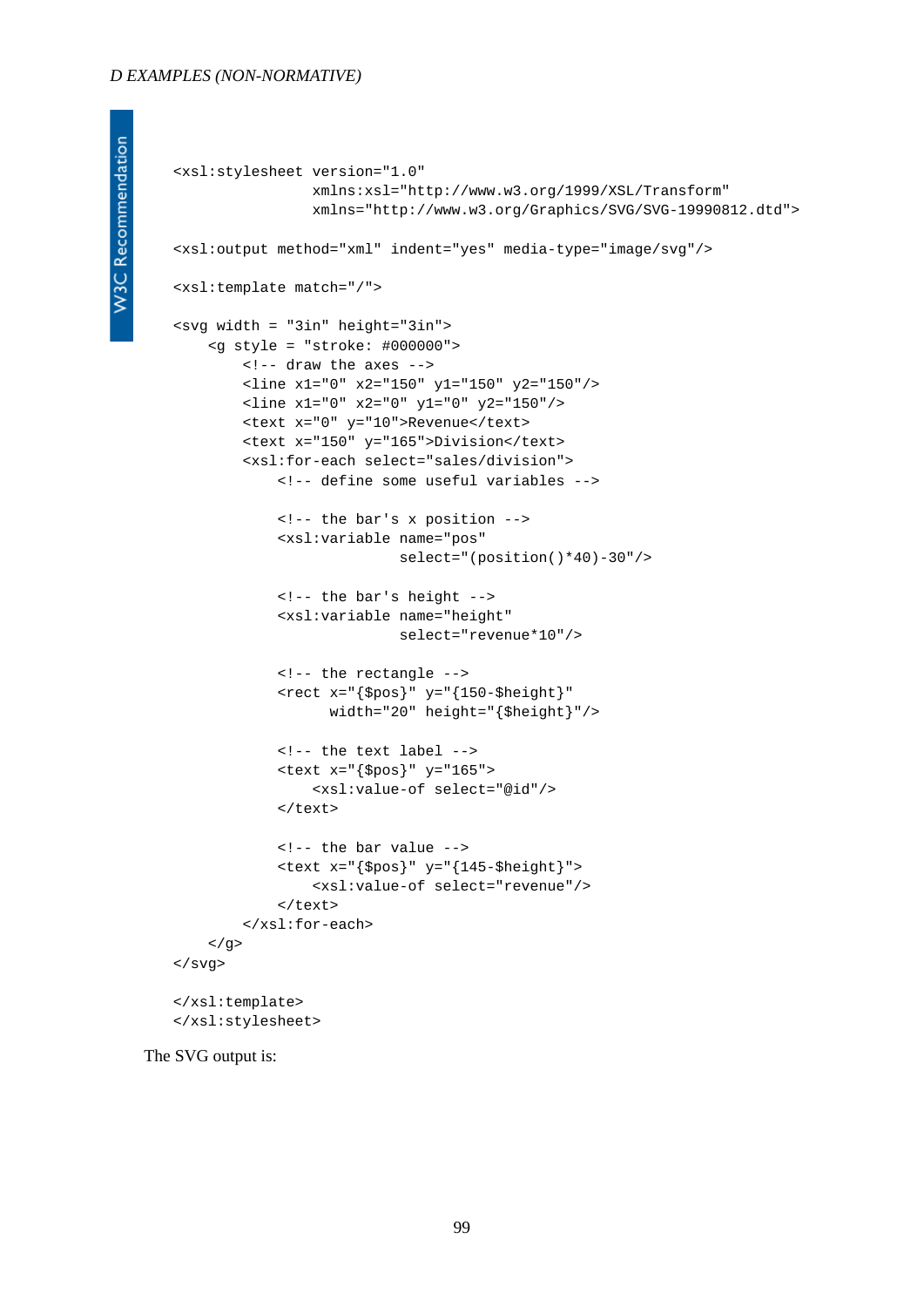```
<xsl:stylesheet version="1.0"
                xmlns:xsl="http://www.w3.org/1999/XSL/Transform"
                xmlns="http://www.w3.org/Graphics/SVG/SVG-19990812.dtd">

<xsl:output method="xml" indent="yes" media-type="image/svg"/>

<xsl:template match="/">

<svg width = "3in" height="3in">
    <g style = "stroke: #000000">
        <!-- draw the axes -->
        <line x1="0" x2="150" y1="150" y2="150"/>
        <line x1="0" x2="0" y1="0" y2="150"/>
        <text x="0" y="10">Revenue</text>
        <text x="150" y="165">Division</text>
        <xsl:for-each select="sales/division">
            <!-- define some useful variables -->

            <!-- the bar's x position -->
            <xsl:variable name="pos"
                          select="(position()*40)-30"/>

            <!-- the bar's height -->
            <xsl:variable name="height"
                          select="revenue*10"/>

            <!-- the rectangle -->
            <rect x="{$pos}" y="{150-$height}"
                  width="20" height="{$height}"/>

            <!-- the text label -->
            <text x="{$pos}" y="165">
                <xsl:value-of select="@id"/>
            </text>

            <!-- the bar value -->
            <text x="{$pos}" y="{145-$height}">
                <xsl:value-of select="revenue"/>
            </text>
        </xsl:for-each>
    </g>
</svg>

</xsl:template>
</xsl:stylesheet>
```

The SVG output is: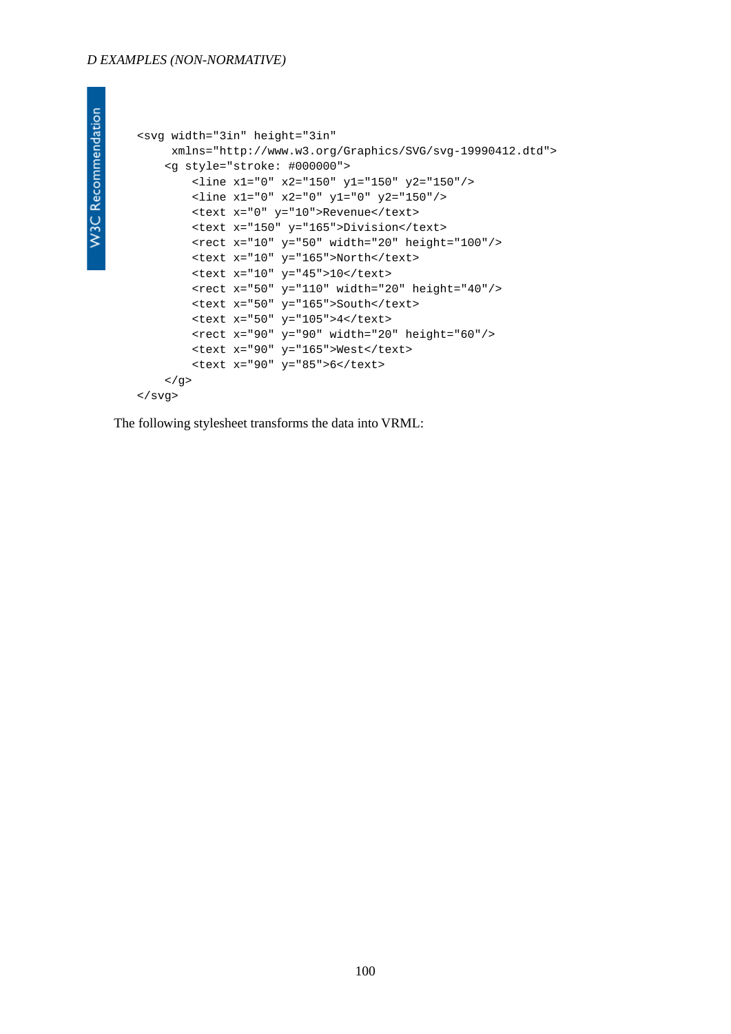```
<svg width="3in" height="3in"
     xmlns="http://www.w3.org/Graphics/SVG/svg-19990412.dtd">
    <g style="stroke: #000000">
        <line x1="0" x2="150" y1="150" y2="150"/>
        <line x1="0" x2="0" y1="0" y2="150"/>
        <text x="0" y="10">Revenue</text>
        <text x="150" y="165">Division</text>
        <rect x="10" y="50" width="20" height="100"/>
        <text x="10" y="165">North</text>
        <text x="10" y="45">10</text>
        <rect x="50" y="110" width="20" height="40"/>
        <text x="50" y="165">South</text>
        <text x="50" y="105">4</text>
        <rect x="90" y="90" width="20" height="60"/>
        <text x="90" y="165">West</text>
        <text x="90" y="85">6</text>
    </g>
</svg>
```

The following stylesheet transforms the data into VRML: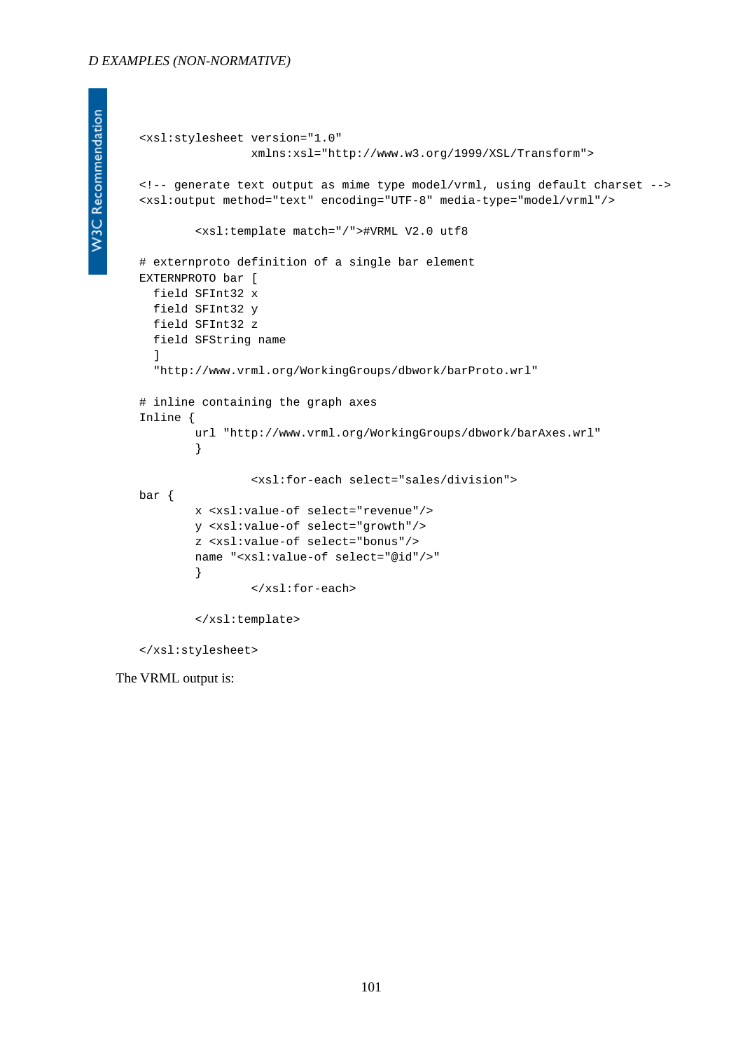```
<xsl:stylesheet version="1.0"
                xmlns:xsl="http://www.w3.org/1999/XSL/Transform">

<!-- generate text output as mime type model/vrml, using default charset -->
<xsl:output method="text" encoding="UTF-8" media-type="model/vrml"/>

        <xsl:template match="/">#VRML V2.0 utf8

# externproto definition of a single bar element
EXTERNPROTO bar [
  field SFInt32 x
  field SFInt32 y
  field SFInt32 z
  field SFString name
  ]
  "http://www.vrml.org/WorkingGroups/dbwork/barProto.wrl"

# inline containing the graph axes
Inline {
        url "http://www.vrml.org/WorkingGroups/dbwork/barAxes.wrl"
        }

                <xsl:for-each select="sales/division">
bar {
        x <xsl:value-of select="revenue"/>
        y <xsl:value-of select="growth"/>
        z <xsl:value-of select="bonus"/>
        name "<xsl:value-of select="@id"/>"
        }
                </xsl:for-each>

        </xsl:template>

</xsl:stylesheet>
```

The VRML output is: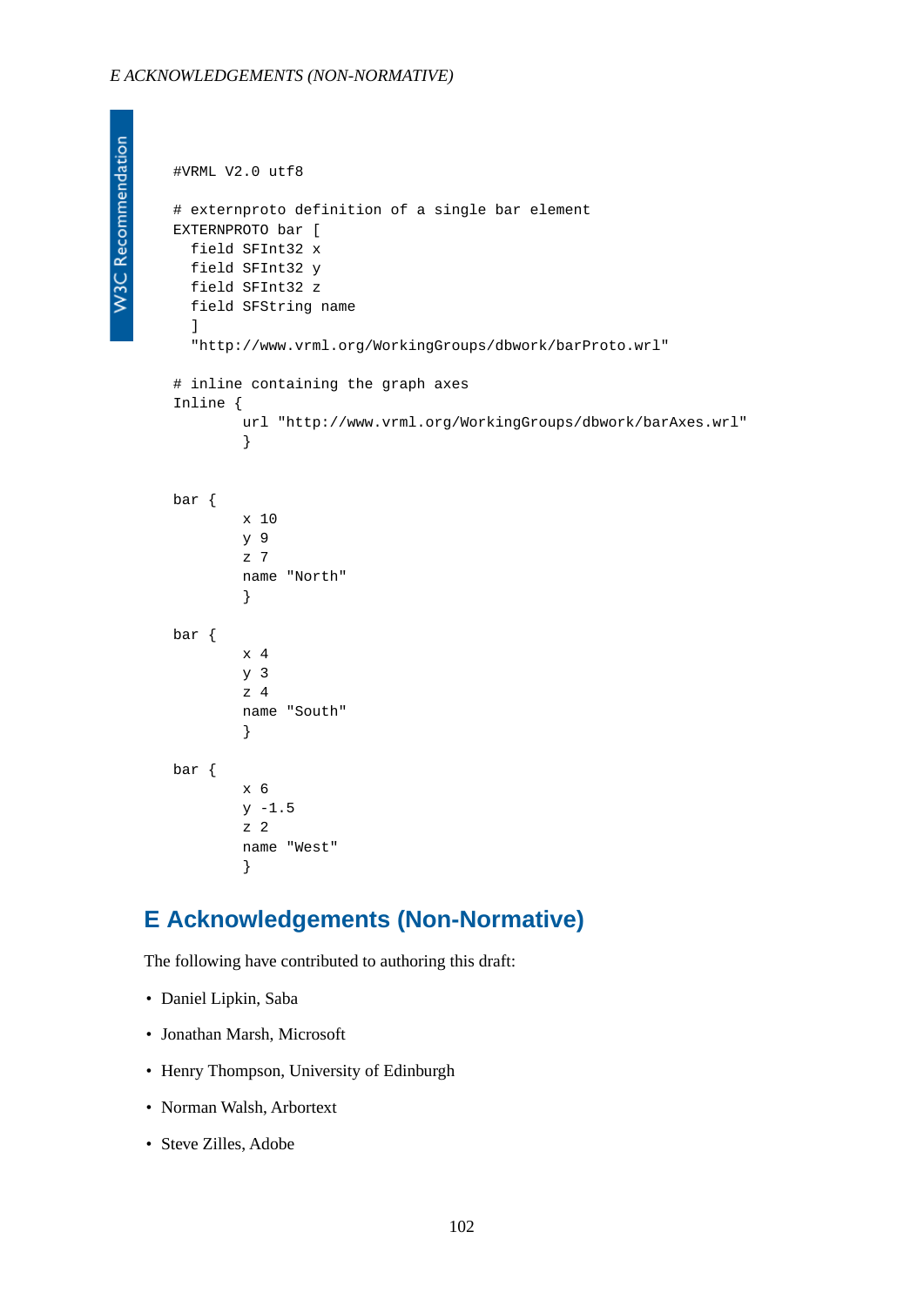```
#VRML V2.0 utf8

# externproto definition of a single bar element
EXTERNPROTO bar [
  field SFInt32 x
  field SFInt32 y
  field SFInt32 z
  field SFString name
  ]
  "http://www.vrml.org/WorkingGroups/dbwork/barProto.wrl"

# inline containing the graph axes
Inline {
        url "http://www.vrml.org/WorkingGroups/dbwork/barAxes.wrl"
        }


bar {
        x 10
        y 9
        z 7
        name "North"
        }

bar {
        x 4
        y 3
        z 4
        name "South"
        }

bar {
        x 6
        y -1.5
        z 2
        name "West"
        }
```

# E Acknowledgements (Non-Normative)

The following have contributed to authoring this draft:

- Daniel Lipkin, Saba
- Jonathan Marsh, Microsoft
- Henry Thompson, University of Edinburgh
- Norman Walsh, Arbortext
- Steve Zilles, Adobe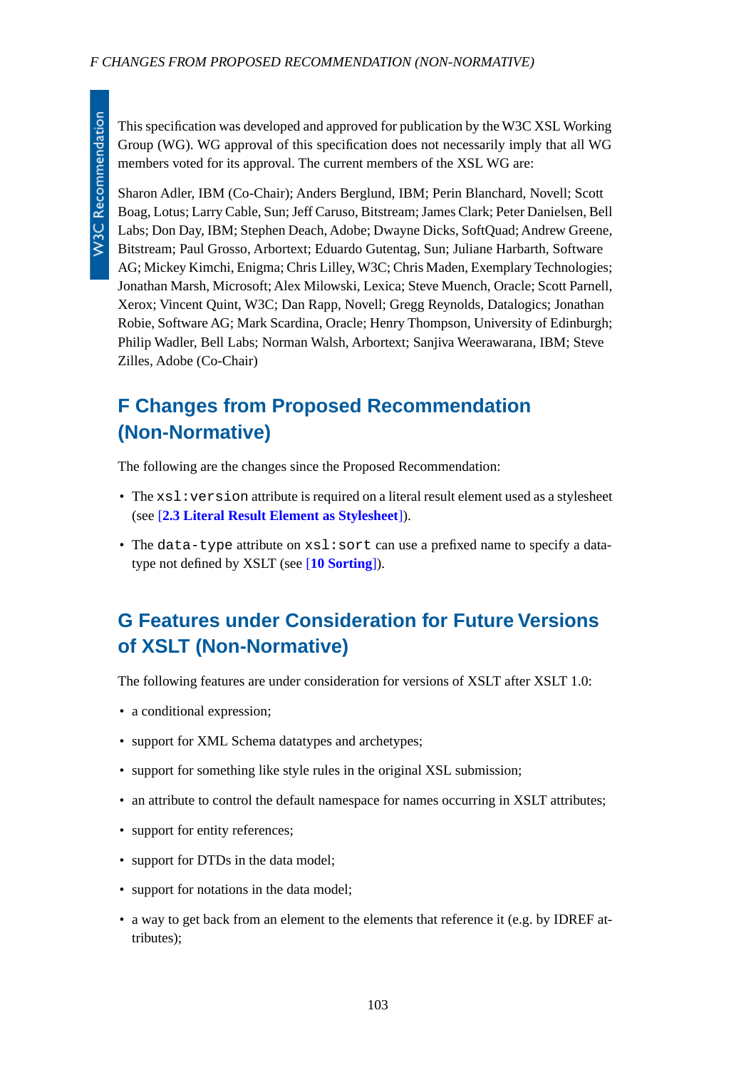This specification was developed and approved for publication by the W3C XSL Working Group (WG). WG approval of this specification does not necessarily imply that all WG members voted for its approval. The current members of the XSL WG are:

Sharon Adler, IBM (Co-Chair); Anders Berglund, IBM; Perin Blanchard, Novell; Scott Boag, Lotus; Larry Cable, Sun; Jeff Caruso, Bitstream; James Clark; Peter Danielsen, Bell Labs; Don Day, IBM; Stephen Deach, Adobe; Dwayne Dicks, SoftQuad; Andrew Greene, Bitstream; Paul Grosso, Arbortext; Eduardo Gutentag, Sun; Juliane Harbarth, Software AG; Mickey Kimchi, Enigma; Chris Lilley, W3C; Chris Maden, Exemplary Technologies; Jonathan Marsh, Microsoft; Alex Milowski, Lexica; Steve Muench, Oracle; Scott Parnell, Xerox; Vincent Quint, W3C; Dan Rapp, Novell; Gregg Reynolds, Datalogics; Jonathan Robie, Software AG; Mark Scardina, Oracle; Henry Thompson, University of Edinburgh; Philip Wadler, Bell Labs; Norman Walsh, Arbortext; Sanjiva Weerawarana, IBM; Steve Zilles, Adobe (Co-Chair)

## F Changes from Proposed Recommendation (Non-Normative)

The following are the changes since the Proposed Recommendation:

- The `xsl:version` attribute is required on a literal result element used as a stylesheet (see [**2.3 Literal Result Element as Stylesheet**]).
- The `data-type` attribute on `xsl:sort` can use a prefixed name to specify a data-type not defined by XSLT (see [**10 Sorting**]).

## G Features under Consideration for Future Versions of XSLT (Non-Normative)

The following features are under consideration for versions of XSLT after XSLT 1.0:

- a conditional expression;
- support for XML Schema datatypes and archetypes;
- support for something like style rules in the original XSL submission;
- an attribute to control the default namespace for names occurring in XSLT attributes;
- support for entity references;
- support for DTDs in the data model;
- support for notations in the data model;
- a way to get back from an element to the elements that reference it (e.g. by IDREF attributes);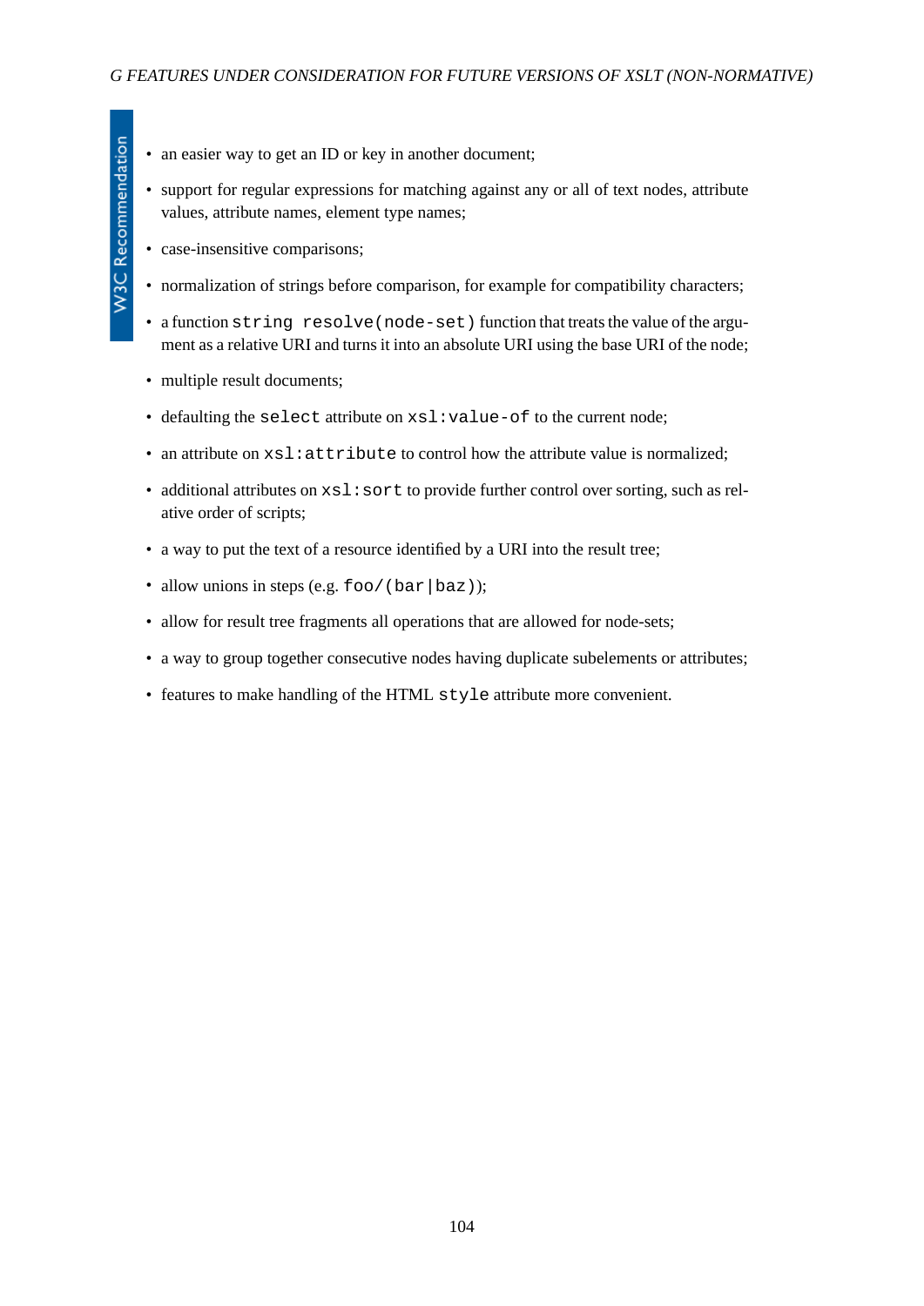- an easier way to get an ID or key in another document;
- support for regular expressions for matching against any or all of text nodes, attribute values, attribute names, element type names;
- case-insensitive comparisons;
- normalization of strings before comparison, for example for compatibility characters;
- a function `string resolve(node-set)` function that treats the value of the argument as a relative URI and turns it into an absolute URI using the base URI of the node;
- multiple result documents;
- defaulting the `select` attribute on `xsl:value-of` to the current node;
- an attribute on `xsl:attribute` to control how the attribute value is normalized;
- additional attributes on `xsl:sort` to provide further control over sorting, such as relative order of scripts;
- a way to put the text of a resource identified by a URI into the result tree;
- allow unions in steps (e.g. `foo/(bar|baz)`);
- allow for result tree fragments all operations that are allowed for node-sets;
- a way to group together consecutive nodes having duplicate subelements or attributes;
- features to make handling of the HTML `style` attribute more convenient.